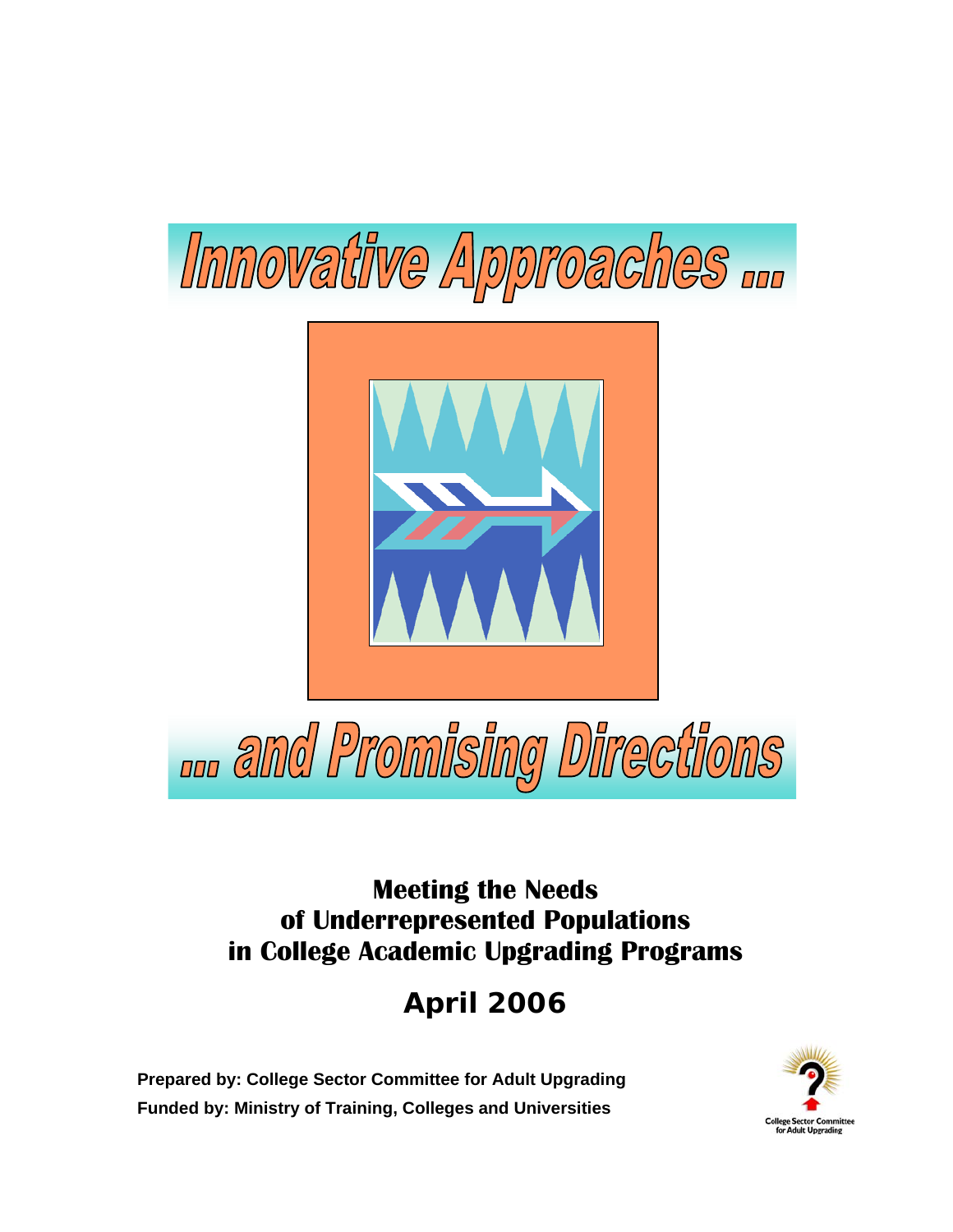# Innovative Approaches ...

# ... and Promising Directions

**Meeting the Needs of Underrepresented Populations in College Academic Upgrading Programs**

**April 2006**

**Prepared by: College Sector Committee for Adult Upgrading**

**Funded by: Ministry of Training, Colleges and Universities**

College Sector Committee for Adult Upgrading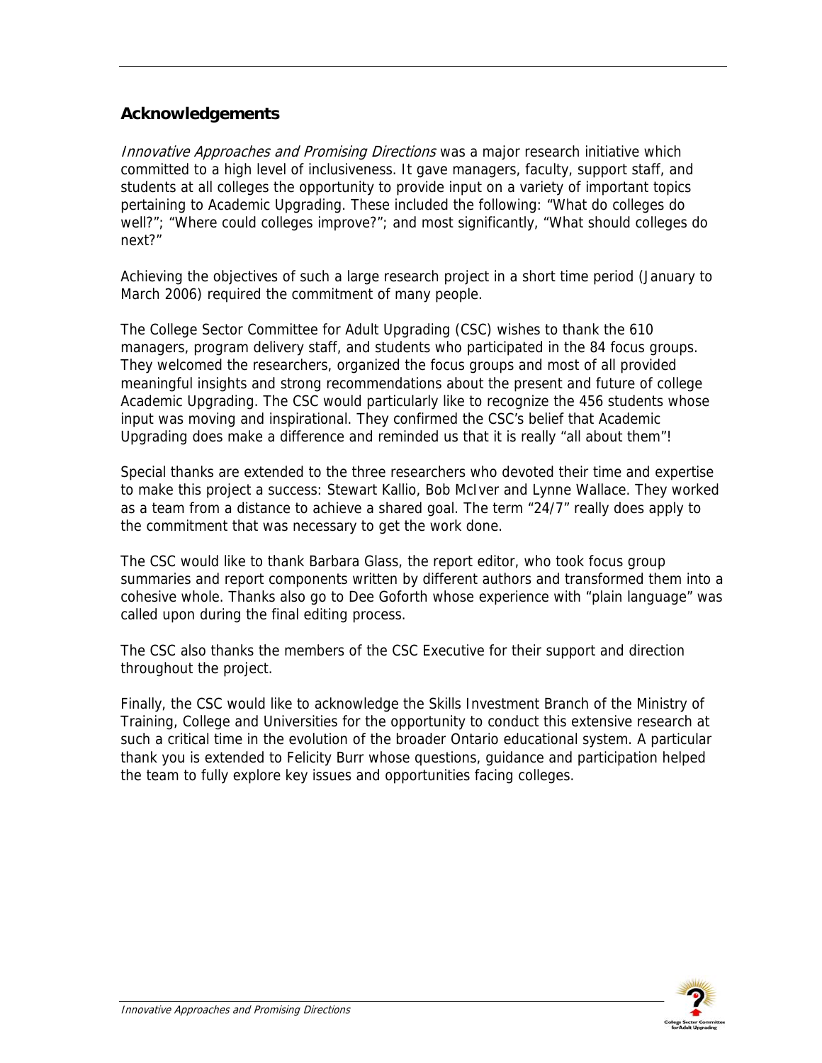## Acknowledgements

*Innovative Approaches and Promising Directions* was a major research initiative which committed to a high level of inclusiveness. It gave managers, faculty, support staff, and students at all colleges the opportunity to provide input on a variety of important topics pertaining to Academic Upgrading. These included the following: "What do colleges do well?"; "Where could colleges improve?"; and most significantly, "What should colleges do next?"

Achieving the objectives of such a large research project in a short time period (January to March 2006) required the commitment of many people.

The College Sector Committee for Adult Upgrading (CSC) wishes to thank the 610 managers, program delivery staff, and students who participated in the 84 focus groups. They welcomed the researchers, organized the focus groups and most of all provided meaningful insights and strong recommendations about the present and future of college Academic Upgrading. The CSC would particularly like to recognize the 456 students whose input was moving and inspirational. They confirmed the CSC's belief that Academic Upgrading does make a difference and reminded us that it is really "all about them"!

Special thanks are extended to the three researchers who devoted their time and expertise to make this project a success: Stewart Kallio, Bob McIver and Lynne Wallace. They worked as a team from a distance to achieve a shared goal. The term "24/7" really does apply to the commitment that was necessary to get the work done.

The CSC would like to thank Barbara Glass, the report editor, who took focus group summaries and report components written by different authors and transformed them into a cohesive whole. Thanks also go to Dee Goforth whose experience with "plain language" was called upon during the final editing process.

The CSC also thanks the members of the CSC Executive for their support and direction throughout the project.

Finally, the CSC would like to acknowledge the Skills Investment Branch of the Ministry of Training, College and Universities for the opportunity to conduct this extensive research at such a critical time in the evolution of the broader Ontario educational system. A particular thank you is extended to Felicity Burr whose questions, guidance and participation helped the team to fully explore key issues and opportunities facing colleges.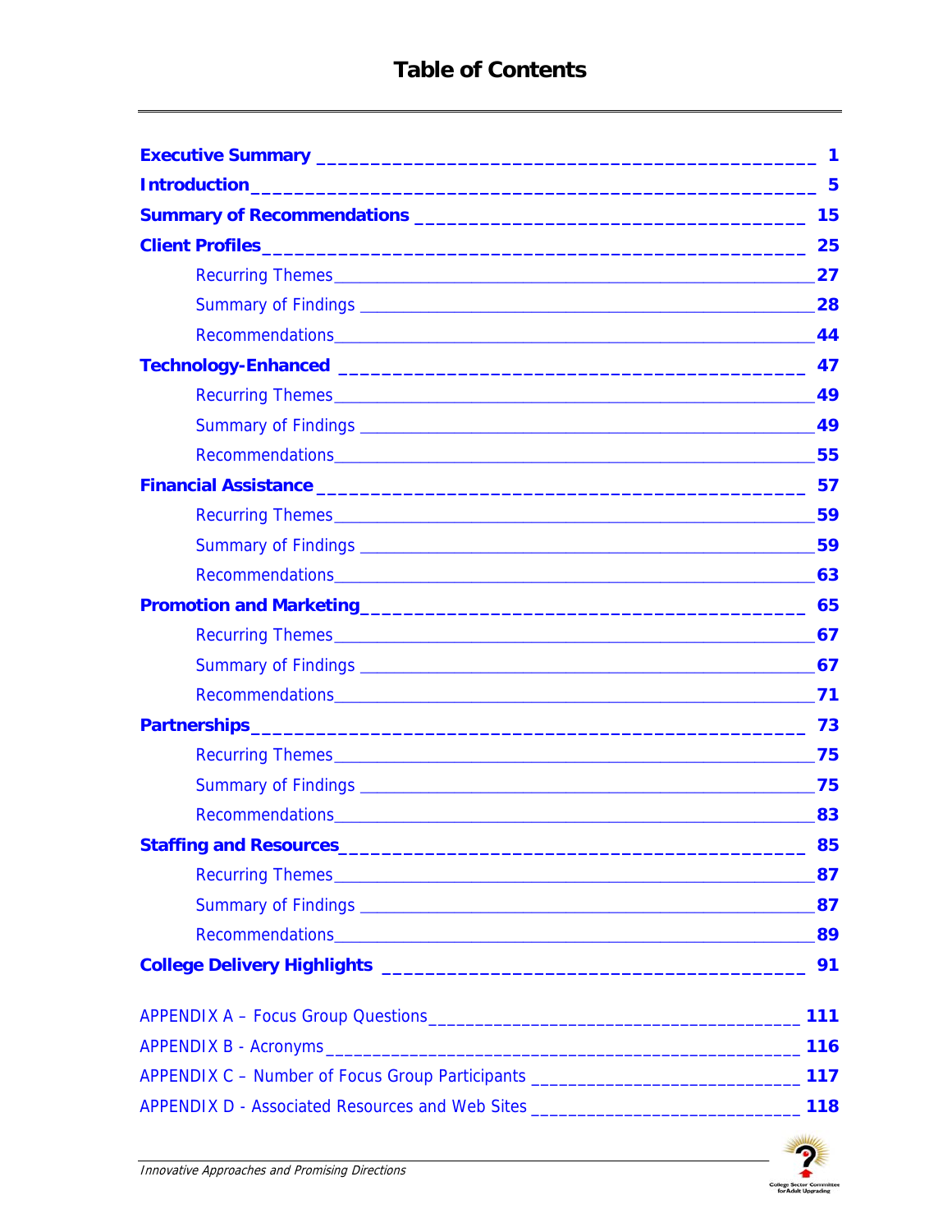# Table of Contents

- **Executive Summary** 1
- **Introduction** 5
- **Summary of Recommendations** 15
- **Client Profiles** 25
  - Recurring Themes 27
  - Summary of Findings 28
  - Recommendations 44
- **Technology-Enhanced** 47
  - Recurring Themes 49
  - Summary of Findings 49
  - Recommendations 55
- **Financial Assistance** 57
  - Recurring Themes 59
  - Summary of Findings 59
  - Recommendations 63
- **Promotion and Marketing** 65
  - Recurring Themes 67
  - Summary of Findings 67
  - Recommendations 71
- **Partnerships** 73
  - Recurring Themes 75
  - Summary of Findings 75
  - Recommendations 83
- **Staffing and Resources** 85
  - Recurring Themes 87
  - Summary of Findings 87
  - Recommendations 89
- **College Delivery Highlights** 91

- APPENDIX A – Focus Group Questions 111
- APPENDIX B - Acronyms 116
- APPENDIX C – Number of Focus Group Participants 117
- APPENDIX D - Associated Resources and Web Sites 118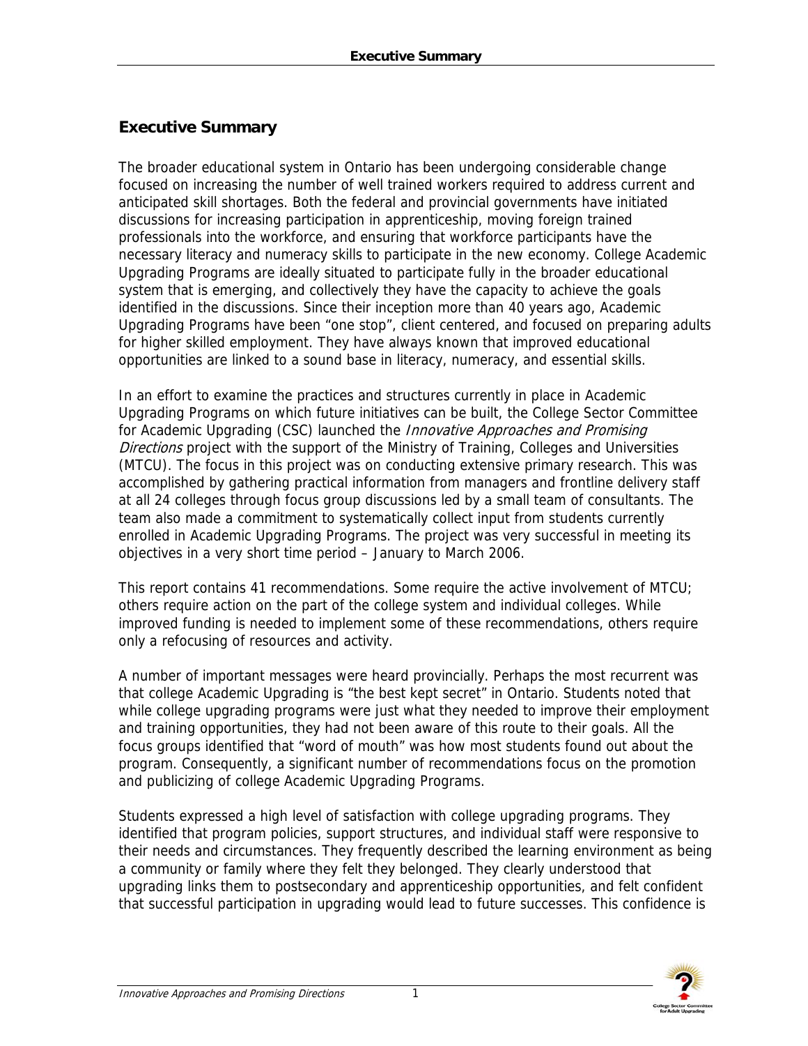## Executive Summary

The broader educational system in Ontario has been undergoing considerable change focused on increasing the number of well trained workers required to address current and anticipated skill shortages. Both the federal and provincial governments have initiated discussions for increasing participation in apprenticeship, moving foreign trained professionals into the workforce, and ensuring that workforce participants have the necessary literacy and numeracy skills to participate in the new economy. College Academic Upgrading Programs are ideally situated to participate fully in the broader educational system that is emerging, and collectively they have the capacity to achieve the goals identified in the discussions. Since their inception more than 40 years ago, Academic Upgrading Programs have been "one stop", client centered, and focused on preparing adults for higher skilled employment. They have always known that improved educational opportunities are linked to a sound base in literacy, numeracy, and essential skills.

In an effort to examine the practices and structures currently in place in Academic Upgrading Programs on which future initiatives can be built, the College Sector Committee for Academic Upgrading (CSC) launched the *Innovative Approaches and Promising Directions* project with the support of the Ministry of Training, Colleges and Universities (MTCU). The focus in this project was on conducting extensive primary research. This was accomplished by gathering practical information from managers and frontline delivery staff at all 24 colleges through focus group discussions led by a small team of consultants. The team also made a commitment to systematically collect input from students currently enrolled in Academic Upgrading Programs. The project was very successful in meeting its objectives in a very short time period – January to March 2006.

This report contains 41 recommendations. Some require the active involvement of MTCU; others require action on the part of the college system and individual colleges. While improved funding is needed to implement some of these recommendations, others require only a refocusing of resources and activity.

A number of important messages were heard provincially. Perhaps the most recurrent was that college Academic Upgrading is "the best kept secret" in Ontario. Students noted that while college upgrading programs were just what they needed to improve their employment and training opportunities, they had not been aware of this route to their goals. All the focus groups identified that "word of mouth" was how most students found out about the program. Consequently, a significant number of recommendations focus on the promotion and publicizing of college Academic Upgrading Programs.

Students expressed a high level of satisfaction with college upgrading programs. They identified that program policies, support structures, and individual staff were responsive to their needs and circumstances. They frequently described the learning environment as being a community or family where they felt they belonged. They clearly understood that upgrading links them to postsecondary and apprenticeship opportunities, and felt confident that successful participation in upgrading would lead to future successes. This confidence is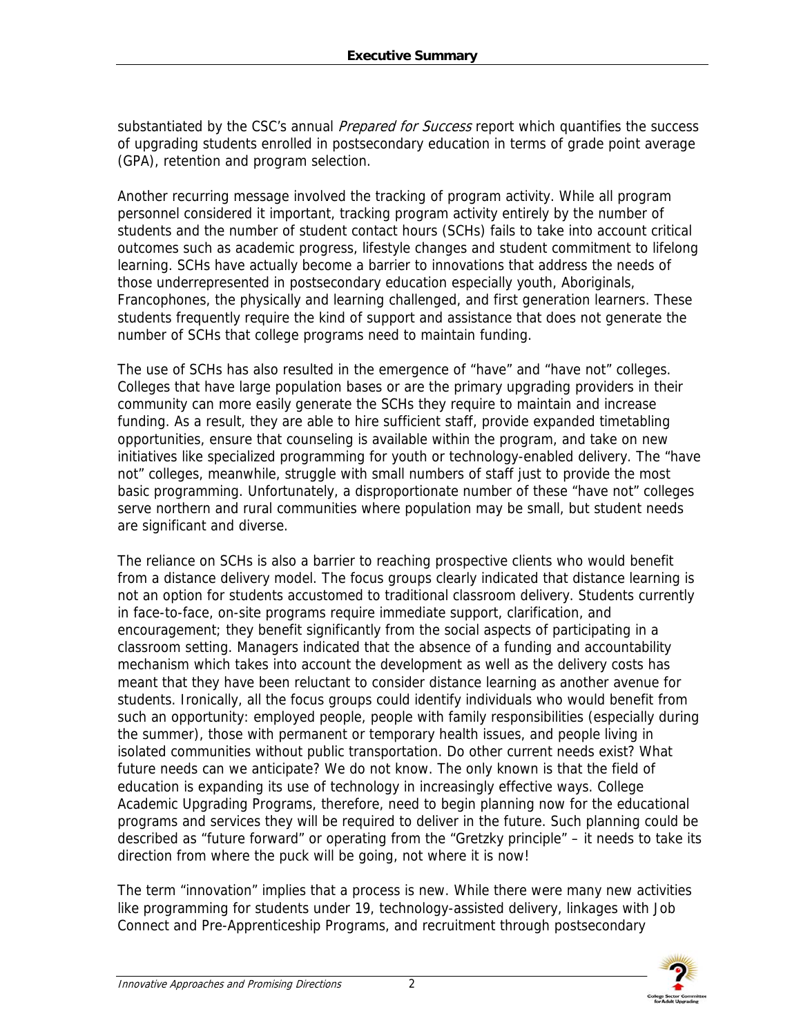substantiated by the CSC's annual *Prepared for Success* report which quantifies the success of upgrading students enrolled in postsecondary education in terms of grade point average (GPA), retention and program selection.

Another recurring message involved the tracking of program activity. While all program personnel considered it important, tracking program activity entirely by the number of students and the number of student contact hours (SCHs) fails to take into account critical outcomes such as academic progress, lifestyle changes and student commitment to lifelong learning. SCHs have actually become a barrier to innovations that address the needs of those underrepresented in postsecondary education especially youth, Aboriginals, Francophones, the physically and learning challenged, and first generation learners. These students frequently require the kind of support and assistance that does not generate the number of SCHs that college programs need to maintain funding.

The use of SCHs has also resulted in the emergence of "have" and "have not" colleges. Colleges that have large population bases or are the primary upgrading providers in their community can more easily generate the SCHs they require to maintain and increase funding. As a result, they are able to hire sufficient staff, provide expanded timetabling opportunities, ensure that counseling is available within the program, and take on new initiatives like specialized programming for youth or technology-enabled delivery. The "have not" colleges, meanwhile, struggle with small numbers of staff just to provide the most basic programming. Unfortunately, a disproportionate number of these "have not" colleges serve northern and rural communities where population may be small, but student needs are significant and diverse.

The reliance on SCHs is also a barrier to reaching prospective clients who would benefit from a distance delivery model. The focus groups clearly indicated that distance learning is not an option for students accustomed to traditional classroom delivery. Students currently in face-to-face, on-site programs require immediate support, clarification, and encouragement; they benefit significantly from the social aspects of participating in a classroom setting. Managers indicated that the absence of a funding and accountability mechanism which takes into account the development as well as the delivery costs has meant that they have been reluctant to consider distance learning as another avenue for students. Ironically, all the focus groups could identify individuals who would benefit from such an opportunity: employed people, people with family responsibilities (especially during the summer), those with permanent or temporary health issues, and people living in isolated communities without public transportation. Do other current needs exist? What future needs can we anticipate? We do not know. The only known is that the field of education is expanding its use of technology in increasingly effective ways. College Academic Upgrading Programs, therefore, need to begin planning now for the educational programs and services they will be required to deliver in the future. Such planning could be described as "future forward" or operating from the "Gretzky principle" – it needs to take its direction from where the puck will be going, not where it is now!

The term "innovation" implies that a process is new. While there were many new activities like programming for students under 19, technology-assisted delivery, linkages with Job Connect and Pre-Apprenticeship Programs, and recruitment through postsecondary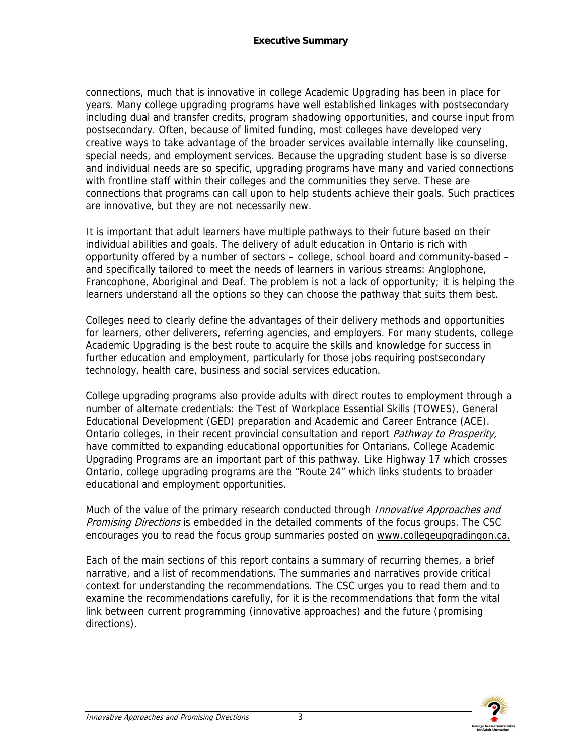connections, much that is innovative in college Academic Upgrading has been in place for years. Many college upgrading programs have well established linkages with postsecondary including dual and transfer credits, program shadowing opportunities, and course input from postsecondary. Often, because of limited funding, most colleges have developed very creative ways to take advantage of the broader services available internally like counseling, special needs, and employment services. Because the upgrading student base is so diverse and individual needs are so specific, upgrading programs have many and varied connections with frontline staff within their colleges and the communities they serve. These are connections that programs can call upon to help students achieve their goals. Such practices are innovative, but they are not necessarily new.

It is important that adult learners have multiple pathways to their future based on their individual abilities and goals. The delivery of adult education in Ontario is rich with opportunity offered by a number of sectors – college, school board and community-based – and specifically tailored to meet the needs of learners in various streams: Anglophone, Francophone, Aboriginal and Deaf. The problem is not a lack of opportunity; it is helping the learners understand all the options so they can choose the pathway that suits them best.

Colleges need to clearly define the advantages of their delivery methods and opportunities for learners, other deliverers, referring agencies, and employers. For many students, college Academic Upgrading is the best route to acquire the skills and knowledge for success in further education and employment, particularly for those jobs requiring postsecondary technology, health care, business and social services education.

College upgrading programs also provide adults with direct routes to employment through a number of alternate credentials: the Test of Workplace Essential Skills (TOWES), General Educational Development (GED) preparation and Academic and Career Entrance (ACE). Ontario colleges, in their recent provincial consultation and report *Pathway to Prosperity,* have committed to expanding educational opportunities for Ontarians. College Academic Upgrading Programs are an important part of this pathway. Like Highway 17 which crosses Ontario, college upgrading programs are the "Route 24" which links students to broader educational and employment opportunities.

Much of the value of the primary research conducted through *Innovative Approaches and Promising Directions* is embedded in the detailed comments of the focus groups. The CSC encourages you to read the focus group summaries posted on www.collegeupgradingon.ca.

Each of the main sections of this report contains a summary of recurring themes, a brief narrative, and a list of recommendations. The summaries and narratives provide critical context for understanding the recommendations. The CSC urges you to read them and to examine the recommendations carefully, for it is the recommendations that form the vital link between current programming (innovative approaches) and the future (promising directions).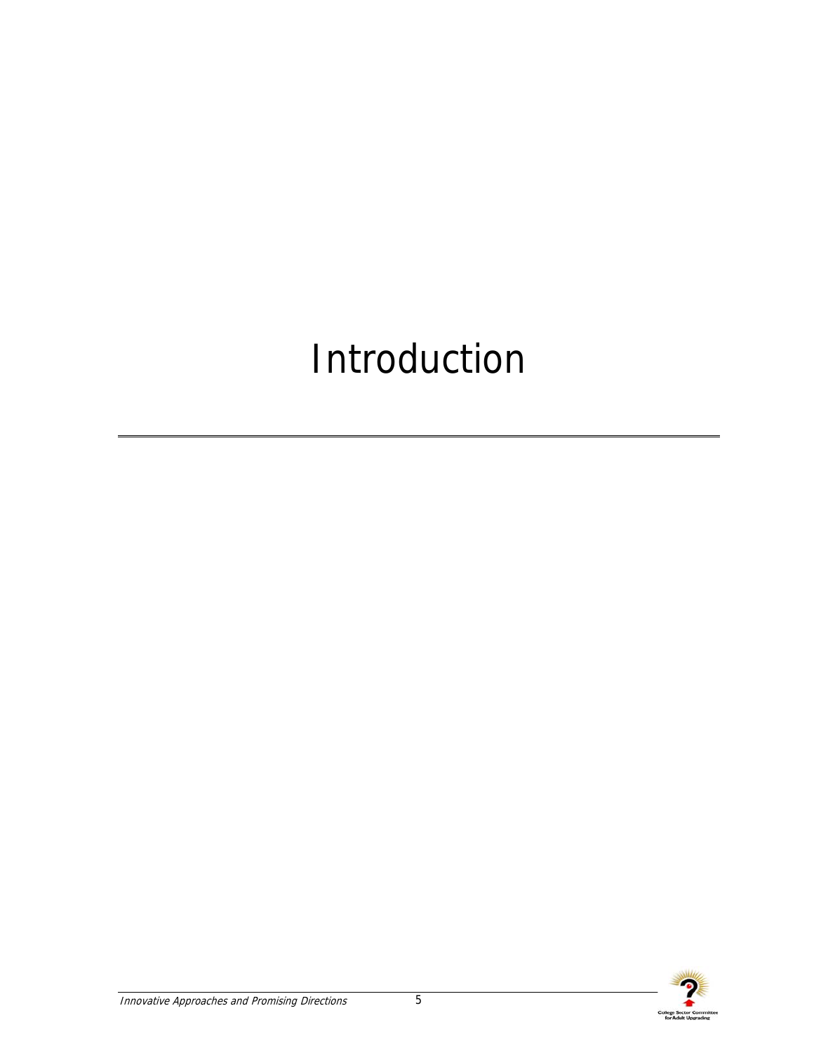# Introduction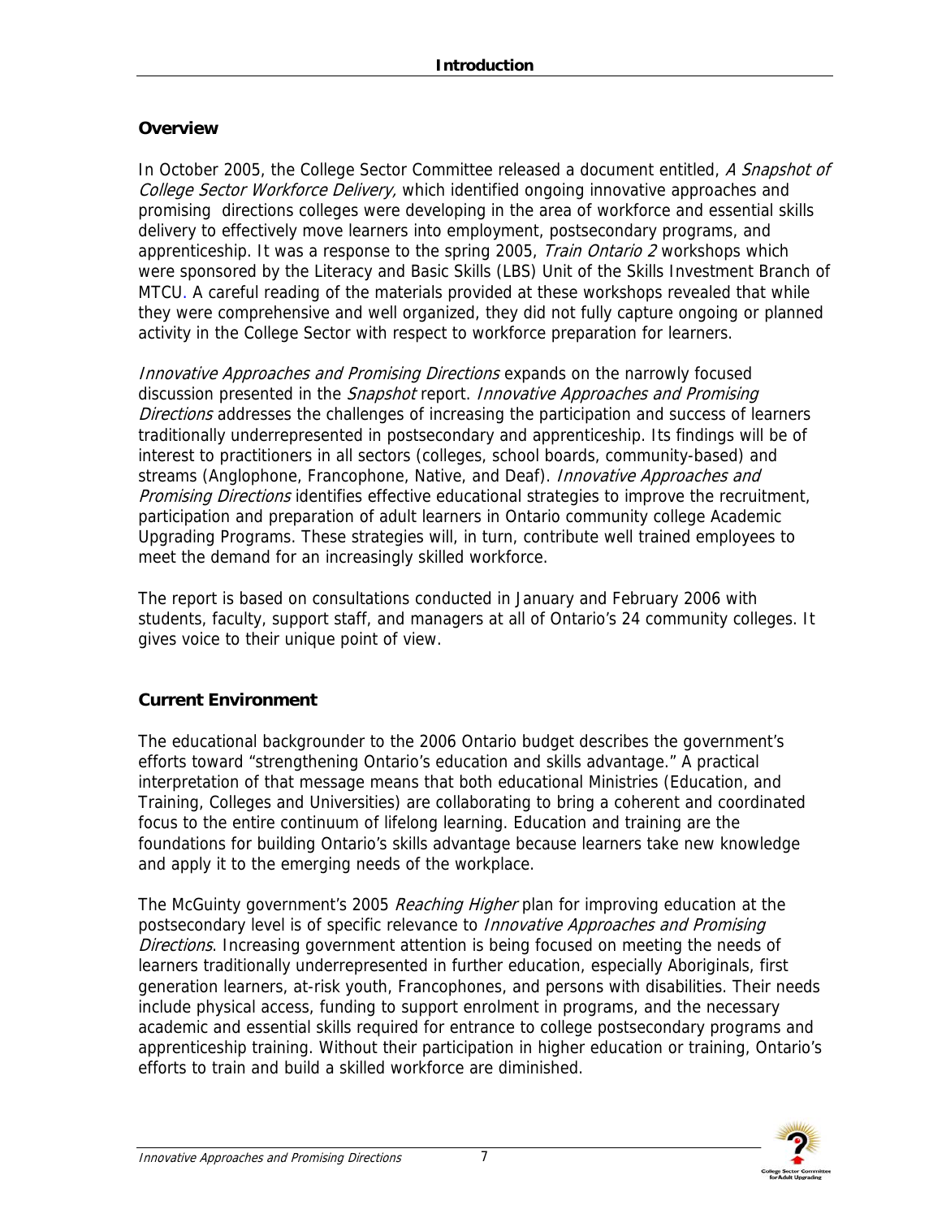# Introduction

## Overview

In October 2005, the College Sector Committee released a document entitled, *A Snapshot of College Sector Workforce Delivery,* which identified ongoing innovative approaches and promising directions colleges were developing in the area of workforce and essential skills delivery to effectively move learners into employment, postsecondary programs, and apprenticeship. It was a response to the spring 2005, *Train Ontario 2* workshops which were sponsored by the Literacy and Basic Skills (LBS) Unit of the Skills Investment Branch of MTCU. A careful reading of the materials provided at these workshops revealed that while they were comprehensive and well organized, they did not fully capture ongoing or planned activity in the College Sector with respect to workforce preparation for learners.

*Innovative Approaches and Promising Directions* expands on the narrowly focused discussion presented in the *Snapshot* report. *Innovative Approaches and Promising Directions* addresses the challenges of increasing the participation and success of learners traditionally underrepresented in postsecondary and apprenticeship. Its findings will be of interest to practitioners in all sectors (colleges, school boards, community-based) and streams (Anglophone, Francophone, Native, and Deaf). *Innovative Approaches and Promising Directions* identifies effective educational strategies to improve the recruitment, participation and preparation of adult learners in Ontario community college Academic Upgrading Programs. These strategies will, in turn, contribute well trained employees to meet the demand for an increasingly skilled workforce.

The report is based on consultations conducted in January and February 2006 with students, faculty, support staff, and managers at all of Ontario's 24 community colleges. It gives voice to their unique point of view.

## Current Environment

The educational backgrounder to the 2006 Ontario budget describes the government's efforts toward "strengthening Ontario's education and skills advantage." A practical interpretation of that message means that both educational Ministries (Education, and Training, Colleges and Universities) are collaborating to bring a coherent and coordinated focus to the entire continuum of lifelong learning. Education and training are the foundations for building Ontario's skills advantage because learners take new knowledge and apply it to the emerging needs of the workplace.

The McGuinty government's 2005 *Reaching Higher* plan for improving education at the postsecondary level is of specific relevance to *Innovative Approaches and Promising Directions*. Increasing government attention is being focused on meeting the needs of learners traditionally underrepresented in further education, especially Aboriginals, first generation learners, at-risk youth, Francophones, and persons with disabilities. Their needs include physical access, funding to support enrolment in programs, and the necessary academic and essential skills required for entrance to college postsecondary programs and apprenticeship training. Without their participation in higher education or training, Ontario's efforts to train and build a skilled workforce are diminished.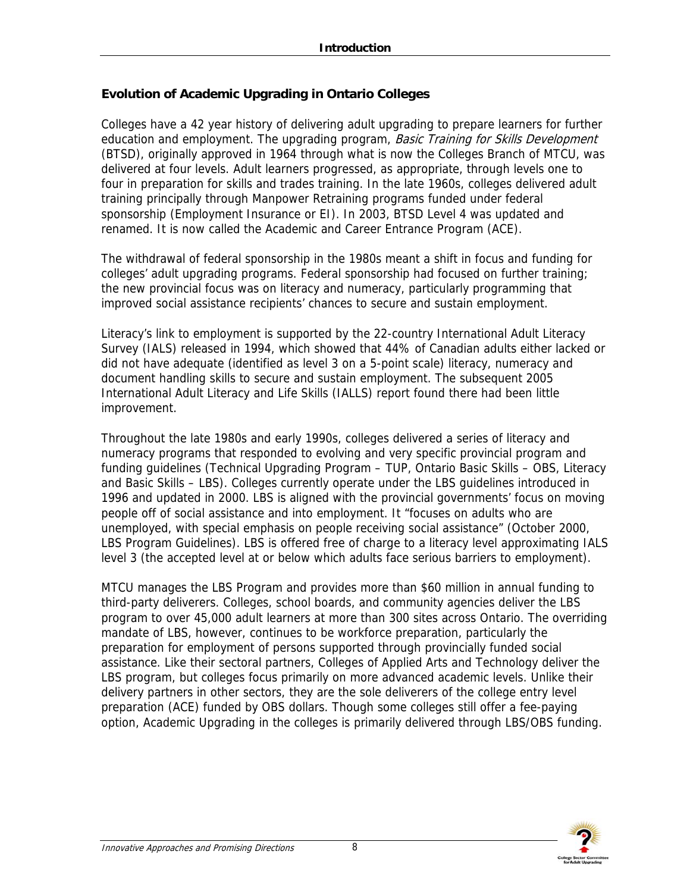## Evolution of Academic Upgrading in Ontario Colleges

Colleges have a 42 year history of delivering adult upgrading to prepare learners for further education and employment. The upgrading program, *Basic Training for Skills Development* (BTSD), originally approved in 1964 through what is now the Colleges Branch of MTCU, was delivered at four levels. Adult learners progressed, as appropriate, through levels one to four in preparation for skills and trades training. In the late 1960s, colleges delivered adult training principally through Manpower Retraining programs funded under federal sponsorship (Employment Insurance or EI). In 2003, BTSD Level 4 was updated and renamed. It is now called the Academic and Career Entrance Program (ACE).

The withdrawal of federal sponsorship in the 1980s meant a shift in focus and funding for colleges' adult upgrading programs. Federal sponsorship had focused on further training; the new provincial focus was on literacy and numeracy, particularly programming that improved social assistance recipients' chances to secure and sustain employment.

Literacy's link to employment is supported by the 22-country International Adult Literacy Survey (IALS) released in 1994, which showed that 44% of Canadian adults either lacked or did not have adequate (identified as level 3 on a 5-point scale) literacy, numeracy and document handling skills to secure and sustain employment. The subsequent 2005 International Adult Literacy and Life Skills (IALLS) report found there had been little improvement.

Throughout the late 1980s and early 1990s, colleges delivered a series of literacy and numeracy programs that responded to evolving and very specific provincial program and funding guidelines (Technical Upgrading Program – TUP, Ontario Basic Skills – OBS, Literacy and Basic Skills – LBS). Colleges currently operate under the LBS guidelines introduced in 1996 and updated in 2000. LBS is aligned with the provincial governments' focus on moving people off of social assistance and into employment. It "focuses on adults who are unemployed, with special emphasis on people receiving social assistance" (October 2000, LBS Program Guidelines). LBS is offered free of charge to a literacy level approximating IALS level 3 (the accepted level at or below which adults face serious barriers to employment).

MTCU manages the LBS Program and provides more than $60 million in annual funding to third-party deliverers. Colleges, school boards, and community agencies deliver the LBS program to over 45,000 adult learners at more than 300 sites across Ontario. The overriding mandate of LBS, however, continues to be workforce preparation, particularly the preparation for employment of persons supported through provincially funded social assistance. Like their sectoral partners, Colleges of Applied Arts and Technology deliver the LBS program, but colleges focus primarily on more advanced academic levels. Unlike their delivery partners in other sectors, they are the sole deliverers of the college entry level preparation (ACE) funded by OBS dollars. Though some colleges still offer a fee-paying option, Academic Upgrading in the colleges is primarily delivered through LBS/OBS funding.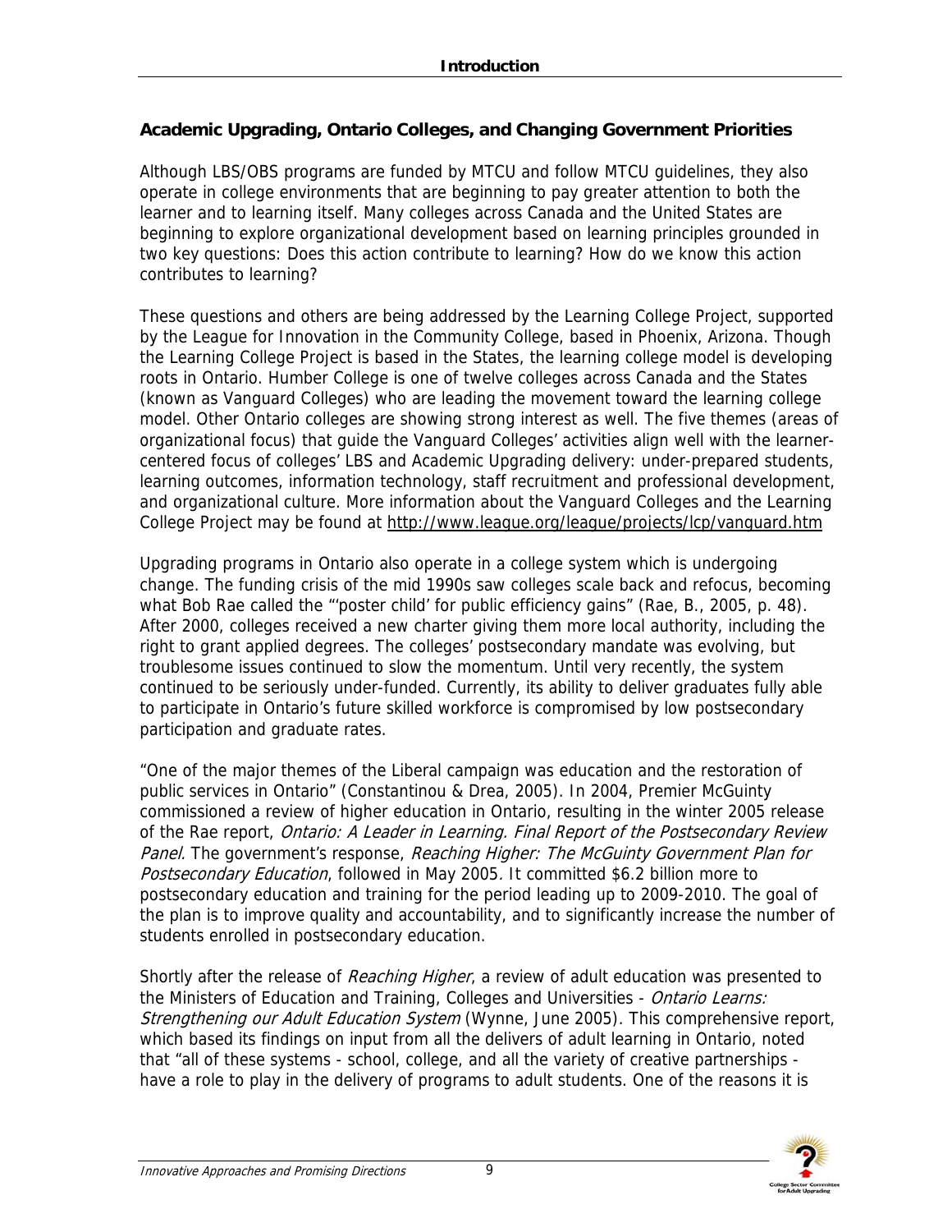## Academic Upgrading, Ontario Colleges, and Changing Government Priorities

Although LBS/OBS programs are funded by MTCU and follow MTCU guidelines, they also operate in college environments that are beginning to pay greater attention to both the learner and to learning itself. Many colleges across Canada and the United States are beginning to explore organizational development based on learning principles grounded in two key questions: Does this action contribute to learning? How do we know this action contributes to learning?

These questions and others are being addressed by the Learning College Project, supported by the League for Innovation in the Community College, based in Phoenix, Arizona. Though the Learning College Project is based in the States, the learning college model is developing roots in Ontario. Humber College is one of twelve colleges across Canada and the States (known as Vanguard Colleges) who are leading the movement toward the learning college model. Other Ontario colleges are showing strong interest as well. The five themes (areas of organizational focus) that guide the Vanguard Colleges' activities align well with the learner-centered focus of colleges' LBS and Academic Upgrading delivery: under-prepared students, learning outcomes, information technology, staff recruitment and professional development, and organizational culture. More information about the Vanguard Colleges and the Learning College Project may be found at http://www.league.org/league/projects/lcp/vanguard.htm

Upgrading programs in Ontario also operate in a college system which is undergoing change. The funding crisis of the mid 1990s saw colleges scale back and refocus, becoming what Bob Rae called the "'poster child' for public efficiency gains" (Rae, B., 2005, p. 48). After 2000, colleges received a new charter giving them more local authority, including the right to grant applied degrees. The colleges' postsecondary mandate was evolving, but troublesome issues continued to slow the momentum. Until very recently, the system continued to be seriously under-funded. Currently, its ability to deliver graduates fully able to participate in Ontario's future skilled workforce is compromised by low postsecondary participation and graduate rates.

"One of the major themes of the Liberal campaign was education and the restoration of public services in Ontario" (Constantinou & Drea, 2005). In 2004, Premier McGuinty commissioned a review of higher education in Ontario, resulting in the winter 2005 release of the Rae report, *Ontario: A Leader in Learning. Final Report of the Postsecondary Review Panel.* The government's response, *Reaching Higher: The McGuinty Government Plan for Postsecondary Education*, followed in May 2005. It committed $6.2 billion more to postsecondary education and training for the period leading up to 2009-2010. The goal of the plan is to improve quality and accountability, and to significantly increase the number of students enrolled in postsecondary education.

Shortly after the release of *Reaching Higher*, a review of adult education was presented to the Ministers of Education and Training, Colleges and Universities - *Ontario Learns: Strengthening our Adult Education System* (Wynne, June 2005). This comprehensive report, which based its findings on input from all the delivers of adult learning in Ontario, noted that "all of these systems - school, college, and all the variety of creative partnerships - have a role to play in the delivery of programs to adult students. One of the reasons it is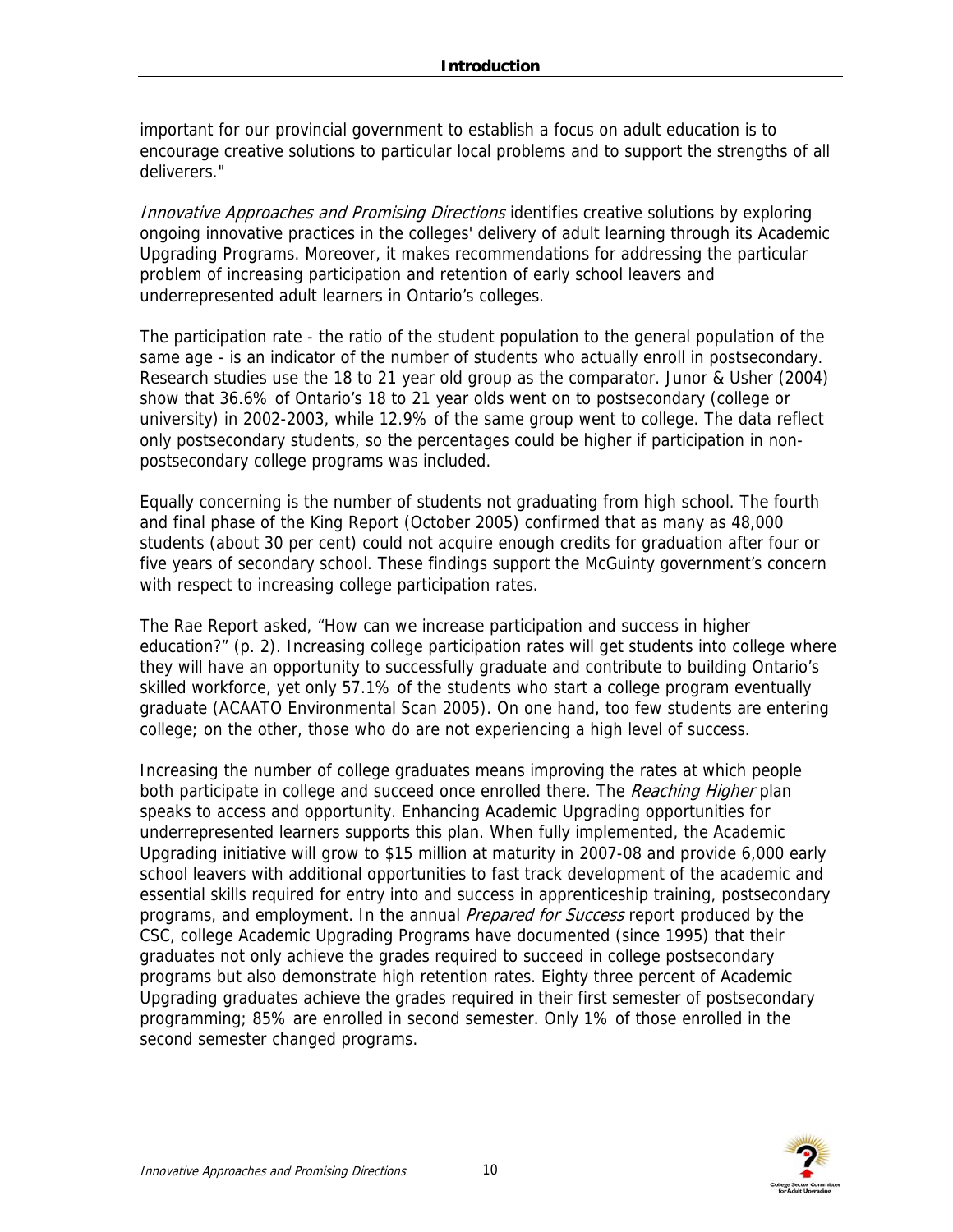important for our provincial government to establish a focus on adult education is to encourage creative solutions to particular local problems and to support the strengths of all deliverers."

*Innovative Approaches and Promising Directions* identifies creative solutions by exploring ongoing innovative practices in the colleges' delivery of adult learning through its Academic Upgrading Programs. Moreover, it makes recommendations for addressing the particular problem of increasing participation and retention of early school leavers and underrepresented adult learners in Ontario's colleges.

The participation rate - the ratio of the student population to the general population of the same age - is an indicator of the number of students who actually enroll in postsecondary. Research studies use the 18 to 21 year old group as the comparator. Junor & Usher (2004) show that 36.6% of Ontario's 18 to 21 year olds went on to postsecondary (college or university) in 2002-2003, while 12.9% of the same group went to college. The data reflect only postsecondary students, so the percentages could be higher if participation in non-postsecondary college programs was included.

Equally concerning is the number of students not graduating from high school. The fourth and final phase of the King Report (October 2005) confirmed that as many as 48,000 students (about 30 per cent) could not acquire enough credits for graduation after four or five years of secondary school. These findings support the McGuinty government's concern with respect to increasing college participation rates.

The Rae Report asked, "How can we increase participation and success in higher education?" (p. 2). Increasing college participation rates will get students into college where they will have an opportunity to successfully graduate and contribute to building Ontario's skilled workforce, yet only 57.1% of the students who start a college program eventually graduate (ACAATO Environmental Scan 2005). On one hand, too few students are entering college; on the other, those who do are not experiencing a high level of success.

Increasing the number of college graduates means improving the rates at which people both participate in college and succeed once enrolled there. The *Reaching Higher* plan speaks to access and opportunity. Enhancing Academic Upgrading opportunities for underrepresented learners supports this plan. When fully implemented, the Academic Upgrading initiative will grow to $15 million at maturity in 2007-08 and provide 6,000 early school leavers with additional opportunities to fast track development of the academic and essential skills required for entry into and success in apprenticeship training, postsecondary programs, and employment. In the annual *Prepared for Success* report produced by the CSC, college Academic Upgrading Programs have documented (since 1995) that their graduates not only achieve the grades required to succeed in college postsecondary programs but also demonstrate high retention rates. Eighty three percent of Academic Upgrading graduates achieve the grades required in their first semester of postsecondary programming; 85% are enrolled in second semester. Only 1% of those enrolled in the second semester changed programs.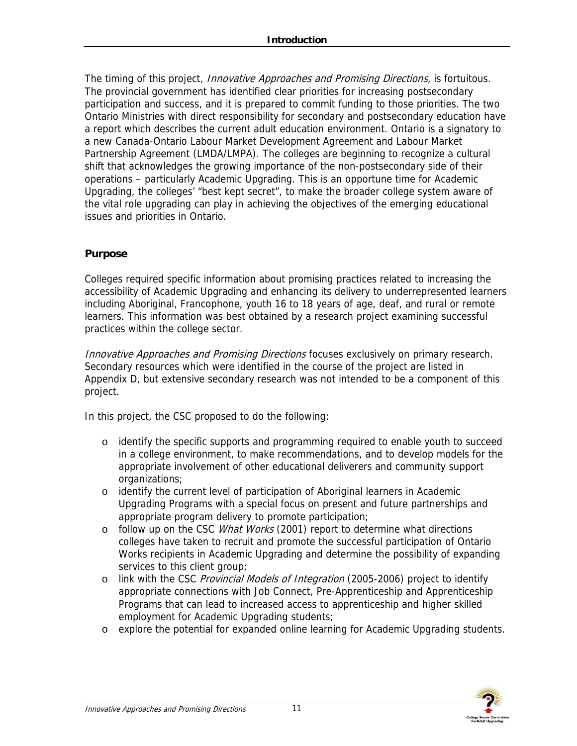The timing of this project, *Innovative Approaches and Promising Directions*, is fortuitous. The provincial government has identified clear priorities for increasing postsecondary participation and success, and it is prepared to commit funding to those priorities. The two Ontario Ministries with direct responsibility for secondary and postsecondary education have a report which describes the current adult education environment. Ontario is a signatory to a new Canada-Ontario Labour Market Development Agreement and Labour Market Partnership Agreement (LMDA/LMPA). The colleges are beginning to recognize a cultural shift that acknowledges the growing importance of the non-postsecondary side of their operations – particularly Academic Upgrading. This is an opportune time for Academic Upgrading, the colleges' "best kept secret", to make the broader college system aware of the vital role upgrading can play in achieving the objectives of the emerging educational issues and priorities in Ontario.

## Purpose

Colleges required specific information about promising practices related to increasing the accessibility of Academic Upgrading and enhancing its delivery to underrepresented learners including Aboriginal, Francophone, youth 16 to 18 years of age, deaf, and rural or remote learners. This information was best obtained by a research project examining successful practices within the college sector.

*Innovative Approaches and Promising Directions* focuses exclusively on primary research. Secondary resources which were identified in the course of the project are listed in Appendix D, but extensive secondary research was not intended to be a component of this project.

In this project, the CSC proposed to do the following:

- identify the specific supports and programming required to enable youth to succeed in a college environment, to make recommendations, and to develop models for the appropriate involvement of other educational deliverers and community support organizations;
- identify the current level of participation of Aboriginal learners in Academic Upgrading Programs with a special focus on present and future partnerships and appropriate program delivery to promote participation;
- follow up on the CSC *What Works* (2001) report to determine what directions colleges have taken to recruit and promote the successful participation of Ontario Works recipients in Academic Upgrading and determine the possibility of expanding services to this client group;
- link with the CSC *Provincial Models of Integration* (2005-2006) project to identify appropriate connections with Job Connect, Pre-Apprenticeship and Apprenticeship Programs that can lead to increased access to apprenticeship and higher skilled employment for Academic Upgrading students;
- explore the potential for expanded online learning for Academic Upgrading students.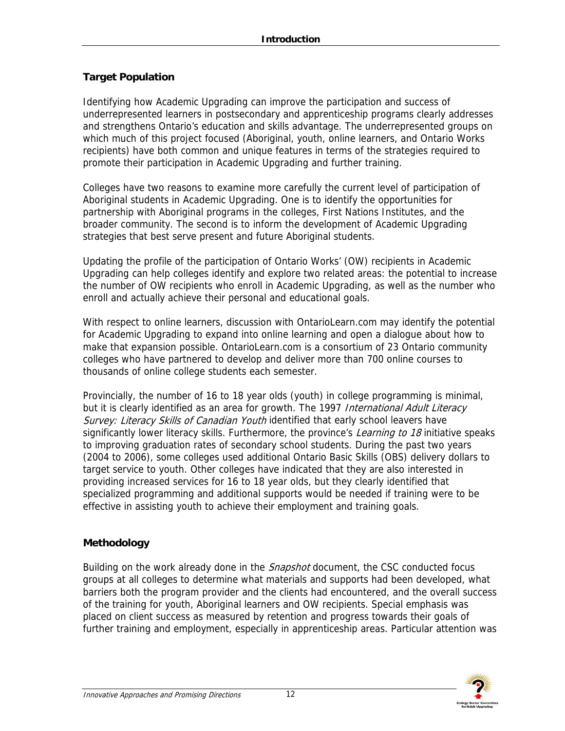## Target Population

Identifying how Academic Upgrading can improve the participation and success of underrepresented learners in postsecondary and apprenticeship programs clearly addresses and strengthens Ontario's education and skills advantage. The underrepresented groups on which much of this project focused (Aboriginal, youth, online learners, and Ontario Works recipients) have both common and unique features in terms of the strategies required to promote their participation in Academic Upgrading and further training.

Colleges have two reasons to examine more carefully the current level of participation of Aboriginal students in Academic Upgrading. One is to identify the opportunities for partnership with Aboriginal programs in the colleges, First Nations Institutes, and the broader community. The second is to inform the development of Academic Upgrading strategies that best serve present and future Aboriginal students.

Updating the profile of the participation of Ontario Works' (OW) recipients in Academic Upgrading can help colleges identify and explore two related areas: the potential to increase the number of OW recipients who enroll in Academic Upgrading, as well as the number who enroll and actually achieve their personal and educational goals.

With respect to online learners, discussion with OntarioLearn.com may identify the potential for Academic Upgrading to expand into online learning and open a dialogue about how to make that expansion possible. OntarioLearn.com is a consortium of 23 Ontario community colleges who have partnered to develop and deliver more than 700 online courses to thousands of online college students each semester.

Provincially, the number of 16 to 18 year olds (youth) in college programming is minimal, but it is clearly identified as an area for growth. The 1997 *International Adult Literacy Survey: Literacy Skills of Canadian Youth* identified that early school leavers have significantly lower literacy skills. Furthermore, the province's *Learning to 18* initiative speaks to improving graduation rates of secondary school students. During the past two years (2004 to 2006), some colleges used additional Ontario Basic Skills (OBS) delivery dollars to target service to youth. Other colleges have indicated that they are also interested in providing increased services for 16 to 18 year olds, but they clearly identified that specialized programming and additional supports would be needed if training were to be effective in assisting youth to achieve their employment and training goals.

## Methodology

Building on the work already done in the *Snapshot* document, the CSC conducted focus groups at all colleges to determine what materials and supports had been developed, what barriers both the program provider and the clients had encountered, and the overall success of the training for youth, Aboriginal learners and OW recipients. Special emphasis was placed on client success as measured by retention and progress towards their goals of further training and employment, especially in apprenticeship areas. Particular attention was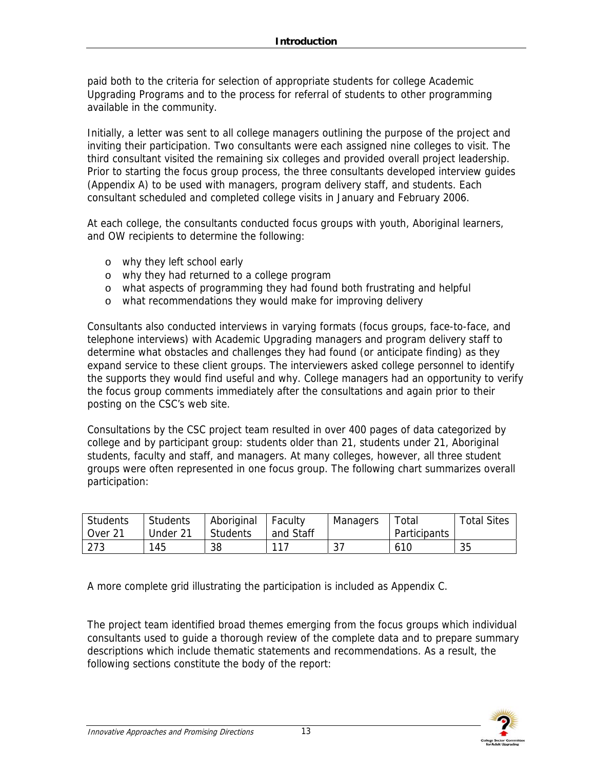paid both to the criteria for selection of appropriate students for college Academic Upgrading Programs and to the process for referral of students to other programming available in the community.

Initially, a letter was sent to all college managers outlining the purpose of the project and inviting their participation. Two consultants were each assigned nine colleges to visit. The third consultant visited the remaining six colleges and provided overall project leadership. Prior to starting the focus group process, the three consultants developed interview guides (Appendix A) to be used with managers, program delivery staff, and students. Each consultant scheduled and completed college visits in January and February 2006.

At each college, the consultants conducted focus groups with youth, Aboriginal learners, and OW recipients to determine the following:

- why they left school early
- why they had returned to a college program
- what aspects of programming they had found both frustrating and helpful
- what recommendations they would make for improving delivery

Consultants also conducted interviews in varying formats (focus groups, face-to-face, and telephone interviews) with Academic Upgrading managers and program delivery staff to determine what obstacles and challenges they had found (or anticipate finding) as they expand service to these client groups. The interviewers asked college personnel to identify the supports they would find useful and why. College managers had an opportunity to verify the focus group comments immediately after the consultations and again prior to their posting on the CSC's web site.

Consultations by the CSC project team resulted in over 400 pages of data categorized by college and by participant group: students older than 21, students under 21, Aboriginal students, faculty and staff, and managers. At many colleges, however, all three student groups were often represented in one focus group. The following chart summarizes overall participation:

| Students Over 21 | Students Under 21 | Aboriginal Students | Faculty and Staff | Managers | Total Participants | Total Sites |
|---|---|---|---|---|---|---|
| 273 | 145 | 38 | 117 | 37 | 610 | 35 |

A more complete grid illustrating the participation is included as Appendix C.

The project team identified broad themes emerging from the focus groups which individual consultants used to guide a thorough review of the complete data and to prepare summary descriptions which include thematic statements and recommendations. As a result, the following sections constitute the body of the report: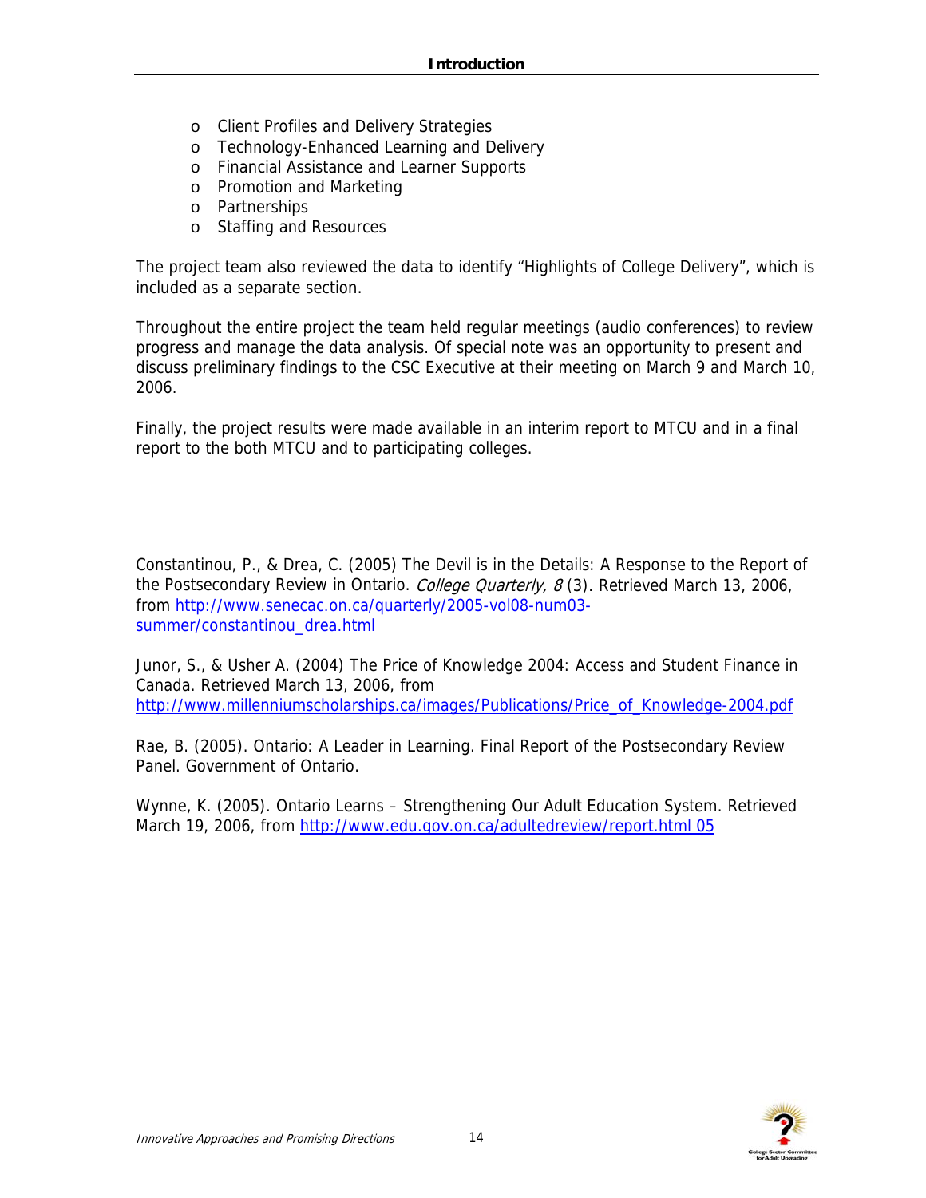- Client Profiles and Delivery Strategies
- Technology-Enhanced Learning and Delivery
- Financial Assistance and Learner Supports
- Promotion and Marketing
- Partnerships
- Staffing and Resources

The project team also reviewed the data to identify "Highlights of College Delivery", which is included as a separate section.

Throughout the entire project the team held regular meetings (audio conferences) to review progress and manage the data analysis. Of special note was an opportunity to present and discuss preliminary findings to the CSC Executive at their meeting on March 9 and March 10, 2006.

Finally, the project results were made available in an interim report to MTCU and in a final report to the both MTCU and to participating colleges.

---

Constantinou, P., & Drea, C. (2005) The Devil is in the Details: A Response to the Report of the Postsecondary Review in Ontario. *College Quarterly, 8* (3). Retrieved March 13, 2006, from http://www.senecac.on.ca/quarterly/2005-vol08-num03-summer/constantinou_drea.html

Junor, S., & Usher A. (2004) The Price of Knowledge 2004: Access and Student Finance in Canada. Retrieved March 13, 2006, from http://www.millenniumscholarships.ca/images/Publications/Price_of_Knowledge-2004.pdf

Rae, B. (2005). Ontario: A Leader in Learning. Final Report of the Postsecondary Review Panel. Government of Ontario.

Wynne, K. (2005). Ontario Learns – Strengthening Our Adult Education System. Retrieved March 19, 2006, from http://www.edu.gov.on.ca/adultedreview/report.html 05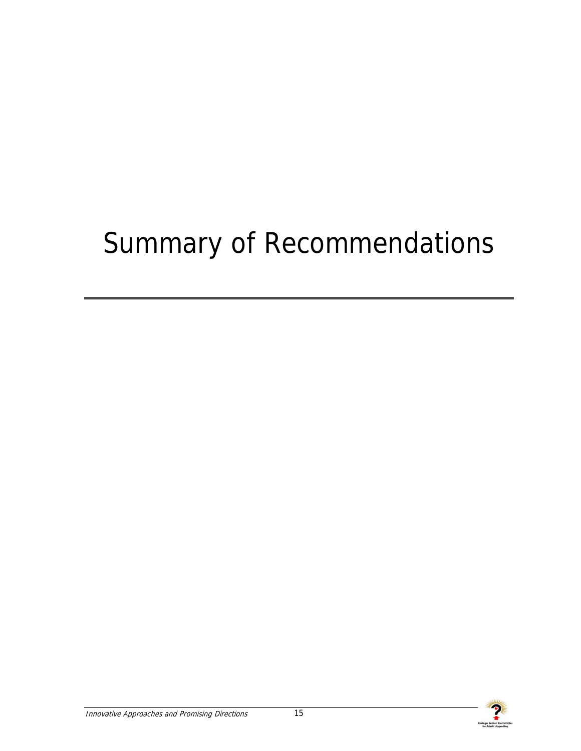# Summary of Recommendations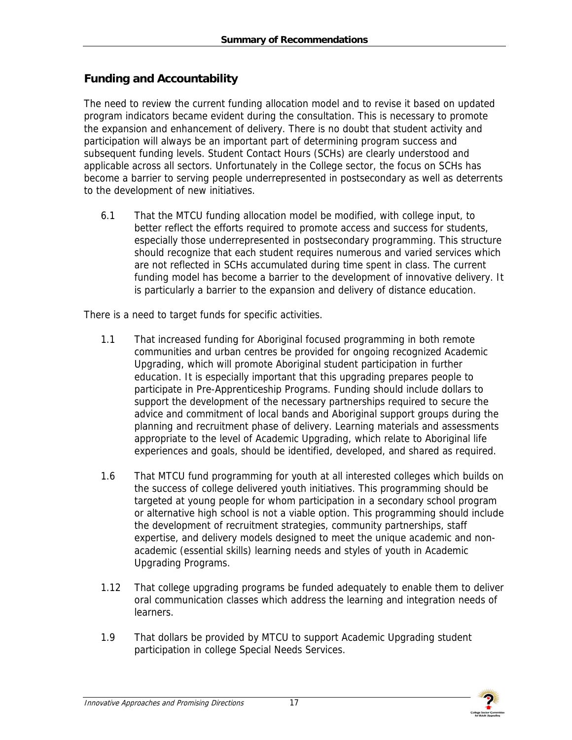## Funding and Accountability

The need to review the current funding allocation model and to revise it based on updated program indicators became evident during the consultation. This is necessary to promote the expansion and enhancement of delivery. There is no doubt that student activity and participation will always be an important part of determining program success and subsequent funding levels. Student Contact Hours (SCHs) are clearly understood and applicable across all sectors. Unfortunately in the College sector, the focus on SCHs has become a barrier to serving people underrepresented in postsecondary as well as deterrents to the development of new initiatives.

6.1 That the MTCU funding allocation model be modified, with college input, to better reflect the efforts required to promote access and success for students, especially those underrepresented in postsecondary programming. This structure should recognize that each student requires numerous and varied services which are not reflected in SCHs accumulated during time spent in class. The current funding model has become a barrier to the development of innovative delivery. It is particularly a barrier to the expansion and delivery of distance education.

There is a need to target funds for specific activities.

1.1 That increased funding for Aboriginal focused programming in both remote communities and urban centres be provided for ongoing recognized Academic Upgrading, which will promote Aboriginal student participation in further education. It is especially important that this upgrading prepares people to participate in Pre-Apprenticeship Programs. Funding should include dollars to support the development of the necessary partnerships required to secure the advice and commitment of local bands and Aboriginal support groups during the planning and recruitment phase of delivery. Learning materials and assessments appropriate to the level of Academic Upgrading, which relate to Aboriginal life experiences and goals, should be identified, developed, and shared as required.

1.6 That MTCU fund programming for youth at all interested colleges which builds on the success of college delivered youth initiatives. This programming should be targeted at young people for whom participation in a secondary school program or alternative high school is not a viable option. This programming should include the development of recruitment strategies, community partnerships, staff expertise, and delivery models designed to meet the unique academic and non-academic (essential skills) learning needs and styles of youth in Academic Upgrading Programs.

1.12 That college upgrading programs be funded adequately to enable them to deliver oral communication classes which address the learning and integration needs of learners.

1.9 That dollars be provided by MTCU to support Academic Upgrading student participation in college Special Needs Services.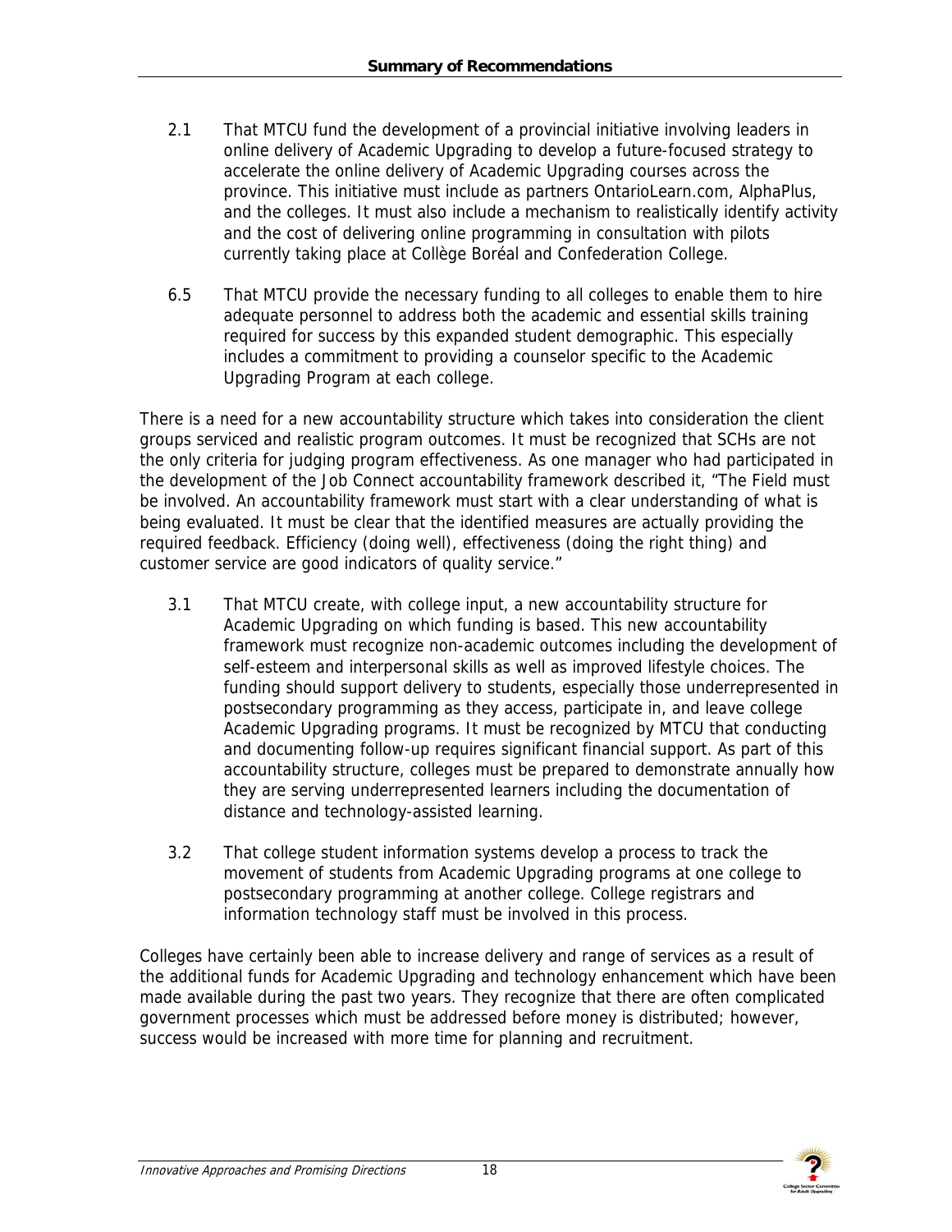## Summary of Recommendations

2.1 That MTCU fund the development of a provincial initiative involving leaders in online delivery of Academic Upgrading to develop a future-focused strategy to accelerate the online delivery of Academic Upgrading courses across the province. This initiative must include as partners OntarioLearn.com, AlphaPlus, and the colleges. It must also include a mechanism to realistically identify activity and the cost of delivering online programming in consultation with pilots currently taking place at Collège Boréal and Confederation College.

6.5 That MTCU provide the necessary funding to all colleges to enable them to hire adequate personnel to address both the academic and essential skills training required for success by this expanded student demographic. This especially includes a commitment to providing a counselor specific to the Academic Upgrading Program at each college.

There is a need for a new accountability structure which takes into consideration the client groups serviced and realistic program outcomes. It must be recognized that SCHs are not the only criteria for judging program effectiveness. As one manager who had participated in the development of the Job Connect accountability framework described it, "The Field must be involved. An accountability framework must start with a clear understanding of what is being evaluated. It must be clear that the identified measures are actually providing the required feedback. Efficiency (doing well), effectiveness (doing the right thing) and customer service are good indicators of quality service."

3.1 That MTCU create, with college input, a new accountability structure for Academic Upgrading on which funding is based. This new accountability framework must recognize non-academic outcomes including the development of self-esteem and interpersonal skills as well as improved lifestyle choices. The funding should support delivery to students, especially those underrepresented in postsecondary programming as they access, participate in, and leave college Academic Upgrading programs. It must be recognized by MTCU that conducting and documenting follow-up requires significant financial support. As part of this accountability structure, colleges must be prepared to demonstrate annually how they are serving underrepresented learners including the documentation of distance and technology-assisted learning.

3.2 That college student information systems develop a process to track the movement of students from Academic Upgrading programs at one college to postsecondary programming at another college. College registrars and information technology staff must be involved in this process.

Colleges have certainly been able to increase delivery and range of services as a result of the additional funds for Academic Upgrading and technology enhancement which have been made available during the past two years. They recognize that there are often complicated government processes which must be addressed before money is distributed; however, success would be increased with more time for planning and recruitment.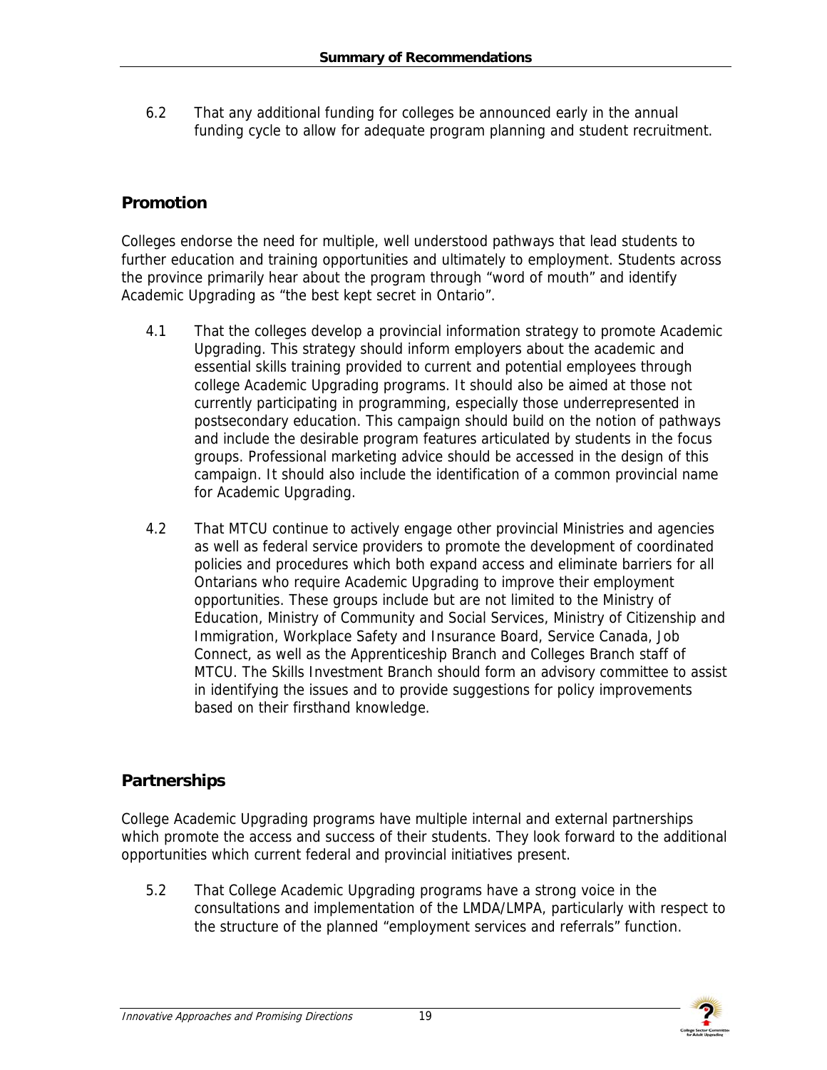6.2 That any additional funding for colleges be announced early in the annual funding cycle to allow for adequate program planning and student recruitment.

## Promotion

Colleges endorse the need for multiple, well understood pathways that lead students to further education and training opportunities and ultimately to employment. Students across the province primarily hear about the program through "word of mouth" and identify Academic Upgrading as "the best kept secret in Ontario".

4.1 That the colleges develop a provincial information strategy to promote Academic Upgrading. This strategy should inform employers about the academic and essential skills training provided to current and potential employees through college Academic Upgrading programs. It should also be aimed at those not currently participating in programming, especially those underrepresented in postsecondary education. This campaign should build on the notion of pathways and include the desirable program features articulated by students in the focus groups. Professional marketing advice should be accessed in the design of this campaign. It should also include the identification of a common provincial name for Academic Upgrading.

4.2 That MTCU continue to actively engage other provincial Ministries and agencies as well as federal service providers to promote the development of coordinated policies and procedures which both expand access and eliminate barriers for all Ontarians who require Academic Upgrading to improve their employment opportunities. These groups include but are not limited to the Ministry of Education, Ministry of Community and Social Services, Ministry of Citizenship and Immigration, Workplace Safety and Insurance Board, Service Canada, Job Connect, as well as the Apprenticeship Branch and Colleges Branch staff of MTCU. The Skills Investment Branch should form an advisory committee to assist in identifying the issues and to provide suggestions for policy improvements based on their firsthand knowledge.

## Partnerships

College Academic Upgrading programs have multiple internal and external partnerships which promote the access and success of their students. They look forward to the additional opportunities which current federal and provincial initiatives present.

5.2 That College Academic Upgrading programs have a strong voice in the consultations and implementation of the LMDA/LMPA, particularly with respect to the structure of the planned "employment services and referrals" function.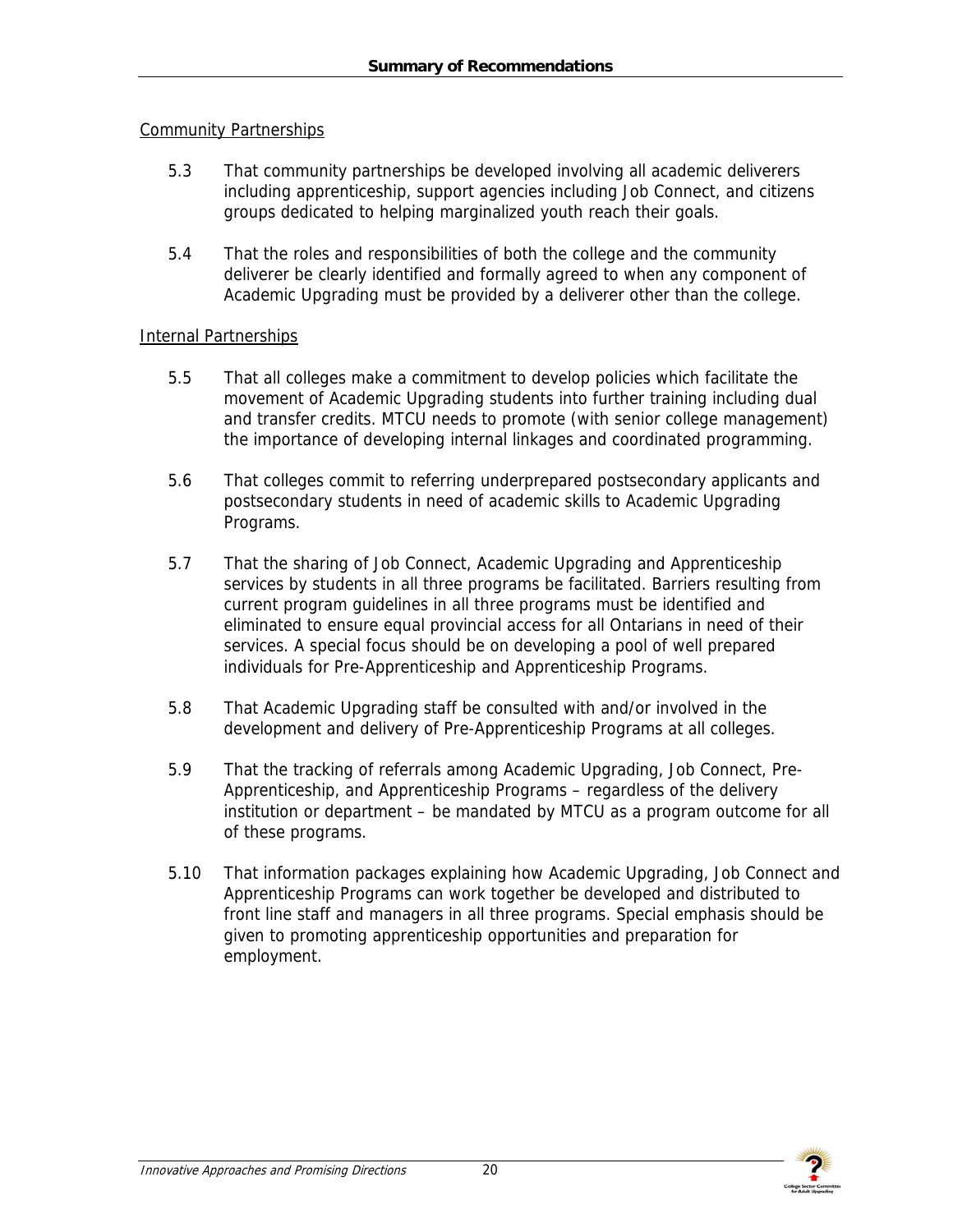## Community Partnerships

5.3 That community partnerships be developed involving all academic deliverers including apprenticeship, support agencies including Job Connect, and citizens groups dedicated to helping marginalized youth reach their goals.

5.4 That the roles and responsibilities of both the college and the community deliverer be clearly identified and formally agreed to when any component of Academic Upgrading must be provided by a deliverer other than the college.

## Internal Partnerships

5.5 That all colleges make a commitment to develop policies which facilitate the movement of Academic Upgrading students into further training including dual and transfer credits. MTCU needs to promote (with senior college management) the importance of developing internal linkages and coordinated programming.

5.6 That colleges commit to referring underprepared postsecondary applicants and postsecondary students in need of academic skills to Academic Upgrading Programs.

5.7 That the sharing of Job Connect, Academic Upgrading and Apprenticeship services by students in all three programs be facilitated. Barriers resulting from current program guidelines in all three programs must be identified and eliminated to ensure equal provincial access for all Ontarians in need of their services. A special focus should be on developing a pool of well prepared individuals for Pre-Apprenticeship and Apprenticeship Programs.

5.8 That Academic Upgrading staff be consulted with and/or involved in the development and delivery of Pre-Apprenticeship Programs at all colleges.

5.9 That the tracking of referrals among Academic Upgrading, Job Connect, Pre-Apprenticeship, and Apprenticeship Programs – regardless of the delivery institution or department – be mandated by MTCU as a program outcome for all of these programs.

5.10 That information packages explaining how Academic Upgrading, Job Connect and Apprenticeship Programs can work together be developed and distributed to front line staff and managers in all three programs. Special emphasis should be given to promoting apprenticeship opportunities and preparation for employment.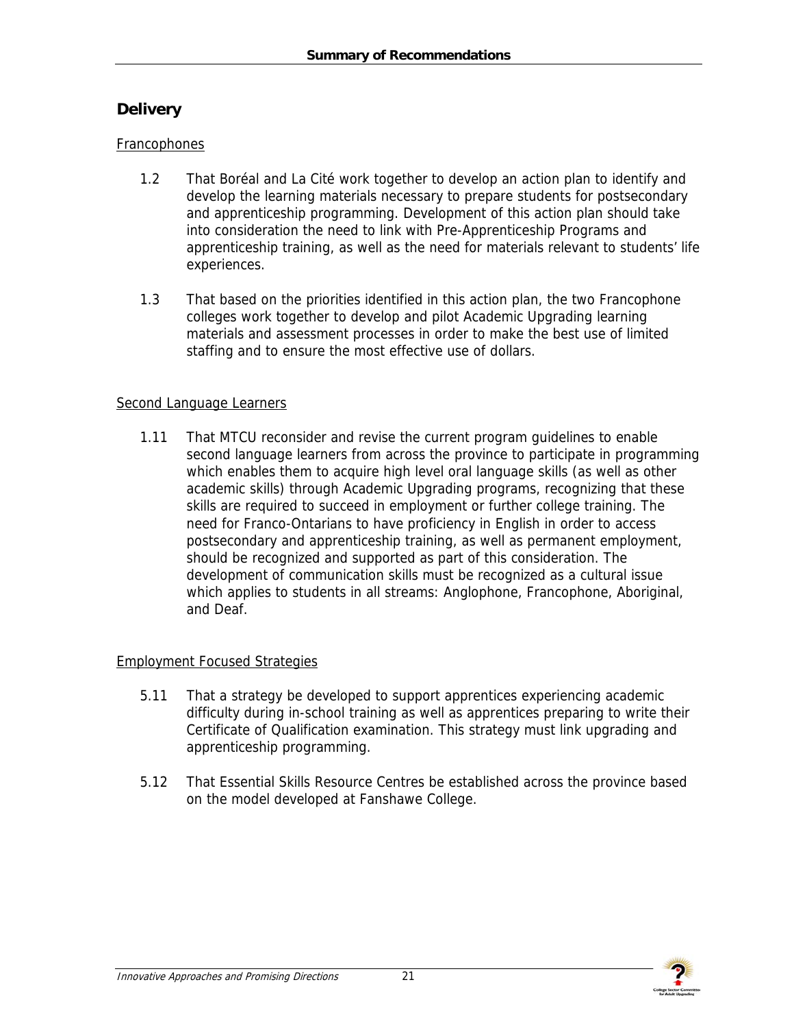## Delivery

Francophones

1.2 That Boréal and La Cité work together to develop an action plan to identify and develop the learning materials necessary to prepare students for postsecondary and apprenticeship programming. Development of this action plan should take into consideration the need to link with Pre-Apprenticeship Programs and apprenticeship training, as well as the need for materials relevant to students' life experiences.

1.3 That based on the priorities identified in this action plan, the two Francophone colleges work together to develop and pilot Academic Upgrading learning materials and assessment processes in order to make the best use of limited staffing and to ensure the most effective use of dollars.

Second Language Learners

1.11 That MTCU reconsider and revise the current program guidelines to enable second language learners from across the province to participate in programming which enables them to acquire high level oral language skills (as well as other academic skills) through Academic Upgrading programs, recognizing that these skills are required to succeed in employment or further college training. The need for Franco-Ontarians to have proficiency in English in order to access postsecondary and apprenticeship training, as well as permanent employment, should be recognized and supported as part of this consideration. The development of communication skills must be recognized as a cultural issue which applies to students in all streams: Anglophone, Francophone, Aboriginal, and Deaf.

Employment Focused Strategies

5.11 That a strategy be developed to support apprentices experiencing academic difficulty during in-school training as well as apprentices preparing to write their Certificate of Qualification examination. This strategy must link upgrading and apprenticeship programming.

5.12 That Essential Skills Resource Centres be established across the province based on the model developed at Fanshawe College.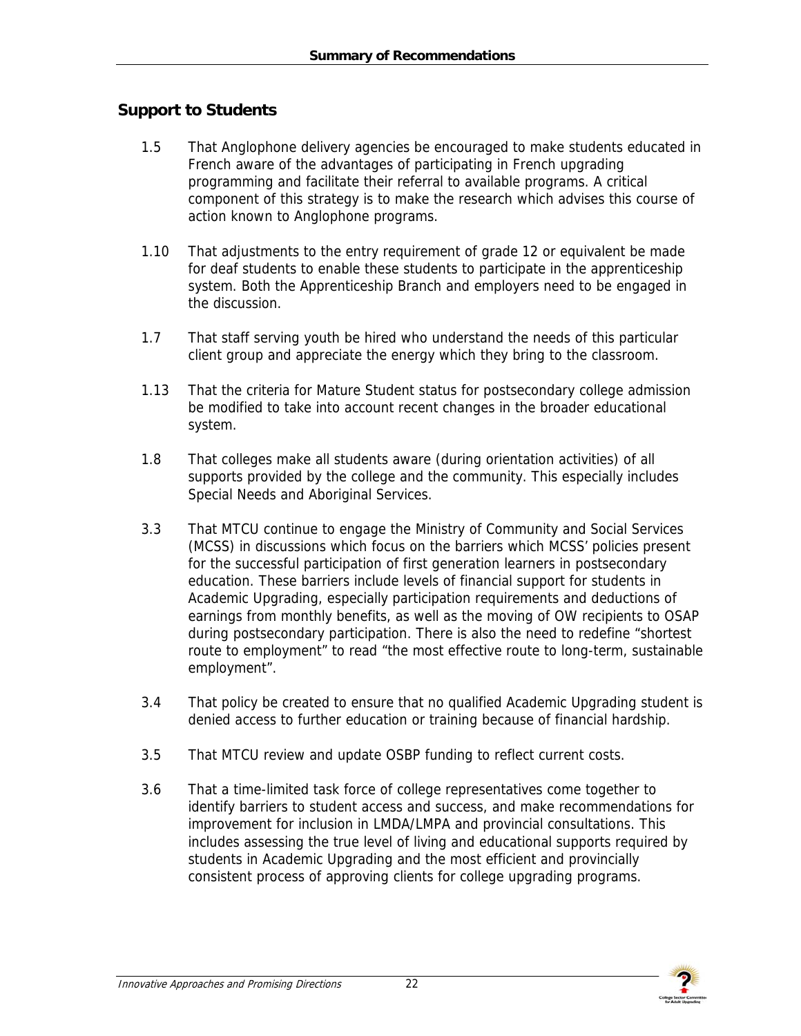## Support to Students

1.5 That Anglophone delivery agencies be encouraged to make students educated in French aware of the advantages of participating in French upgrading programming and facilitate their referral to available programs. A critical component of this strategy is to make the research which advises this course of action known to Anglophone programs.

1.10 That adjustments to the entry requirement of grade 12 or equivalent be made for deaf students to enable these students to participate in the apprenticeship system. Both the Apprenticeship Branch and employers need to be engaged in the discussion.

1.7 That staff serving youth be hired who understand the needs of this particular client group and appreciate the energy which they bring to the classroom.

1.13 That the criteria for Mature Student status for postsecondary college admission be modified to take into account recent changes in the broader educational system.

1.8 That colleges make all students aware (during orientation activities) of all supports provided by the college and the community. This especially includes Special Needs and Aboriginal Services.

3.3 That MTCU continue to engage the Ministry of Community and Social Services (MCSS) in discussions which focus on the barriers which MCSS' policies present for the successful participation of first generation learners in postsecondary education. These barriers include levels of financial support for students in Academic Upgrading, especially participation requirements and deductions of earnings from monthly benefits, as well as the moving of OW recipients to OSAP during postsecondary participation. There is also the need to redefine "shortest route to employment" to read "the most effective route to long-term, sustainable employment".

3.4 That policy be created to ensure that no qualified Academic Upgrading student is denied access to further education or training because of financial hardship.

3.5 That MTCU review and update OSBP funding to reflect current costs.

3.6 That a time-limited task force of college representatives come together to identify barriers to student access and success, and make recommendations for improvement for inclusion in LMDA/LMPA and provincial consultations. This includes assessing the true level of living and educational supports required by students in Academic Upgrading and the most efficient and provincially consistent process of approving clients for college upgrading programs.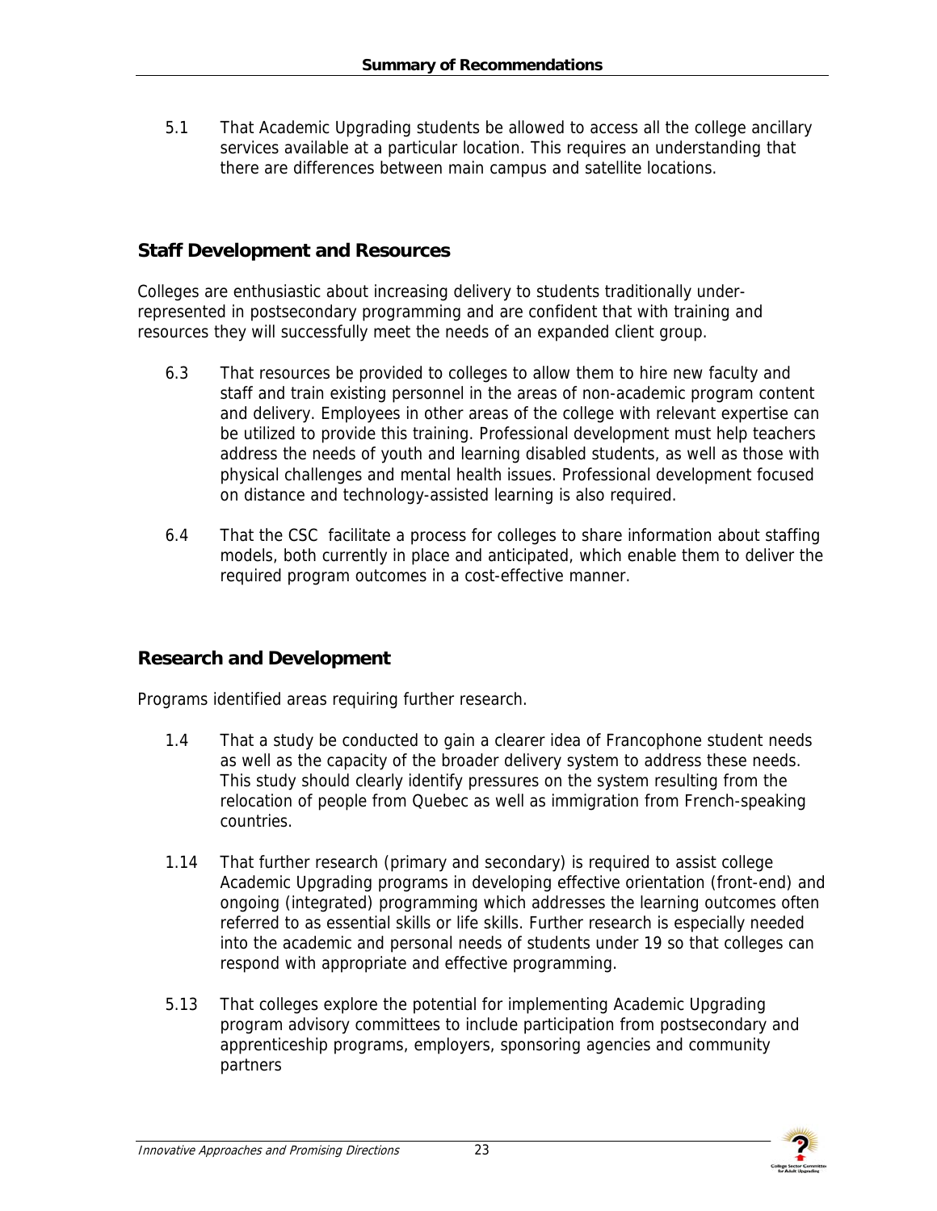5.1 That Academic Upgrading students be allowed to access all the college ancillary services available at a particular location. This requires an understanding that there are differences between main campus and satellite locations.

## Staff Development and Resources

Colleges are enthusiastic about increasing delivery to students traditionally under-represented in postsecondary programming and are confident that with training and resources they will successfully meet the needs of an expanded client group.

6.3 That resources be provided to colleges to allow them to hire new faculty and staff and train existing personnel in the areas of non-academic program content and delivery. Employees in other areas of the college with relevant expertise can be utilized to provide this training. Professional development must help teachers address the needs of youth and learning disabled students, as well as those with physical challenges and mental health issues. Professional development focused on distance and technology-assisted learning is also required.

6.4 That the CSC facilitate a process for colleges to share information about staffing models, both currently in place and anticipated, which enable them to deliver the required program outcomes in a cost-effective manner.

## Research and Development

Programs identified areas requiring further research.

1.4 That a study be conducted to gain a clearer idea of Francophone student needs as well as the capacity of the broader delivery system to address these needs. This study should clearly identify pressures on the system resulting from the relocation of people from Quebec as well as immigration from French-speaking countries.

1.14 That further research (primary and secondary) is required to assist college Academic Upgrading programs in developing effective orientation (front-end) and ongoing (integrated) programming which addresses the learning outcomes often referred to as essential skills or life skills. Further research is especially needed into the academic and personal needs of students under 19 so that colleges can respond with appropriate and effective programming.

5.13 That colleges explore the potential for implementing Academic Upgrading program advisory committees to include participation from postsecondary and apprenticeship programs, employers, sponsoring agencies and community partners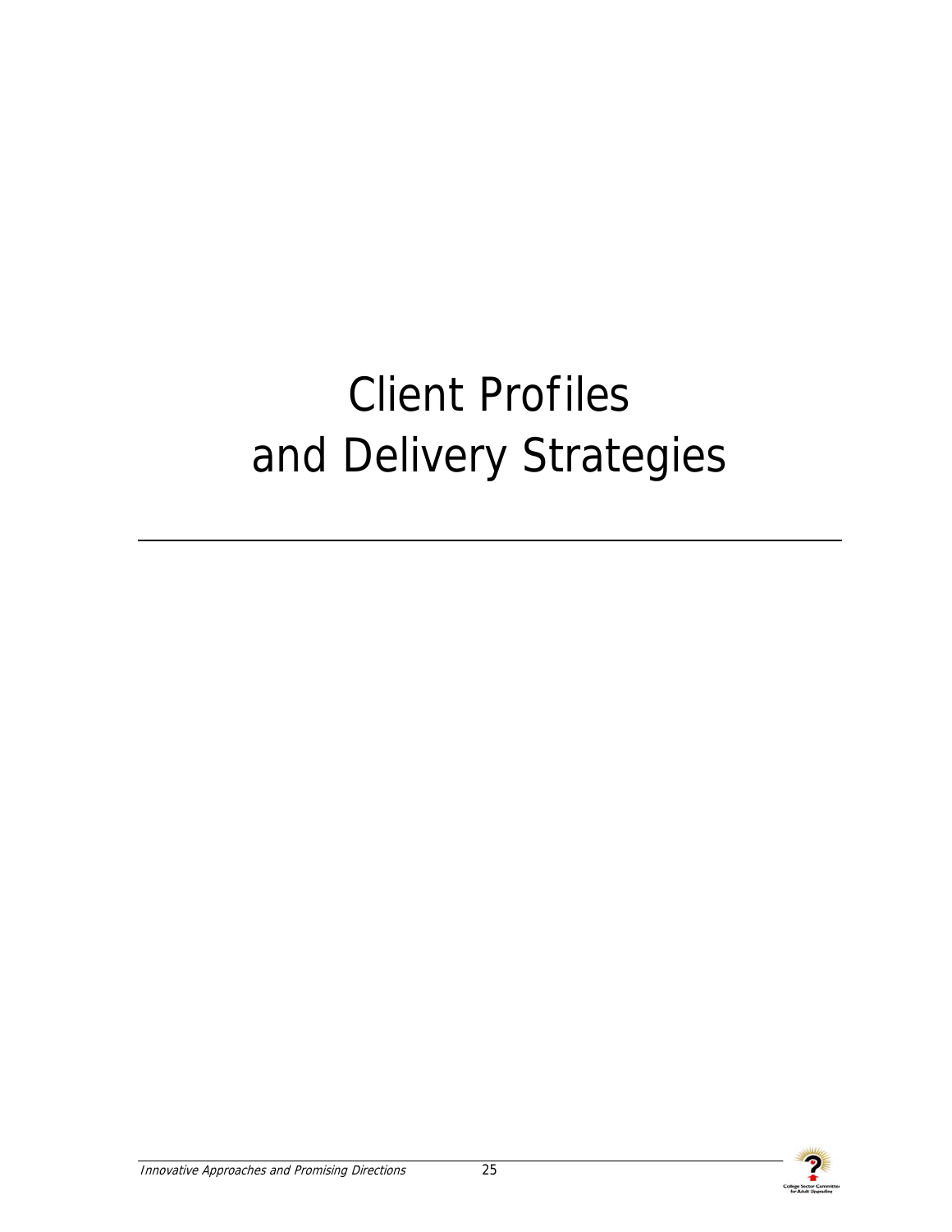# Client Profiles and Delivery Strategies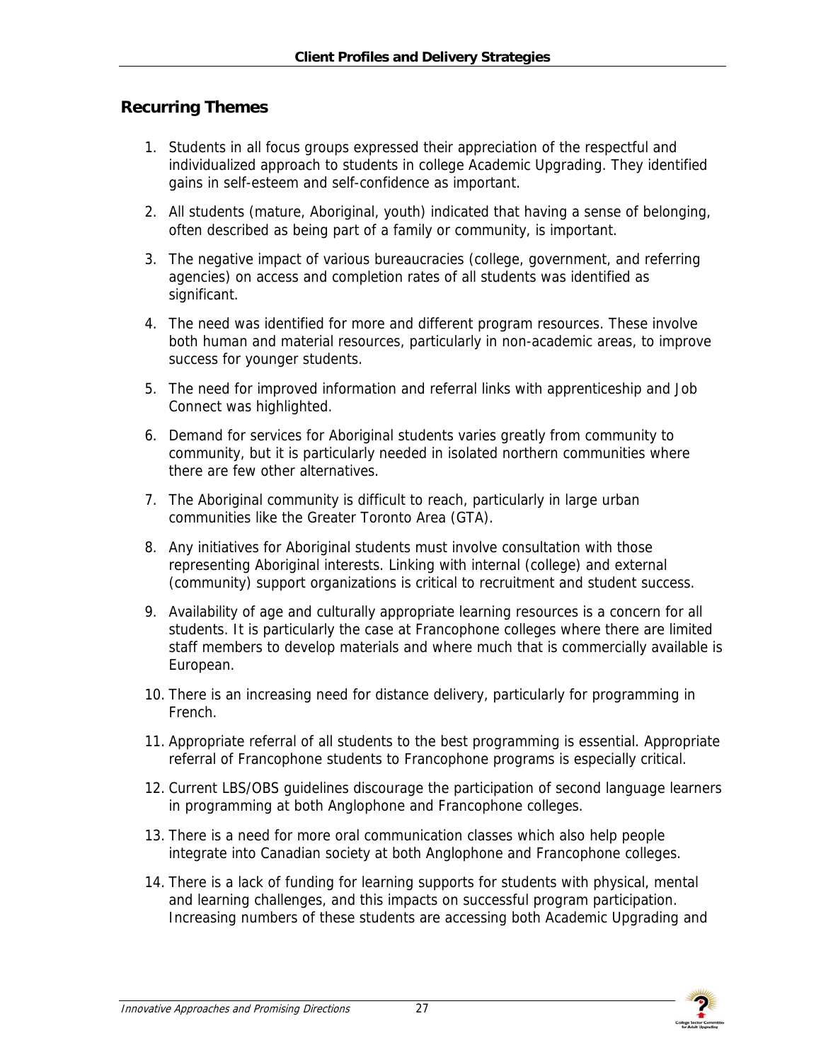## Recurring Themes

1. Students in all focus groups expressed their appreciation of the respectful and individualized approach to students in college Academic Upgrading. They identified gains in self-esteem and self-confidence as important.
2. All students (mature, Aboriginal, youth) indicated that having a sense of belonging, often described as being part of a family or community, is important.
3. The negative impact of various bureaucracies (college, government, and referring agencies) on access and completion rates of all students was identified as significant.
4. The need was identified for more and different program resources. These involve both human and material resources, particularly in non-academic areas, to improve success for younger students.
5. The need for improved information and referral links with apprenticeship and Job Connect was highlighted.
6. Demand for services for Aboriginal students varies greatly from community to community, but it is particularly needed in isolated northern communities where there are few other alternatives.
7. The Aboriginal community is difficult to reach, particularly in large urban communities like the Greater Toronto Area (GTA).
8. Any initiatives for Aboriginal students must involve consultation with those representing Aboriginal interests. Linking with internal (college) and external (community) support organizations is critical to recruitment and student success.
9. Availability of age and culturally appropriate learning resources is a concern for all students. It is particularly the case at Francophone colleges where there are limited staff members to develop materials and where much that is commercially available is European.
10. There is an increasing need for distance delivery, particularly for programming in French.
11. Appropriate referral of all students to the best programming is essential. Appropriate referral of Francophone students to Francophone programs is especially critical.
12. Current LBS/OBS guidelines discourage the participation of second language learners in programming at both Anglophone and Francophone colleges.
13. There is a need for more oral communication classes which also help people integrate into Canadian society at both Anglophone and Francophone colleges.
14. There is a lack of funding for learning supports for students with physical, mental and learning challenges, and this impacts on successful program participation. Increasing numbers of these students are accessing both Academic Upgrading and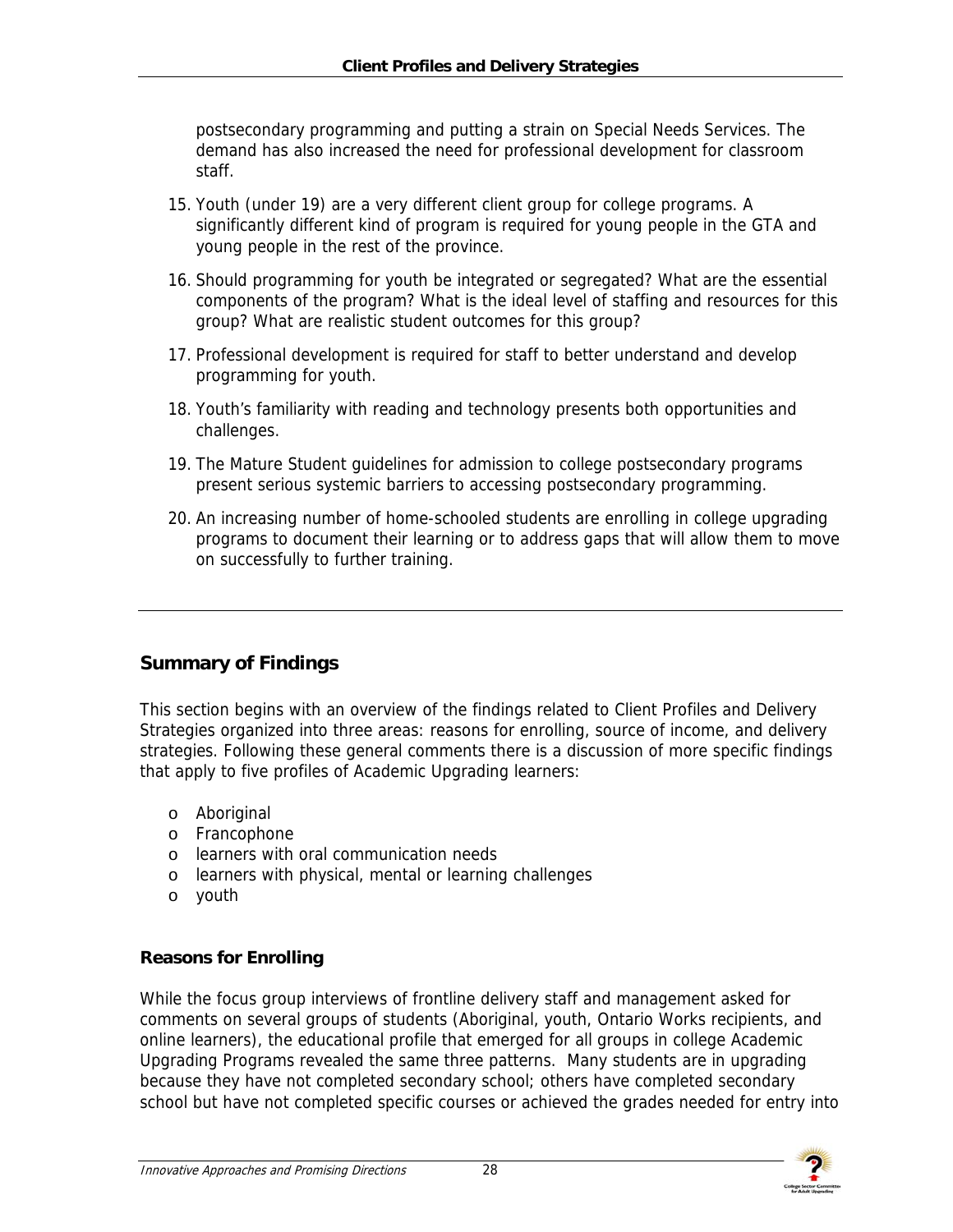postsecondary programming and putting a strain on Special Needs Services. The demand has also increased the need for professional development for classroom staff.

15. Youth (under 19) are a very different client group for college programs. A significantly different kind of program is required for young people in the GTA and young people in the rest of the province.
16. Should programming for youth be integrated or segregated? What are the essential components of the program? What is the ideal level of staffing and resources for this group? What are realistic student outcomes for this group?
17. Professional development is required for staff to better understand and develop programming for youth.
18. Youth's familiarity with reading and technology presents both opportunities and challenges.
19. The Mature Student guidelines for admission to college postsecondary programs present serious systemic barriers to accessing postsecondary programming.
20. An increasing number of home-schooled students are enrolling in college upgrading programs to document their learning or to address gaps that will allow them to move on successfully to further training.

---

## Summary of Findings

This section begins with an overview of the findings related to Client Profiles and Delivery Strategies organized into three areas: reasons for enrolling, source of income, and delivery strategies. Following these general comments there is a discussion of more specific findings that apply to five profiles of Academic Upgrading learners:

- Aboriginal
- Francophone
- learners with oral communication needs
- learners with physical, mental or learning challenges
- youth

### Reasons for Enrolling

While the focus group interviews of frontline delivery staff and management asked for comments on several groups of students (Aboriginal, youth, Ontario Works recipients, and online learners), the educational profile that emerged for all groups in college Academic Upgrading Programs revealed the same three patterns. Many students are in upgrading because they have not completed secondary school; others have completed secondary school but have not completed specific courses or achieved the grades needed for entry into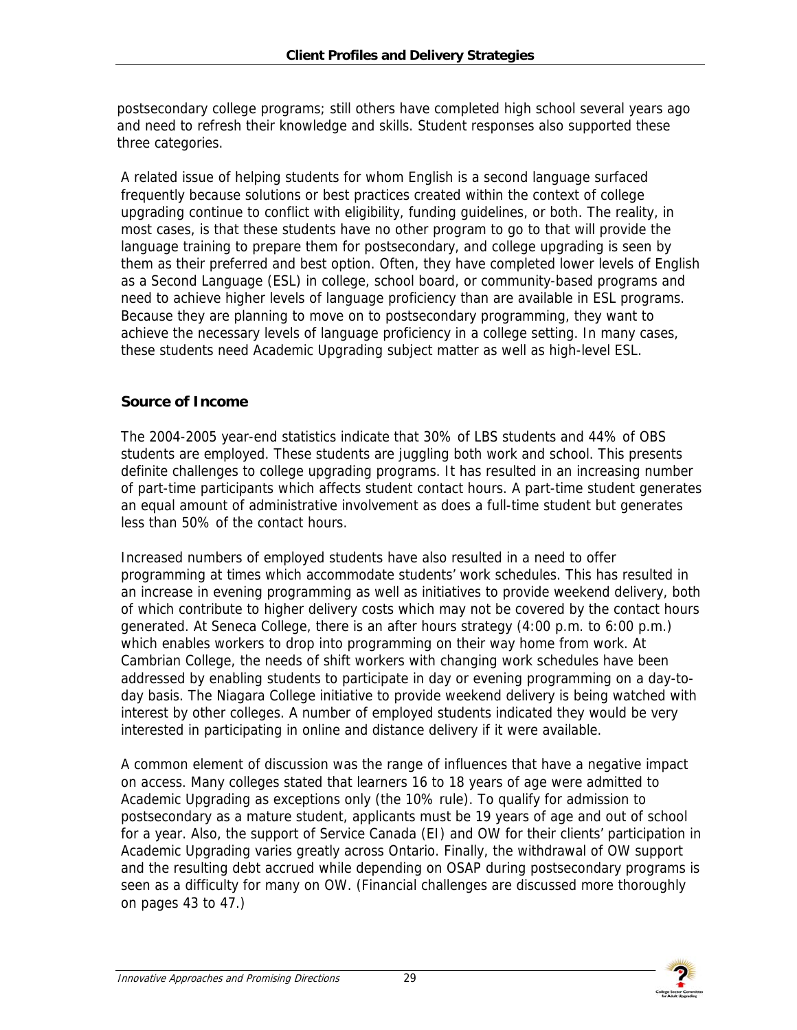postsecondary college programs; still others have completed high school several years ago and need to refresh their knowledge and skills. Student responses also supported these three categories.

A related issue of helping students for whom English is a second language surfaced frequently because solutions or best practices created within the context of college upgrading continue to conflict with eligibility, funding guidelines, or both. The reality, in most cases, is that these students have no other program to go to that will provide the language training to prepare them for postsecondary, and college upgrading is seen by them as their preferred and best option. Often, they have completed lower levels of English as a Second Language (ESL) in college, school board, or community-based programs and need to achieve higher levels of language proficiency than are available in ESL programs. Because they are planning to move on to postsecondary programming, they want to achieve the necessary levels of language proficiency in a college setting. In many cases, these students need Academic Upgrading subject matter as well as high-level ESL.

### Source of Income

The 2004-2005 year-end statistics indicate that 30% of LBS students and 44% of OBS students are employed. These students are juggling both work and school. This presents definite challenges to college upgrading programs. It has resulted in an increasing number of part-time participants which affects student contact hours. A part-time student generates an equal amount of administrative involvement as does a full-time student but generates less than 50% of the contact hours.

Increased numbers of employed students have also resulted in a need to offer programming at times which accommodate students' work schedules. This has resulted in an increase in evening programming as well as initiatives to provide weekend delivery, both of which contribute to higher delivery costs which may not be covered by the contact hours generated. At Seneca College, there is an after hours strategy (4:00 p.m. to 6:00 p.m.) which enables workers to drop into programming on their way home from work. At Cambrian College, the needs of shift workers with changing work schedules have been addressed by enabling students to participate in day or evening programming on a day-to-day basis. The Niagara College initiative to provide weekend delivery is being watched with interest by other colleges. A number of employed students indicated they would be very interested in participating in online and distance delivery if it were available.

A common element of discussion was the range of influences that have a negative impact on access. Many colleges stated that learners 16 to 18 years of age were admitted to Academic Upgrading as exceptions only (the 10% rule). To qualify for admission to postsecondary as a mature student, applicants must be 19 years of age and out of school for a year. Also, the support of Service Canada (EI) and OW for their clients' participation in Academic Upgrading varies greatly across Ontario. Finally, the withdrawal of OW support and the resulting debt accrued while depending on OSAP during postsecondary programs is seen as a difficulty for many on OW. (Financial challenges are discussed more thoroughly on pages 43 to 47.)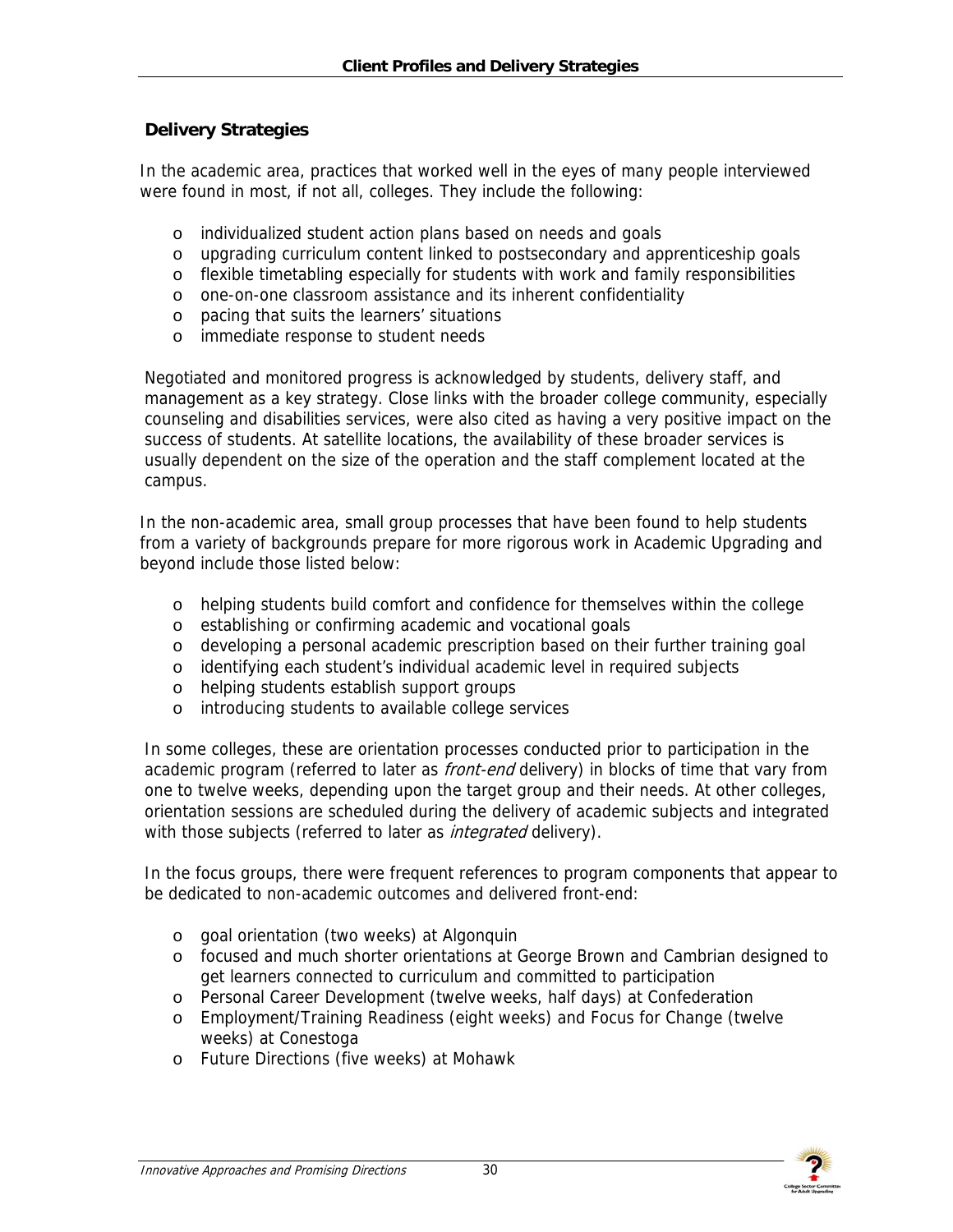## Delivery Strategies

In the academic area, practices that worked well in the eyes of many people interviewed were found in most, if not all, colleges. They include the following:

- individualized student action plans based on needs and goals
- upgrading curriculum content linked to postsecondary and apprenticeship goals
- flexible timetabling especially for students with work and family responsibilities
- one-on-one classroom assistance and its inherent confidentiality
- pacing that suits the learners' situations
- immediate response to student needs

Negotiated and monitored progress is acknowledged by students, delivery staff, and management as a key strategy. Close links with the broader college community, especially counseling and disabilities services, were also cited as having a very positive impact on the success of students. At satellite locations, the availability of these broader services is usually dependent on the size of the operation and the staff complement located at the campus.

In the non-academic area, small group processes that have been found to help students from a variety of backgrounds prepare for more rigorous work in Academic Upgrading and beyond include those listed below:

- helping students build comfort and confidence for themselves within the college
- establishing or confirming academic and vocational goals
- developing a personal academic prescription based on their further training goal
- identifying each student's individual academic level in required subjects
- helping students establish support groups
- introducing students to available college services

In some colleges, these are orientation processes conducted prior to participation in the academic program (referred to later as *front-end* delivery) in blocks of time that vary from one to twelve weeks, depending upon the target group and their needs. At other colleges, orientation sessions are scheduled during the delivery of academic subjects and integrated with those subjects (referred to later as *integrated* delivery).

In the focus groups, there were frequent references to program components that appear to be dedicated to non-academic outcomes and delivered front-end:

- goal orientation (two weeks) at Algonquin
- focused and much shorter orientations at George Brown and Cambrian designed to get learners connected to curriculum and committed to participation
- Personal Career Development (twelve weeks, half days) at Confederation
- Employment/Training Readiness (eight weeks) and Focus for Change (twelve weeks) at Conestoga
- Future Directions (five weeks) at Mohawk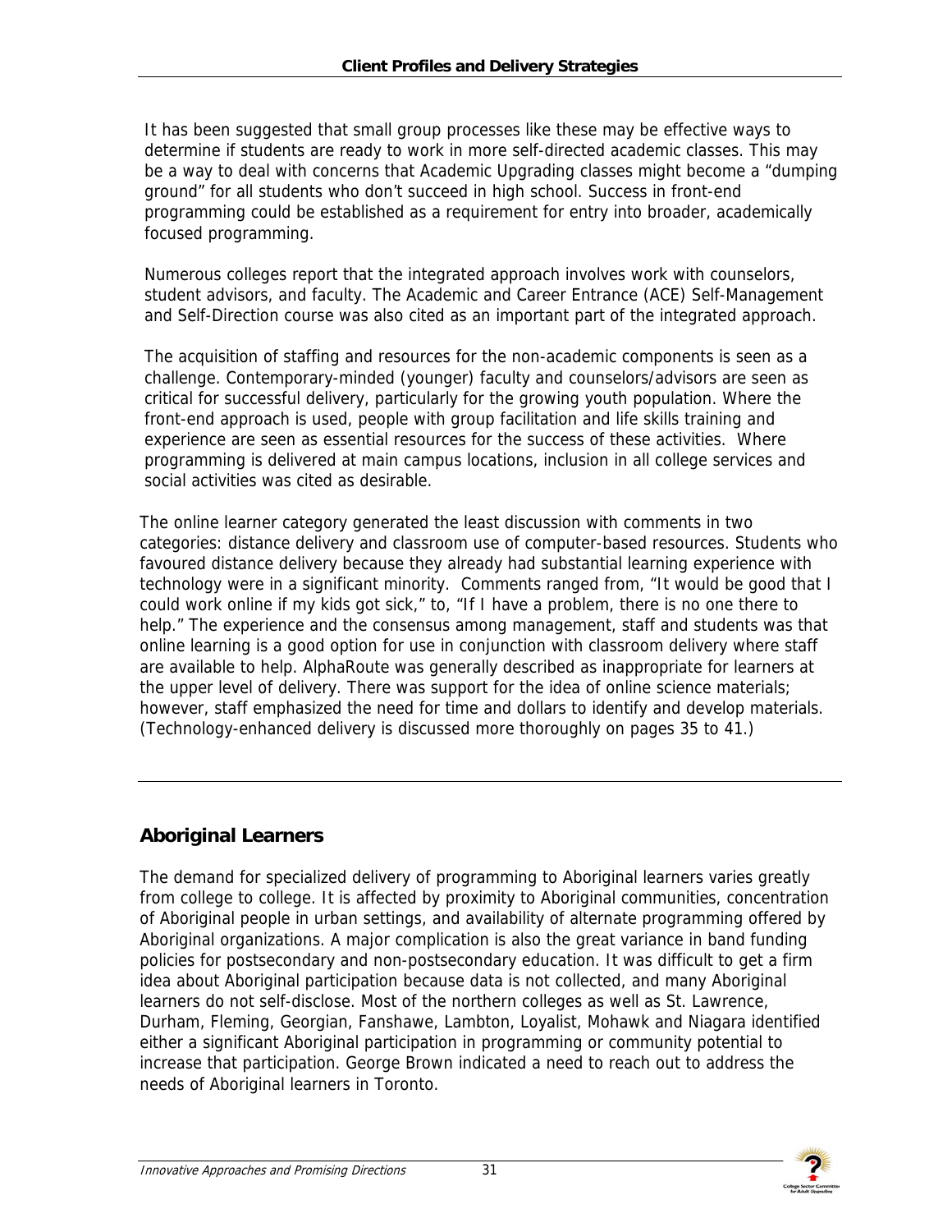It has been suggested that small group processes like these may be effective ways to determine if students are ready to work in more self-directed academic classes. This may be a way to deal with concerns that Academic Upgrading classes might become a "dumping ground" for all students who don't succeed in high school. Success in front-end programming could be established as a requirement for entry into broader, academically focused programming.

Numerous colleges report that the integrated approach involves work with counselors, student advisors, and faculty. The Academic and Career Entrance (ACE) Self-Management and Self-Direction course was also cited as an important part of the integrated approach.

The acquisition of staffing and resources for the non-academic components is seen as a challenge. Contemporary-minded (younger) faculty and counselors/advisors are seen as critical for successful delivery, particularly for the growing youth population. Where the front-end approach is used, people with group facilitation and life skills training and experience are seen as essential resources for the success of these activities. Where programming is delivered at main campus locations, inclusion in all college services and social activities was cited as desirable.

The online learner category generated the least discussion with comments in two categories: distance delivery and classroom use of computer-based resources. Students who favoured distance delivery because they already had substantial learning experience with technology were in a significant minority. Comments ranged from, "It would be good that I could work online if my kids got sick," to, "If I have a problem, there is no one there to help." The experience and the consensus among management, staff and students was that online learning is a good option for use in conjunction with classroom delivery where staff are available to help. AlphaRoute was generally described as inappropriate for learners at the upper level of delivery. There was support for the idea of online science materials; however, staff emphasized the need for time and dollars to identify and develop materials. (Technology-enhanced delivery is discussed more thoroughly on pages 35 to 41.)

---

## Aboriginal Learners

The demand for specialized delivery of programming to Aboriginal learners varies greatly from college to college. It is affected by proximity to Aboriginal communities, concentration of Aboriginal people in urban settings, and availability of alternate programming offered by Aboriginal organizations. A major complication is also the great variance in band funding policies for postsecondary and non-postsecondary education. It was difficult to get a firm idea about Aboriginal participation because data is not collected, and many Aboriginal learners do not self-disclose. Most of the northern colleges as well as St. Lawrence, Durham, Fleming, Georgian, Fanshawe, Lambton, Loyalist, Mohawk and Niagara identified either a significant Aboriginal participation in programming or community potential to increase that participation. George Brown indicated a need to reach out to address the needs of Aboriginal learners in Toronto.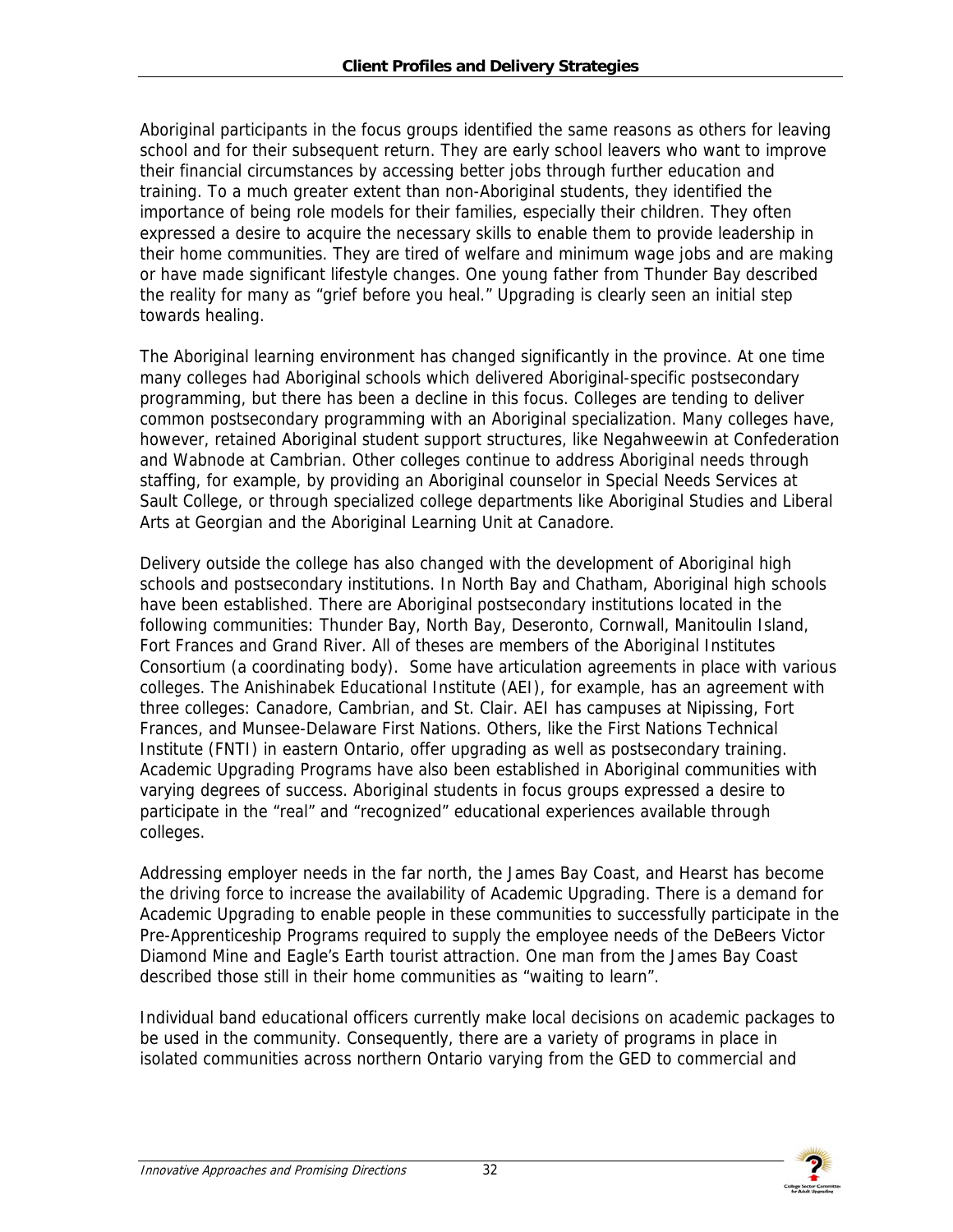Aboriginal participants in the focus groups identified the same reasons as others for leaving school and for their subsequent return. They are early school leavers who want to improve their financial circumstances by accessing better jobs through further education and training. To a much greater extent than non-Aboriginal students, they identified the importance of being role models for their families, especially their children. They often expressed a desire to acquire the necessary skills to enable them to provide leadership in their home communities. They are tired of welfare and minimum wage jobs and are making or have made significant lifestyle changes. One young father from Thunder Bay described the reality for many as "grief before you heal." Upgrading is clearly seen an initial step towards healing.

The Aboriginal learning environment has changed significantly in the province. At one time many colleges had Aboriginal schools which delivered Aboriginal-specific postsecondary programming, but there has been a decline in this focus. Colleges are tending to deliver common postsecondary programming with an Aboriginal specialization. Many colleges have, however, retained Aboriginal student support structures, like Negahweewin at Confederation and Wabnode at Cambrian. Other colleges continue to address Aboriginal needs through staffing, for example, by providing an Aboriginal counselor in Special Needs Services at Sault College, or through specialized college departments like Aboriginal Studies and Liberal Arts at Georgian and the Aboriginal Learning Unit at Canadore.

Delivery outside the college has also changed with the development of Aboriginal high schools and postsecondary institutions. In North Bay and Chatham, Aboriginal high schools have been established. There are Aboriginal postsecondary institutions located in the following communities: Thunder Bay, North Bay, Deseronto, Cornwall, Manitoulin Island, Fort Frances and Grand River. All of theses are members of the Aboriginal Institutes Consortium (a coordinating body). Some have articulation agreements in place with various colleges. The Anishinabek Educational Institute (AEI), for example, has an agreement with three colleges: Canadore, Cambrian, and St. Clair. AEI has campuses at Nipissing, Fort Frances, and Munsee-Delaware First Nations. Others, like the First Nations Technical Institute (FNTI) in eastern Ontario, offer upgrading as well as postsecondary training. Academic Upgrading Programs have also been established in Aboriginal communities with varying degrees of success. Aboriginal students in focus groups expressed a desire to participate in the "real" and "recognized" educational experiences available through colleges.

Addressing employer needs in the far north, the James Bay Coast, and Hearst has become the driving force to increase the availability of Academic Upgrading. There is a demand for Academic Upgrading to enable people in these communities to successfully participate in the Pre-Apprenticeship Programs required to supply the employee needs of the DeBeers Victor Diamond Mine and Eagle's Earth tourist attraction. One man from the James Bay Coast described those still in their home communities as "waiting to learn".

Individual band educational officers currently make local decisions on academic packages to be used in the community. Consequently, there are a variety of programs in place in isolated communities across northern Ontario varying from the GED to commercial and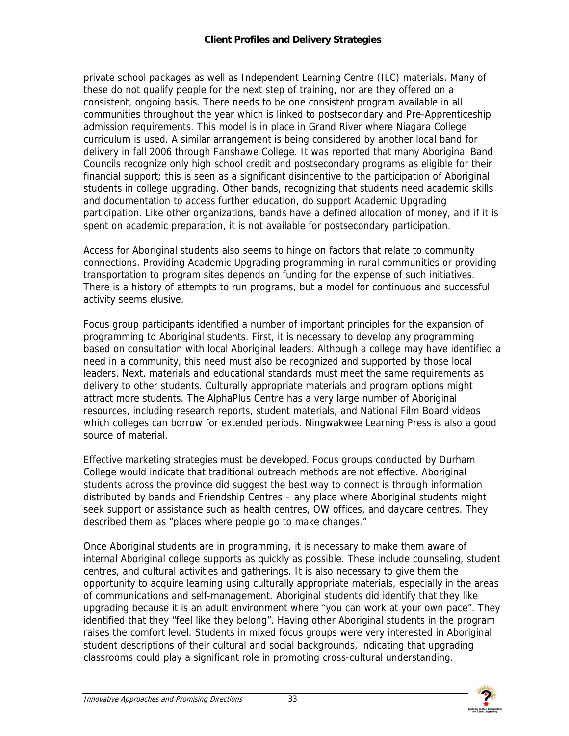private school packages as well as Independent Learning Centre (ILC) materials. Many of these do not qualify people for the next step of training, nor are they offered on a consistent, ongoing basis. There needs to be one consistent program available in all communities throughout the year which is linked to postsecondary and Pre-Apprenticeship admission requirements. This model is in place in Grand River where Niagara College curriculum is used. A similar arrangement is being considered by another local band for delivery in fall 2006 through Fanshawe College. It was reported that many Aboriginal Band Councils recognize only high school credit and postsecondary programs as eligible for their financial support; this is seen as a significant disincentive to the participation of Aboriginal students in college upgrading. Other bands, recognizing that students need academic skills and documentation to access further education, do support Academic Upgrading participation. Like other organizations, bands have a defined allocation of money, and if it is spent on academic preparation, it is not available for postsecondary participation.

Access for Aboriginal students also seems to hinge on factors that relate to community connections. Providing Academic Upgrading programming in rural communities or providing transportation to program sites depends on funding for the expense of such initiatives. There is a history of attempts to run programs, but a model for continuous and successful activity seems elusive.

Focus group participants identified a number of important principles for the expansion of programming to Aboriginal students. First, it is necessary to develop any programming based on consultation with local Aboriginal leaders. Although a college may have identified a need in a community, this need must also be recognized and supported by those local leaders. Next, materials and educational standards must meet the same requirements as delivery to other students. Culturally appropriate materials and program options might attract more students. The AlphaPlus Centre has a very large number of Aboriginal resources, including research reports, student materials, and National Film Board videos which colleges can borrow for extended periods. Ningwakwee Learning Press is also a good source of material.

Effective marketing strategies must be developed. Focus groups conducted by Durham College would indicate that traditional outreach methods are not effective. Aboriginal students across the province did suggest the best way to connect is through information distributed by bands and Friendship Centres – any place where Aboriginal students might seek support or assistance such as health centres, OW offices, and daycare centres. They described them as "places where people go to make changes."

Once Aboriginal students are in programming, it is necessary to make them aware of internal Aboriginal college supports as quickly as possible. These include counseling, student centres, and cultural activities and gatherings. It is also necessary to give them the opportunity to acquire learning using culturally appropriate materials, especially in the areas of communications and self-management. Aboriginal students did identify that they like upgrading because it is an adult environment where "you can work at your own pace". They identified that they "feel like they belong". Having other Aboriginal students in the program raises the comfort level. Students in mixed focus groups were very interested in Aboriginal student descriptions of their cultural and social backgrounds, indicating that upgrading classrooms could play a significant role in promoting cross-cultural understanding.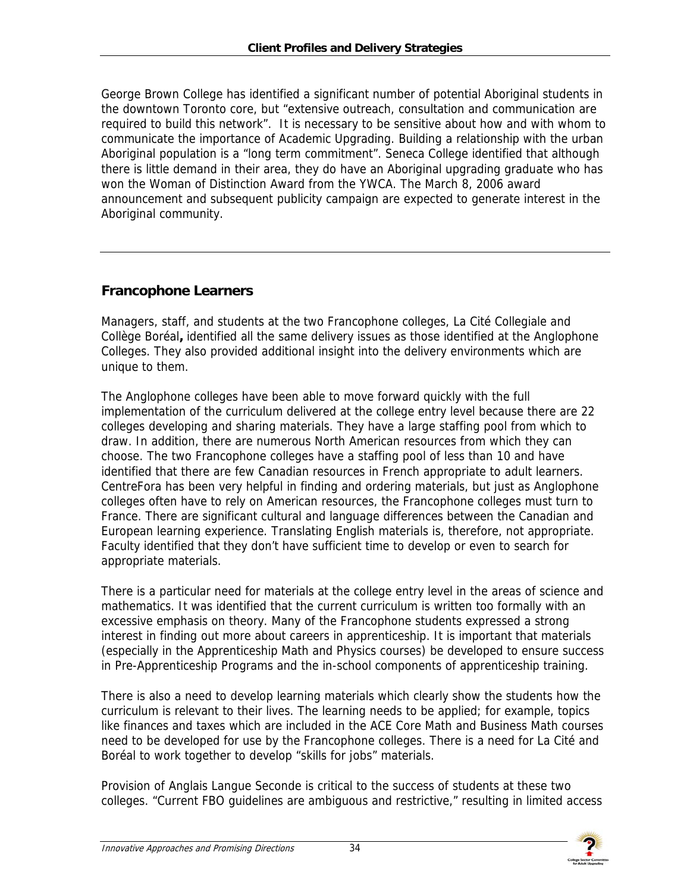George Brown College has identified a significant number of potential Aboriginal students in the downtown Toronto core, but "extensive outreach, consultation and communication are required to build this network". It is necessary to be sensitive about how and with whom to communicate the importance of Academic Upgrading. Building a relationship with the urban Aboriginal population is a "long term commitment". Seneca College identified that although there is little demand in their area, they do have an Aboriginal upgrading graduate who has won the Woman of Distinction Award from the YWCA. The March 8, 2006 award announcement and subsequent publicity campaign are expected to generate interest in the Aboriginal community.

---

## Francophone Learners

Managers, staff, and students at the two Francophone colleges, La Cité Collegiale and Collège Boréal**,** identified all the same delivery issues as those identified at the Anglophone Colleges. They also provided additional insight into the delivery environments which are unique to them.

The Anglophone colleges have been able to move forward quickly with the full implementation of the curriculum delivered at the college entry level because there are 22 colleges developing and sharing materials. They have a large staffing pool from which to draw. In addition, there are numerous North American resources from which they can choose. The two Francophone colleges have a staffing pool of less than 10 and have identified that there are few Canadian resources in French appropriate to adult learners. CentreFora has been very helpful in finding and ordering materials, but just as Anglophone colleges often have to rely on American resources, the Francophone colleges must turn to France. There are significant cultural and language differences between the Canadian and European learning experience. Translating English materials is, therefore, not appropriate. Faculty identified that they don't have sufficient time to develop or even to search for appropriate materials.

There is a particular need for materials at the college entry level in the areas of science and mathematics. It was identified that the current curriculum is written too formally with an excessive emphasis on theory. Many of the Francophone students expressed a strong interest in finding out more about careers in apprenticeship. It is important that materials (especially in the Apprenticeship Math and Physics courses) be developed to ensure success in Pre-Apprenticeship Programs and the in-school components of apprenticeship training.

There is also a need to develop learning materials which clearly show the students how the curriculum is relevant to their lives. The learning needs to be applied; for example, topics like finances and taxes which are included in the ACE Core Math and Business Math courses need to be developed for use by the Francophone colleges. There is a need for La Cité and Boréal to work together to develop "skills for jobs" materials.

Provision of Anglais Langue Seconde is critical to the success of students at these two colleges. "Current FBO guidelines are ambiguous and restrictive," resulting in limited access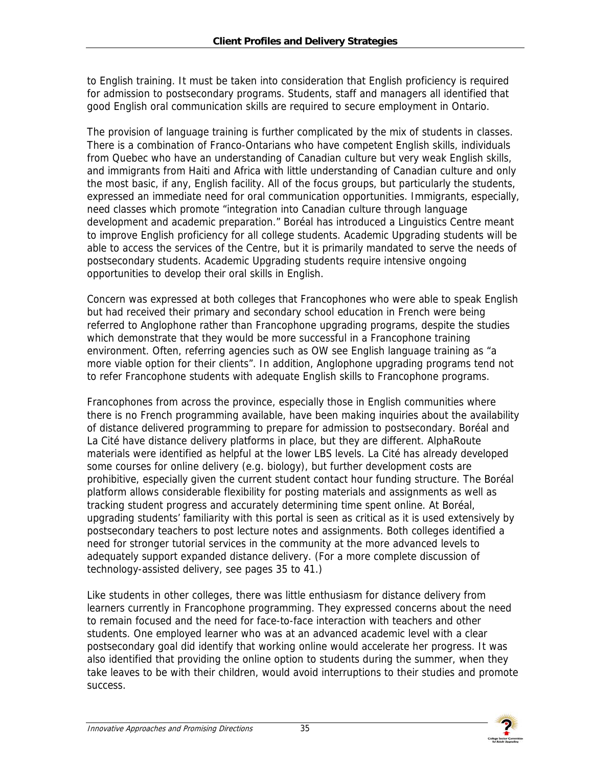to English training. It must be taken into consideration that English proficiency is required for admission to postsecondary programs. Students, staff and managers all identified that good English oral communication skills are required to secure employment in Ontario.

The provision of language training is further complicated by the mix of students in classes. There is a combination of Franco-Ontarians who have competent English skills, individuals from Quebec who have an understanding of Canadian culture but very weak English skills, and immigrants from Haiti and Africa with little understanding of Canadian culture and only the most basic, if any, English facility. All of the focus groups, but particularly the students, expressed an immediate need for oral communication opportunities. Immigrants, especially, need classes which promote "integration into Canadian culture through language development and academic preparation." Boréal has introduced a Linguistics Centre meant to improve English proficiency for all college students. Academic Upgrading students will be able to access the services of the Centre, but it is primarily mandated to serve the needs of postsecondary students. Academic Upgrading students require intensive ongoing opportunities to develop their oral skills in English.

Concern was expressed at both colleges that Francophones who were able to speak English but had received their primary and secondary school education in French were being referred to Anglophone rather than Francophone upgrading programs, despite the studies which demonstrate that they would be more successful in a Francophone training environment. Often, referring agencies such as OW see English language training as "a more viable option for their clients". In addition, Anglophone upgrading programs tend not to refer Francophone students with adequate English skills to Francophone programs.

Francophones from across the province, especially those in English communities where there is no French programming available, have been making inquiries about the availability of distance delivered programming to prepare for admission to postsecondary. Boréal and La Cité have distance delivery platforms in place, but they are different. AlphaRoute materials were identified as helpful at the lower LBS levels. La Cité has already developed some courses for online delivery (e.g. biology), but further development costs are prohibitive, especially given the current student contact hour funding structure. The Boréal platform allows considerable flexibility for posting materials and assignments as well as tracking student progress and accurately determining time spent online. At Boréal, upgrading students' familiarity with this portal is seen as critical as it is used extensively by postsecondary teachers to post lecture notes and assignments. Both colleges identified a need for stronger tutorial services in the community at the more advanced levels to adequately support expanded distance delivery. (For a more complete discussion of technology-assisted delivery, see pages 35 to 41.)

Like students in other colleges, there was little enthusiasm for distance delivery from learners currently in Francophone programming. They expressed concerns about the need to remain focused and the need for face-to-face interaction with teachers and other students. One employed learner who was at an advanced academic level with a clear postsecondary goal did identify that working online would accelerate her progress. It was also identified that providing the online option to students during the summer, when they take leaves to be with their children, would avoid interruptions to their studies and promote success.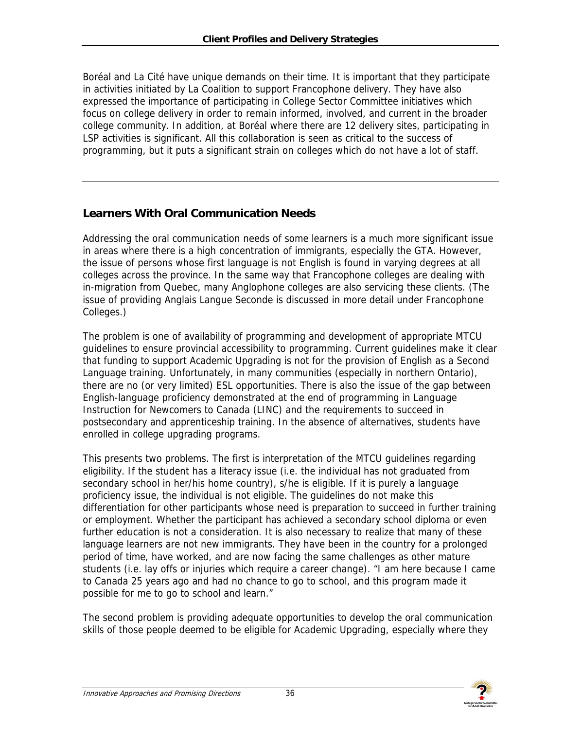Boréal and La Cité have unique demands on their time. It is important that they participate in activities initiated by La Coalition to support Francophone delivery. They have also expressed the importance of participating in College Sector Committee initiatives which focus on college delivery in order to remain informed, involved, and current in the broader college community. In addition, at Boréal where there are 12 delivery sites, participating in LSP activities is significant. All this collaboration is seen as critical to the success of programming, but it puts a significant strain on colleges which do not have a lot of staff.

---

## Learners With Oral Communication Needs

Addressing the oral communication needs of some learners is a much more significant issue in areas where there is a high concentration of immigrants, especially the GTA. However, the issue of persons whose first language is not English is found in varying degrees at all colleges across the province. In the same way that Francophone colleges are dealing with in-migration from Quebec, many Anglophone colleges are also servicing these clients. (The issue of providing Anglais Langue Seconde is discussed in more detail under Francophone Colleges.)

The problem is one of availability of programming and development of appropriate MTCU guidelines to ensure provincial accessibility to programming. Current guidelines make it clear that funding to support Academic Upgrading is not for the provision of English as a Second Language training. Unfortunately, in many communities (especially in northern Ontario), there are no (or very limited) ESL opportunities. There is also the issue of the gap between English-language proficiency demonstrated at the end of programming in Language Instruction for Newcomers to Canada (LINC) and the requirements to succeed in postsecondary and apprenticeship training. In the absence of alternatives, students have enrolled in college upgrading programs.

This presents two problems. The first is interpretation of the MTCU guidelines regarding eligibility. If the student has a literacy issue (i.e. the individual has not graduated from secondary school in her/his home country), s/he is eligible. If it is purely a language proficiency issue, the individual is not eligible. The guidelines do not make this differentiation for other participants whose need is preparation to succeed in further training or employment. Whether the participant has achieved a secondary school diploma or even further education is not a consideration. It is also necessary to realize that many of these language learners are not new immigrants. They have been in the country for a prolonged period of time, have worked, and are now facing the same challenges as other mature students (i.e. lay offs or injuries which require a career change). "I am here because I came to Canada 25 years ago and had no chance to go to school, and this program made it possible for me to go to school and learn."

The second problem is providing adequate opportunities to develop the oral communication skills of those people deemed to be eligible for Academic Upgrading, especially where they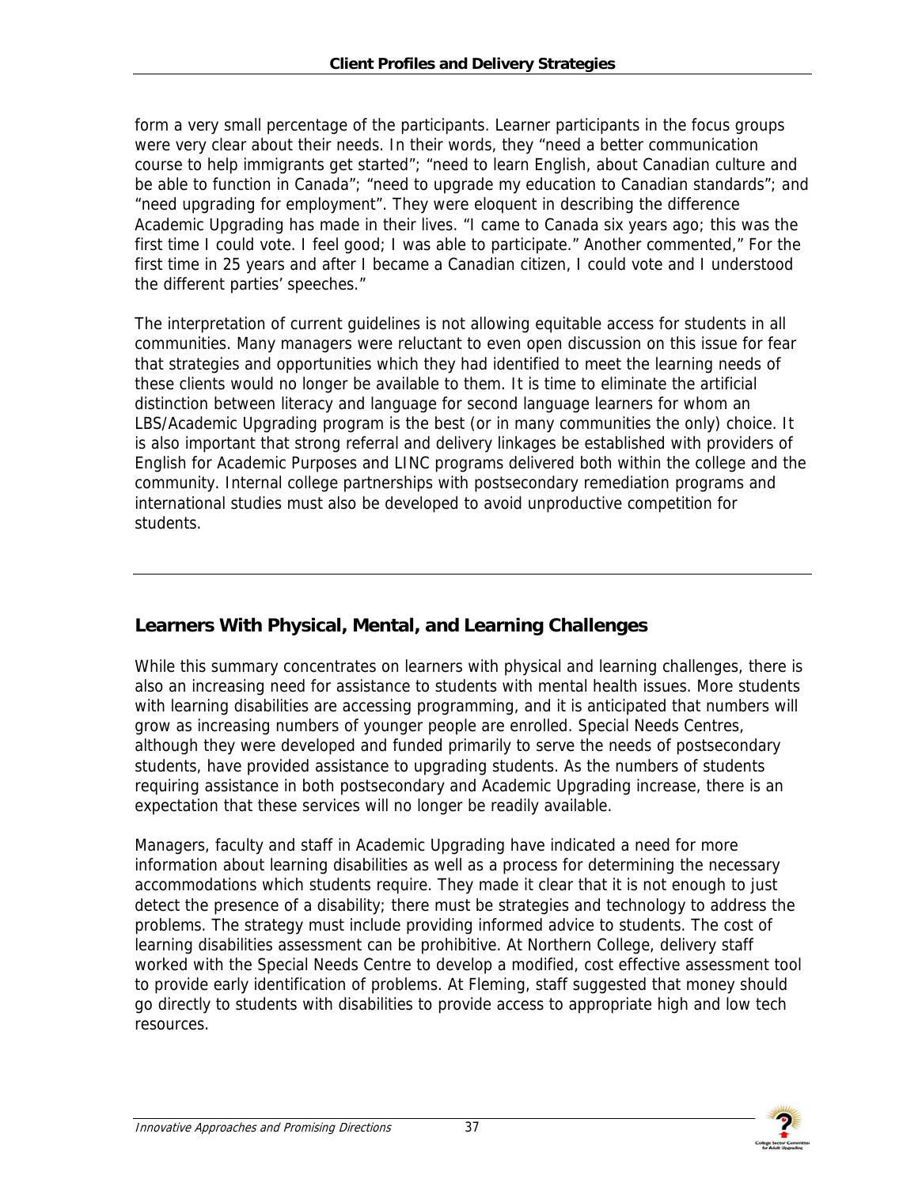form a very small percentage of the participants. Learner participants in the focus groups were very clear about their needs. In their words, they "need a better communication course to help immigrants get started"; "need to learn English, about Canadian culture and be able to function in Canada"; "need to upgrade my education to Canadian standards"; and "need upgrading for employment". They were eloquent in describing the difference Academic Upgrading has made in their lives. "I came to Canada six years ago; this was the first time I could vote. I feel good; I was able to participate." Another commented," For the first time in 25 years and after I became a Canadian citizen, I could vote and I understood the different parties' speeches."

The interpretation of current guidelines is not allowing equitable access for students in all communities. Many managers were reluctant to even open discussion on this issue for fear that strategies and opportunities which they had identified to meet the learning needs of these clients would no longer be available to them. It is time to eliminate the artificial distinction between literacy and language for second language learners for whom an LBS/Academic Upgrading program is the best (or in many communities the only) choice. It is also important that strong referral and delivery linkages be established with providers of English for Academic Purposes and LINC programs delivered both within the college and the community. Internal college partnerships with postsecondary remediation programs and international studies must also be developed to avoid unproductive competition for students.

---

## Learners With Physical, Mental, and Learning Challenges

While this summary concentrates on learners with physical and learning challenges, there is also an increasing need for assistance to students with mental health issues. More students with learning disabilities are accessing programming, and it is anticipated that numbers will grow as increasing numbers of younger people are enrolled. Special Needs Centres, although they were developed and funded primarily to serve the needs of postsecondary students, have provided assistance to upgrading students. As the numbers of students requiring assistance in both postsecondary and Academic Upgrading increase, there is an expectation that these services will no longer be readily available.

Managers, faculty and staff in Academic Upgrading have indicated a need for more information about learning disabilities as well as a process for determining the necessary accommodations which students require. They made it clear that it is not enough to just detect the presence of a disability; there must be strategies and technology to address the problems. The strategy must include providing informed advice to students. The cost of learning disabilities assessment can be prohibitive. At Northern College, delivery staff worked with the Special Needs Centre to develop a modified, cost effective assessment tool to provide early identification of problems. At Fleming, staff suggested that money should go directly to students with disabilities to provide access to appropriate high and low tech resources.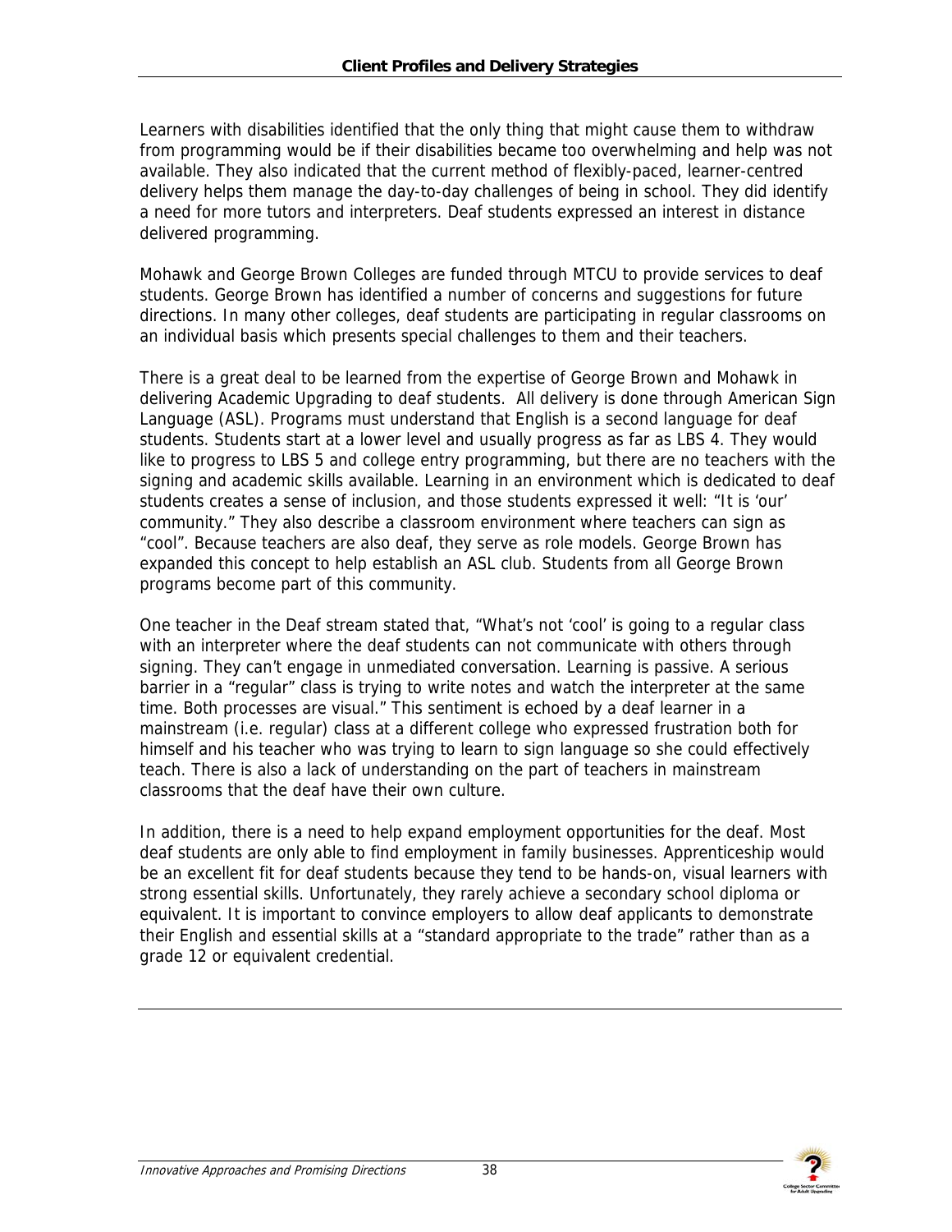Learners with disabilities identified that the only thing that might cause them to withdraw from programming would be if their disabilities became too overwhelming and help was not available. They also indicated that the current method of flexibly-paced, learner-centred delivery helps them manage the day-to-day challenges of being in school. They did identify a need for more tutors and interpreters. Deaf students expressed an interest in distance delivered programming.

Mohawk and George Brown Colleges are funded through MTCU to provide services to deaf students. George Brown has identified a number of concerns and suggestions for future directions. In many other colleges, deaf students are participating in regular classrooms on an individual basis which presents special challenges to them and their teachers.

There is a great deal to be learned from the expertise of George Brown and Mohawk in delivering Academic Upgrading to deaf students. All delivery is done through American Sign Language (ASL). Programs must understand that English is a second language for deaf students. Students start at a lower level and usually progress as far as LBS 4. They would like to progress to LBS 5 and college entry programming, but there are no teachers with the signing and academic skills available. Learning in an environment which is dedicated to deaf students creates a sense of inclusion, and those students expressed it well: "It is 'our' community." They also describe a classroom environment where teachers can sign as "cool". Because teachers are also deaf, they serve as role models. George Brown has expanded this concept to help establish an ASL club. Students from all George Brown programs become part of this community.

One teacher in the Deaf stream stated that, "What's not 'cool' is going to a regular class with an interpreter where the deaf students can not communicate with others through signing. They can't engage in unmediated conversation. Learning is passive. A serious barrier in a "regular" class is trying to write notes and watch the interpreter at the same time. Both processes are visual." This sentiment is echoed by a deaf learner in a mainstream (i.e. regular) class at a different college who expressed frustration both for himself and his teacher who was trying to learn to sign language so she could effectively teach. There is also a lack of understanding on the part of teachers in mainstream classrooms that the deaf have their own culture.

In addition, there is a need to help expand employment opportunities for the deaf. Most deaf students are only able to find employment in family businesses. Apprenticeship would be an excellent fit for deaf students because they tend to be hands-on, visual learners with strong essential skills. Unfortunately, they rarely achieve a secondary school diploma or equivalent. It is important to convince employers to allow deaf applicants to demonstrate their English and essential skills at a "standard appropriate to the trade" rather than as a grade 12 or equivalent credential.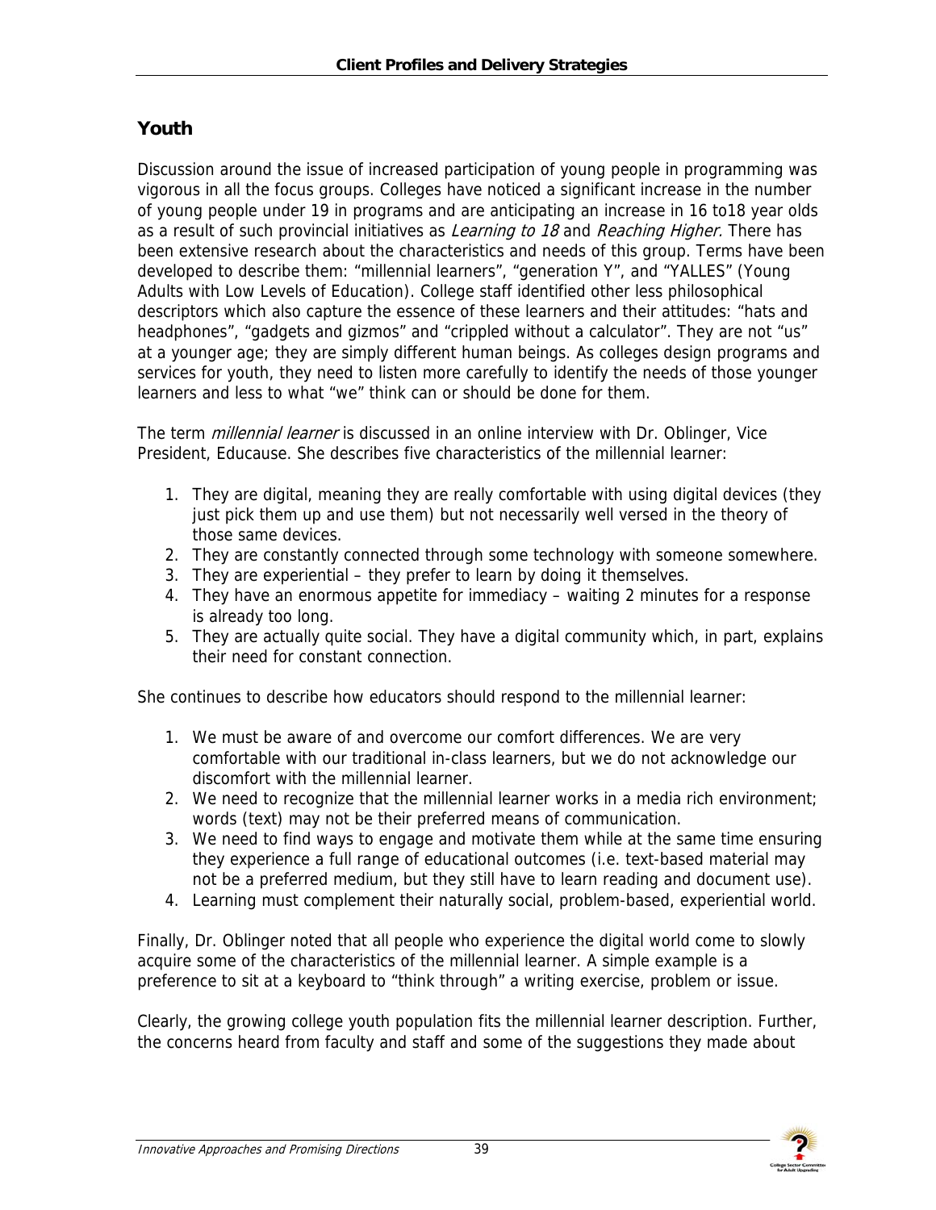## Youth

Discussion around the issue of increased participation of young people in programming was vigorous in all the focus groups. Colleges have noticed a significant increase in the number of young people under 19 in programs and are anticipating an increase in 16 to18 year olds as a result of such provincial initiatives as *Learning to 18* and *Reaching Higher.* There has been extensive research about the characteristics and needs of this group. Terms have been developed to describe them: "millennial learners", "generation Y", and "YALLES" (Young Adults with Low Levels of Education). College staff identified other less philosophical descriptors which also capture the essence of these learners and their attitudes: "hats and headphones", "gadgets and gizmos" and "crippled without a calculator". They are not "us" at a younger age; they are simply different human beings. As colleges design programs and services for youth, they need to listen more carefully to identify the needs of those younger learners and less to what "we" think can or should be done for them.

The term *millennial learner* is discussed in an online interview with Dr. Oblinger, Vice President, Educause. She describes five characteristics of the millennial learner:

1. They are digital, meaning they are really comfortable with using digital devices (they just pick them up and use them) but not necessarily well versed in the theory of those same devices.
2. They are constantly connected through some technology with someone somewhere.
3. They are experiential – they prefer to learn by doing it themselves.
4. They have an enormous appetite for immediacy – waiting 2 minutes for a response is already too long.
5. They are actually quite social. They have a digital community which, in part, explains their need for constant connection.

She continues to describe how educators should respond to the millennial learner:

1. We must be aware of and overcome our comfort differences. We are very comfortable with our traditional in-class learners, but we do not acknowledge our discomfort with the millennial learner.
2. We need to recognize that the millennial learner works in a media rich environment; words (text) may not be their preferred means of communication.
3. We need to find ways to engage and motivate them while at the same time ensuring they experience a full range of educational outcomes (i.e. text-based material may not be a preferred medium, but they still have to learn reading and document use).
4. Learning must complement their naturally social, problem-based, experiential world.

Finally, Dr. Oblinger noted that all people who experience the digital world come to slowly acquire some of the characteristics of the millennial learner. A simple example is a preference to sit at a keyboard to "think through" a writing exercise, problem or issue.

Clearly, the growing college youth population fits the millennial learner description. Further, the concerns heard from faculty and staff and some of the suggestions they made about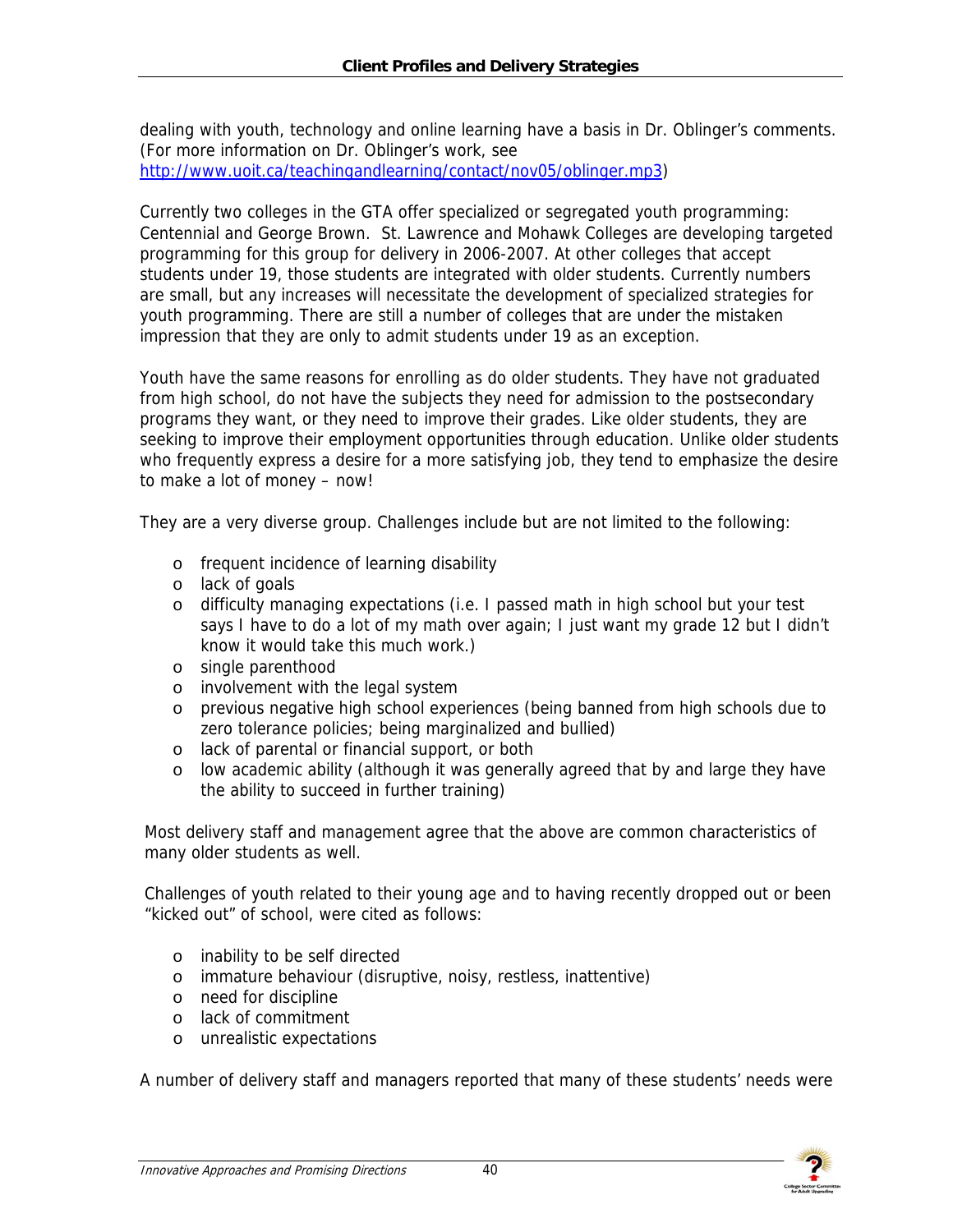dealing with youth, technology and online learning have a basis in Dr. Oblinger's comments. (For more information on Dr. Oblinger's work, see [http://www.uoit.ca/teachingandlearning/contact/nov05/oblinger.mp3](http://www.uoit.ca/teachingandlearning/contact/nov05/oblinger.mp3))

Currently two colleges in the GTA offer specialized or segregated youth programming: Centennial and George Brown. St. Lawrence and Mohawk Colleges are developing targeted programming for this group for delivery in 2006-2007. At other colleges that accept students under 19, those students are integrated with older students. Currently numbers are small, but any increases will necessitate the development of specialized strategies for youth programming. There are still a number of colleges that are under the mistaken impression that they are only to admit students under 19 as an exception.

Youth have the same reasons for enrolling as do older students. They have not graduated from high school, do not have the subjects they need for admission to the postsecondary programs they want, or they need to improve their grades. Like older students, they are seeking to improve their employment opportunities through education. Unlike older students who frequently express a desire for a more satisfying job, they tend to emphasize the desire to make a lot of money – now!

They are a very diverse group. Challenges include but are not limited to the following:

- frequent incidence of learning disability
- lack of goals
- difficulty managing expectations (i.e. I passed math in high school but your test says I have to do a lot of my math over again; I just want my grade 12 but I didn't know it would take this much work.)
- single parenthood
- involvement with the legal system
- previous negative high school experiences (being banned from high schools due to zero tolerance policies; being marginalized and bullied)
- lack of parental or financial support, or both
- low academic ability (although it was generally agreed that by and large they have the ability to succeed in further training)

Most delivery staff and management agree that the above are common characteristics of many older students as well.

Challenges of youth related to their young age and to having recently dropped out or been "kicked out" of school, were cited as follows:

- inability to be self directed
- immature behaviour (disruptive, noisy, restless, inattentive)
- need for discipline
- lack of commitment
- unrealistic expectations

A number of delivery staff and managers reported that many of these students' needs were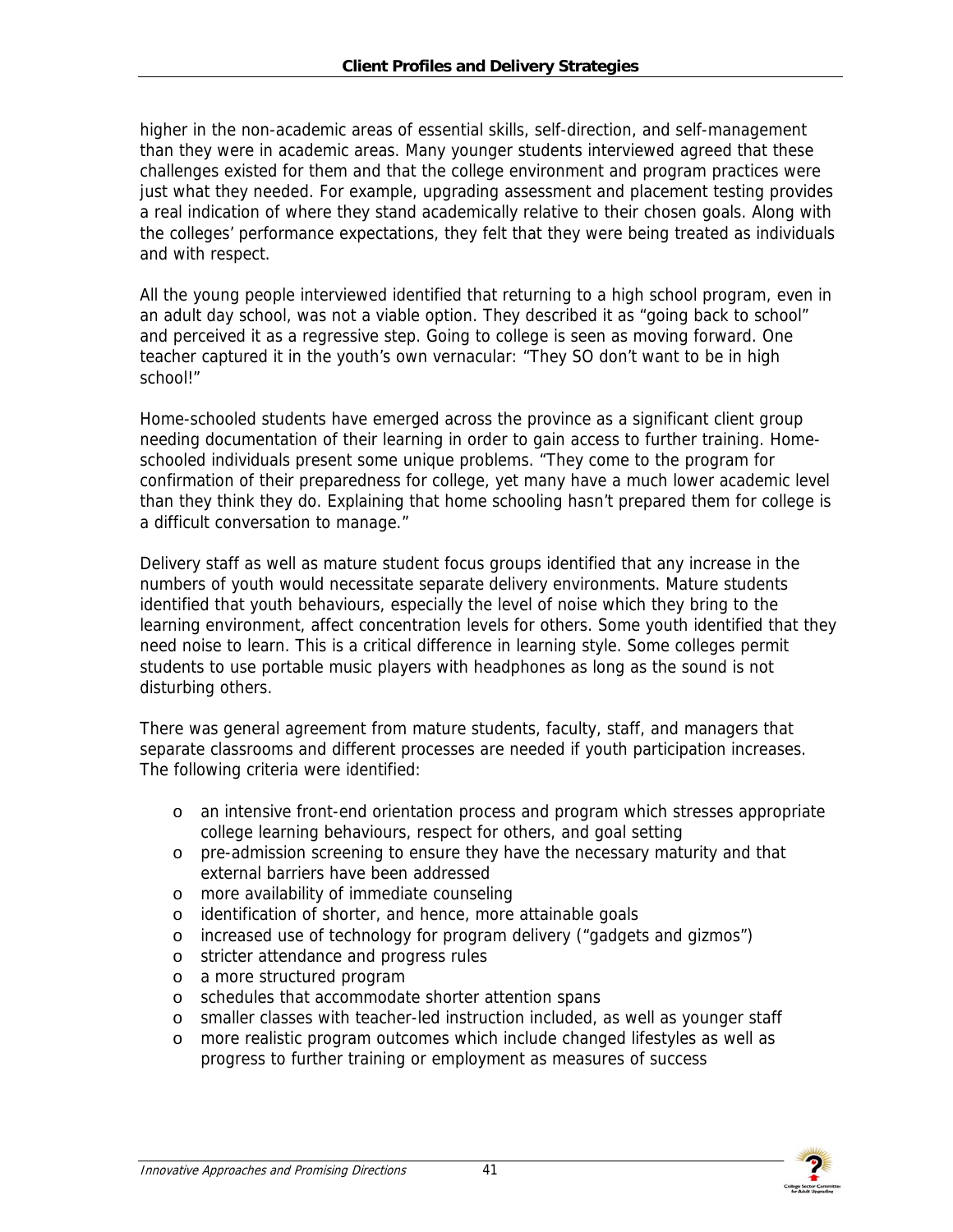higher in the non-academic areas of essential skills, self-direction, and self-management than they were in academic areas. Many younger students interviewed agreed that these challenges existed for them and that the college environment and program practices were just what they needed. For example, upgrading assessment and placement testing provides a real indication of where they stand academically relative to their chosen goals. Along with the colleges' performance expectations, they felt that they were being treated as individuals and with respect.

All the young people interviewed identified that returning to a high school program, even in an adult day school, was not a viable option. They described it as "going back to school" and perceived it as a regressive step. Going to college is seen as moving forward. One teacher captured it in the youth's own vernacular: "They SO don't want to be in high school!"

Home-schooled students have emerged across the province as a significant client group needing documentation of their learning in order to gain access to further training. Home-schooled individuals present some unique problems. "They come to the program for confirmation of their preparedness for college, yet many have a much lower academic level than they think they do. Explaining that home schooling hasn't prepared them for college is a difficult conversation to manage."

Delivery staff as well as mature student focus groups identified that any increase in the numbers of youth would necessitate separate delivery environments. Mature students identified that youth behaviours, especially the level of noise which they bring to the learning environment, affect concentration levels for others. Some youth identified that they need noise to learn. This is a critical difference in learning style. Some colleges permit students to use portable music players with headphones as long as the sound is not disturbing others.

There was general agreement from mature students, faculty, staff, and managers that separate classrooms and different processes are needed if youth participation increases. The following criteria were identified:

- an intensive front-end orientation process and program which stresses appropriate college learning behaviours, respect for others, and goal setting
- pre-admission screening to ensure they have the necessary maturity and that external barriers have been addressed
- more availability of immediate counseling
- identification of shorter, and hence, more attainable goals
- increased use of technology for program delivery ("gadgets and gizmos")
- stricter attendance and progress rules
- a more structured program
- schedules that accommodate shorter attention spans
- smaller classes with teacher-led instruction included, as well as younger staff
- more realistic program outcomes which include changed lifestyles as well as progress to further training or employment as measures of success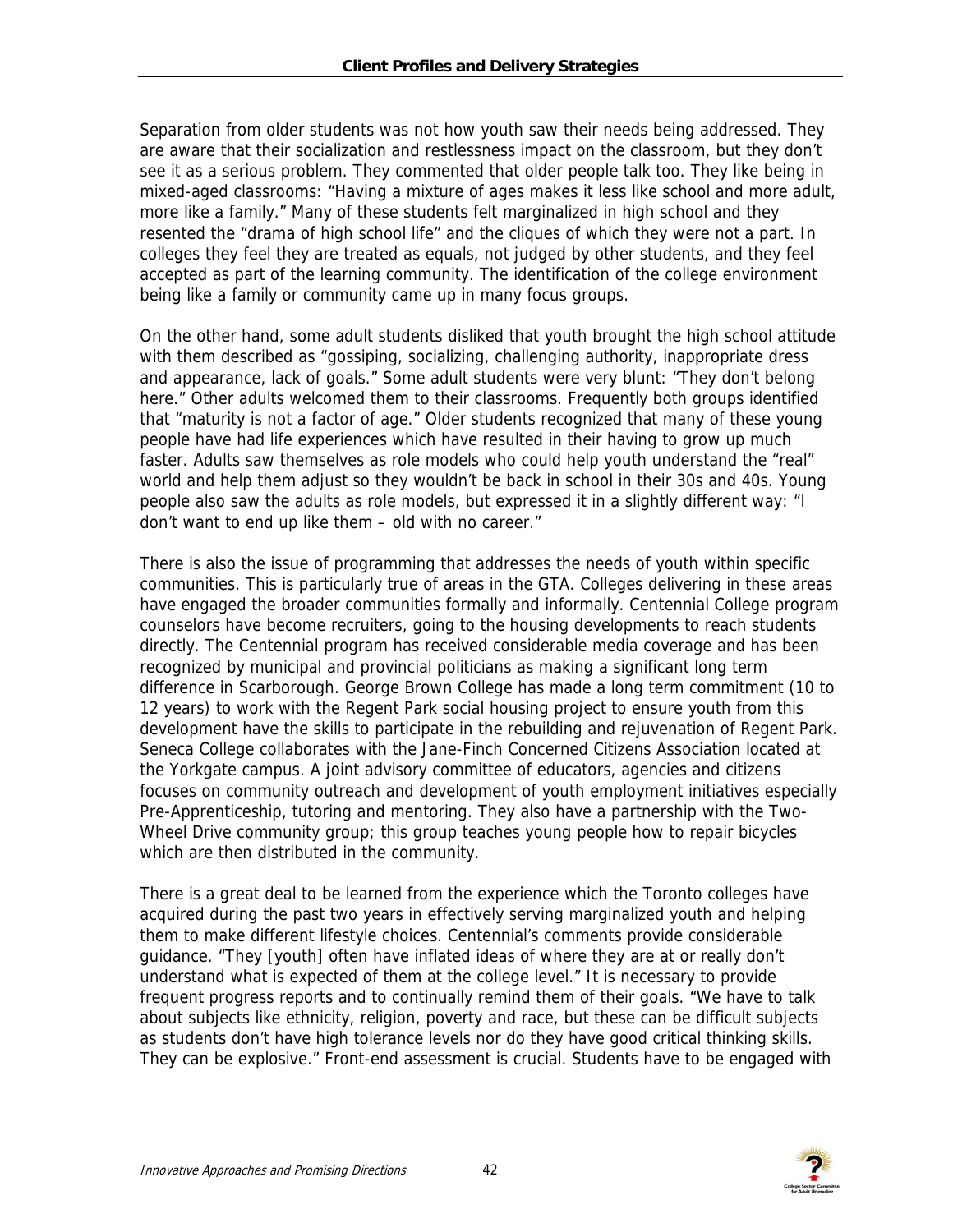Separation from older students was not how youth saw their needs being addressed. They are aware that their socialization and restlessness impact on the classroom, but they don't see it as a serious problem. They commented that older people talk too. They like being in mixed-aged classrooms: "Having a mixture of ages makes it less like school and more adult, more like a family." Many of these students felt marginalized in high school and they resented the "drama of high school life" and the cliques of which they were not a part. In colleges they feel they are treated as equals, not judged by other students, and they feel accepted as part of the learning community. The identification of the college environment being like a family or community came up in many focus groups.

On the other hand, some adult students disliked that youth brought the high school attitude with them described as "gossiping, socializing, challenging authority, inappropriate dress and appearance, lack of goals." Some adult students were very blunt: "They don't belong here." Other adults welcomed them to their classrooms. Frequently both groups identified that "maturity is not a factor of age." Older students recognized that many of these young people have had life experiences which have resulted in their having to grow up much faster. Adults saw themselves as role models who could help youth understand the "real" world and help them adjust so they wouldn't be back in school in their 30s and 40s. Young people also saw the adults as role models, but expressed it in a slightly different way: "I don't want to end up like them – old with no career."

There is also the issue of programming that addresses the needs of youth within specific communities. This is particularly true of areas in the GTA. Colleges delivering in these areas have engaged the broader communities formally and informally. Centennial College program counselors have become recruiters, going to the housing developments to reach students directly. The Centennial program has received considerable media coverage and has been recognized by municipal and provincial politicians as making a significant long term difference in Scarborough. George Brown College has made a long term commitment (10 to 12 years) to work with the Regent Park social housing project to ensure youth from this development have the skills to participate in the rebuilding and rejuvenation of Regent Park. Seneca College collaborates with the Jane-Finch Concerned Citizens Association located at the Yorkgate campus. A joint advisory committee of educators, agencies and citizens focuses on community outreach and development of youth employment initiatives especially Pre-Apprenticeship, tutoring and mentoring. They also have a partnership with the Two-Wheel Drive community group; this group teaches young people how to repair bicycles which are then distributed in the community.

There is a great deal to be learned from the experience which the Toronto colleges have acquired during the past two years in effectively serving marginalized youth and helping them to make different lifestyle choices. Centennial's comments provide considerable guidance. "They [youth] often have inflated ideas of where they are at or really don't understand what is expected of them at the college level." It is necessary to provide frequent progress reports and to continually remind them of their goals. "We have to talk about subjects like ethnicity, religion, poverty and race, but these can be difficult subjects as students don't have high tolerance levels nor do they have good critical thinking skills. They can be explosive." Front-end assessment is crucial. Students have to be engaged with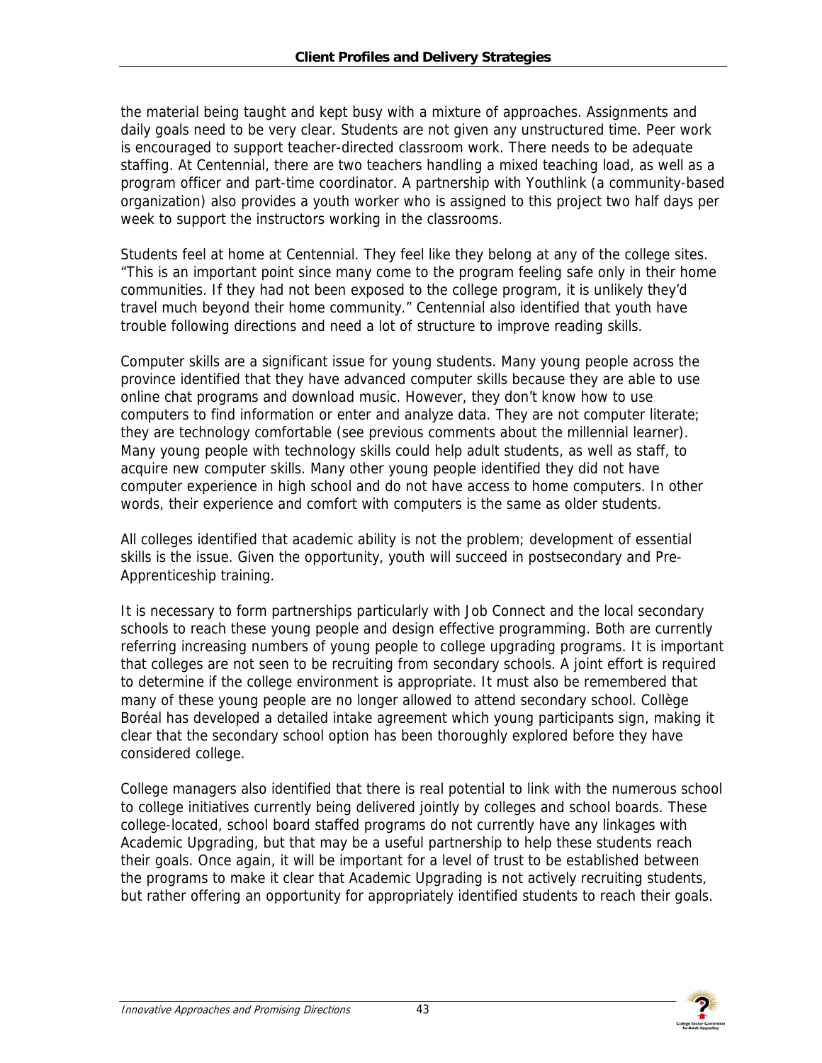the material being taught and kept busy with a mixture of approaches. Assignments and daily goals need to be very clear. Students are not given any unstructured time. Peer work is encouraged to support teacher-directed classroom work. There needs to be adequate staffing. At Centennial, there are two teachers handling a mixed teaching load, as well as a program officer and part-time coordinator. A partnership with Youthlink (a community-based organization) also provides a youth worker who is assigned to this project two half days per week to support the instructors working in the classrooms.

Students feel at home at Centennial. They feel like they belong at any of the college sites. "This is an important point since many come to the program feeling safe only in their home communities. If they had not been exposed to the college program, it is unlikely they'd travel much beyond their home community." Centennial also identified that youth have trouble following directions and need a lot of structure to improve reading skills.

Computer skills are a significant issue for young students. Many young people across the province identified that they have advanced computer skills because they are able to use online chat programs and download music. However, they don't know how to use computers to find information or enter and analyze data. They are not computer literate; they are technology comfortable (see previous comments about the millennial learner). Many young people with technology skills could help adult students, as well as staff, to acquire new computer skills. Many other young people identified they did not have computer experience in high school and do not have access to home computers. In other words, their experience and comfort with computers is the same as older students.

All colleges identified that academic ability is not the problem; development of essential skills is the issue. Given the opportunity, youth will succeed in postsecondary and Pre-Apprenticeship training.

It is necessary to form partnerships particularly with Job Connect and the local secondary schools to reach these young people and design effective programming. Both are currently referring increasing numbers of young people to college upgrading programs. It is important that colleges are not seen to be recruiting from secondary schools. A joint effort is required to determine if the college environment is appropriate. It must also be remembered that many of these young people are no longer allowed to attend secondary school. Collège Boréal has developed a detailed intake agreement which young participants sign, making it clear that the secondary school option has been thoroughly explored before they have considered college.

College managers also identified that there is real potential to link with the numerous school to college initiatives currently being delivered jointly by colleges and school boards. These college-located, school board staffed programs do not currently have any linkages with Academic Upgrading, but that may be a useful partnership to help these students reach their goals. Once again, it will be important for a level of trust to be established between the programs to make it clear that Academic Upgrading is not actively recruiting students, but rather offering an opportunity for appropriately identified students to reach their goals.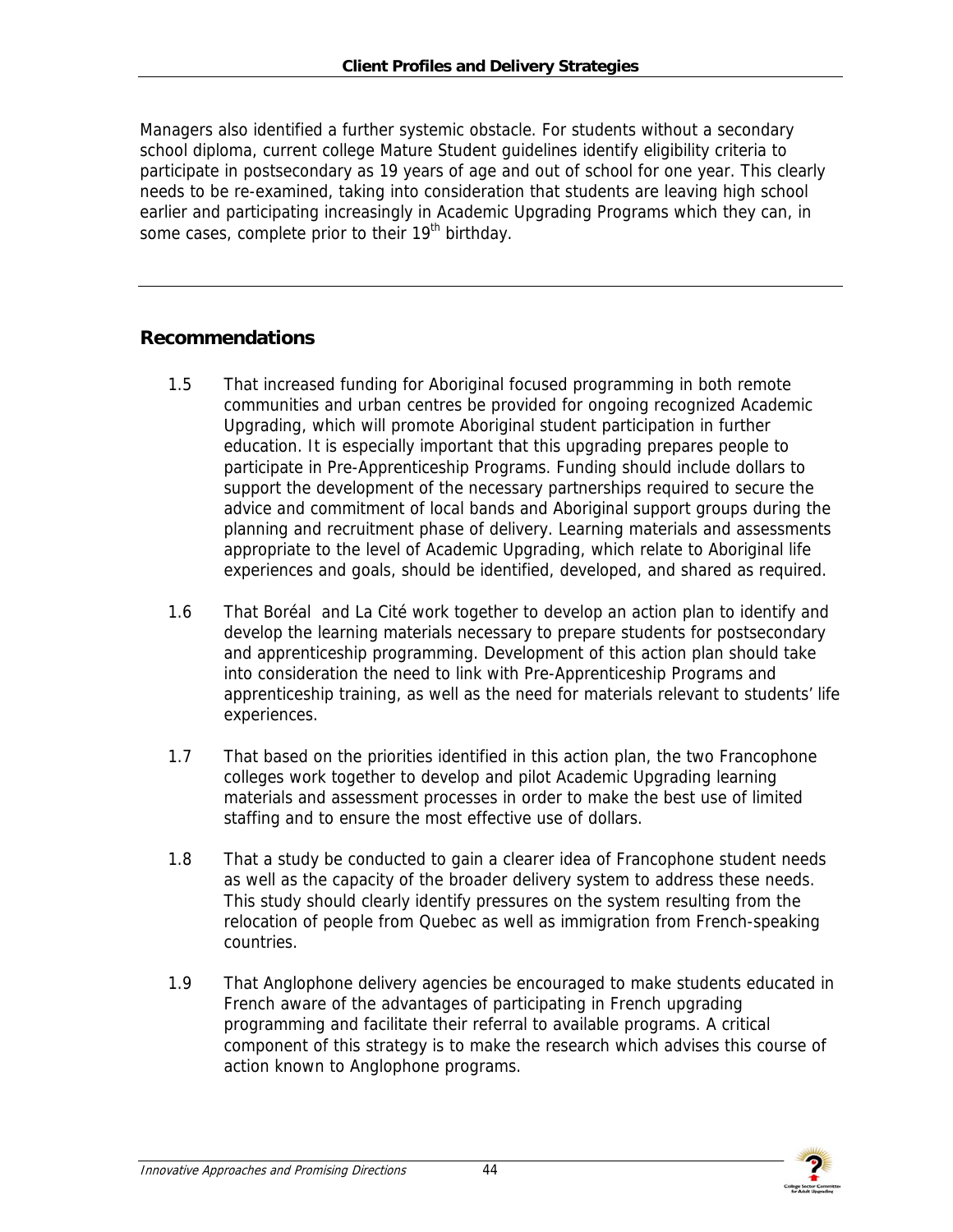Managers also identified a further systemic obstacle. For students without a secondary school diploma, current college Mature Student guidelines identify eligibility criteria to participate in postsecondary as 19 years of age and out of school for one year. This clearly needs to be re-examined, taking into consideration that students are leaving high school earlier and participating increasingly in Academic Upgrading Programs which they can, in some cases, complete prior to their 19th birthday.

---

## Recommendations

1.5 That increased funding for Aboriginal focused programming in both remote communities and urban centres be provided for ongoing recognized Academic Upgrading, which will promote Aboriginal student participation in further education. It is especially important that this upgrading prepares people to participate in Pre-Apprenticeship Programs. Funding should include dollars to support the development of the necessary partnerships required to secure the advice and commitment of local bands and Aboriginal support groups during the planning and recruitment phase of delivery. Learning materials and assessments appropriate to the level of Academic Upgrading, which relate to Aboriginal life experiences and goals, should be identified, developed, and shared as required.

1.6 That Boréal and La Cité work together to develop an action plan to identify and develop the learning materials necessary to prepare students for postsecondary and apprenticeship programming. Development of this action plan should take into consideration the need to link with Pre-Apprenticeship Programs and apprenticeship training, as well as the need for materials relevant to students' life experiences.

1.7 That based on the priorities identified in this action plan, the two Francophone colleges work together to develop and pilot Academic Upgrading learning materials and assessment processes in order to make the best use of limited staffing and to ensure the most effective use of dollars.

1.8 That a study be conducted to gain a clearer idea of Francophone student needs as well as the capacity of the broader delivery system to address these needs. This study should clearly identify pressures on the system resulting from the relocation of people from Quebec as well as immigration from French-speaking countries.

1.9 That Anglophone delivery agencies be encouraged to make students educated in French aware of the advantages of participating in French upgrading programming and facilitate their referral to available programs. A critical component of this strategy is to make the research which advises this course of action known to Anglophone programs.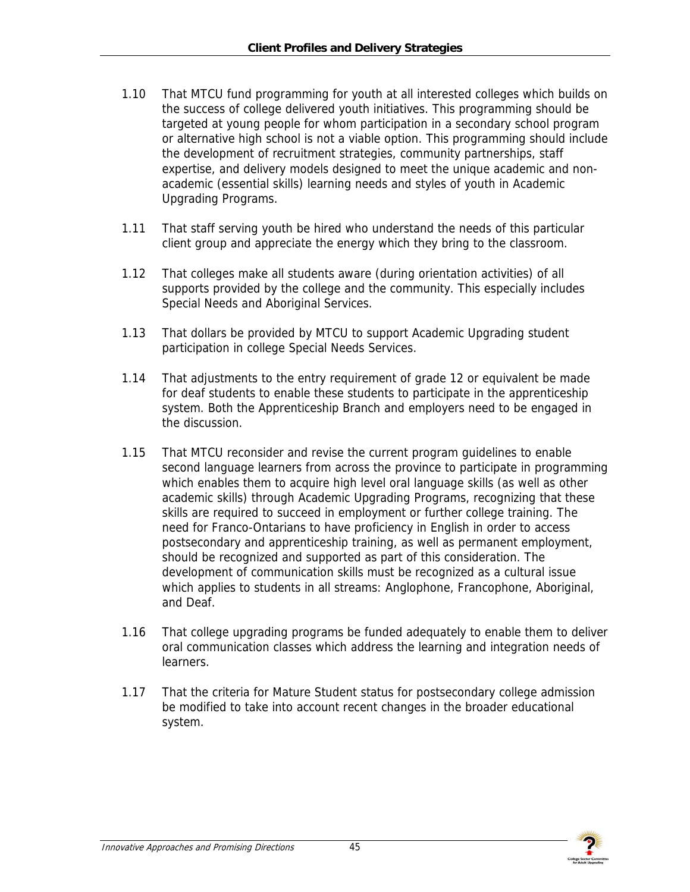1.10 That MTCU fund programming for youth at all interested colleges which builds on the success of college delivered youth initiatives. This programming should be targeted at young people for whom participation in a secondary school program or alternative high school is not a viable option. This programming should include the development of recruitment strategies, community partnerships, staff expertise, and delivery models designed to meet the unique academic and non-academic (essential skills) learning needs and styles of youth in Academic Upgrading Programs.

1.11 That staff serving youth be hired who understand the needs of this particular client group and appreciate the energy which they bring to the classroom.

1.12 That colleges make all students aware (during orientation activities) of all supports provided by the college and the community. This especially includes Special Needs and Aboriginal Services.

1.13 That dollars be provided by MTCU to support Academic Upgrading student participation in college Special Needs Services.

1.14 That adjustments to the entry requirement of grade 12 or equivalent be made for deaf students to enable these students to participate in the apprenticeship system. Both the Apprenticeship Branch and employers need to be engaged in the discussion.

1.15 That MTCU reconsider and revise the current program guidelines to enable second language learners from across the province to participate in programming which enables them to acquire high level oral language skills (as well as other academic skills) through Academic Upgrading Programs, recognizing that these skills are required to succeed in employment or further college training. The need for Franco-Ontarians to have proficiency in English in order to access postsecondary and apprenticeship training, as well as permanent employment, should be recognized and supported as part of this consideration. The development of communication skills must be recognized as a cultural issue which applies to students in all streams: Anglophone, Francophone, Aboriginal, and Deaf.

1.16 That college upgrading programs be funded adequately to enable them to deliver oral communication classes which address the learning and integration needs of learners.

1.17 That the criteria for Mature Student status for postsecondary college admission be modified to take into account recent changes in the broader educational system.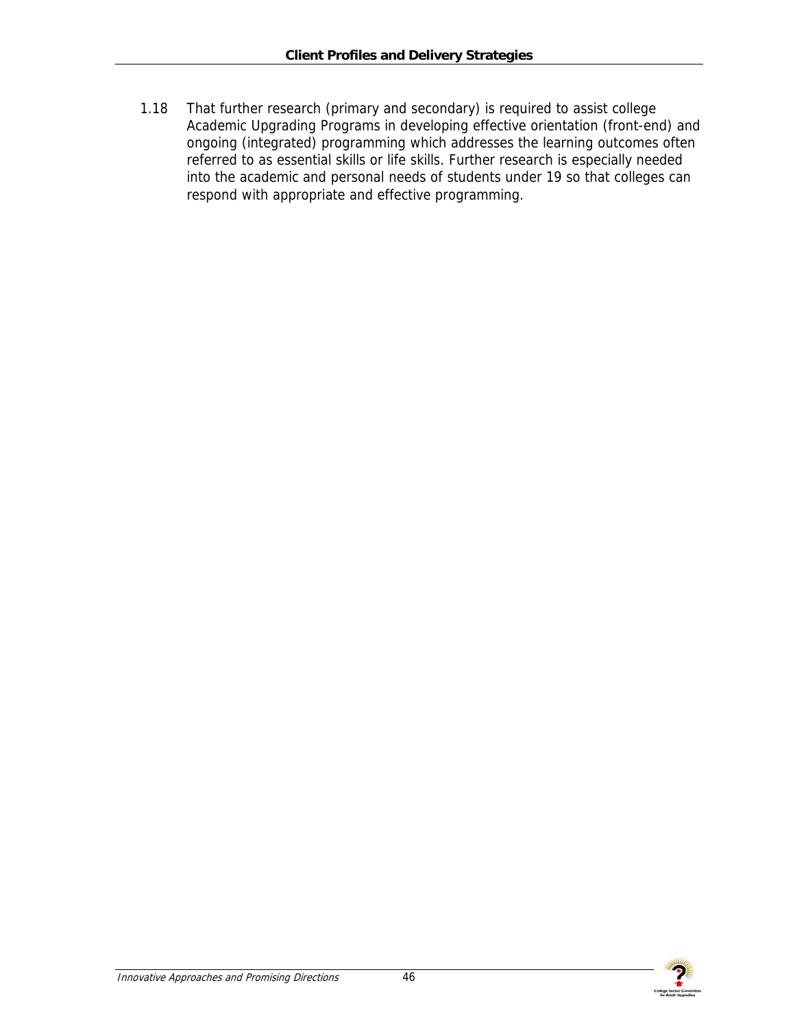1.18 That further research (primary and secondary) is required to assist college Academic Upgrading Programs in developing effective orientation (front-end) and ongoing (integrated) programming which addresses the learning outcomes often referred to as essential skills or life skills. Further research is especially needed into the academic and personal needs of students under 19 so that colleges can respond with appropriate and effective programming.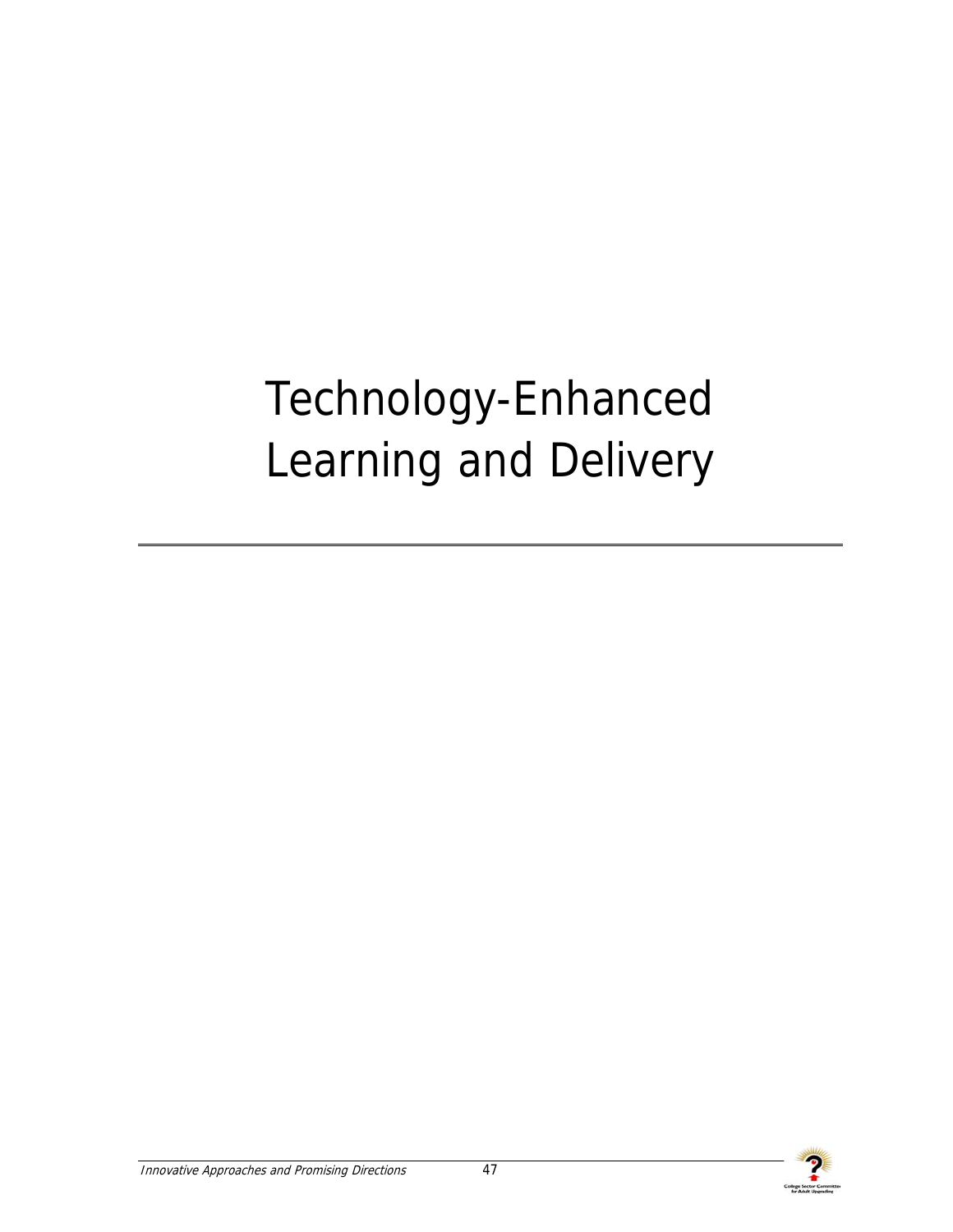# Technology-Enhanced Learning and Delivery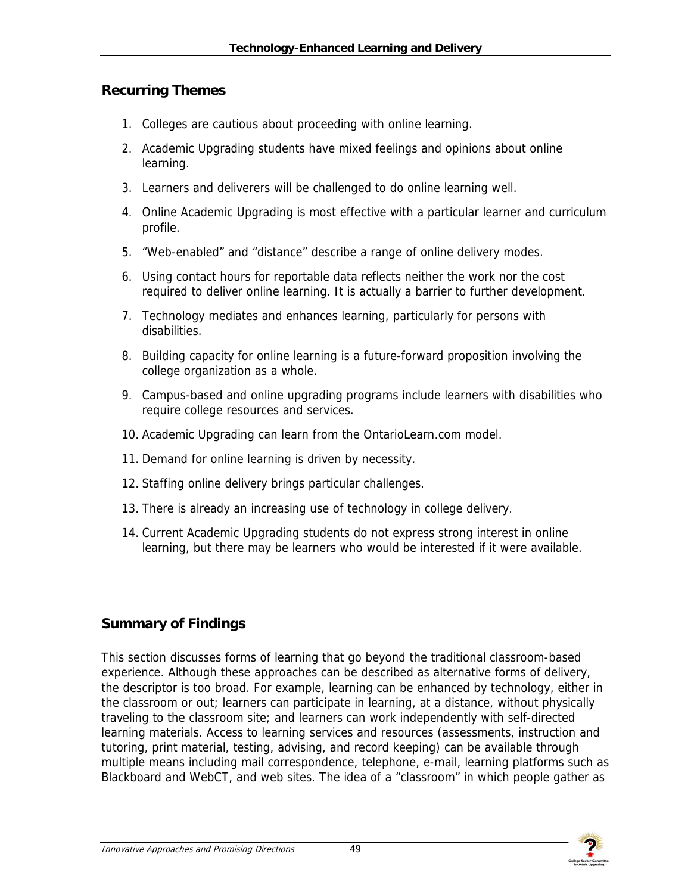## Recurring Themes

1. Colleges are cautious about proceeding with online learning.
2. Academic Upgrading students have mixed feelings and opinions about online learning.
3. Learners and deliverers will be challenged to do online learning well.
4. Online Academic Upgrading is most effective with a particular learner and curriculum profile.
5. "Web-enabled" and "distance" describe a range of online delivery modes.
6. Using contact hours for reportable data reflects neither the work nor the cost required to deliver online learning. It is actually a barrier to further development.
7. Technology mediates and enhances learning, particularly for persons with disabilities.
8. Building capacity for online learning is a future-forward proposition involving the college organization as a whole.
9. Campus-based and online upgrading programs include learners with disabilities who require college resources and services.
10. Academic Upgrading can learn from the OntarioLearn.com model.
11. Demand for online learning is driven by necessity.
12. Staffing online delivery brings particular challenges.
13. There is already an increasing use of technology in college delivery.
14. Current Academic Upgrading students do not express strong interest in online learning, but there may be learners who would be interested if it were available.

---

## Summary of Findings

This section discusses forms of learning that go beyond the traditional classroom-based experience. Although these approaches can be described as alternative forms of delivery, the descriptor is too broad. For example, learning can be enhanced by technology, either in the classroom or out; learners can participate in learning, at a distance, without physically traveling to the classroom site; and learners can work independently with self-directed learning materials. Access to learning services and resources (assessments, instruction and tutoring, print material, testing, advising, and record keeping) can be available through multiple means including mail correspondence, telephone, e-mail, learning platforms such as Blackboard and WebCT, and web sites. The idea of a "classroom" in which people gather as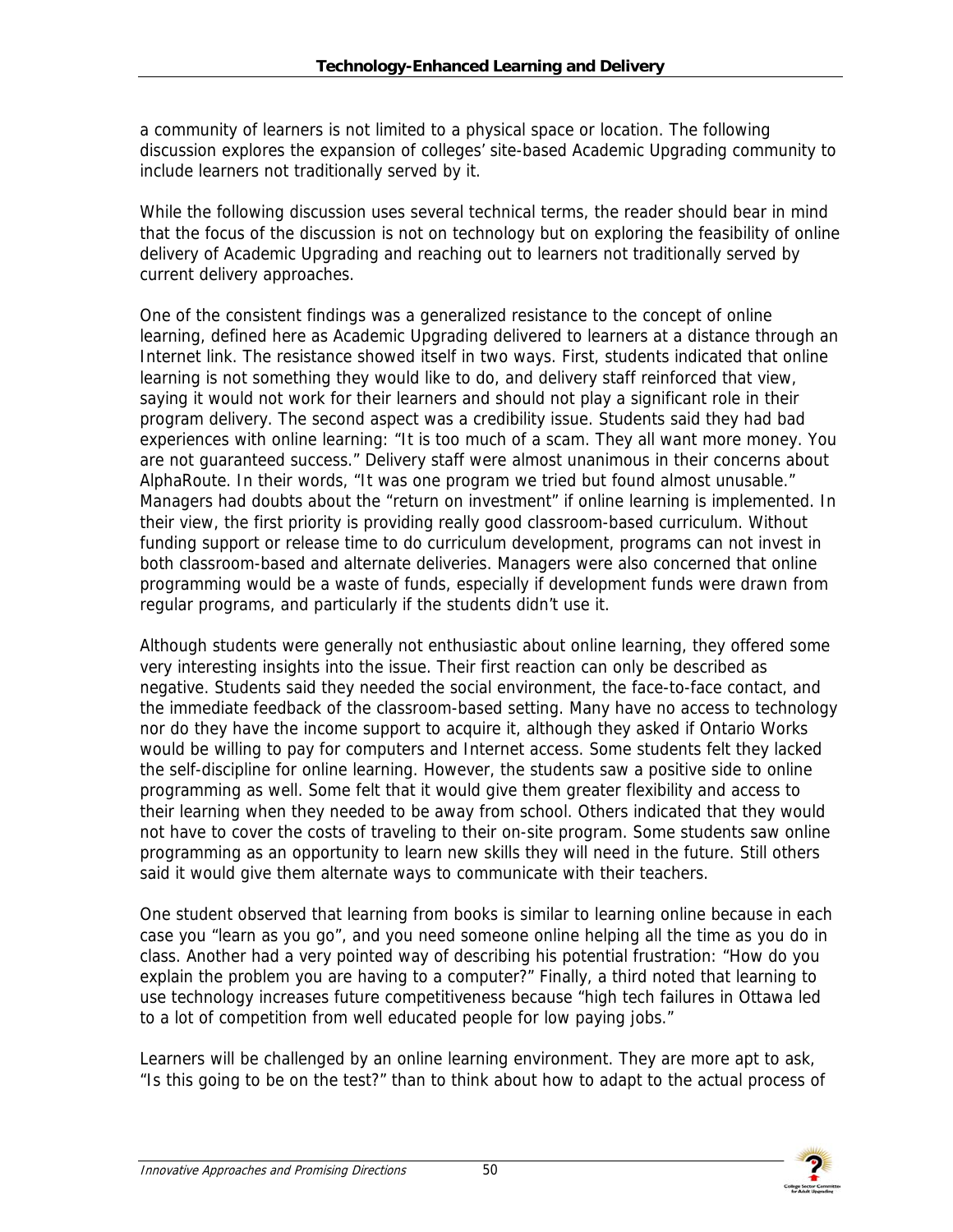a community of learners is not limited to a physical space or location. The following discussion explores the expansion of colleges' site-based Academic Upgrading community to include learners not traditionally served by it.

While the following discussion uses several technical terms, the reader should bear in mind that the focus of the discussion is not on technology but on exploring the feasibility of online delivery of Academic Upgrading and reaching out to learners not traditionally served by current delivery approaches.

One of the consistent findings was a generalized resistance to the concept of online learning, defined here as Academic Upgrading delivered to learners at a distance through an Internet link. The resistance showed itself in two ways. First, students indicated that online learning is not something they would like to do, and delivery staff reinforced that view, saying it would not work for their learners and should not play a significant role in their program delivery. The second aspect was a credibility issue. Students said they had bad experiences with online learning: "It is too much of a scam. They all want more money. You are not guaranteed success." Delivery staff were almost unanimous in their concerns about AlphaRoute. In their words, "It was one program we tried but found almost unusable." Managers had doubts about the "return on investment" if online learning is implemented. In their view, the first priority is providing really good classroom-based curriculum. Without funding support or release time to do curriculum development, programs can not invest in both classroom-based and alternate deliveries. Managers were also concerned that online programming would be a waste of funds, especially if development funds were drawn from regular programs, and particularly if the students didn't use it.

Although students were generally not enthusiastic about online learning, they offered some very interesting insights into the issue. Their first reaction can only be described as negative. Students said they needed the social environment, the face-to-face contact, and the immediate feedback of the classroom-based setting. Many have no access to technology nor do they have the income support to acquire it, although they asked if Ontario Works would be willing to pay for computers and Internet access. Some students felt they lacked the self-discipline for online learning. However, the students saw a positive side to online programming as well. Some felt that it would give them greater flexibility and access to their learning when they needed to be away from school. Others indicated that they would not have to cover the costs of traveling to their on-site program. Some students saw online programming as an opportunity to learn new skills they will need in the future. Still others said it would give them alternate ways to communicate with their teachers.

One student observed that learning from books is similar to learning online because in each case you "learn as you go", and you need someone online helping all the time as you do in class. Another had a very pointed way of describing his potential frustration: "How do you explain the problem you are having to a computer?" Finally, a third noted that learning to use technology increases future competitiveness because "high tech failures in Ottawa led to a lot of competition from well educated people for low paying jobs."

Learners will be challenged by an online learning environment. They are more apt to ask, "Is this going to be on the test?" than to think about how to adapt to the actual process of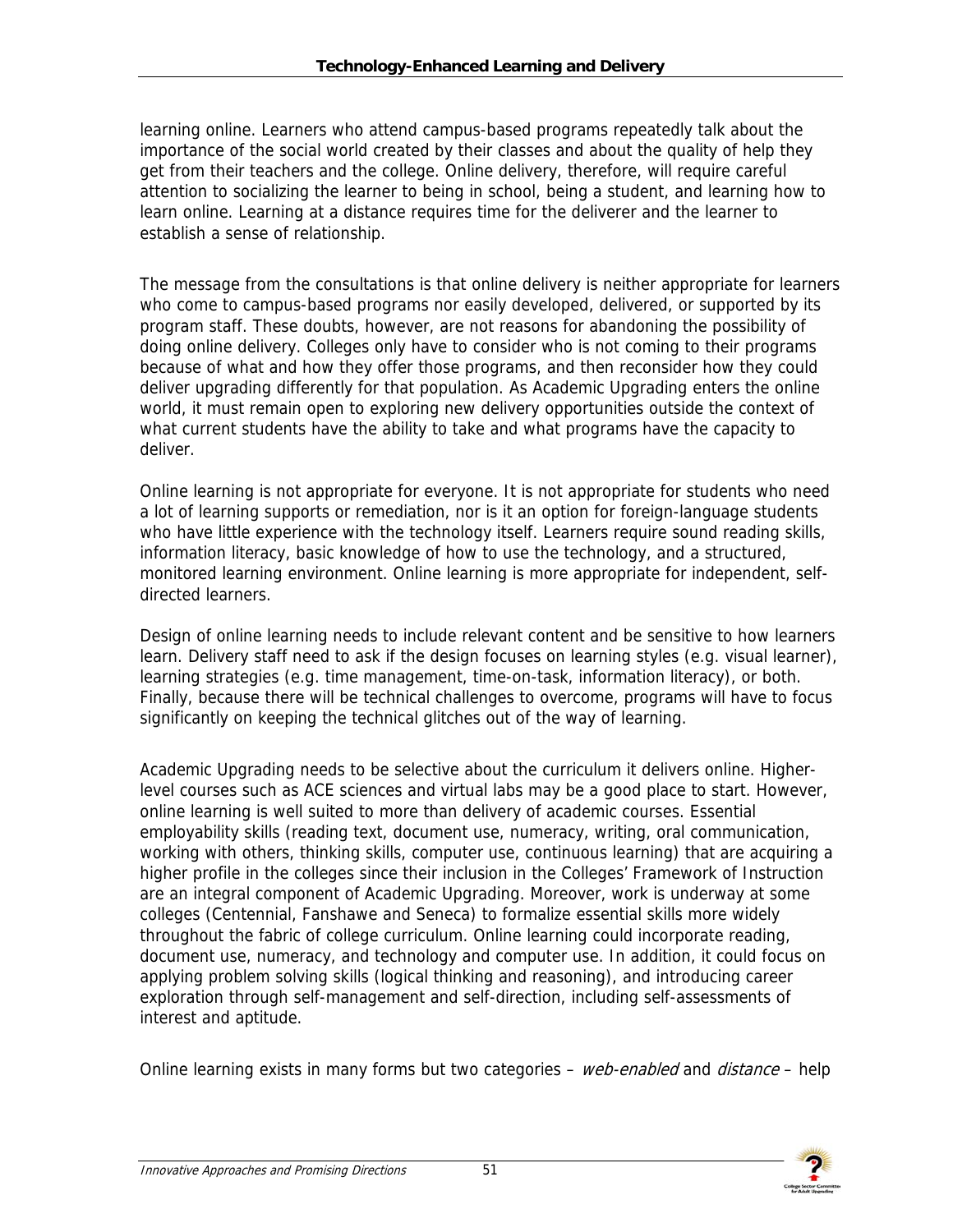learning online. Learners who attend campus-based programs repeatedly talk about the importance of the social world created by their classes and about the quality of help they get from their teachers and the college. Online delivery, therefore, will require careful attention to socializing the learner to being in school, being a student, and learning how to learn online. Learning at a distance requires time for the deliverer and the learner to establish a sense of relationship.

The message from the consultations is that online delivery is neither appropriate for learners who come to campus-based programs nor easily developed, delivered, or supported by its program staff. These doubts, however, are not reasons for abandoning the possibility of doing online delivery. Colleges only have to consider who is not coming to their programs because of what and how they offer those programs, and then reconsider how they could deliver upgrading differently for that population. As Academic Upgrading enters the online world, it must remain open to exploring new delivery opportunities outside the context of what current students have the ability to take and what programs have the capacity to deliver.

Online learning is not appropriate for everyone. It is not appropriate for students who need a lot of learning supports or remediation, nor is it an option for foreign-language students who have little experience with the technology itself. Learners require sound reading skills, information literacy, basic knowledge of how to use the technology, and a structured, monitored learning environment. Online learning is more appropriate for independent, self-directed learners.

Design of online learning needs to include relevant content and be sensitive to how learners learn. Delivery staff need to ask if the design focuses on learning styles (e.g. visual learner), learning strategies (e.g. time management, time-on-task, information literacy), or both. Finally, because there will be technical challenges to overcome, programs will have to focus significantly on keeping the technical glitches out of the way of learning.

Academic Upgrading needs to be selective about the curriculum it delivers online. Higher-level courses such as ACE sciences and virtual labs may be a good place to start. However, online learning is well suited to more than delivery of academic courses. Essential employability skills (reading text, document use, numeracy, writing, oral communication, working with others, thinking skills, computer use, continuous learning) that are acquiring a higher profile in the colleges since their inclusion in the Colleges' Framework of Instruction are an integral component of Academic Upgrading. Moreover, work is underway at some colleges (Centennial, Fanshawe and Seneca) to formalize essential skills more widely throughout the fabric of college curriculum. Online learning could incorporate reading, document use, numeracy, and technology and computer use. In addition, it could focus on applying problem solving skills (logical thinking and reasoning), and introducing career exploration through self-management and self-direction, including self-assessments of interest and aptitude.

Online learning exists in many forms but two categories – *web-enabled* and *distance* – help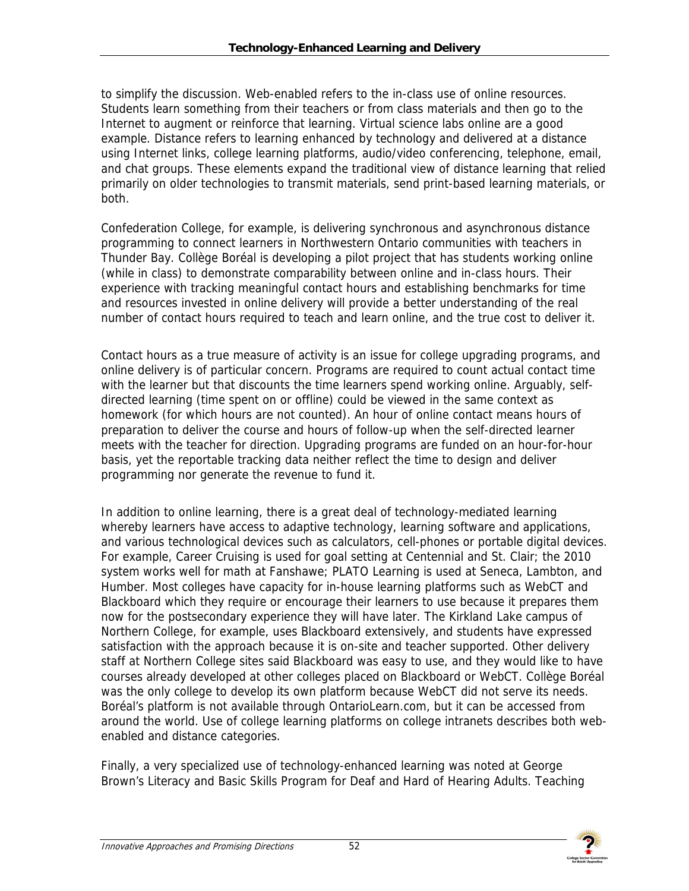to simplify the discussion. Web-enabled refers to the in-class use of online resources. Students learn something from their teachers or from class materials and then go to the Internet to augment or reinforce that learning. Virtual science labs online are a good example. Distance refers to learning enhanced by technology and delivered at a distance using Internet links, college learning platforms, audio/video conferencing, telephone, email, and chat groups. These elements expand the traditional view of distance learning that relied primarily on older technologies to transmit materials, send print-based learning materials, or both.

Confederation College, for example, is delivering synchronous and asynchronous distance programming to connect learners in Northwestern Ontario communities with teachers in Thunder Bay. Collège Boréal is developing a pilot project that has students working online (while in class) to demonstrate comparability between online and in-class hours. Their experience with tracking meaningful contact hours and establishing benchmarks for time and resources invested in online delivery will provide a better understanding of the real number of contact hours required to teach and learn online, and the true cost to deliver it.

Contact hours as a true measure of activity is an issue for college upgrading programs, and online delivery is of particular concern. Programs are required to count actual contact time with the learner but that discounts the time learners spend working online. Arguably, self-directed learning (time spent on or offline) could be viewed in the same context as homework (for which hours are not counted). An hour of online contact means hours of preparation to deliver the course and hours of follow-up when the self-directed learner meets with the teacher for direction. Upgrading programs are funded on an hour-for-hour basis, yet the reportable tracking data neither reflect the time to design and deliver programming nor generate the revenue to fund it.

In addition to online learning, there is a great deal of technology-mediated learning whereby learners have access to adaptive technology, learning software and applications, and various technological devices such as calculators, cell-phones or portable digital devices. For example, Career Cruising is used for goal setting at Centennial and St. Clair; the 2010 system works well for math at Fanshawe; PLATO Learning is used at Seneca, Lambton, and Humber. Most colleges have capacity for in-house learning platforms such as WebCT and Blackboard which they require or encourage their learners to use because it prepares them now for the postsecondary experience they will have later. The Kirkland Lake campus of Northern College, for example, uses Blackboard extensively, and students have expressed satisfaction with the approach because it is on-site and teacher supported. Other delivery staff at Northern College sites said Blackboard was easy to use, and they would like to have courses already developed at other colleges placed on Blackboard or WebCT. Collège Boréal was the only college to develop its own platform because WebCT did not serve its needs. Boréal's platform is not available through OntarioLearn.com, but it can be accessed from around the world. Use of college learning platforms on college intranets describes both web-enabled and distance categories.

Finally, a very specialized use of technology-enhanced learning was noted at George Brown's Literacy and Basic Skills Program for Deaf and Hard of Hearing Adults. Teaching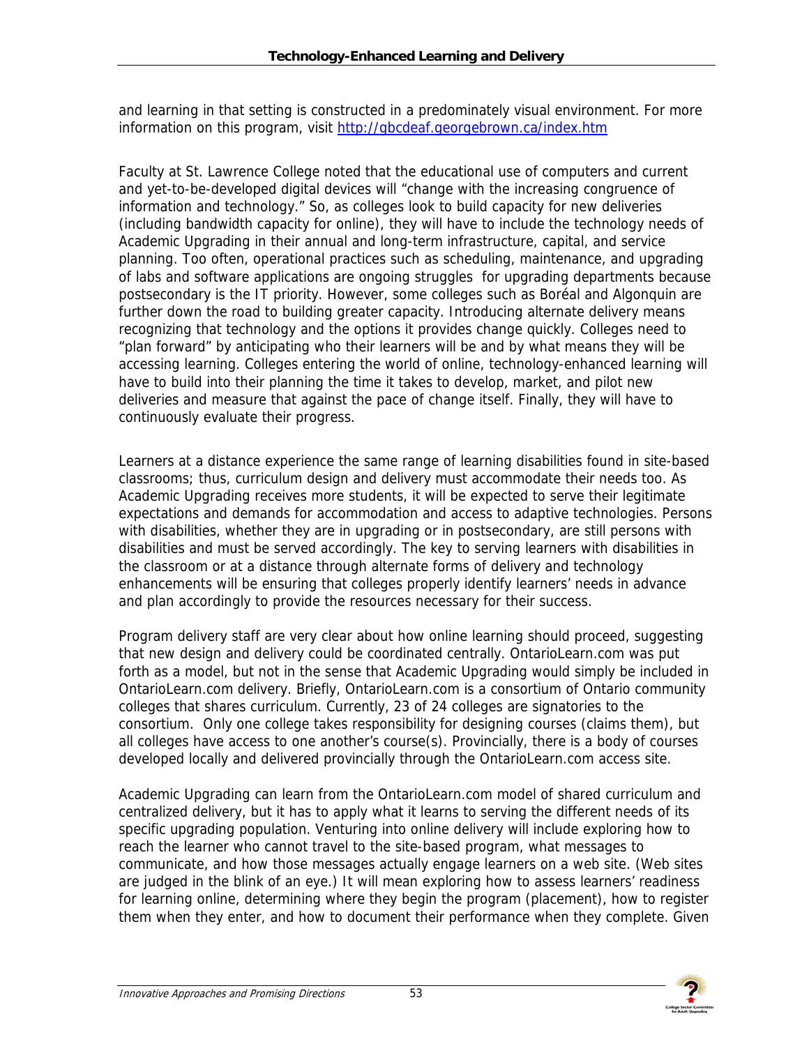and learning in that setting is constructed in a predominately visual environment. For more information on this program, visit [http://gbcdeaf.georgebrown.ca/index.htm](http://gbcdeaf.georgebrown.ca/index.htm)

Faculty at St. Lawrence College noted that the educational use of computers and current and yet-to-be-developed digital devices will "change with the increasing congruence of information and technology." So, as colleges look to build capacity for new deliveries (including bandwidth capacity for online), they will have to include the technology needs of Academic Upgrading in their annual and long-term infrastructure, capital, and service planning. Too often, operational practices such as scheduling, maintenance, and upgrading of labs and software applications are ongoing struggles for upgrading departments because postsecondary is the IT priority. However, some colleges such as Boréal and Algonquin are further down the road to building greater capacity. Introducing alternate delivery means recognizing that technology and the options it provides change quickly. Colleges need to "plan forward" by anticipating who their learners will be and by what means they will be accessing learning. Colleges entering the world of online, technology-enhanced learning will have to build into their planning the time it takes to develop, market, and pilot new deliveries and measure that against the pace of change itself. Finally, they will have to continuously evaluate their progress.

Learners at a distance experience the same range of learning disabilities found in site-based classrooms; thus, curriculum design and delivery must accommodate their needs too. As Academic Upgrading receives more students, it will be expected to serve their legitimate expectations and demands for accommodation and access to adaptive technologies. Persons with disabilities, whether they are in upgrading or in postsecondary, are still persons with disabilities and must be served accordingly. The key to serving learners with disabilities in the classroom or at a distance through alternate forms of delivery and technology enhancements will be ensuring that colleges properly identify learners' needs in advance and plan accordingly to provide the resources necessary for their success.

Program delivery staff are very clear about how online learning should proceed, suggesting that new design and delivery could be coordinated centrally. OntarioLearn.com was put forth as a model, but not in the sense that Academic Upgrading would simply be included in OntarioLearn.com delivery. Briefly, OntarioLearn.com is a consortium of Ontario community colleges that shares curriculum. Currently, 23 of 24 colleges are signatories to the consortium. Only one college takes responsibility for designing courses (claims them), but all colleges have access to one another's course(s). Provincially, there is a body of courses developed locally and delivered provincially through the OntarioLearn.com access site.

Academic Upgrading can learn from the OntarioLearn.com model of shared curriculum and centralized delivery, but it has to apply what it learns to serving the different needs of its specific upgrading population. Venturing into online delivery will include exploring how to reach the learner who cannot travel to the site-based program, what messages to communicate, and how those messages actually engage learners on a web site. (Web sites are judged in the blink of an eye.) It will mean exploring how to assess learners' readiness for learning online, determining where they begin the program (placement), how to register them when they enter, and how to document their performance when they complete. Given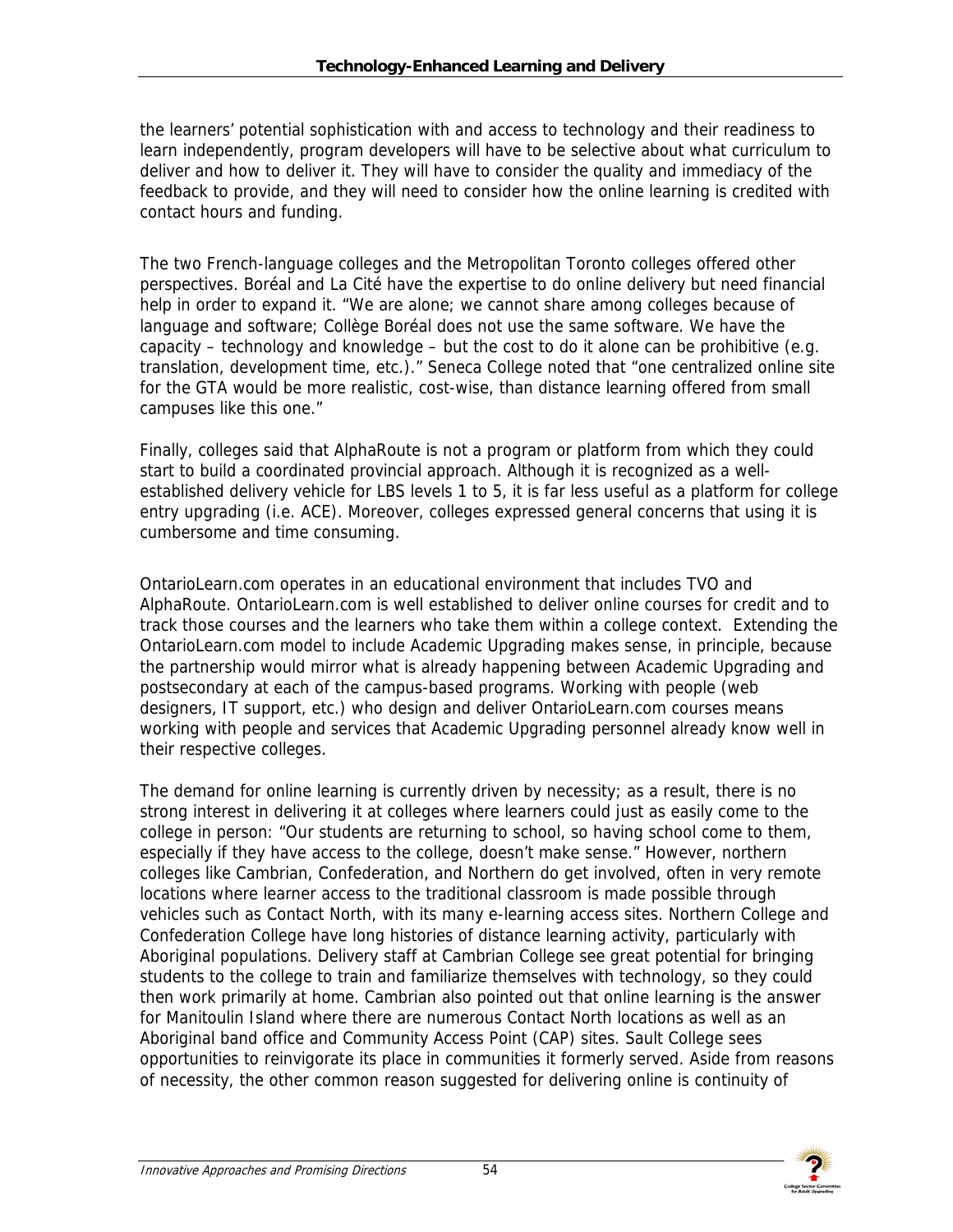the learners' potential sophistication with and access to technology and their readiness to learn independently, program developers will have to be selective about what curriculum to deliver and how to deliver it. They will have to consider the quality and immediacy of the feedback to provide, and they will need to consider how the online learning is credited with contact hours and funding.

The two French-language colleges and the Metropolitan Toronto colleges offered other perspectives. Boréal and La Cité have the expertise to do online delivery but need financial help in order to expand it. "We are alone; we cannot share among colleges because of language and software; Collège Boréal does not use the same software. We have the capacity – technology and knowledge – but the cost to do it alone can be prohibitive (e.g. translation, development time, etc.)." Seneca College noted that "one centralized online site for the GTA would be more realistic, cost-wise, than distance learning offered from small campuses like this one."

Finally, colleges said that AlphaRoute is not a program or platform from which they could start to build a coordinated provincial approach. Although it is recognized as a well-established delivery vehicle for LBS levels 1 to 5, it is far less useful as a platform for college entry upgrading (i.e. ACE). Moreover, colleges expressed general concerns that using it is cumbersome and time consuming.

OntarioLearn.com operates in an educational environment that includes TVO and AlphaRoute. OntarioLearn.com is well established to deliver online courses for credit and to track those courses and the learners who take them within a college context. Extending the OntarioLearn.com model to include Academic Upgrading makes sense, in principle, because the partnership would mirror what is already happening between Academic Upgrading and postsecondary at each of the campus-based programs. Working with people (web designers, IT support, etc.) who design and deliver OntarioLearn.com courses means working with people and services that Academic Upgrading personnel already know well in their respective colleges.

The demand for online learning is currently driven by necessity; as a result, there is no strong interest in delivering it at colleges where learners could just as easily come to the college in person: "Our students are returning to school, so having school come to them, especially if they have access to the college, doesn't make sense." However, northern colleges like Cambrian, Confederation, and Northern do get involved, often in very remote locations where learner access to the traditional classroom is made possible through vehicles such as Contact North, with its many e-learning access sites. Northern College and Confederation College have long histories of distance learning activity, particularly with Aboriginal populations. Delivery staff at Cambrian College see great potential for bringing students to the college to train and familiarize themselves with technology, so they could then work primarily at home. Cambrian also pointed out that online learning is the answer for Manitoulin Island where there are numerous Contact North locations as well as an Aboriginal band office and Community Access Point (CAP) sites. Sault College sees opportunities to reinvigorate its place in communities it formerly served. Aside from reasons of necessity, the other common reason suggested for delivering online is continuity of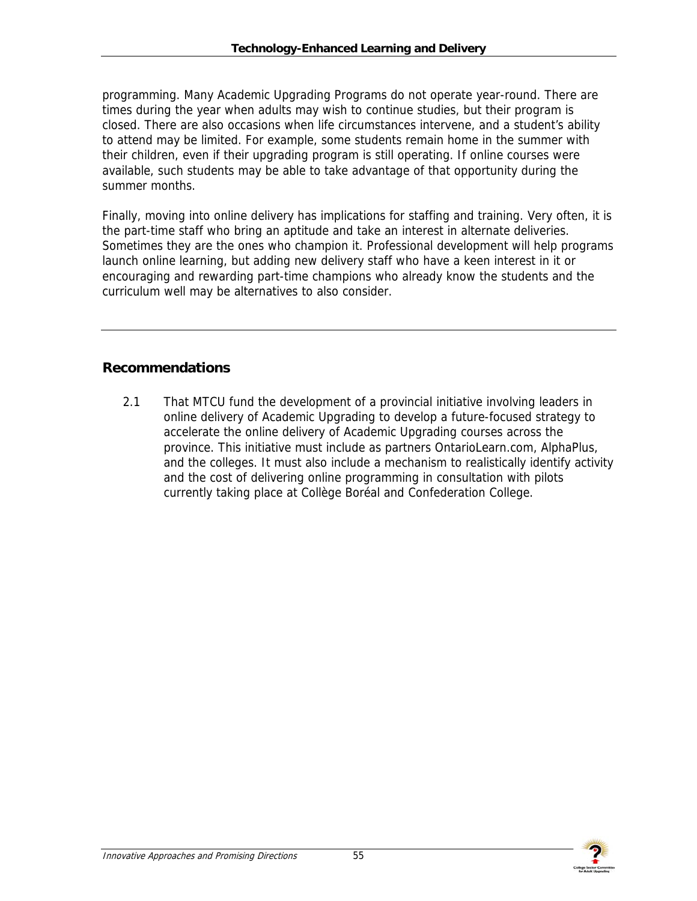programming. Many Academic Upgrading Programs do not operate year-round. There are times during the year when adults may wish to continue studies, but their program is closed. There are also occasions when life circumstances intervene, and a student's ability to attend may be limited. For example, some students remain home in the summer with their children, even if their upgrading program is still operating. If online courses were available, such students may be able to take advantage of that opportunity during the summer months.

Finally, moving into online delivery has implications for staffing and training. Very often, it is the part-time staff who bring an aptitude and take an interest in alternate deliveries. Sometimes they are the ones who champion it. Professional development will help programs launch online learning, but adding new delivery staff who have a keen interest in it or encouraging and rewarding part-time champions who already know the students and the curriculum well may be alternatives to also consider.

---

## Recommendations

2.1 That MTCU fund the development of a provincial initiative involving leaders in online delivery of Academic Upgrading to develop a future-focused strategy to accelerate the online delivery of Academic Upgrading courses across the province. This initiative must include as partners OntarioLearn.com, AlphaPlus, and the colleges. It must also include a mechanism to realistically identify activity and the cost of delivering online programming in consultation with pilots currently taking place at Collège Boréal and Confederation College.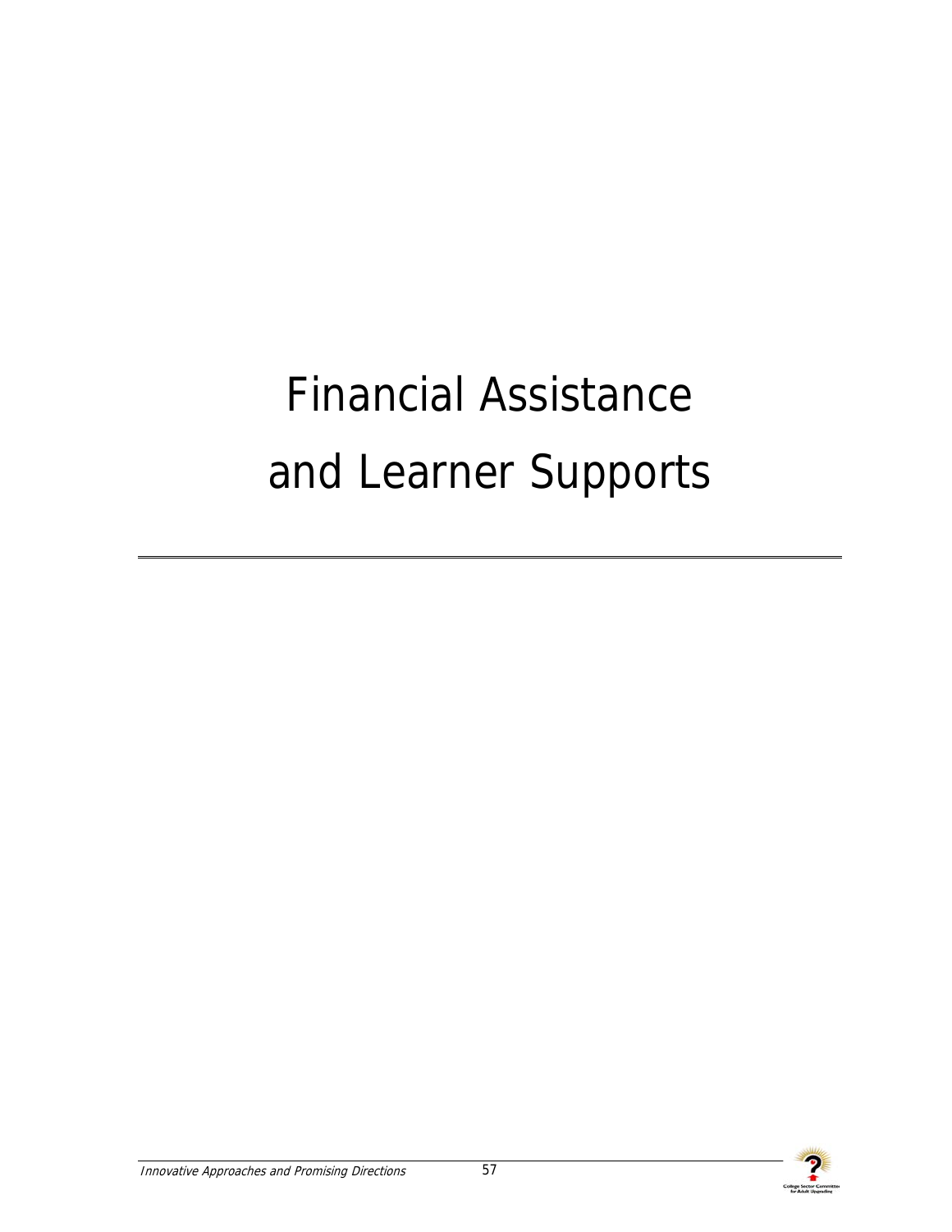# Financial Assistance and Learner Supports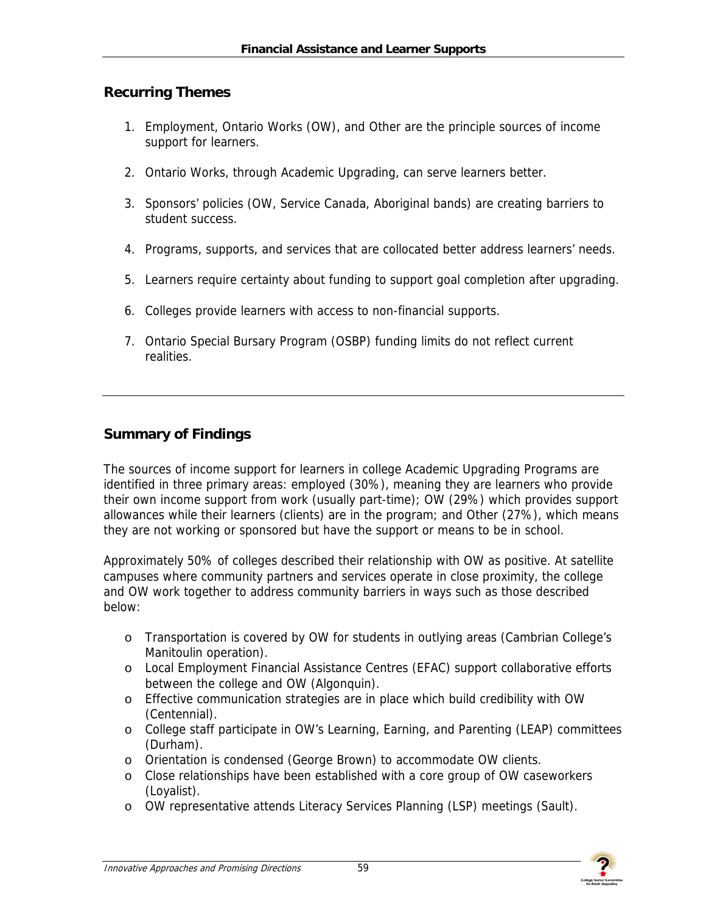## Recurring Themes

1. Employment, Ontario Works (OW), and Other are the principle sources of income support for learners.
2. Ontario Works, through Academic Upgrading, can serve learners better.
3. Sponsors' policies (OW, Service Canada, Aboriginal bands) are creating barriers to student success.
4. Programs, supports, and services that are collocated better address learners' needs.
5. Learners require certainty about funding to support goal completion after upgrading.
6. Colleges provide learners with access to non-financial supports.
7. Ontario Special Bursary Program (OSBP) funding limits do not reflect current realities.

---

## Summary of Findings

The sources of income support for learners in college Academic Upgrading Programs are identified in three primary areas: employed (30%), meaning they are learners who provide their own income support from work (usually part-time); OW (29%) which provides support allowances while their learners (clients) are in the program; and Other (27%), which means they are not working or sponsored but have the support or means to be in school.

Approximately 50% of colleges described their relationship with OW as positive. At satellite campuses where community partners and services operate in close proximity, the college and OW work together to address community barriers in ways such as those described below:

- Transportation is covered by OW for students in outlying areas (Cambrian College's Manitoulin operation).
- Local Employment Financial Assistance Centres (EFAC) support collaborative efforts between the college and OW (Algonquin).
- Effective communication strategies are in place which build credibility with OW (Centennial).
- College staff participate in OW's Learning, Earning, and Parenting (LEAP) committees (Durham).
- Orientation is condensed (George Brown) to accommodate OW clients.
- Close relationships have been established with a core group of OW caseworkers (Loyalist).
- OW representative attends Literacy Services Planning (LSP) meetings (Sault).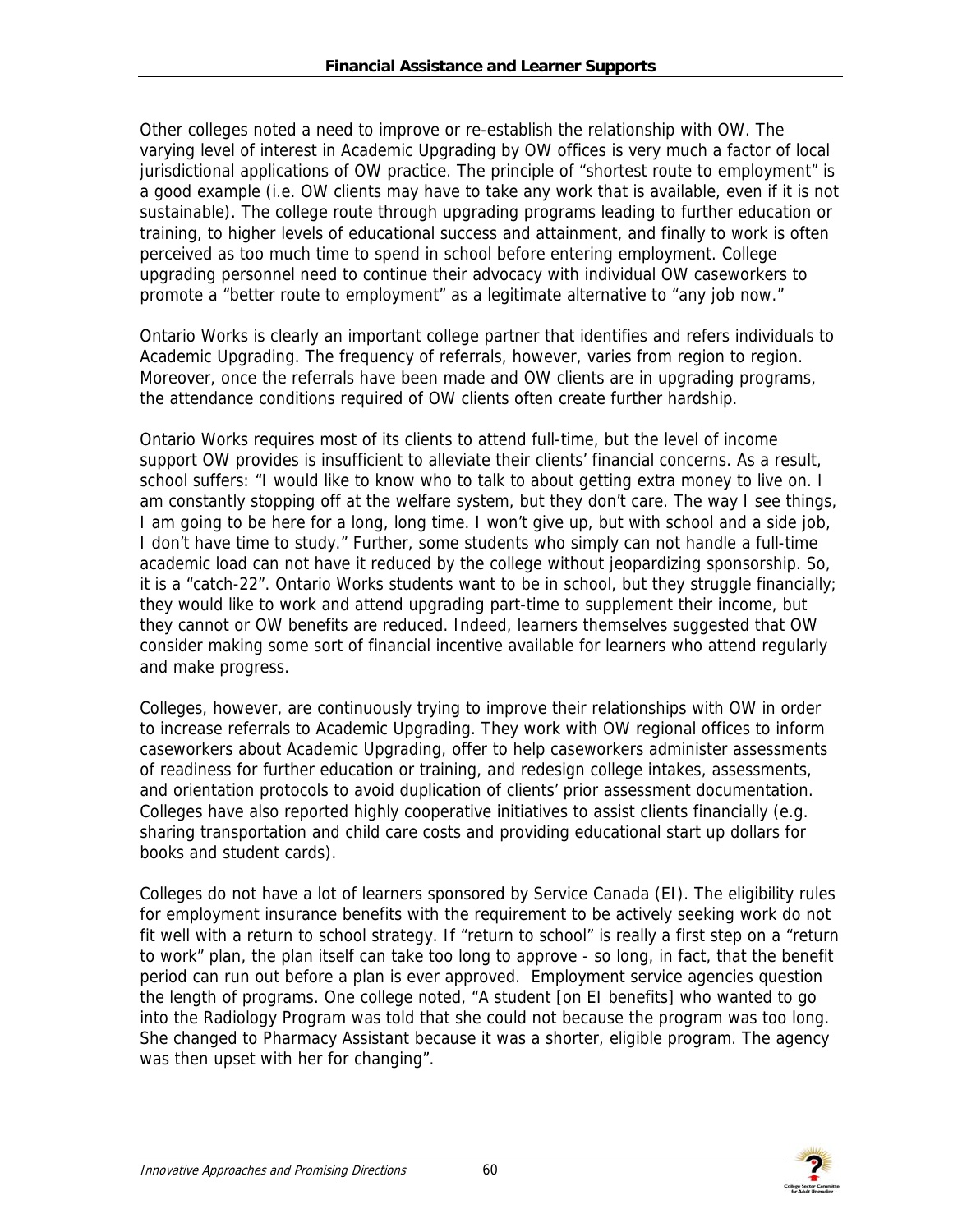Other colleges noted a need to improve or re-establish the relationship with OW. The varying level of interest in Academic Upgrading by OW offices is very much a factor of local jurisdictional applications of OW practice. The principle of "shortest route to employment" is a good example (i.e. OW clients may have to take any work that is available, even if it is not sustainable). The college route through upgrading programs leading to further education or training, to higher levels of educational success and attainment, and finally to work is often perceived as too much time to spend in school before entering employment. College upgrading personnel need to continue their advocacy with individual OW caseworkers to promote a "better route to employment" as a legitimate alternative to "any job now."

Ontario Works is clearly an important college partner that identifies and refers individuals to Academic Upgrading. The frequency of referrals, however, varies from region to region. Moreover, once the referrals have been made and OW clients are in upgrading programs, the attendance conditions required of OW clients often create further hardship.

Ontario Works requires most of its clients to attend full-time, but the level of income support OW provides is insufficient to alleviate their clients' financial concerns. As a result, school suffers: "I would like to know who to talk to about getting extra money to live on. I am constantly stopping off at the welfare system, but they don't care. The way I see things, I am going to be here for a long, long time. I won't give up, but with school and a side job, I don't have time to study." Further, some students who simply can not handle a full-time academic load can not have it reduced by the college without jeopardizing sponsorship. So, it is a "catch-22". Ontario Works students want to be in school, but they struggle financially; they would like to work and attend upgrading part-time to supplement their income, but they cannot or OW benefits are reduced. Indeed, learners themselves suggested that OW consider making some sort of financial incentive available for learners who attend regularly and make progress.

Colleges, however, are continuously trying to improve their relationships with OW in order to increase referrals to Academic Upgrading. They work with OW regional offices to inform caseworkers about Academic Upgrading, offer to help caseworkers administer assessments of readiness for further education or training, and redesign college intakes, assessments, and orientation protocols to avoid duplication of clients' prior assessment documentation. Colleges have also reported highly cooperative initiatives to assist clients financially (e.g. sharing transportation and child care costs and providing educational start up dollars for books and student cards).

Colleges do not have a lot of learners sponsored by Service Canada (EI). The eligibility rules for employment insurance benefits with the requirement to be actively seeking work do not fit well with a return to school strategy. If "return to school" is really a first step on a "return to work" plan, the plan itself can take too long to approve - so long, in fact, that the benefit period can run out before a plan is ever approved. Employment service agencies question the length of programs. One college noted, "A student [on EI benefits] who wanted to go into the Radiology Program was told that she could not because the program was too long. She changed to Pharmacy Assistant because it was a shorter, eligible program. The agency was then upset with her for changing".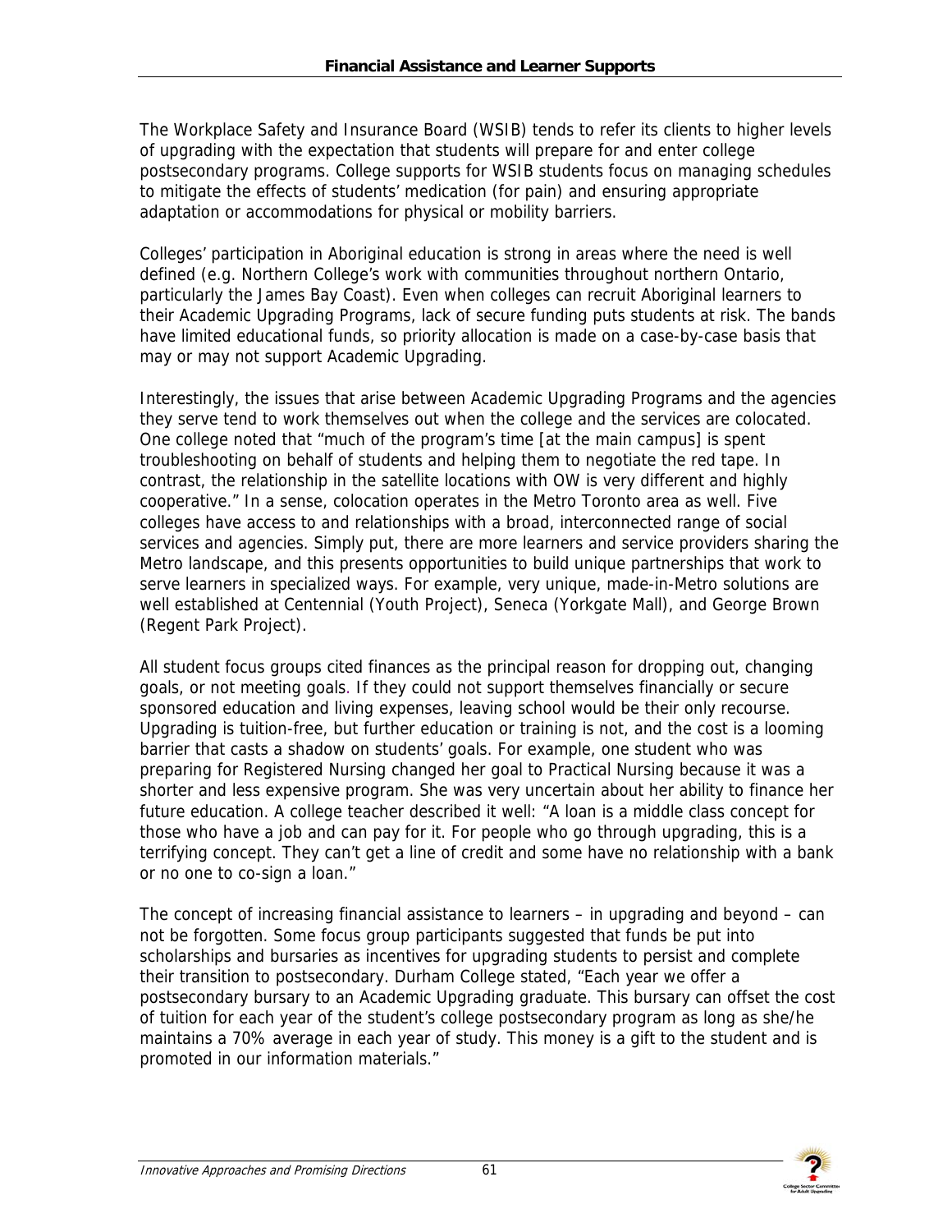The Workplace Safety and Insurance Board (WSIB) tends to refer its clients to higher levels of upgrading with the expectation that students will prepare for and enter college postsecondary programs. College supports for WSIB students focus on managing schedules to mitigate the effects of students' medication (for pain) and ensuring appropriate adaptation or accommodations for physical or mobility barriers.

Colleges' participation in Aboriginal education is strong in areas where the need is well defined (e.g. Northern College's work with communities throughout northern Ontario, particularly the James Bay Coast). Even when colleges can recruit Aboriginal learners to their Academic Upgrading Programs, lack of secure funding puts students at risk. The bands have limited educational funds, so priority allocation is made on a case-by-case basis that may or may not support Academic Upgrading.

Interestingly, the issues that arise between Academic Upgrading Programs and the agencies they serve tend to work themselves out when the college and the services are colocated. One college noted that "much of the program's time [at the main campus] is spent troubleshooting on behalf of students and helping them to negotiate the red tape. In contrast, the relationship in the satellite locations with OW is very different and highly cooperative." In a sense, colocation operates in the Metro Toronto area as well. Five colleges have access to and relationships with a broad, interconnected range of social services and agencies. Simply put, there are more learners and service providers sharing the Metro landscape, and this presents opportunities to build unique partnerships that work to serve learners in specialized ways. For example, very unique, made-in-Metro solutions are well established at Centennial (Youth Project), Seneca (Yorkgate Mall), and George Brown (Regent Park Project).

All student focus groups cited finances as the principal reason for dropping out, changing goals, or not meeting goals. If they could not support themselves financially or secure sponsored education and living expenses, leaving school would be their only recourse. Upgrading is tuition-free, but further education or training is not, and the cost is a looming barrier that casts a shadow on students' goals. For example, one student who was preparing for Registered Nursing changed her goal to Practical Nursing because it was a shorter and less expensive program. She was very uncertain about her ability to finance her future education. A college teacher described it well: "A loan is a middle class concept for those who have a job and can pay for it. For people who go through upgrading, this is a terrifying concept. They can't get a line of credit and some have no relationship with a bank or no one to co-sign a loan."

The concept of increasing financial assistance to learners – in upgrading and beyond – can not be forgotten. Some focus group participants suggested that funds be put into scholarships and bursaries as incentives for upgrading students to persist and complete their transition to postsecondary. Durham College stated, "Each year we offer a postsecondary bursary to an Academic Upgrading graduate. This bursary can offset the cost of tuition for each year of the student's college postsecondary program as long as she/he maintains a 70% average in each year of study. This money is a gift to the student and is promoted in our information materials."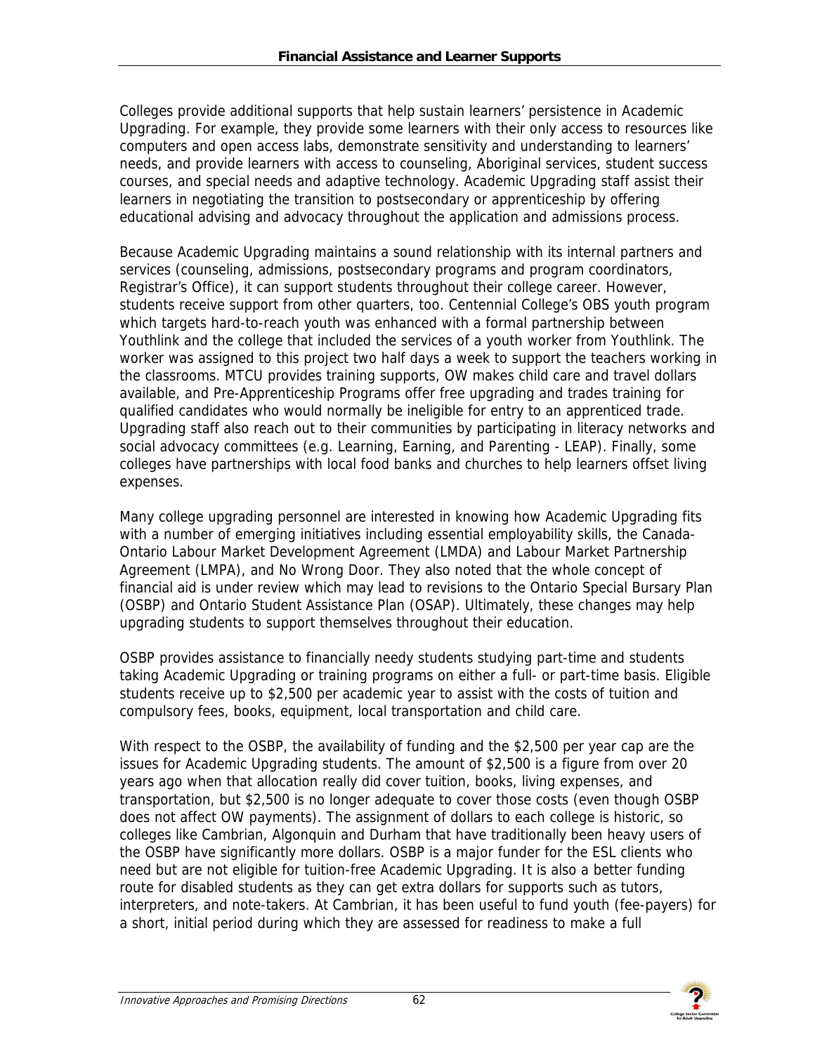Colleges provide additional supports that help sustain learners' persistence in Academic Upgrading. For example, they provide some learners with their only access to resources like computers and open access labs, demonstrate sensitivity and understanding to learners' needs, and provide learners with access to counseling, Aboriginal services, student success courses, and special needs and adaptive technology. Academic Upgrading staff assist their learners in negotiating the transition to postsecondary or apprenticeship by offering educational advising and advocacy throughout the application and admissions process.

Because Academic Upgrading maintains a sound relationship with its internal partners and services (counseling, admissions, postsecondary programs and program coordinators, Registrar's Office), it can support students throughout their college career. However, students receive support from other quarters, too. Centennial College's OBS youth program which targets hard-to-reach youth was enhanced with a formal partnership between Youthlink and the college that included the services of a youth worker from Youthlink. The worker was assigned to this project two half days a week to support the teachers working in the classrooms. MTCU provides training supports, OW makes child care and travel dollars available, and Pre-Apprenticeship Programs offer free upgrading and trades training for qualified candidates who would normally be ineligible for entry to an apprenticed trade. Upgrading staff also reach out to their communities by participating in literacy networks and social advocacy committees (e.g. Learning, Earning, and Parenting - LEAP). Finally, some colleges have partnerships with local food banks and churches to help learners offset living expenses.

Many college upgrading personnel are interested in knowing how Academic Upgrading fits with a number of emerging initiatives including essential employability skills, the Canada-Ontario Labour Market Development Agreement (LMDA) and Labour Market Partnership Agreement (LMPA), and No Wrong Door. They also noted that the whole concept of financial aid is under review which may lead to revisions to the Ontario Special Bursary Plan (OSBP) and Ontario Student Assistance Plan (OSAP). Ultimately, these changes may help upgrading students to support themselves throughout their education.

OSBP provides assistance to financially needy students studying part-time and students taking Academic Upgrading or training programs on either a full- or part-time basis. Eligible students receive up to $2,500 per academic year to assist with the costs of tuition and compulsory fees, books, equipment, local transportation and child care.

With respect to the OSBP, the availability of funding and the $2,500 per year cap are the issues for Academic Upgrading students. The amount of $2,500 is a figure from over 20 years ago when that allocation really did cover tuition, books, living expenses, and transportation, but $2,500 is no longer adequate to cover those costs (even though OSBP does not affect OW payments). The assignment of dollars to each college is historic, so colleges like Cambrian, Algonquin and Durham that have traditionally been heavy users of the OSBP have significantly more dollars. OSBP is a major funder for the ESL clients who need but are not eligible for tuition-free Academic Upgrading. It is also a better funding route for disabled students as they can get extra dollars for supports such as tutors, interpreters, and note-takers. At Cambrian, it has been useful to fund youth (fee-payers) for a short, initial period during which they are assessed for readiness to make a full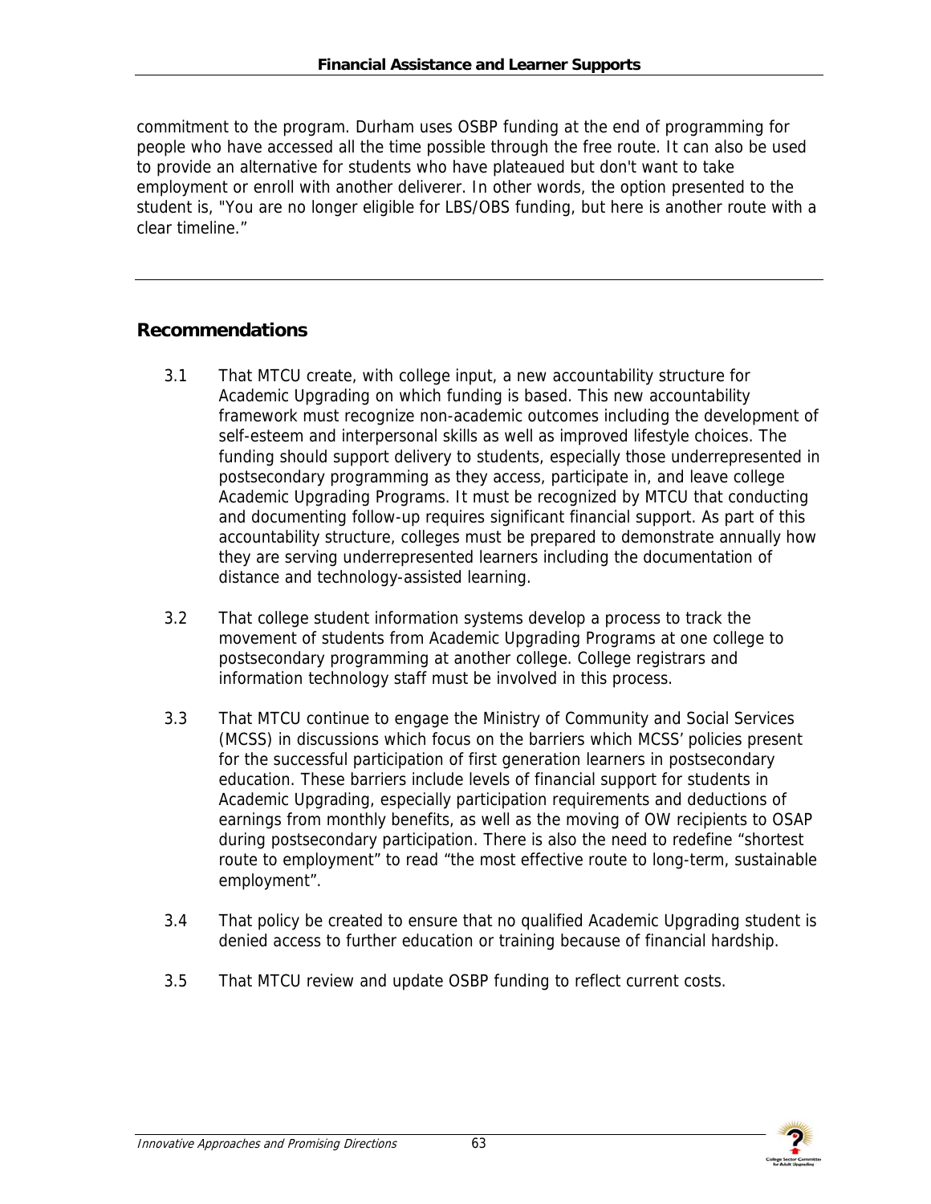commitment to the program. Durham uses OSBP funding at the end of programming for people who have accessed all the time possible through the free route. It can also be used to provide an alternative for students who have plateaued but don't want to take employment or enroll with another deliverer. In other words, the option presented to the student is, "You are no longer eligible for LBS/OBS funding, but here is another route with a clear timeline."

---

## Recommendations

3.1 That MTCU create, with college input, a new accountability structure for Academic Upgrading on which funding is based. This new accountability framework must recognize non-academic outcomes including the development of self-esteem and interpersonal skills as well as improved lifestyle choices. The funding should support delivery to students, especially those underrepresented in postsecondary programming as they access, participate in, and leave college Academic Upgrading Programs. It must be recognized by MTCU that conducting and documenting follow-up requires significant financial support. As part of this accountability structure, colleges must be prepared to demonstrate annually how they are serving underrepresented learners including the documentation of distance and technology-assisted learning.

3.2 That college student information systems develop a process to track the movement of students from Academic Upgrading Programs at one college to postsecondary programming at another college. College registrars and information technology staff must be involved in this process.

3.3 That MTCU continue to engage the Ministry of Community and Social Services (MCSS) in discussions which focus on the barriers which MCSS' policies present for the successful participation of first generation learners in postsecondary education. These barriers include levels of financial support for students in Academic Upgrading, especially participation requirements and deductions of earnings from monthly benefits, as well as the moving of OW recipients to OSAP during postsecondary participation. There is also the need to redefine "shortest route to employment" to read "the most effective route to long-term, sustainable employment".

3.4 That policy be created to ensure that no qualified Academic Upgrading student is denied access to further education or training because of financial hardship.

3.5 That MTCU review and update OSBP funding to reflect current costs.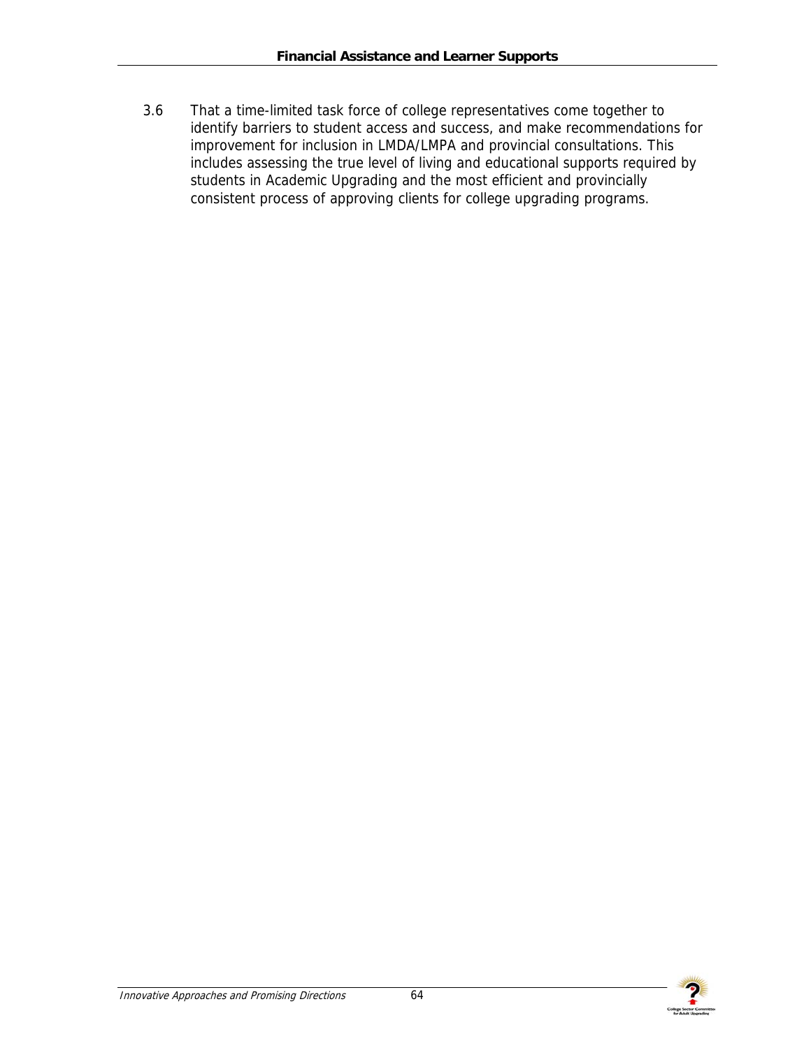3.6 That a time-limited task force of college representatives come together to identify barriers to student access and success, and make recommendations for improvement for inclusion in LMDA/LMPA and provincial consultations. This includes assessing the true level of living and educational supports required by students in Academic Upgrading and the most efficient and provincially consistent process of approving clients for college upgrading programs.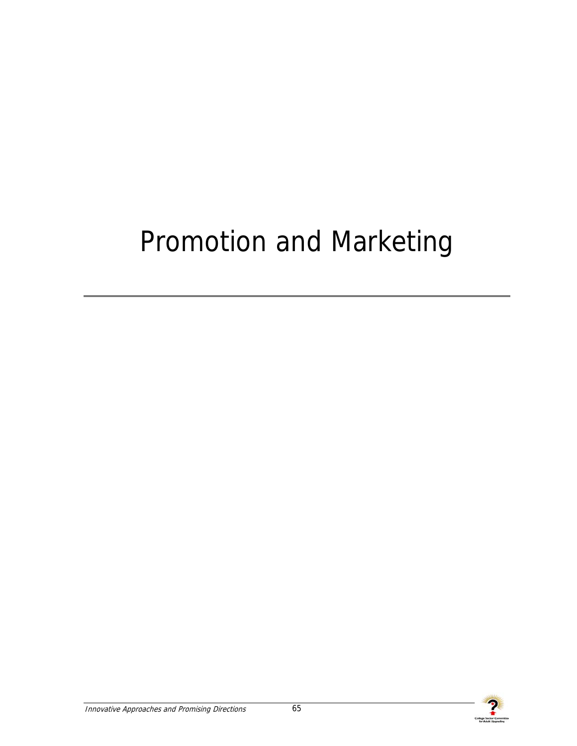# Promotion and Marketing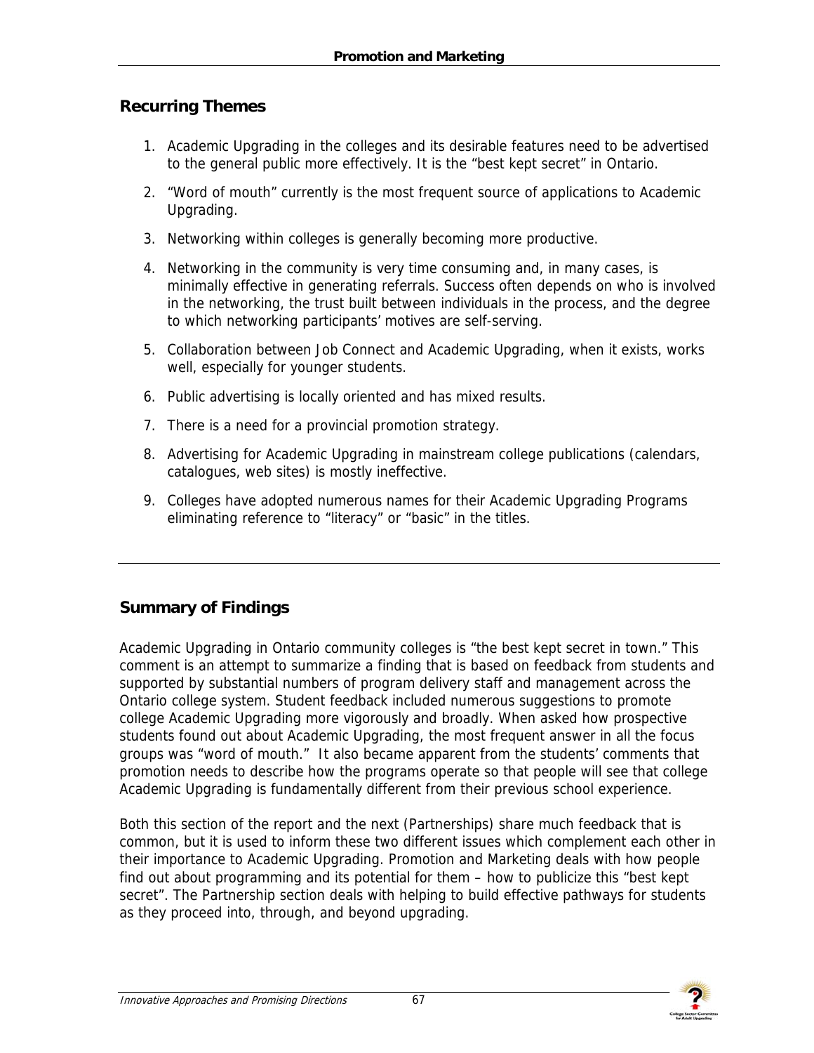## Recurring Themes

1. Academic Upgrading in the colleges and its desirable features need to be advertised to the general public more effectively. It is the "best kept secret" in Ontario.
2. "Word of mouth" currently is the most frequent source of applications to Academic Upgrading.
3. Networking within colleges is generally becoming more productive.
4. Networking in the community is very time consuming and, in many cases, is minimally effective in generating referrals. Success often depends on who is involved in the networking, the trust built between individuals in the process, and the degree to which networking participants' motives are self-serving.
5. Collaboration between Job Connect and Academic Upgrading, when it exists, works well, especially for younger students.
6. Public advertising is locally oriented and has mixed results.
7. There is a need for a provincial promotion strategy.
8. Advertising for Academic Upgrading in mainstream college publications (calendars, catalogues, web sites) is mostly ineffective.
9. Colleges have adopted numerous names for their Academic Upgrading Programs eliminating reference to "literacy" or "basic" in the titles.

## Summary of Findings

Academic Upgrading in Ontario community colleges is "the best kept secret in town." This comment is an attempt to summarize a finding that is based on feedback from students and supported by substantial numbers of program delivery staff and management across the Ontario college system. Student feedback included numerous suggestions to promote college Academic Upgrading more vigorously and broadly. When asked how prospective students found out about Academic Upgrading, the most frequent answer in all the focus groups was "word of mouth." It also became apparent from the students' comments that promotion needs to describe how the programs operate so that people will see that college Academic Upgrading is fundamentally different from their previous school experience.

Both this section of the report and the next (Partnerships) share much feedback that is common, but it is used to inform these two different issues which complement each other in their importance to Academic Upgrading. Promotion and Marketing deals with how people find out about programming and its potential for them – how to publicize this "best kept secret". The Partnership section deals with helping to build effective pathways for students as they proceed into, through, and beyond upgrading.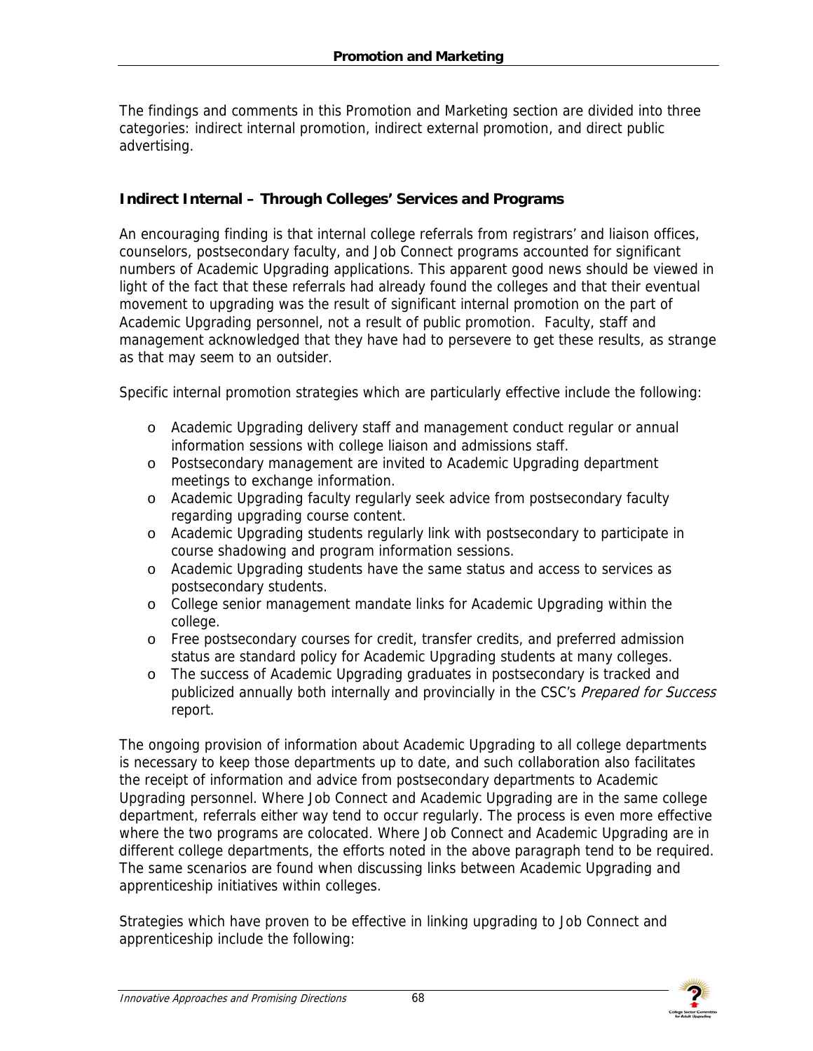## Promotion and Marketing

The findings and comments in this Promotion and Marketing section are divided into three categories: indirect internal promotion, indirect external promotion, and direct public advertising.

### Indirect Internal – Through Colleges' Services and Programs

An encouraging finding is that internal college referrals from registrars' and liaison offices, counselors, postsecondary faculty, and Job Connect programs accounted for significant numbers of Academic Upgrading applications. This apparent good news should be viewed in light of the fact that these referrals had already found the colleges and that their eventual movement to upgrading was the result of significant internal promotion on the part of Academic Upgrading personnel, not a result of public promotion. Faculty, staff and management acknowledged that they have had to persevere to get these results, as strange as that may seem to an outsider.

Specific internal promotion strategies which are particularly effective include the following:

- Academic Upgrading delivery staff and management conduct regular or annual information sessions with college liaison and admissions staff.
- Postsecondary management are invited to Academic Upgrading department meetings to exchange information.
- Academic Upgrading faculty regularly seek advice from postsecondary faculty regarding upgrading course content.
- Academic Upgrading students regularly link with postsecondary to participate in course shadowing and program information sessions.
- Academic Upgrading students have the same status and access to services as postsecondary students.
- College senior management mandate links for Academic Upgrading within the college.
- Free postsecondary courses for credit, transfer credits, and preferred admission status are standard policy for Academic Upgrading students at many colleges.
- The success of Academic Upgrading graduates in postsecondary is tracked and publicized annually both internally and provincially in the CSC's *Prepared for Success* report.

The ongoing provision of information about Academic Upgrading to all college departments is necessary to keep those departments up to date, and such collaboration also facilitates the receipt of information and advice from postsecondary departments to Academic Upgrading personnel. Where Job Connect and Academic Upgrading are in the same college department, referrals either way tend to occur regularly. The process is even more effective where the two programs are colocated. Where Job Connect and Academic Upgrading are in different college departments, the efforts noted in the above paragraph tend to be required. The same scenarios are found when discussing links between Academic Upgrading and apprenticeship initiatives within colleges.

Strategies which have proven to be effective in linking upgrading to Job Connect and apprenticeship include the following: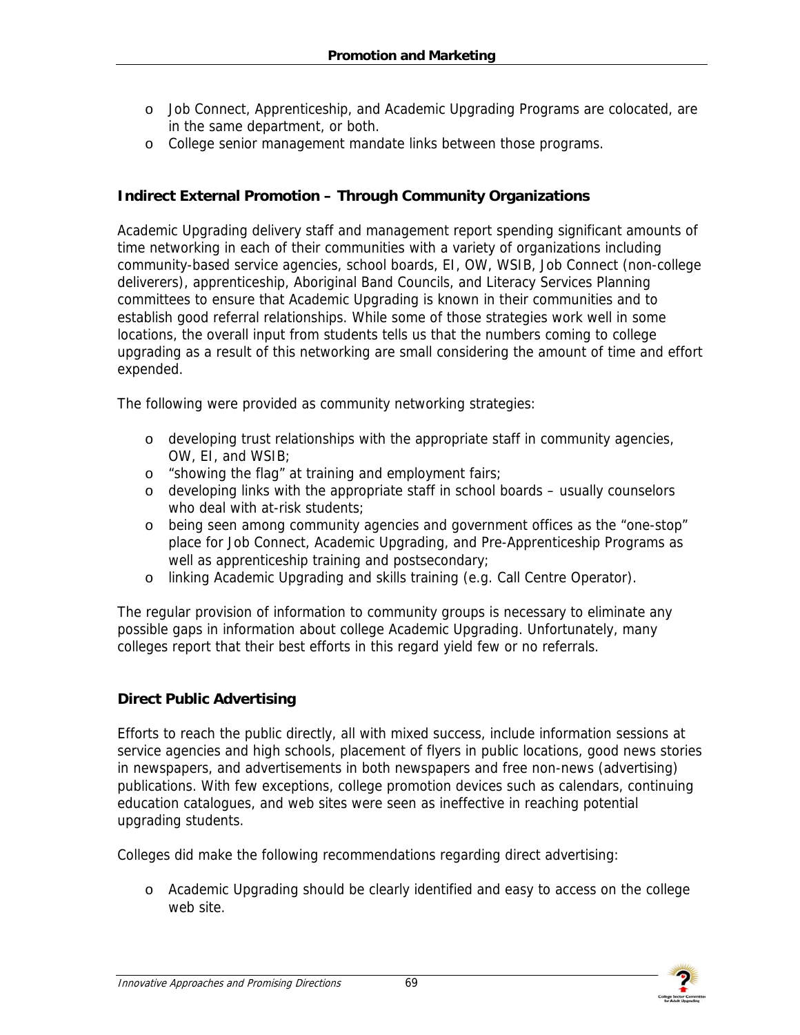- Job Connect, Apprenticeship, and Academic Upgrading Programs are colocated, are in the same department, or both.
- College senior management mandate links between those programs.

### Indirect External Promotion – Through Community Organizations

Academic Upgrading delivery staff and management report spending significant amounts of time networking in each of their communities with a variety of organizations including community-based service agencies, school boards, EI, OW, WSIB, Job Connect (non-college deliverers), apprenticeship, Aboriginal Band Councils, and Literacy Services Planning committees to ensure that Academic Upgrading is known in their communities and to establish good referral relationships. While some of those strategies work well in some locations, the overall input from students tells us that the numbers coming to college upgrading as a result of this networking are small considering the amount of time and effort expended.

The following were provided as community networking strategies:

- developing trust relationships with the appropriate staff in community agencies, OW, EI, and WSIB;
- "showing the flag" at training and employment fairs;
- developing links with the appropriate staff in school boards – usually counselors who deal with at-risk students;
- being seen among community agencies and government offices as the "one-stop" place for Job Connect, Academic Upgrading, and Pre-Apprenticeship Programs as well as apprenticeship training and postsecondary;
- linking Academic Upgrading and skills training (e.g. Call Centre Operator).

The regular provision of information to community groups is necessary to eliminate any possible gaps in information about college Academic Upgrading. Unfortunately, many colleges report that their best efforts in this regard yield few or no referrals.

### Direct Public Advertising

Efforts to reach the public directly, all with mixed success, include information sessions at service agencies and high schools, placement of flyers in public locations, good news stories in newspapers, and advertisements in both newspapers and free non-news (advertising) publications. With few exceptions, college promotion devices such as calendars, continuing education catalogues, and web sites were seen as ineffective in reaching potential upgrading students.

Colleges did make the following recommendations regarding direct advertising:

- Academic Upgrading should be clearly identified and easy to access on the college web site.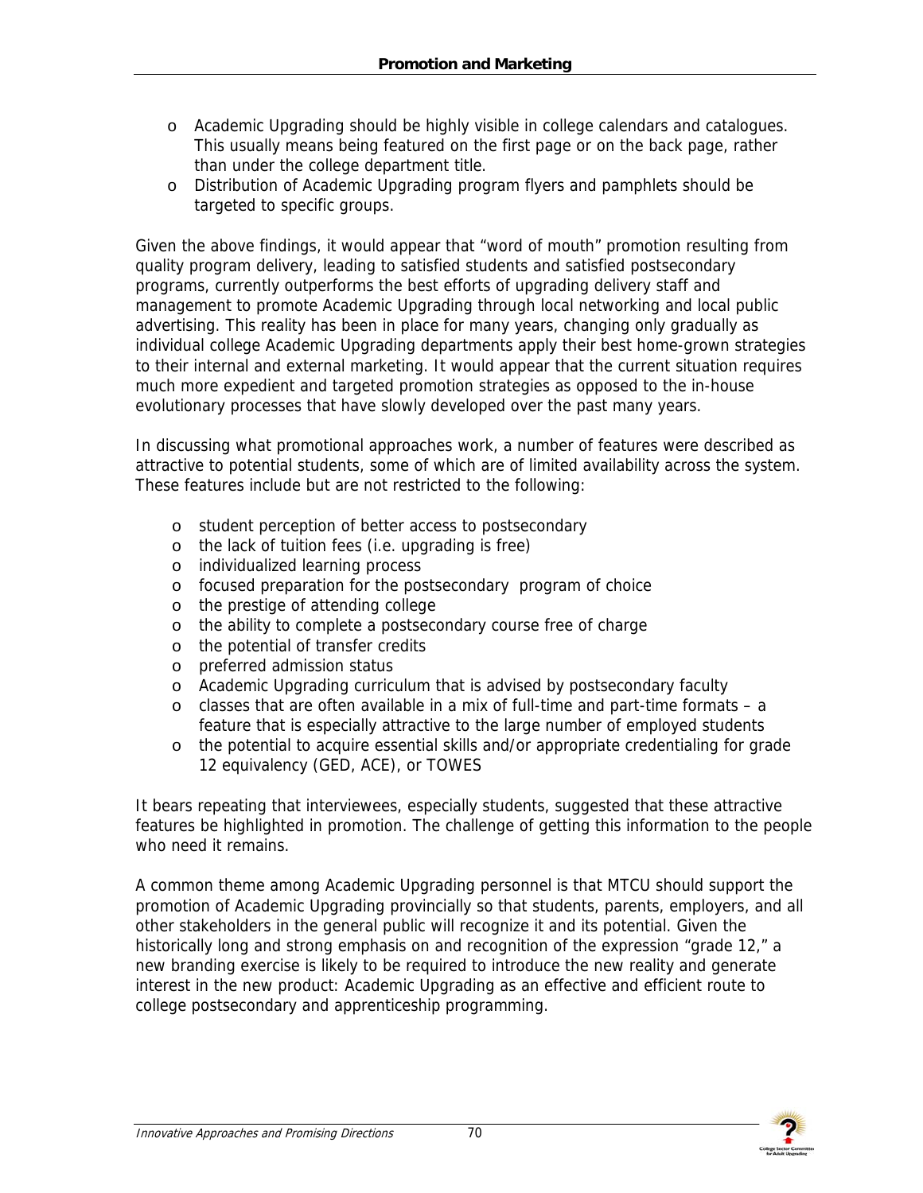- Academic Upgrading should be highly visible in college calendars and catalogues. This usually means being featured on the first page or on the back page, rather than under the college department title.
- Distribution of Academic Upgrading program flyers and pamphlets should be targeted to specific groups.

Given the above findings, it would appear that "word of mouth" promotion resulting from quality program delivery, leading to satisfied students and satisfied postsecondary programs, currently outperforms the best efforts of upgrading delivery staff and management to promote Academic Upgrading through local networking and local public advertising. This reality has been in place for many years, changing only gradually as individual college Academic Upgrading departments apply their best home-grown strategies to their internal and external marketing. It would appear that the current situation requires much more expedient and targeted promotion strategies as opposed to the in-house evolutionary processes that have slowly developed over the past many years.

In discussing what promotional approaches work, a number of features were described as attractive to potential students, some of which are of limited availability across the system. These features include but are not restricted to the following:

- student perception of better access to postsecondary
- the lack of tuition fees (i.e. upgrading is free)
- individualized learning process
- focused preparation for the postsecondary program of choice
- the prestige of attending college
- the ability to complete a postsecondary course free of charge
- the potential of transfer credits
- preferred admission status
- Academic Upgrading curriculum that is advised by postsecondary faculty
- classes that are often available in a mix of full-time and part-time formats – a feature that is especially attractive to the large number of employed students
- the potential to acquire essential skills and/or appropriate credentialing for grade 12 equivalency (GED, ACE), or TOWES

It bears repeating that interviewees, especially students, suggested that these attractive features be highlighted in promotion. The challenge of getting this information to the people who need it remains.

A common theme among Academic Upgrading personnel is that MTCU should support the promotion of Academic Upgrading provincially so that students, parents, employers, and all other stakeholders in the general public will recognize it and its potential. Given the historically long and strong emphasis on and recognition of the expression "grade 12," a new branding exercise is likely to be required to introduce the new reality and generate interest in the new product: Academic Upgrading as an effective and efficient route to college postsecondary and apprenticeship programming.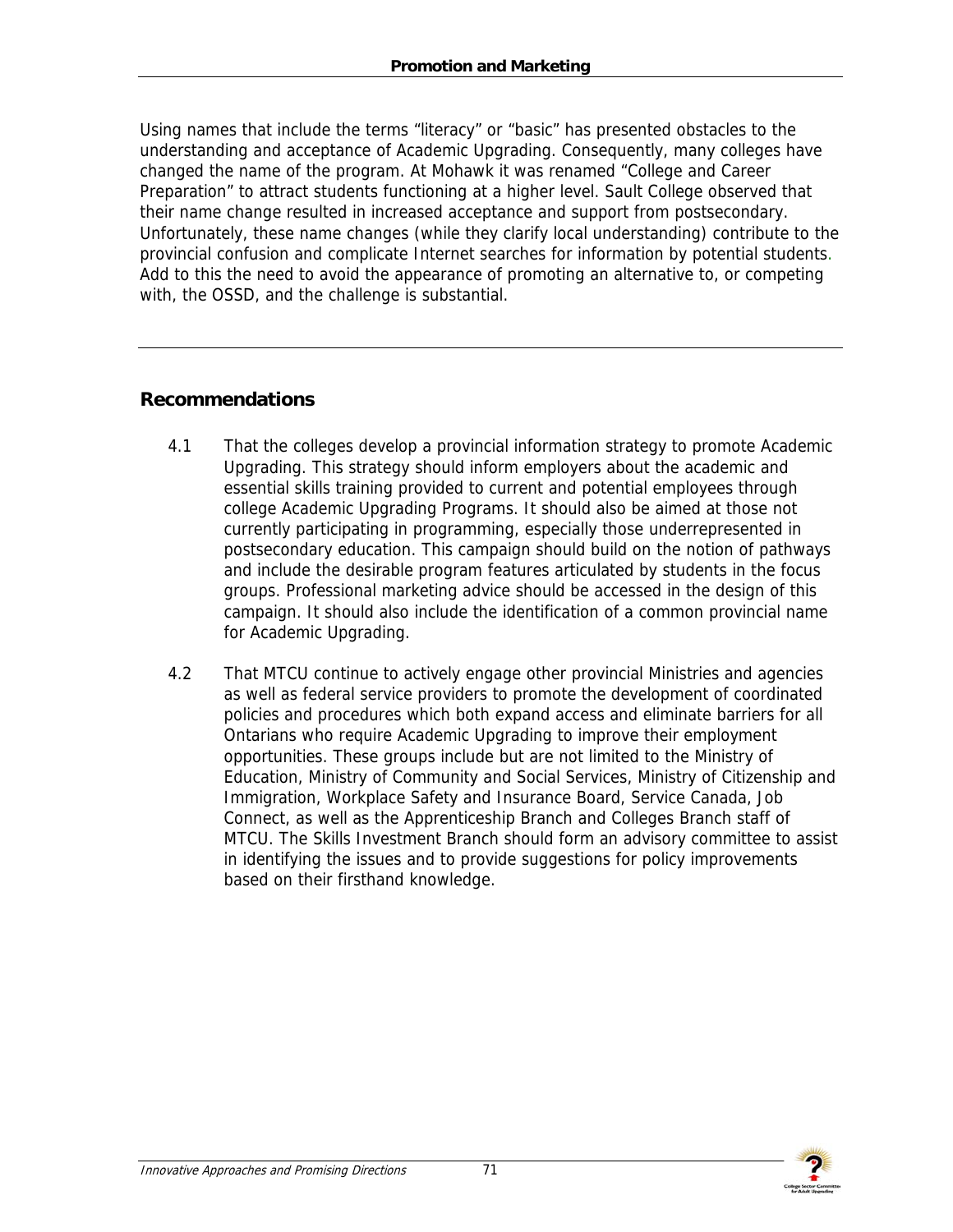Using names that include the terms “literacy” or “basic” has presented obstacles to the understanding and acceptance of Academic Upgrading. Consequently, many colleges have changed the name of the program. At Mohawk it was renamed “College and Career Preparation” to attract students functioning at a higher level. Sault College observed that their name change resulted in increased acceptance and support from postsecondary. Unfortunately, these name changes (while they clarify local understanding) contribute to the provincial confusion and complicate Internet searches for information by potential students. Add to this the need to avoid the appearance of promoting an alternative to, or competing with, the OSSD, and the challenge is substantial.

## Recommendations

4.1 That the colleges develop a provincial information strategy to promote Academic Upgrading. This strategy should inform employers about the academic and essential skills training provided to current and potential employees through college Academic Upgrading Programs. It should also be aimed at those not currently participating in programming, especially those underrepresented in postsecondary education. This campaign should build on the notion of pathways and include the desirable program features articulated by students in the focus groups. Professional marketing advice should be accessed in the design of this campaign. It should also include the identification of a common provincial name for Academic Upgrading.

4.2 That MTCU continue to actively engage other provincial Ministries and agencies as well as federal service providers to promote the development of coordinated policies and procedures which both expand access and eliminate barriers for all Ontarians who require Academic Upgrading to improve their employment opportunities. These groups include but are not limited to the Ministry of Education, Ministry of Community and Social Services, Ministry of Citizenship and Immigration, Workplace Safety and Insurance Board, Service Canada, Job Connect, as well as the Apprenticeship Branch and Colleges Branch staff of MTCU. The Skills Investment Branch should form an advisory committee to assist in identifying the issues and to provide suggestions for policy improvements based on their firsthand knowledge.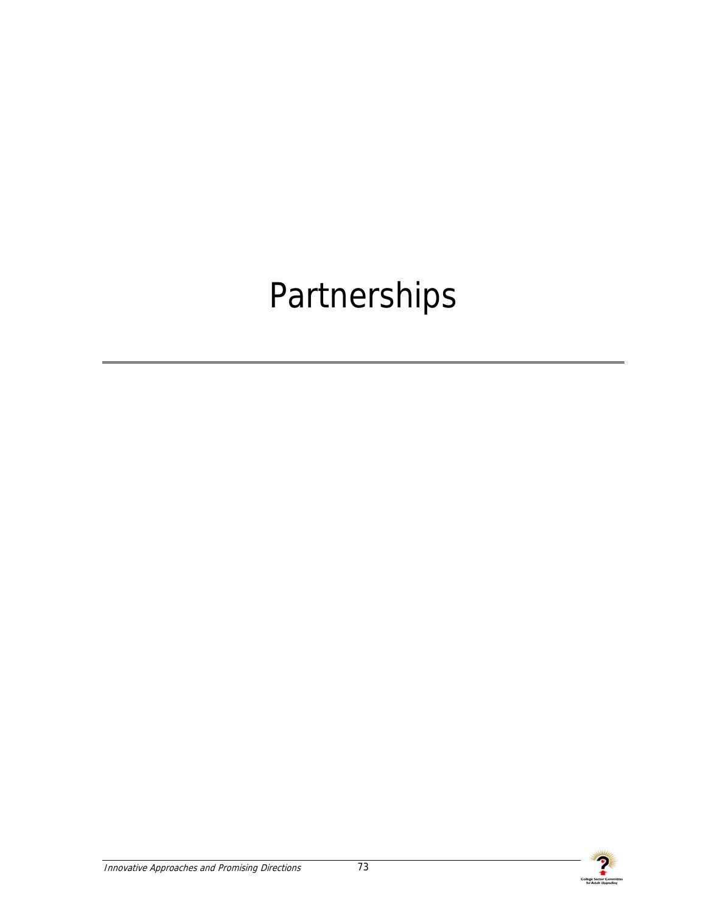# Partnerships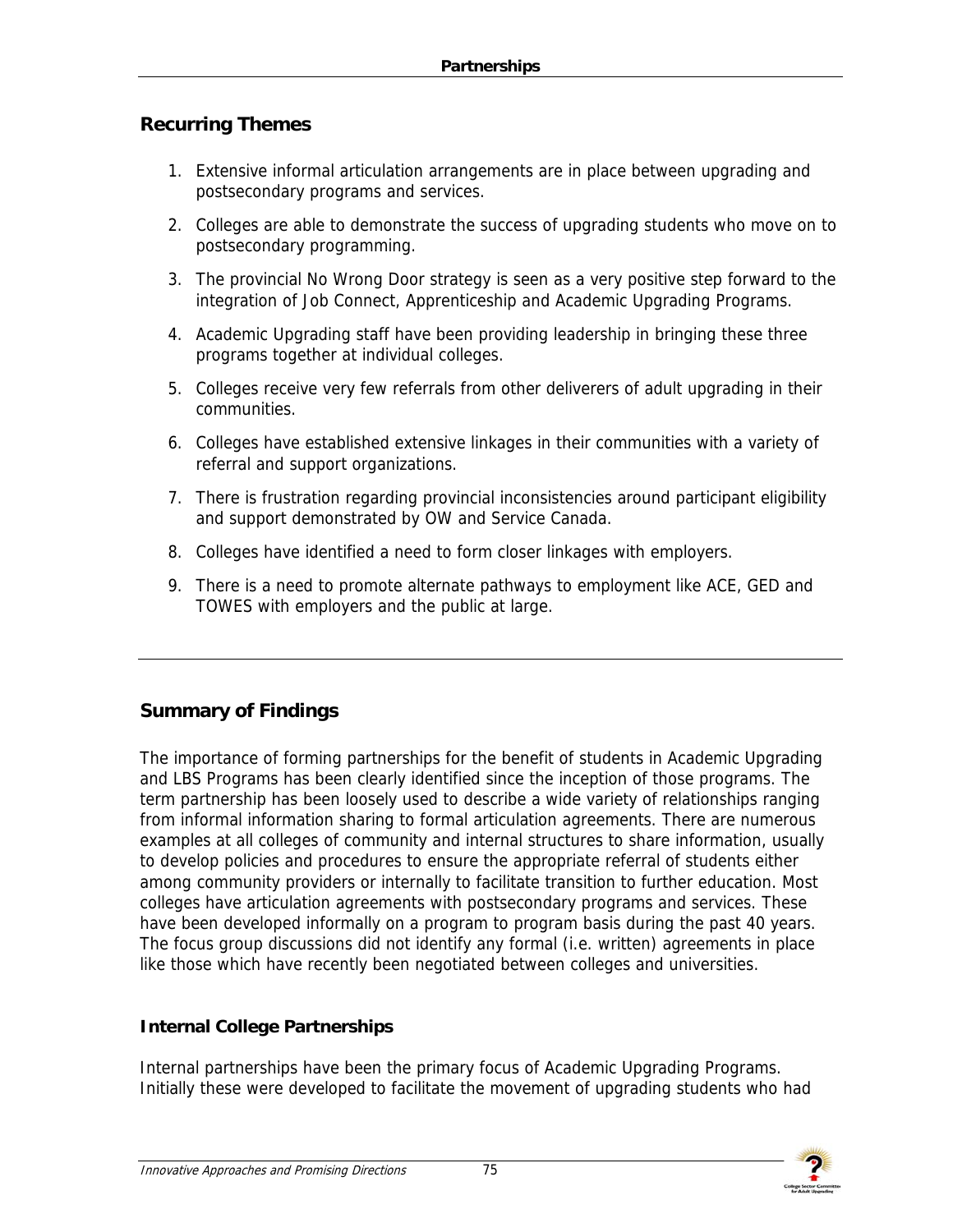## Recurring Themes

1. Extensive informal articulation arrangements are in place between upgrading and postsecondary programs and services.
2. Colleges are able to demonstrate the success of upgrading students who move on to postsecondary programming.
3. The provincial No Wrong Door strategy is seen as a very positive step forward to the integration of Job Connect, Apprenticeship and Academic Upgrading Programs.
4. Academic Upgrading staff have been providing leadership in bringing these three programs together at individual colleges.
5. Colleges receive very few referrals from other deliverers of adult upgrading in their communities.
6. Colleges have established extensive linkages in their communities with a variety of referral and support organizations.
7. There is frustration regarding provincial inconsistencies around participant eligibility and support demonstrated by OW and Service Canada.
8. Colleges have identified a need to form closer linkages with employers.
9. There is a need to promote alternate pathways to employment like ACE, GED and TOWES with employers and the public at large.

---

## Summary of Findings

The importance of forming partnerships for the benefit of students in Academic Upgrading and LBS Programs has been clearly identified since the inception of those programs. The term partnership has been loosely used to describe a wide variety of relationships ranging from informal information sharing to formal articulation agreements. There are numerous examples at all colleges of community and internal structures to share information, usually to develop policies and procedures to ensure the appropriate referral of students either among community providers or internally to facilitate transition to further education. Most colleges have articulation agreements with postsecondary programs and services. These have been developed informally on a program to program basis during the past 40 years. The focus group discussions did not identify any formal (i.e. written) agreements in place like those which have recently been negotiated between colleges and universities.

### Internal College Partnerships

Internal partnerships have been the primary focus of Academic Upgrading Programs. Initially these were developed to facilitate the movement of upgrading students who had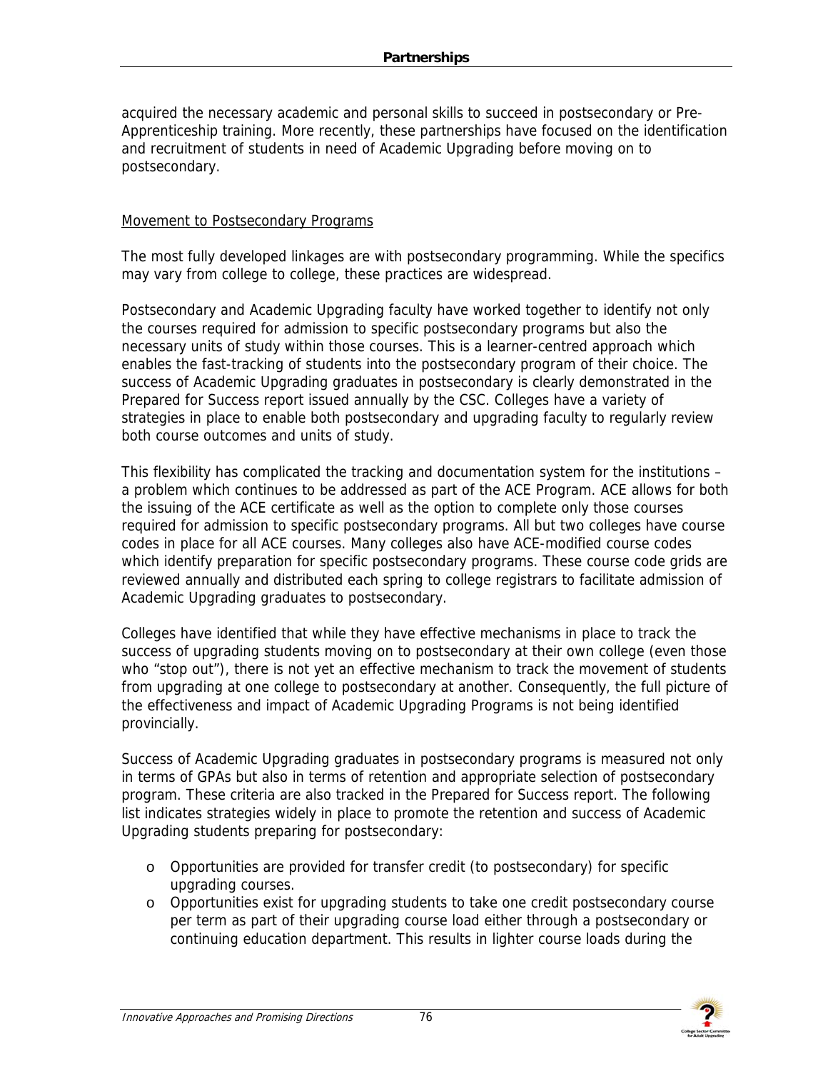acquired the necessary academic and personal skills to succeed in postsecondary or Pre-Apprenticeship training. More recently, these partnerships have focused on the identification and recruitment of students in need of Academic Upgrading before moving on to postsecondary.

<u>Movement to Postsecondary Programs</u>

The most fully developed linkages are with postsecondary programming. While the specifics may vary from college to college, these practices are widespread.

Postsecondary and Academic Upgrading faculty have worked together to identify not only the courses required for admission to specific postsecondary programs but also the necessary units of study within those courses. This is a learner-centred approach which enables the fast-tracking of students into the postsecondary program of their choice. The success of Academic Upgrading graduates in postsecondary is clearly demonstrated in the Prepared for Success report issued annually by the CSC. Colleges have a variety of strategies in place to enable both postsecondary and upgrading faculty to regularly review both course outcomes and units of study.

This flexibility has complicated the tracking and documentation system for the institutions – a problem which continues to be addressed as part of the ACE Program. ACE allows for both the issuing of the ACE certificate as well as the option to complete only those courses required for admission to specific postsecondary programs. All but two colleges have course codes in place for all ACE courses. Many colleges also have ACE-modified course codes which identify preparation for specific postsecondary programs. These course code grids are reviewed annually and distributed each spring to college registrars to facilitate admission of Academic Upgrading graduates to postsecondary.

Colleges have identified that while they have effective mechanisms in place to track the success of upgrading students moving on to postsecondary at their own college (even those who "stop out"), there is not yet an effective mechanism to track the movement of students from upgrading at one college to postsecondary at another. Consequently, the full picture of the effectiveness and impact of Academic Upgrading Programs is not being identified provincially.

Success of Academic Upgrading graduates in postsecondary programs is measured not only in terms of GPAs but also in terms of retention and appropriate selection of postsecondary program. These criteria are also tracked in the Prepared for Success report. The following list indicates strategies widely in place to promote the retention and success of Academic Upgrading students preparing for postsecondary:

- Opportunities are provided for transfer credit (to postsecondary) for specific upgrading courses.
- Opportunities exist for upgrading students to take one credit postsecondary course per term as part of their upgrading course load either through a postsecondary or continuing education department. This results in lighter course loads during the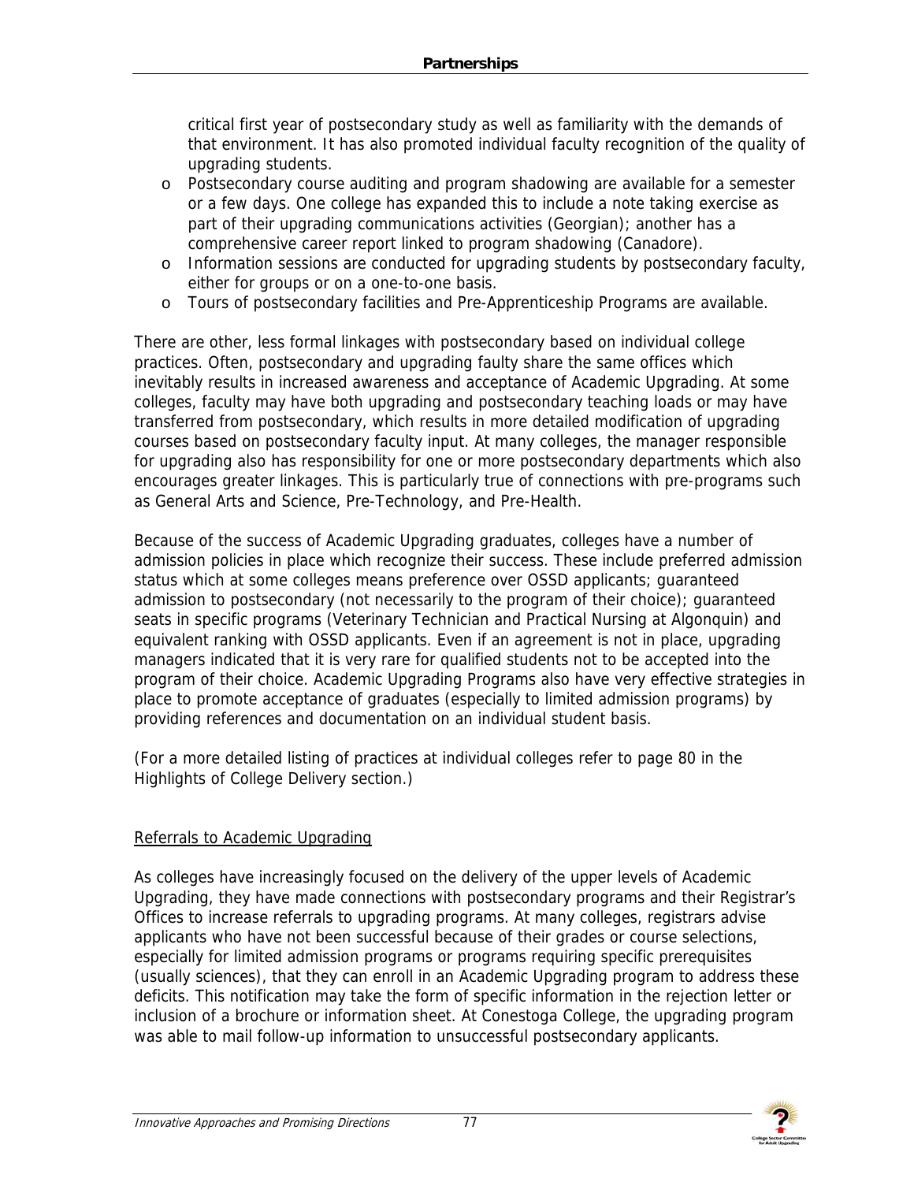critical first year of postsecondary study as well as familiarity with the demands of that environment. It has also promoted individual faculty recognition of the quality of upgrading students.

- Postsecondary course auditing and program shadowing are available for a semester or a few days. One college has expanded this to include a note taking exercise as part of their upgrading communications activities (Georgian); another has a comprehensive career report linked to program shadowing (Canadore).
- Information sessions are conducted for upgrading students by postsecondary faculty, either for groups or on a one-to-one basis.
- Tours of postsecondary facilities and Pre-Apprenticeship Programs are available.

There are other, less formal linkages with postsecondary based on individual college practices. Often, postsecondary and upgrading faulty share the same offices which inevitably results in increased awareness and acceptance of Academic Upgrading. At some colleges, faculty may have both upgrading and postsecondary teaching loads or may have transferred from postsecondary, which results in more detailed modification of upgrading courses based on postsecondary faculty input. At many colleges, the manager responsible for upgrading also has responsibility for one or more postsecondary departments which also encourages greater linkages. This is particularly true of connections with pre-programs such as General Arts and Science, Pre-Technology, and Pre-Health.

Because of the success of Academic Upgrading graduates, colleges have a number of admission policies in place which recognize their success. These include preferred admission status which at some colleges means preference over OSSD applicants; guaranteed admission to postsecondary (not necessarily to the program of their choice); guaranteed seats in specific programs (Veterinary Technician and Practical Nursing at Algonquin) and equivalent ranking with OSSD applicants. Even if an agreement is not in place, upgrading managers indicated that it is very rare for qualified students not to be accepted into the program of their choice. Academic Upgrading Programs also have very effective strategies in place to promote acceptance of graduates (especially to limited admission programs) by providing references and documentation on an individual student basis.

(For a more detailed listing of practices at individual colleges refer to page 80 in the Highlights of College Delivery section.)

## Referrals to Academic Upgrading

As colleges have increasingly focused on the delivery of the upper levels of Academic Upgrading, they have made connections with postsecondary programs and their Registrar's Offices to increase referrals to upgrading programs. At many colleges, registrars advise applicants who have not been successful because of their grades or course selections, especially for limited admission programs or programs requiring specific prerequisites (usually sciences), that they can enroll in an Academic Upgrading program to address these deficits. This notification may take the form of specific information in the rejection letter or inclusion of a brochure or information sheet. At Conestoga College, the upgrading program was able to mail follow-up information to unsuccessful postsecondary applicants.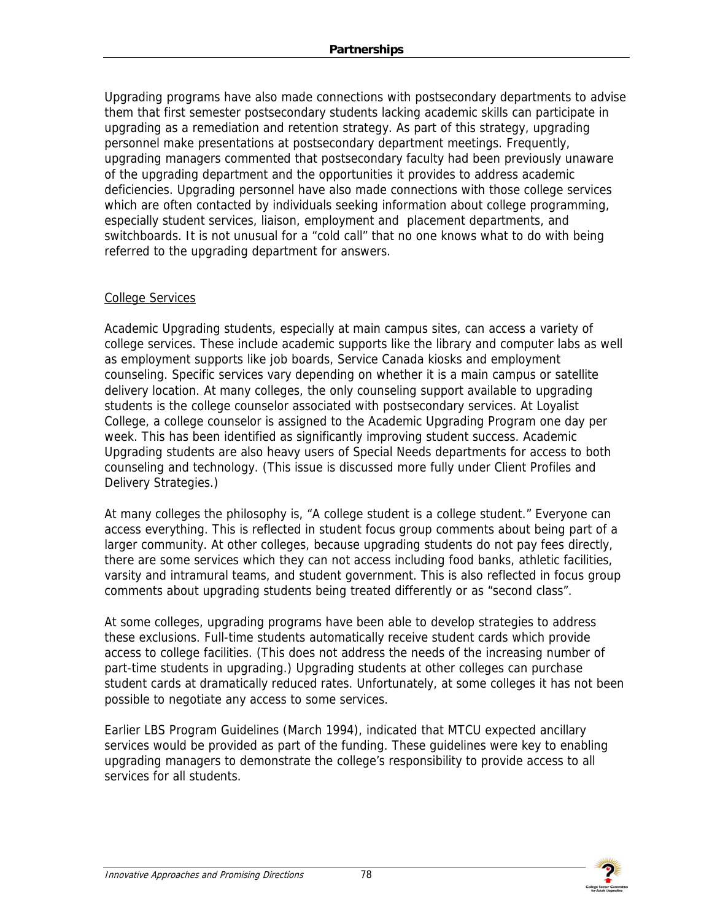Upgrading programs have also made connections with postsecondary departments to advise them that first semester postsecondary students lacking academic skills can participate in upgrading as a remediation and retention strategy. As part of this strategy, upgrading personnel make presentations at postsecondary department meetings. Frequently, upgrading managers commented that postsecondary faculty had been previously unaware of the upgrading department and the opportunities it provides to address academic deficiencies. Upgrading personnel have also made connections with those college services which are often contacted by individuals seeking information about college programming, especially student services, liaison, employment and placement departments, and switchboards. It is not unusual for a "cold call" that no one knows what to do with being referred to the upgrading department for answers.

## College Services

Academic Upgrading students, especially at main campus sites, can access a variety of college services. These include academic supports like the library and computer labs as well as employment supports like job boards, Service Canada kiosks and employment counseling. Specific services vary depending on whether it is a main campus or satellite delivery location. At many colleges, the only counseling support available to upgrading students is the college counselor associated with postsecondary services. At Loyalist College, a college counselor is assigned to the Academic Upgrading Program one day per week. This has been identified as significantly improving student success. Academic Upgrading students are also heavy users of Special Needs departments for access to both counseling and technology. (This issue is discussed more fully under Client Profiles and Delivery Strategies.)

At many colleges the philosophy is, "A college student is a college student." Everyone can access everything. This is reflected in student focus group comments about being part of a larger community. At other colleges, because upgrading students do not pay fees directly, there are some services which they can not access including food banks, athletic facilities, varsity and intramural teams, and student government. This is also reflected in focus group comments about upgrading students being treated differently or as "second class".

At some colleges, upgrading programs have been able to develop strategies to address these exclusions. Full-time students automatically receive student cards which provide access to college facilities. (This does not address the needs of the increasing number of part-time students in upgrading.) Upgrading students at other colleges can purchase student cards at dramatically reduced rates. Unfortunately, at some colleges it has not been possible to negotiate any access to some services.

Earlier LBS Program Guidelines (March 1994), indicated that MTCU expected ancillary services would be provided as part of the funding. These guidelines were key to enabling upgrading managers to demonstrate the college's responsibility to provide access to all services for all students.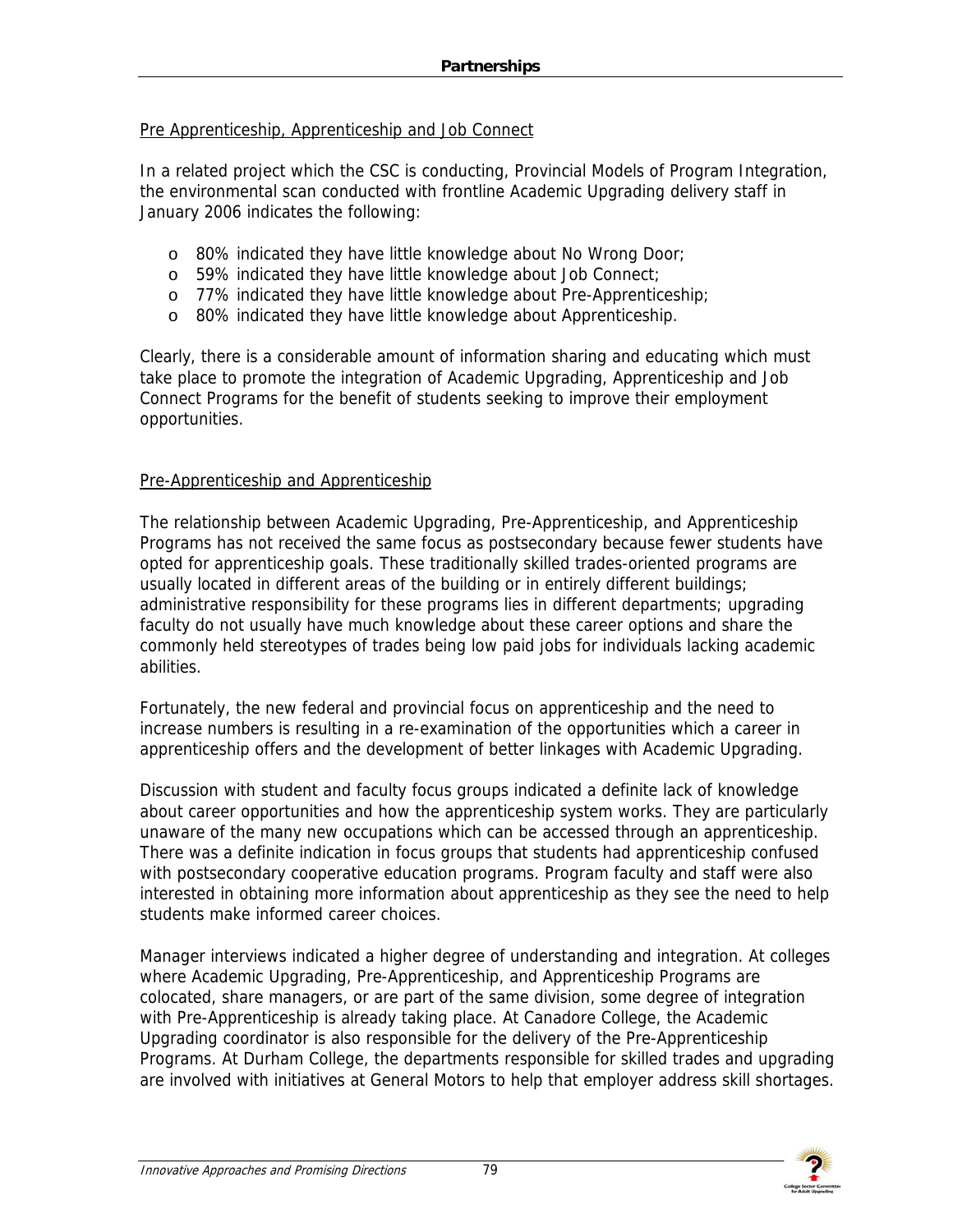Pre Apprenticeship, Apprenticeship and Job Connect

In a related project which the CSC is conducting, Provincial Models of Program Integration, the environmental scan conducted with frontline Academic Upgrading delivery staff in January 2006 indicates the following:

- 80% indicated they have little knowledge about No Wrong Door;
- 59% indicated they have little knowledge about Job Connect;
- 77% indicated they have little knowledge about Pre-Apprenticeship;
- 80% indicated they have little knowledge about Apprenticeship.

Clearly, there is a considerable amount of information sharing and educating which must take place to promote the integration of Academic Upgrading, Apprenticeship and Job Connect Programs for the benefit of students seeking to improve their employment opportunities.

Pre-Apprenticeship and Apprenticeship

The relationship between Academic Upgrading, Pre-Apprenticeship, and Apprenticeship Programs has not received the same focus as postsecondary because fewer students have opted for apprenticeship goals. These traditionally skilled trades-oriented programs are usually located in different areas of the building or in entirely different buildings; administrative responsibility for these programs lies in different departments; upgrading faculty do not usually have much knowledge about these career options and share the commonly held stereotypes of trades being low paid jobs for individuals lacking academic abilities.

Fortunately, the new federal and provincial focus on apprenticeship and the need to increase numbers is resulting in a re-examination of the opportunities which a career in apprenticeship offers and the development of better linkages with Academic Upgrading.

Discussion with student and faculty focus groups indicated a definite lack of knowledge about career opportunities and how the apprenticeship system works. They are particularly unaware of the many new occupations which can be accessed through an apprenticeship. There was a definite indication in focus groups that students had apprenticeship confused with postsecondary cooperative education programs. Program faculty and staff were also interested in obtaining more information about apprenticeship as they see the need to help students make informed career choices.

Manager interviews indicated a higher degree of understanding and integration. At colleges where Academic Upgrading, Pre-Apprenticeship, and Apprenticeship Programs are colocated, share managers, or are part of the same division, some degree of integration with Pre-Apprenticeship is already taking place. At Canadore College, the Academic Upgrading coordinator is also responsible for the delivery of the Pre-Apprenticeship Programs. At Durham College, the departments responsible for skilled trades and upgrading are involved with initiatives at General Motors to help that employer address skill shortages.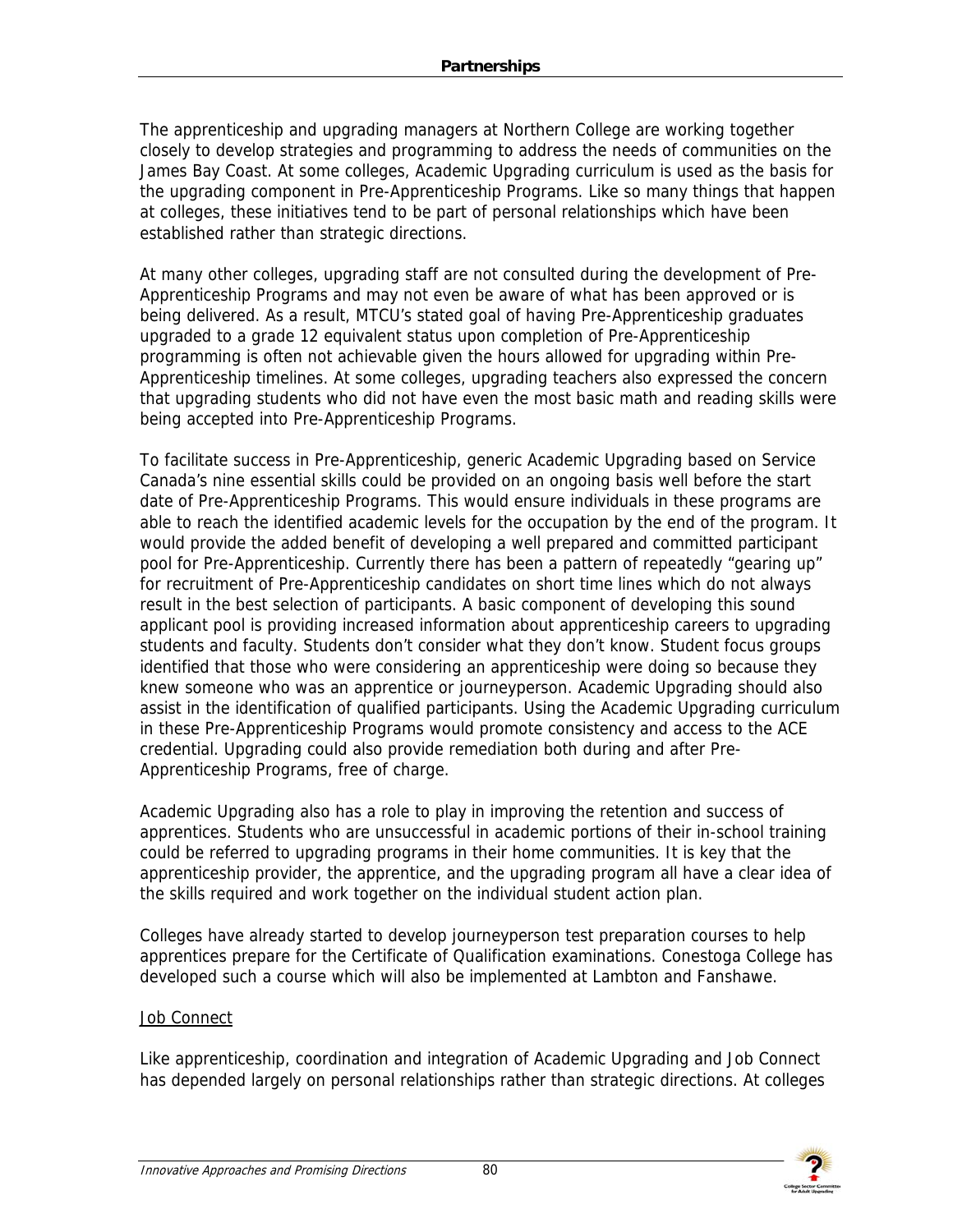The apprenticeship and upgrading managers at Northern College are working together closely to develop strategies and programming to address the needs of communities on the James Bay Coast. At some colleges, Academic Upgrading curriculum is used as the basis for the upgrading component in Pre-Apprenticeship Programs. Like so many things that happen at colleges, these initiatives tend to be part of personal relationships which have been established rather than strategic directions.

At many other colleges, upgrading staff are not consulted during the development of Pre-Apprenticeship Programs and may not even be aware of what has been approved or is being delivered. As a result, MTCU's stated goal of having Pre-Apprenticeship graduates upgraded to a grade 12 equivalent status upon completion of Pre-Apprenticeship programming is often not achievable given the hours allowed for upgrading within Pre-Apprenticeship timelines. At some colleges, upgrading teachers also expressed the concern that upgrading students who did not have even the most basic math and reading skills were being accepted into Pre-Apprenticeship Programs.

To facilitate success in Pre-Apprenticeship, generic Academic Upgrading based on Service Canada's nine essential skills could be provided on an ongoing basis well before the start date of Pre-Apprenticeship Programs. This would ensure individuals in these programs are able to reach the identified academic levels for the occupation by the end of the program. It would provide the added benefit of developing a well prepared and committed participant pool for Pre-Apprenticeship. Currently there has been a pattern of repeatedly "gearing up" for recruitment of Pre-Apprenticeship candidates on short time lines which do not always result in the best selection of participants. A basic component of developing this sound applicant pool is providing increased information about apprenticeship careers to upgrading students and faculty. Students don't consider what they don't know. Student focus groups identified that those who were considering an apprenticeship were doing so because they knew someone who was an apprentice or journeyperson. Academic Upgrading should also assist in the identification of qualified participants. Using the Academic Upgrading curriculum in these Pre-Apprenticeship Programs would promote consistency and access to the ACE credential. Upgrading could also provide remediation both during and after Pre-Apprenticeship Programs, free of charge.

Academic Upgrading also has a role to play in improving the retention and success of apprentices. Students who are unsuccessful in academic portions of their in-school training could be referred to upgrading programs in their home communities. It is key that the apprenticeship provider, the apprentice, and the upgrading program all have a clear idea of the skills required and work together on the individual student action plan.

Colleges have already started to develop journeyperson test preparation courses to help apprentices prepare for the Certificate of Qualification examinations. Conestoga College has developed such a course which will also be implemented at Lambton and Fanshawe.

<u>Job Connect</u>

Like apprenticeship, coordination and integration of Academic Upgrading and Job Connect has depended largely on personal relationships rather than strategic directions. At colleges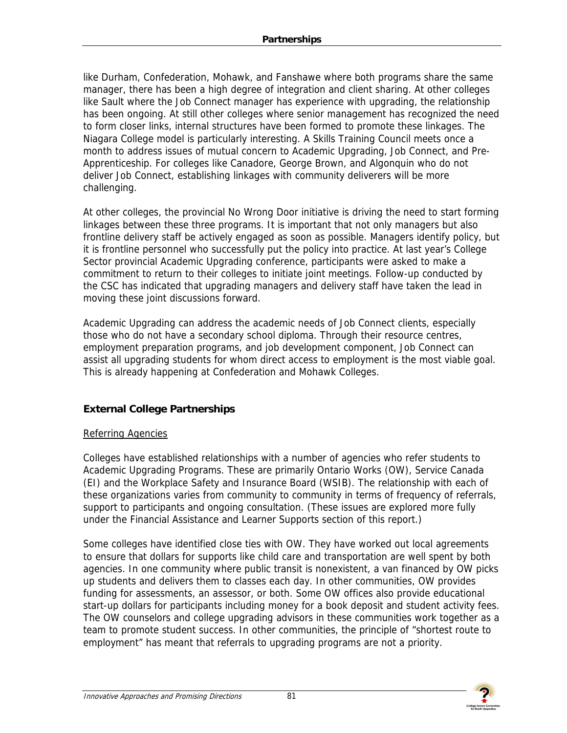like Durham, Confederation, Mohawk, and Fanshawe where both programs share the same manager, there has been a high degree of integration and client sharing. At other colleges like Sault where the Job Connect manager has experience with upgrading, the relationship has been ongoing. At still other colleges where senior management has recognized the need to form closer links, internal structures have been formed to promote these linkages. The Niagara College model is particularly interesting. A Skills Training Council meets once a month to address issues of mutual concern to Academic Upgrading, Job Connect, and Pre-Apprenticeship. For colleges like Canadore, George Brown, and Algonquin who do not deliver Job Connect, establishing linkages with community deliverers will be more challenging.

At other colleges, the provincial No Wrong Door initiative is driving the need to start forming linkages between these three programs. It is important that not only managers but also frontline delivery staff be actively engaged as soon as possible. Managers identify policy, but it is frontline personnel who successfully put the policy into practice. At last year's College Sector provincial Academic Upgrading conference, participants were asked to make a commitment to return to their colleges to initiate joint meetings. Follow-up conducted by the CSC has indicated that upgrading managers and delivery staff have taken the lead in moving these joint discussions forward.

Academic Upgrading can address the academic needs of Job Connect clients, especially those who do not have a secondary school diploma. Through their resource centres, employment preparation programs, and job development component, Job Connect can assist all upgrading students for whom direct access to employment is the most viable goal. This is already happening at Confederation and Mohawk Colleges.

## External College Partnerships

Referring Agencies

Colleges have established relationships with a number of agencies who refer students to Academic Upgrading Programs. These are primarily Ontario Works (OW), Service Canada (EI) and the Workplace Safety and Insurance Board (WSIB). The relationship with each of these organizations varies from community to community in terms of frequency of referrals, support to participants and ongoing consultation. (These issues are explored more fully under the Financial Assistance and Learner Supports section of this report.)

Some colleges have identified close ties with OW. They have worked out local agreements to ensure that dollars for supports like child care and transportation are well spent by both agencies. In one community where public transit is nonexistent, a van financed by OW picks up students and delivers them to classes each day. In other communities, OW provides funding for assessments, an assessor, or both. Some OW offices also provide educational start-up dollars for participants including money for a book deposit and student activity fees. The OW counselors and college upgrading advisors in these communities work together as a team to promote student success. In other communities, the principle of "shortest route to employment" has meant that referrals to upgrading programs are not a priority.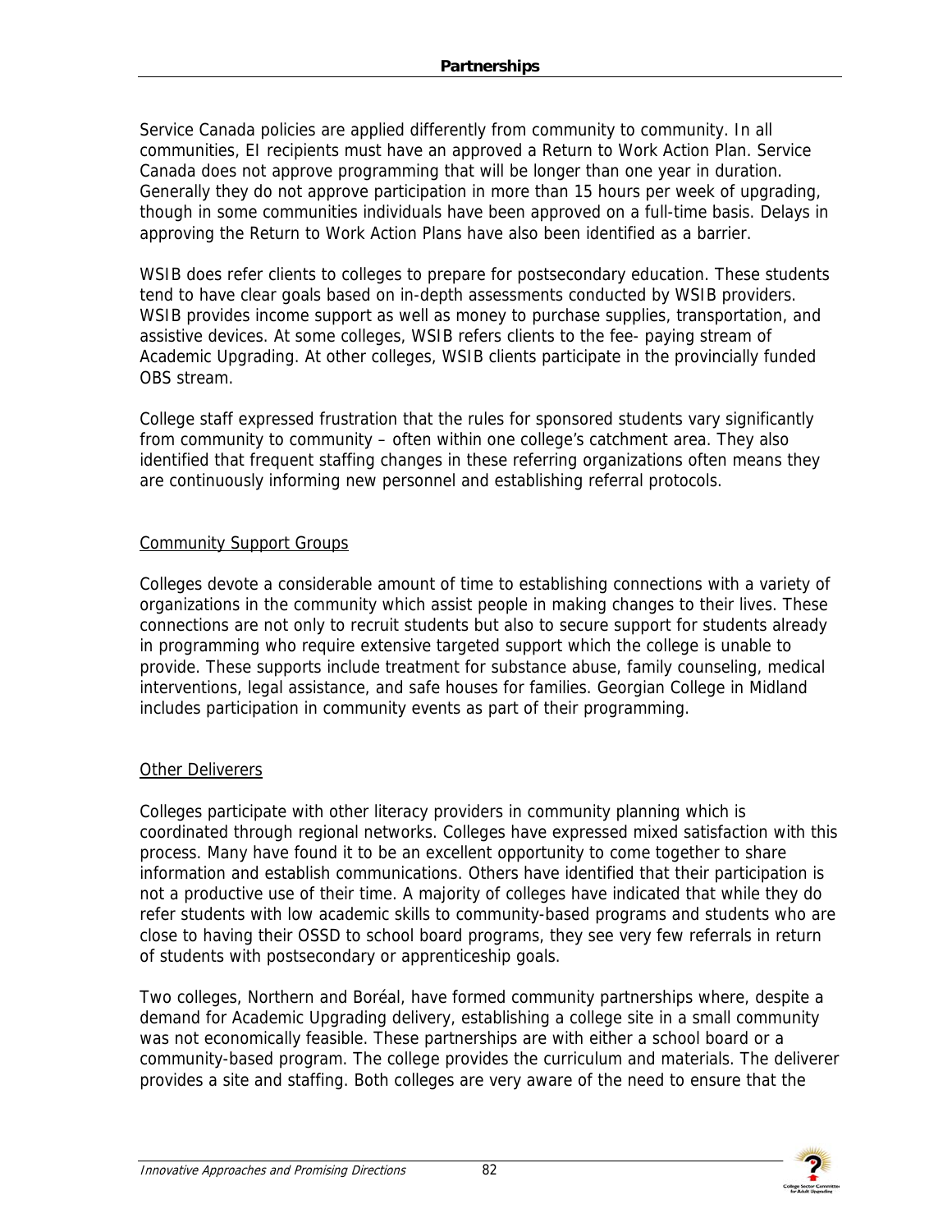Service Canada policies are applied differently from community to community. In all communities, EI recipients must have an approved a Return to Work Action Plan. Service Canada does not approve programming that will be longer than one year in duration. Generally they do not approve participation in more than 15 hours per week of upgrading, though in some communities individuals have been approved on a full-time basis. Delays in approving the Return to Work Action Plans have also been identified as a barrier.

WSIB does refer clients to colleges to prepare for postsecondary education. These students tend to have clear goals based on in-depth assessments conducted by WSIB providers. WSIB provides income support as well as money to purchase supplies, transportation, and assistive devices. At some colleges, WSIB refers clients to the fee- paying stream of Academic Upgrading. At other colleges, WSIB clients participate in the provincially funded OBS stream.

College staff expressed frustration that the rules for sponsored students vary significantly from community to community – often within one college's catchment area. They also identified that frequent staffing changes in these referring organizations often means they are continuously informing new personnel and establishing referral protocols.

Community Support Groups

Colleges devote a considerable amount of time to establishing connections with a variety of organizations in the community which assist people in making changes to their lives. These connections are not only to recruit students but also to secure support for students already in programming who require extensive targeted support which the college is unable to provide. These supports include treatment for substance abuse, family counseling, medical interventions, legal assistance, and safe houses for families. Georgian College in Midland includes participation in community events as part of their programming.

Other Deliverers

Colleges participate with other literacy providers in community planning which is coordinated through regional networks. Colleges have expressed mixed satisfaction with this process. Many have found it to be an excellent opportunity to come together to share information and establish communications. Others have identified that their participation is not a productive use of their time. A majority of colleges have indicated that while they do refer students with low academic skills to community-based programs and students who are close to having their OSSD to school board programs, they see very few referrals in return of students with postsecondary or apprenticeship goals.

Two colleges, Northern and Boréal, have formed community partnerships where, despite a demand for Academic Upgrading delivery, establishing a college site in a small community was not economically feasible. These partnerships are with either a school board or a community-based program. The college provides the curriculum and materials. The deliverer provides a site and staffing. Both colleges are very aware of the need to ensure that the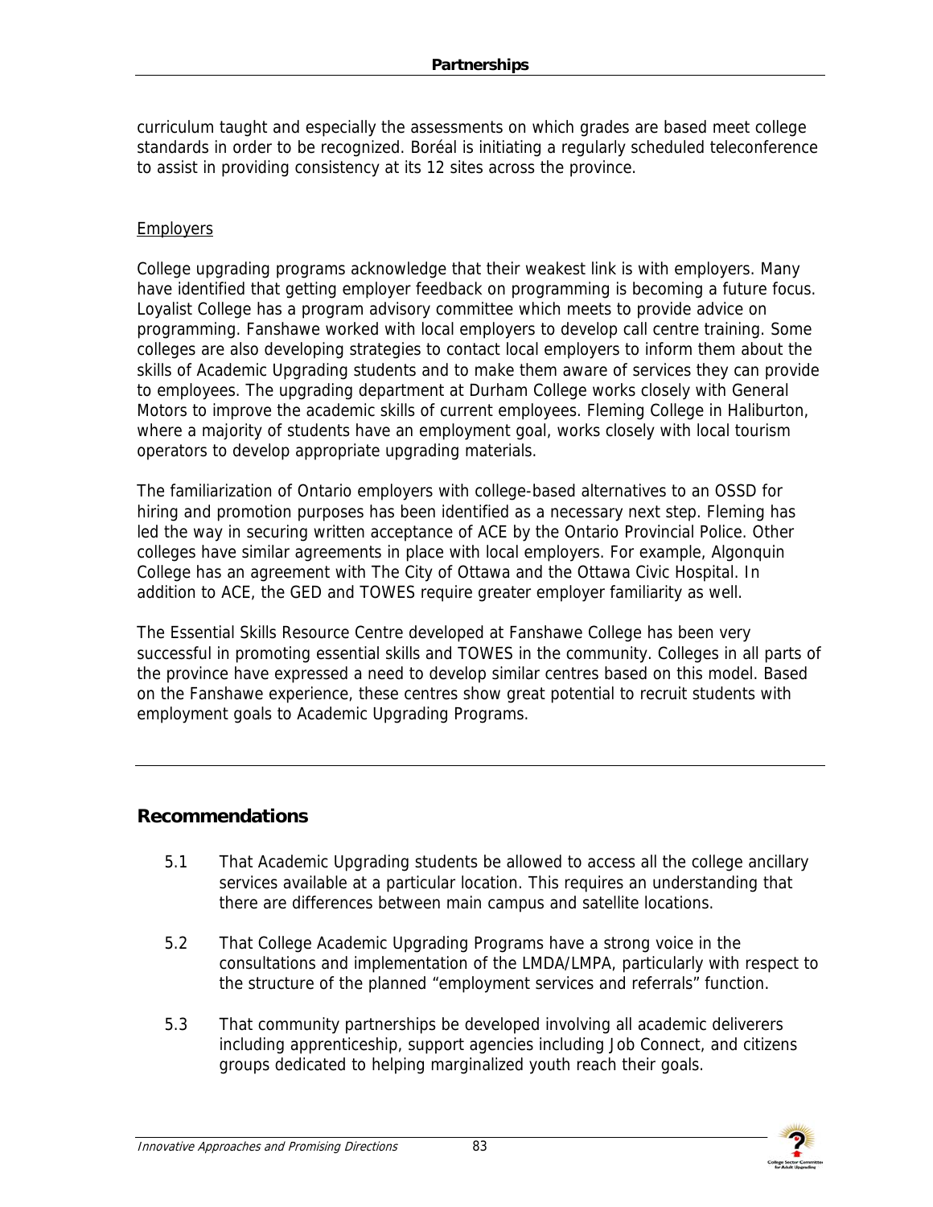curriculum taught and especially the assessments on which grades are based meet college standards in order to be recognized. Boréal is initiating a regularly scheduled teleconference to assist in providing consistency at its 12 sites across the province.

Employers

College upgrading programs acknowledge that their weakest link is with employers. Many have identified that getting employer feedback on programming is becoming a future focus. Loyalist College has a program advisory committee which meets to provide advice on programming. Fanshawe worked with local employers to develop call centre training. Some colleges are also developing strategies to contact local employers to inform them about the skills of Academic Upgrading students and to make them aware of services they can provide to employees. The upgrading department at Durham College works closely with General Motors to improve the academic skills of current employees. Fleming College in Haliburton, where a majority of students have an employment goal, works closely with local tourism operators to develop appropriate upgrading materials.

The familiarization of Ontario employers with college-based alternatives to an OSSD for hiring and promotion purposes has been identified as a necessary next step. Fleming has led the way in securing written acceptance of ACE by the Ontario Provincial Police. Other colleges have similar agreements in place with local employers. For example, Algonquin College has an agreement with The City of Ottawa and the Ottawa Civic Hospital. In addition to ACE, the GED and TOWES require greater employer familiarity as well.

The Essential Skills Resource Centre developed at Fanshawe College has been very successful in promoting essential skills and TOWES in the community. Colleges in all parts of the province have expressed a need to develop similar centres based on this model. Based on the Fanshawe experience, these centres show great potential to recruit students with employment goals to Academic Upgrading Programs.

## Recommendations

5.1 That Academic Upgrading students be allowed to access all the college ancillary services available at a particular location. This requires an understanding that there are differences between main campus and satellite locations.

5.2 That College Academic Upgrading Programs have a strong voice in the consultations and implementation of the LMDA/LMPA, particularly with respect to the structure of the planned "employment services and referrals" function.

5.3 That community partnerships be developed involving all academic deliverers including apprenticeship, support agencies including Job Connect, and citizens groups dedicated to helping marginalized youth reach their goals.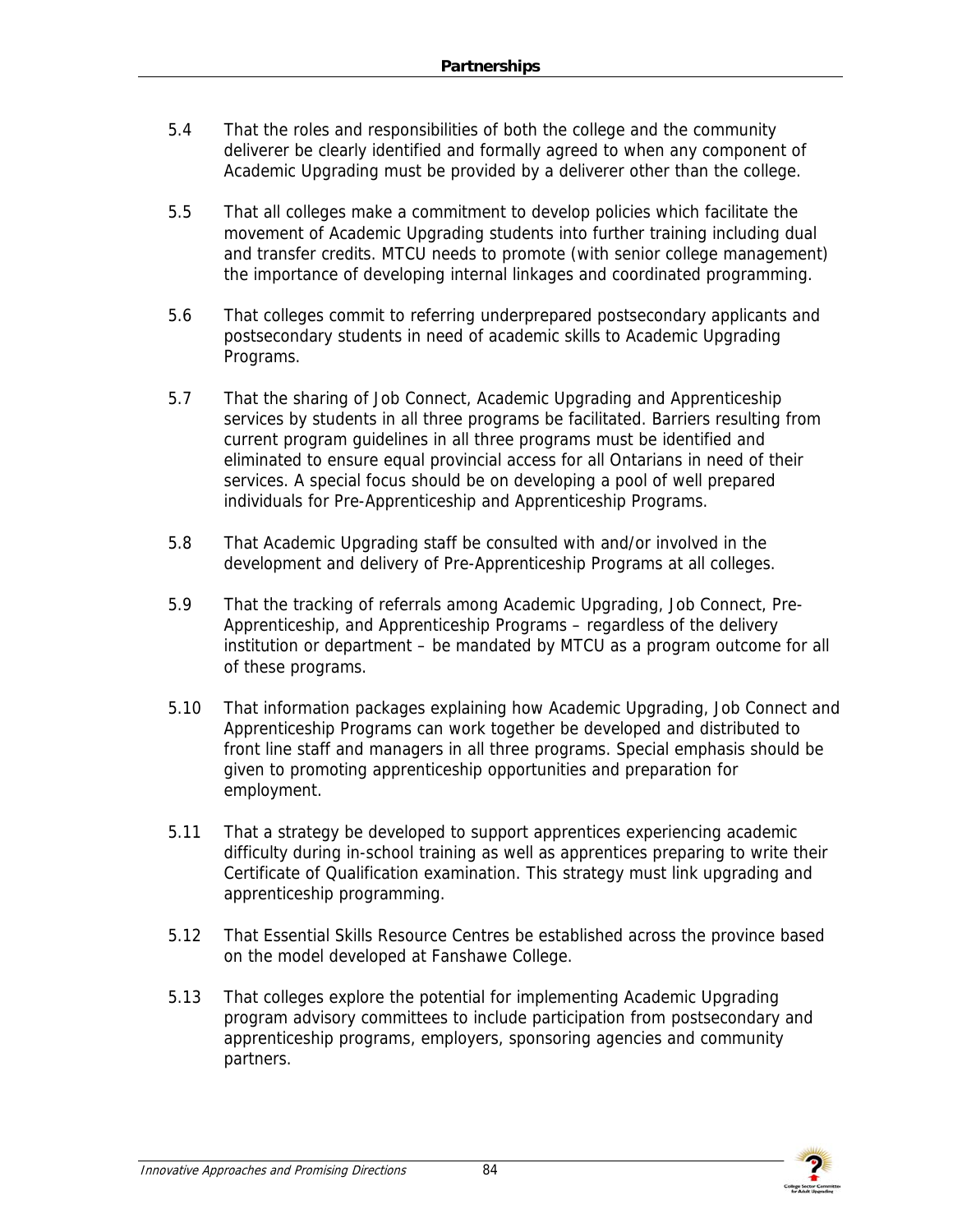5.4 That the roles and responsibilities of both the college and the community deliverer be clearly identified and formally agreed to when any component of Academic Upgrading must be provided by a deliverer other than the college.

5.5 That all colleges make a commitment to develop policies which facilitate the movement of Academic Upgrading students into further training including dual and transfer credits. MTCU needs to promote (with senior college management) the importance of developing internal linkages and coordinated programming.

5.6 That colleges commit to referring underprepared postsecondary applicants and postsecondary students in need of academic skills to Academic Upgrading Programs.

5.7 That the sharing of Job Connect, Academic Upgrading and Apprenticeship services by students in all three programs be facilitated. Barriers resulting from current program guidelines in all three programs must be identified and eliminated to ensure equal provincial access for all Ontarians in need of their services. A special focus should be on developing a pool of well prepared individuals for Pre-Apprenticeship and Apprenticeship Programs.

5.8 That Academic Upgrading staff be consulted with and/or involved in the development and delivery of Pre-Apprenticeship Programs at all colleges.

5.9 That the tracking of referrals among Academic Upgrading, Job Connect, Pre-Apprenticeship, and Apprenticeship Programs – regardless of the delivery institution or department – be mandated by MTCU as a program outcome for all of these programs.

5.10 That information packages explaining how Academic Upgrading, Job Connect and Apprenticeship Programs can work together be developed and distributed to front line staff and managers in all three programs. Special emphasis should be given to promoting apprenticeship opportunities and preparation for employment.

5.11 That a strategy be developed to support apprentices experiencing academic difficulty during in-school training as well as apprentices preparing to write their Certificate of Qualification examination. This strategy must link upgrading and apprenticeship programming.

5.12 That Essential Skills Resource Centres be established across the province based on the model developed at Fanshawe College.

5.13 That colleges explore the potential for implementing Academic Upgrading program advisory committees to include participation from postsecondary and apprenticeship programs, employers, sponsoring agencies and community partners.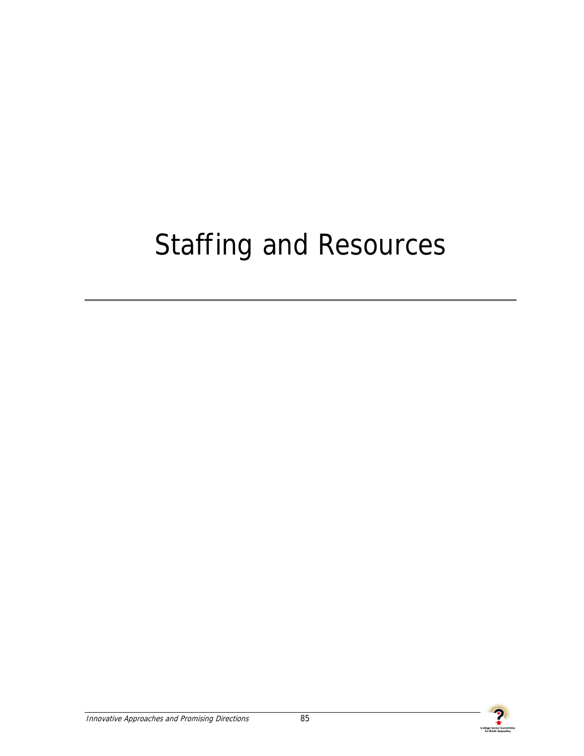# Staffing and Resources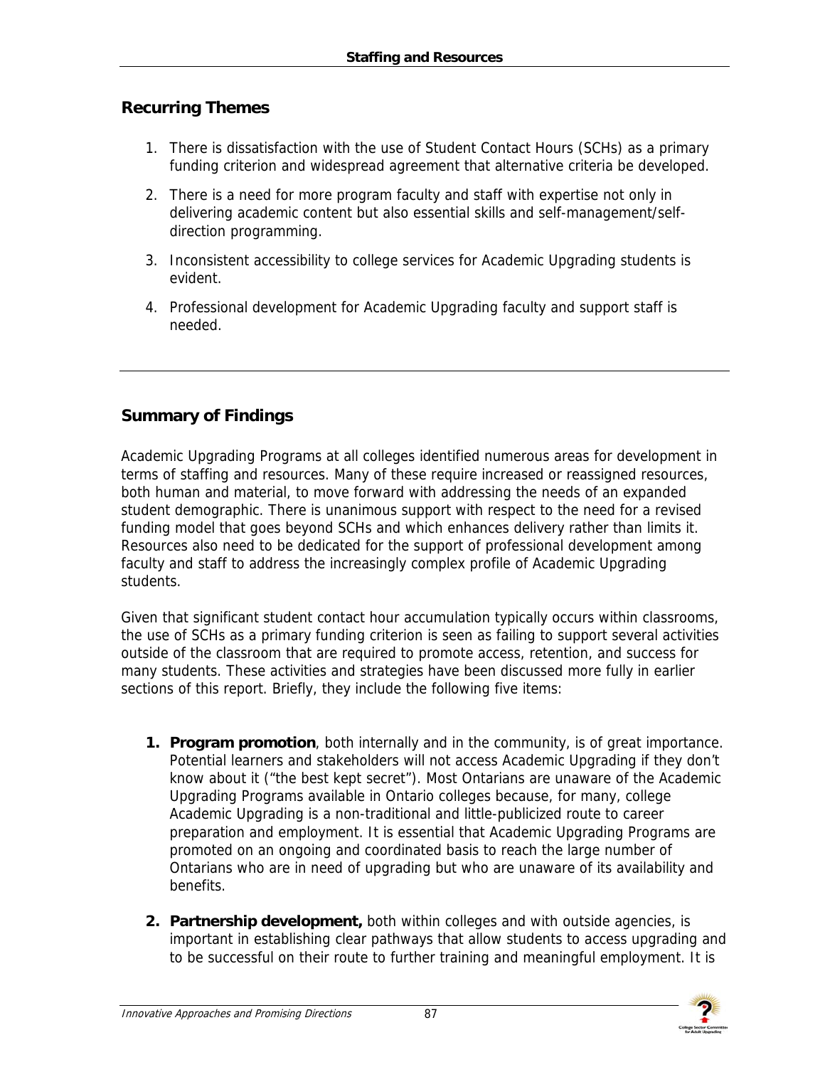## Recurring Themes

1. There is dissatisfaction with the use of Student Contact Hours (SCHs) as a primary funding criterion and widespread agreement that alternative criteria be developed.
2. There is a need for more program faculty and staff with expertise not only in delivering academic content but also essential skills and self-management/self-direction programming.
3. Inconsistent accessibility to college services for Academic Upgrading students is evident.
4. Professional development for Academic Upgrading faculty and support staff is needed.

---

## Summary of Findings

Academic Upgrading Programs at all colleges identified numerous areas for development in terms of staffing and resources. Many of these require increased or reassigned resources, both human and material, to move forward with addressing the needs of an expanded student demographic. There is unanimous support with respect to the need for a revised funding model that goes beyond SCHs and which enhances delivery rather than limits it. Resources also need to be dedicated for the support of professional development among faculty and staff to address the increasingly complex profile of Academic Upgrading students.

Given that significant student contact hour accumulation typically occurs within classrooms, the use of SCHs as a primary funding criterion is seen as failing to support several activities outside of the classroom that are required to promote access, retention, and success for many students. These activities and strategies have been discussed more fully in earlier sections of this report. Briefly, they include the following five items:

1. **Program promotion**, both internally and in the community, is of great importance. Potential learners and stakeholders will not access Academic Upgrading if they don't know about it ("the best kept secret"). Most Ontarians are unaware of the Academic Upgrading Programs available in Ontario colleges because, for many, college Academic Upgrading is a non-traditional and little-publicized route to career preparation and employment. It is essential that Academic Upgrading Programs are promoted on an ongoing and coordinated basis to reach the large number of Ontarians who are in need of upgrading but who are unaware of its availability and benefits.
2. **Partnership development,** both within colleges and with outside agencies, is important in establishing clear pathways that allow students to access upgrading and to be successful on their route to further training and meaningful employment. It is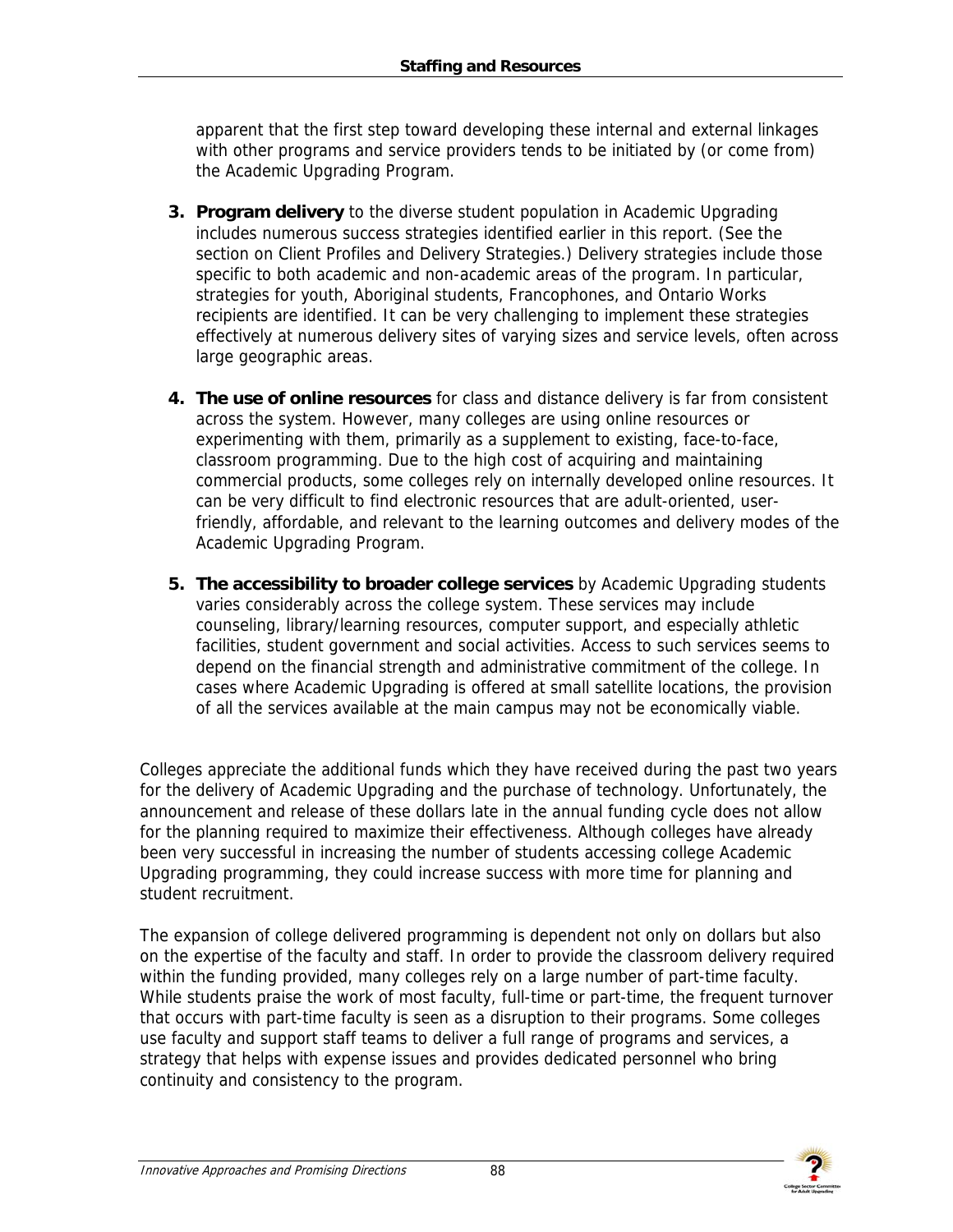apparent that the first step toward developing these internal and external linkages with other programs and service providers tends to be initiated by (or come from) the Academic Upgrading Program.

3. **Program delivery** to the diverse student population in Academic Upgrading includes numerous success strategies identified earlier in this report. (See the section on Client Profiles and Delivery Strategies.) Delivery strategies include those specific to both academic and non-academic areas of the program. In particular, strategies for youth, Aboriginal students, Francophones, and Ontario Works recipients are identified. It can be very challenging to implement these strategies effectively at numerous delivery sites of varying sizes and service levels, often across large geographic areas.

4. **The use of online resources** for class and distance delivery is far from consistent across the system. However, many colleges are using online resources or experimenting with them, primarily as a supplement to existing, face-to-face, classroom programming. Due to the high cost of acquiring and maintaining commercial products, some colleges rely on internally developed online resources. It can be very difficult to find electronic resources that are adult-oriented, user-friendly, affordable, and relevant to the learning outcomes and delivery modes of the Academic Upgrading Program.

5. **The accessibility to broader college services** by Academic Upgrading students varies considerably across the college system. These services may include counseling, library/learning resources, computer support, and especially athletic facilities, student government and social activities. Access to such services seems to depend on the financial strength and administrative commitment of the college. In cases where Academic Upgrading is offered at small satellite locations, the provision of all the services available at the main campus may not be economically viable.

Colleges appreciate the additional funds which they have received during the past two years for the delivery of Academic Upgrading and the purchase of technology. Unfortunately, the announcement and release of these dollars late in the annual funding cycle does not allow for the planning required to maximize their effectiveness. Although colleges have already been very successful in increasing the number of students accessing college Academic Upgrading programming, they could increase success with more time for planning and student recruitment.

The expansion of college delivered programming is dependent not only on dollars but also on the expertise of the faculty and staff. In order to provide the classroom delivery required within the funding provided, many colleges rely on a large number of part-time faculty. While students praise the work of most faculty, full-time or part-time, the frequent turnover that occurs with part-time faculty is seen as a disruption to their programs. Some colleges use faculty and support staff teams to deliver a full range of programs and services, a strategy that helps with expense issues and provides dedicated personnel who bring continuity and consistency to the program.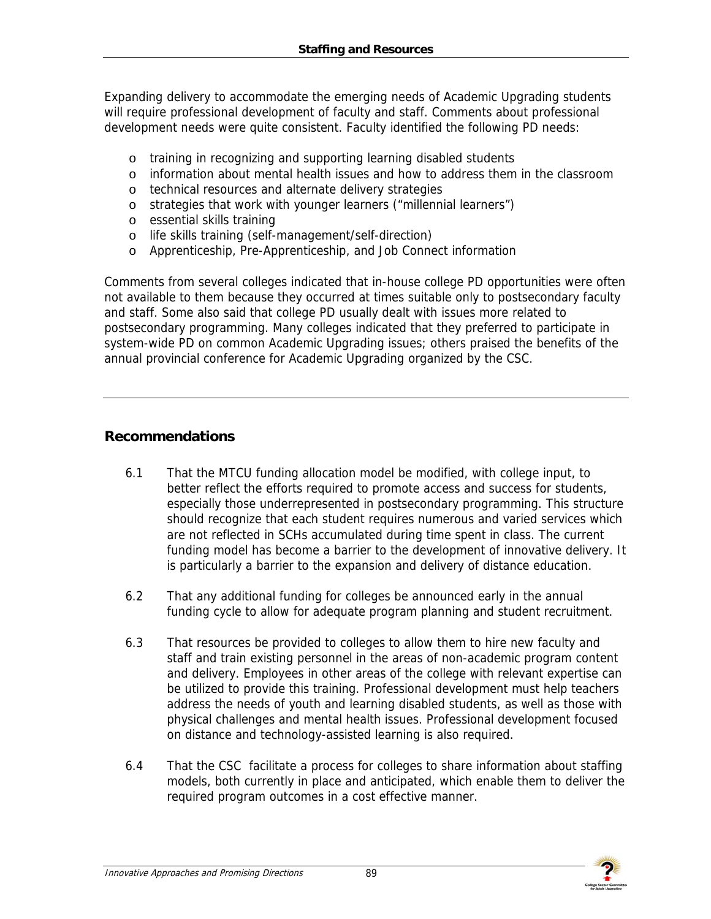Expanding delivery to accommodate the emerging needs of Academic Upgrading students will require professional development of faculty and staff. Comments about professional development needs were quite consistent. Faculty identified the following PD needs:

- training in recognizing and supporting learning disabled students
- information about mental health issues and how to address them in the classroom
- technical resources and alternate delivery strategies
- strategies that work with younger learners ("millennial learners")
- essential skills training
- life skills training (self-management/self-direction)
- Apprenticeship, Pre-Apprenticeship, and Job Connect information

Comments from several colleges indicated that in-house college PD opportunities were often not available to them because they occurred at times suitable only to postsecondary faculty and staff. Some also said that college PD usually dealt with issues more related to postsecondary programming. Many colleges indicated that they preferred to participate in system-wide PD on common Academic Upgrading issues; others praised the benefits of the annual provincial conference for Academic Upgrading organized by the CSC.

---

## Recommendations

6.1 That the MTCU funding allocation model be modified, with college input, to better reflect the efforts required to promote access and success for students, especially those underrepresented in postsecondary programming. This structure should recognize that each student requires numerous and varied services which are not reflected in SCHs accumulated during time spent in class. The current funding model has become a barrier to the development of innovative delivery. It is particularly a barrier to the expansion and delivery of distance education.

6.2 That any additional funding for colleges be announced early in the annual funding cycle to allow for adequate program planning and student recruitment.

6.3 That resources be provided to colleges to allow them to hire new faculty and staff and train existing personnel in the areas of non-academic program content and delivery. Employees in other areas of the college with relevant expertise can be utilized to provide this training. Professional development must help teachers address the needs of youth and learning disabled students, as well as those with physical challenges and mental health issues. Professional development focused on distance and technology-assisted learning is also required.

6.4 That the CSC facilitate a process for colleges to share information about staffing models, both currently in place and anticipated, which enable them to deliver the required program outcomes in a cost effective manner.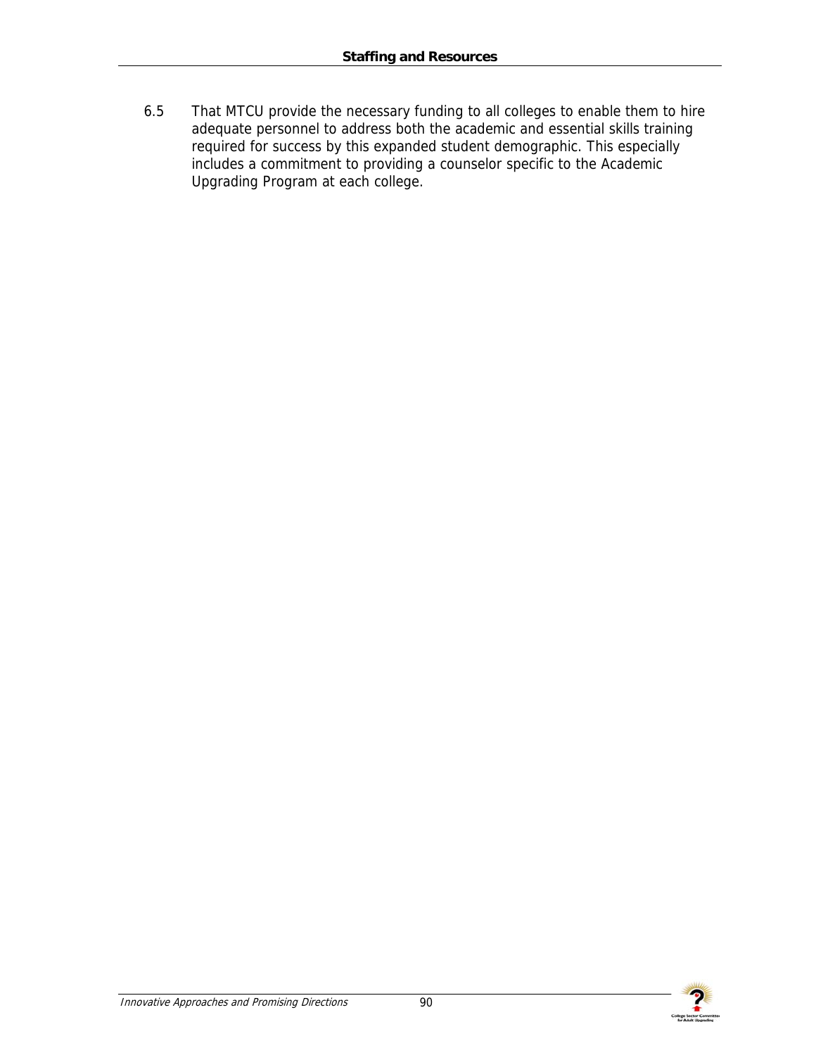6.5 That MTCU provide the necessary funding to all colleges to enable them to hire adequate personnel to address both the academic and essential skills training required for success by this expanded student demographic. This especially includes a commitment to providing a counselor specific to the Academic Upgrading Program at each college.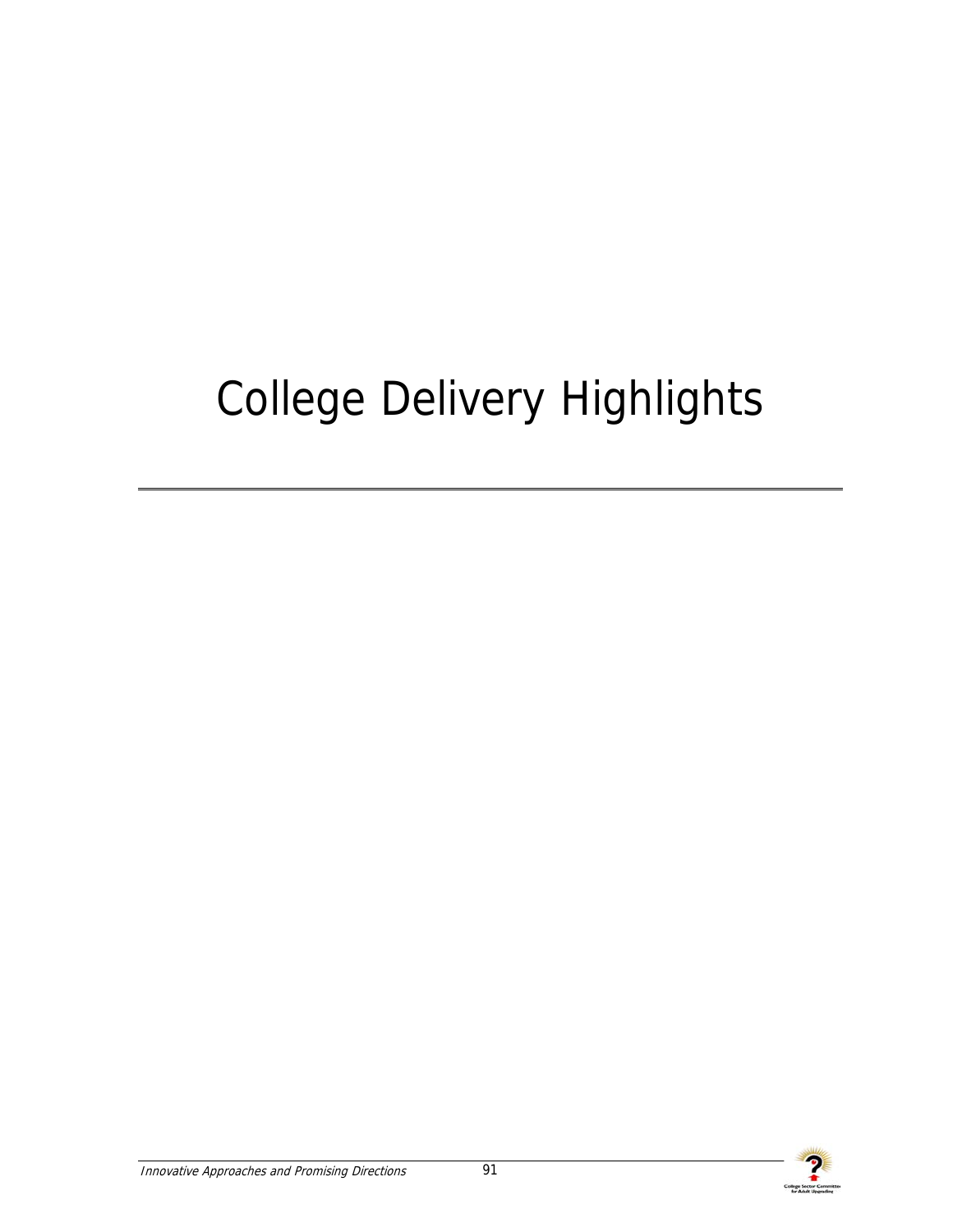# College Delivery Highlights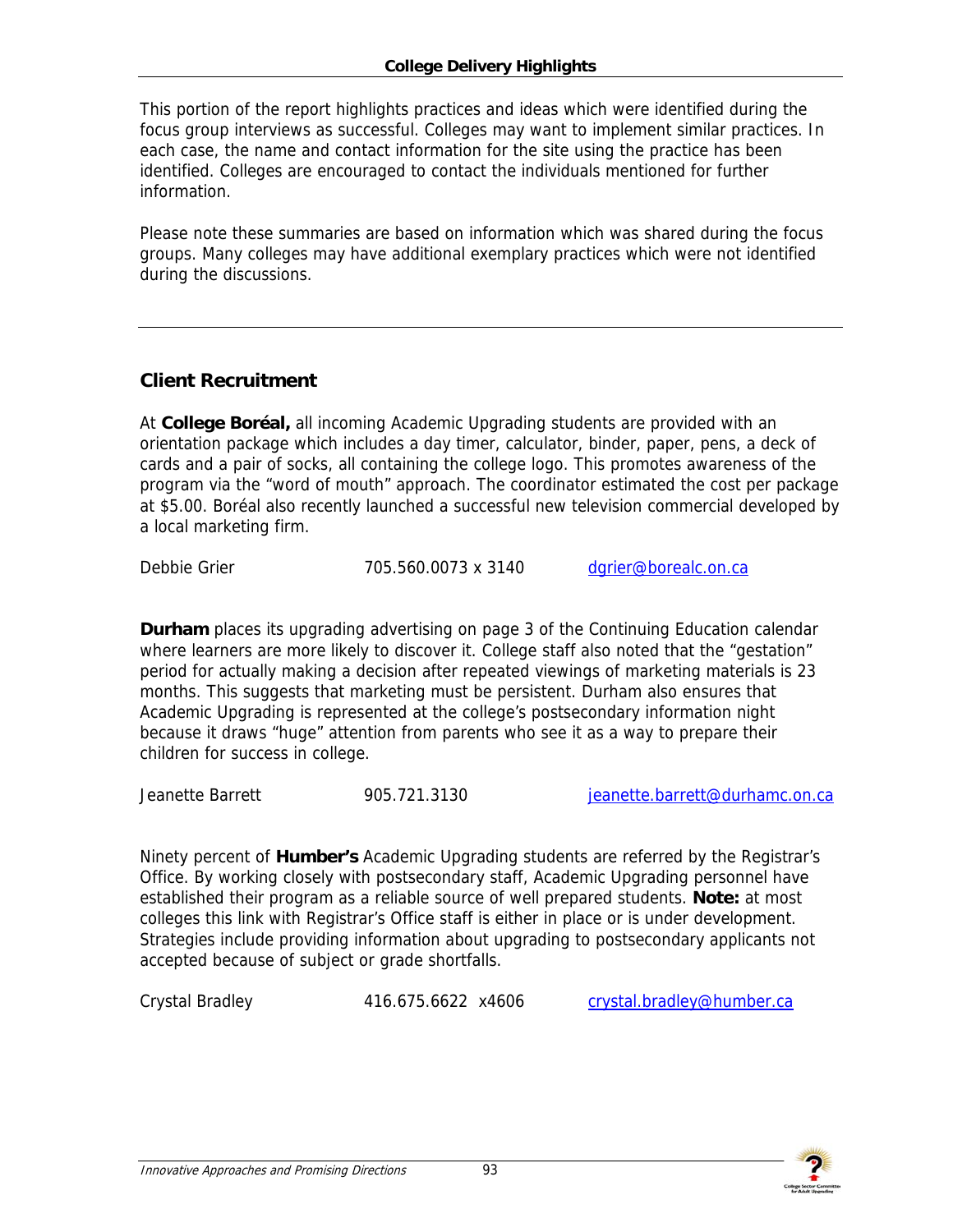## College Delivery Highlights

This portion of the report highlights practices and ideas which were identified during the focus group interviews as successful. Colleges may want to implement similar practices. In each case, the name and contact information for the site using the practice has been identified. Colleges are encouraged to contact the individuals mentioned for further information.

Please note these summaries are based on information which was shared during the focus groups. Many colleges may have additional exemplary practices which were not identified during the discussions.

---

### Client Recruitment

At **College Boréal,** all incoming Academic Upgrading students are provided with an orientation package which includes a day timer, calculator, binder, paper, pens, a deck of cards and a pair of socks, all containing the college logo. This promotes awareness of the program via the "word of mouth" approach. The coordinator estimated the cost per package at $5.00. Boréal also recently launched a successful new television commercial developed by a local marketing firm.

Debbie Grier    705.560.0073 x 3140    dgrier@borealc.on.ca

**Durham** places its upgrading advertising on page 3 of the Continuing Education calendar where learners are more likely to discover it. College staff also noted that the "gestation" period for actually making a decision after repeated viewings of marketing materials is 23 months. This suggests that marketing must be persistent. Durham also ensures that Academic Upgrading is represented at the college's postsecondary information night because it draws "huge" attention from parents who see it as a way to prepare their children for success in college.

Jeanette Barrett    905.721.3130    jeanette.barrett@durhamc.on.ca

Ninety percent of **Humber's** Academic Upgrading students are referred by the Registrar's Office. By working closely with postsecondary staff, Academic Upgrading personnel have established their program as a reliable source of well prepared students. **Note:** at most colleges this link with Registrar's Office staff is either in place or is under development. Strategies include providing information about upgrading to postsecondary applicants not accepted because of subject or grade shortfalls.

Crystal Bradley    416.675.6622 x4606    crystal.bradley@humber.ca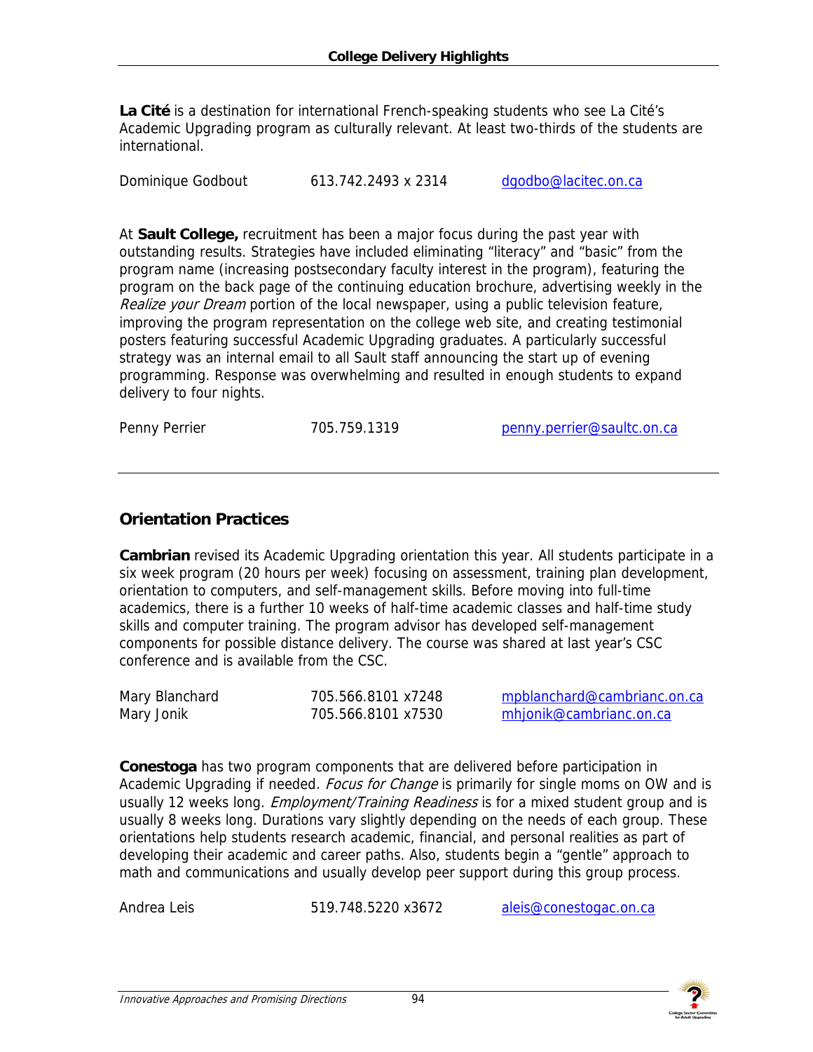**La Cité** is a destination for international French-speaking students who see La Cité's Academic Upgrading program as culturally relevant. At least two-thirds of the students are international.

| | | |
|---|---|---|
| Dominique Godbout | 613.742.2493 x 2314 | dgodbo@lacitec.on.ca |

At **Sault College,** recruitment has been a major focus during the past year with outstanding results. Strategies have included eliminating "literacy" and "basic" from the program name (increasing postsecondary faculty interest in the program), featuring the program on the back page of the continuing education brochure, advertising weekly in the *Realize your Dream* portion of the local newspaper, using a public television feature, improving the program representation on the college web site, and creating testimonial posters featuring successful Academic Upgrading graduates. A particularly successful strategy was an internal email to all Sault staff announcing the start up of evening programming. Response was overwhelming and resulted in enough students to expand delivery to four nights.

| | | |
|---|---|---|
| Penny Perrier | 705.759.1319 | penny.perrier@saultc.on.ca |

---

## Orientation Practices

**Cambrian** revised its Academic Upgrading orientation this year. All students participate in a six week program (20 hours per week) focusing on assessment, training plan development, orientation to computers, and self-management skills. Before moving into full-time academics, there is a further 10 weeks of half-time academic classes and half-time study skills and computer training. The program advisor has developed self-management components for possible distance delivery. The course was shared at last year's CSC conference and is available from the CSC.

| | | |
|---|---|---|
| Mary Blanchard | 705.566.8101 x7248 | mpblanchard@cambrianc.on.ca |
| Mary Jonik | 705.566.8101 x7530 | mhjonik@cambrianc.on.ca |

**Conestoga** has two program components that are delivered before participation in Academic Upgrading if needed. *Focus for Change* is primarily for single moms on OW and is usually 12 weeks long. *Employment/Training Readiness* is for a mixed student group and is usually 8 weeks long. Durations vary slightly depending on the needs of each group. These orientations help students research academic, financial, and personal realities as part of developing their academic and career paths. Also, students begin a "gentle" approach to math and communications and usually develop peer support during this group process.

| | | |
|---|---|---|
| Andrea Leis | 519.748.5220 x3672 | aleis@conestogac.on.ca |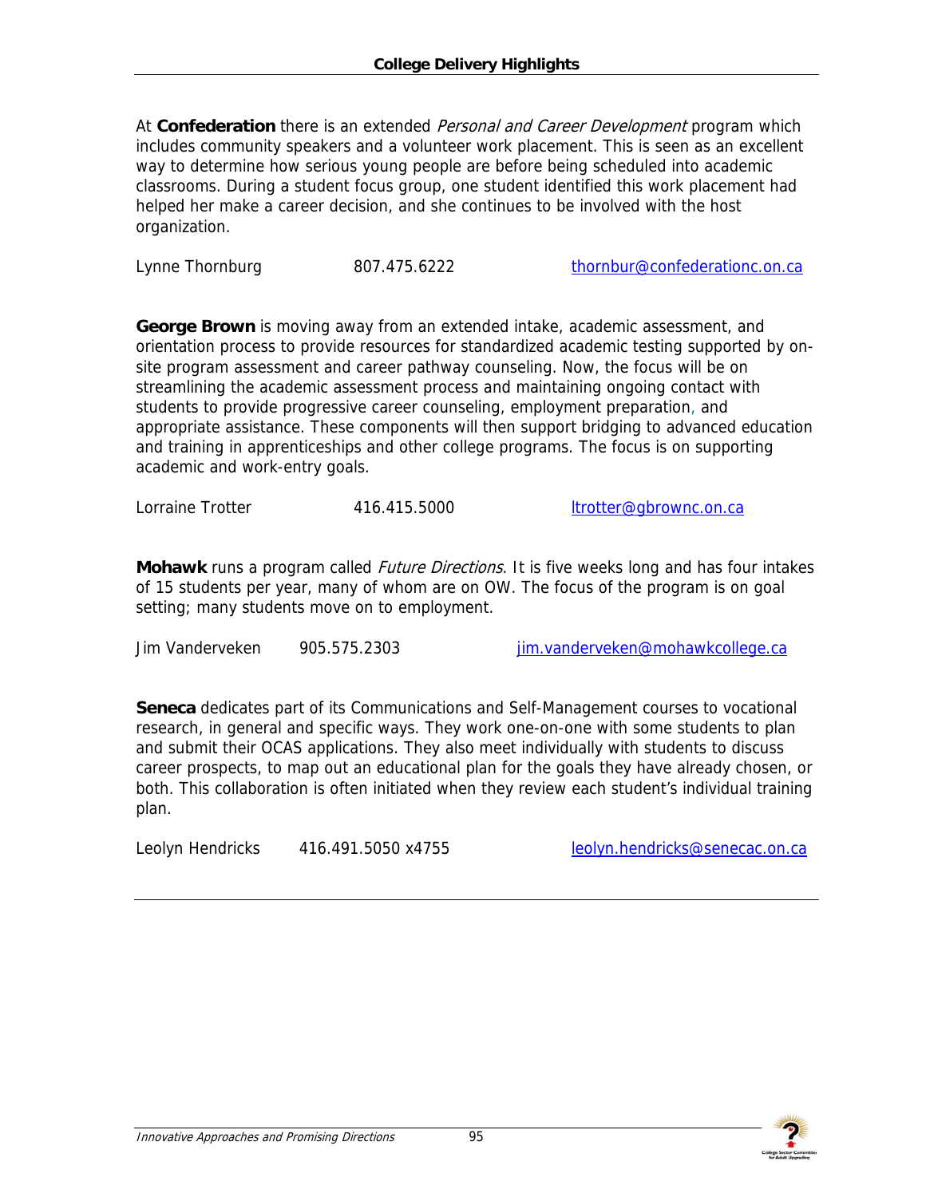## College Delivery Highlights

At **Confederation** there is an extended *Personal and Career Development* program which includes community speakers and a volunteer work placement. This is seen as an excellent way to determine how serious young people are before being scheduled into academic classrooms. During a student focus group, one student identified this work placement had helped her make a career decision, and she continues to be involved with the host organization.

Lynne Thornburg 807.475.6222 thornbur@confederationc.on.ca

**George Brown** is moving away from an extended intake, academic assessment, and orientation process to provide resources for standardized academic testing supported by on-site program assessment and career pathway counseling. Now, the focus will be on streamlining the academic assessment process and maintaining ongoing contact with students to provide progressive career counseling, employment preparation, and appropriate assistance. These components will then support bridging to advanced education and training in apprenticeships and other college programs. The focus is on supporting academic and work-entry goals.

Lorraine Trotter 416.415.5000 ltrotter@gbrownc.on.ca

**Mohawk** runs a program called *Future Directions*. It is five weeks long and has four intakes of 15 students per year, many of whom are on OW. The focus of the program is on goal setting; many students move on to employment.

Jim Vanderveken 905.575.2303 jim.vanderveken@mohawkcollege.ca

**Seneca** dedicates part of its Communications and Self-Management courses to vocational research, in general and specific ways. They work one-on-one with some students to plan and submit their OCAS applications. They also meet individually with students to discuss career prospects, to map out an educational plan for the goals they have already chosen, or both. This collaboration is often initiated when they review each student's individual training plan.

Leolyn Hendricks 416.491.5050 x4755 leolyn.hendricks@senecac.on.ca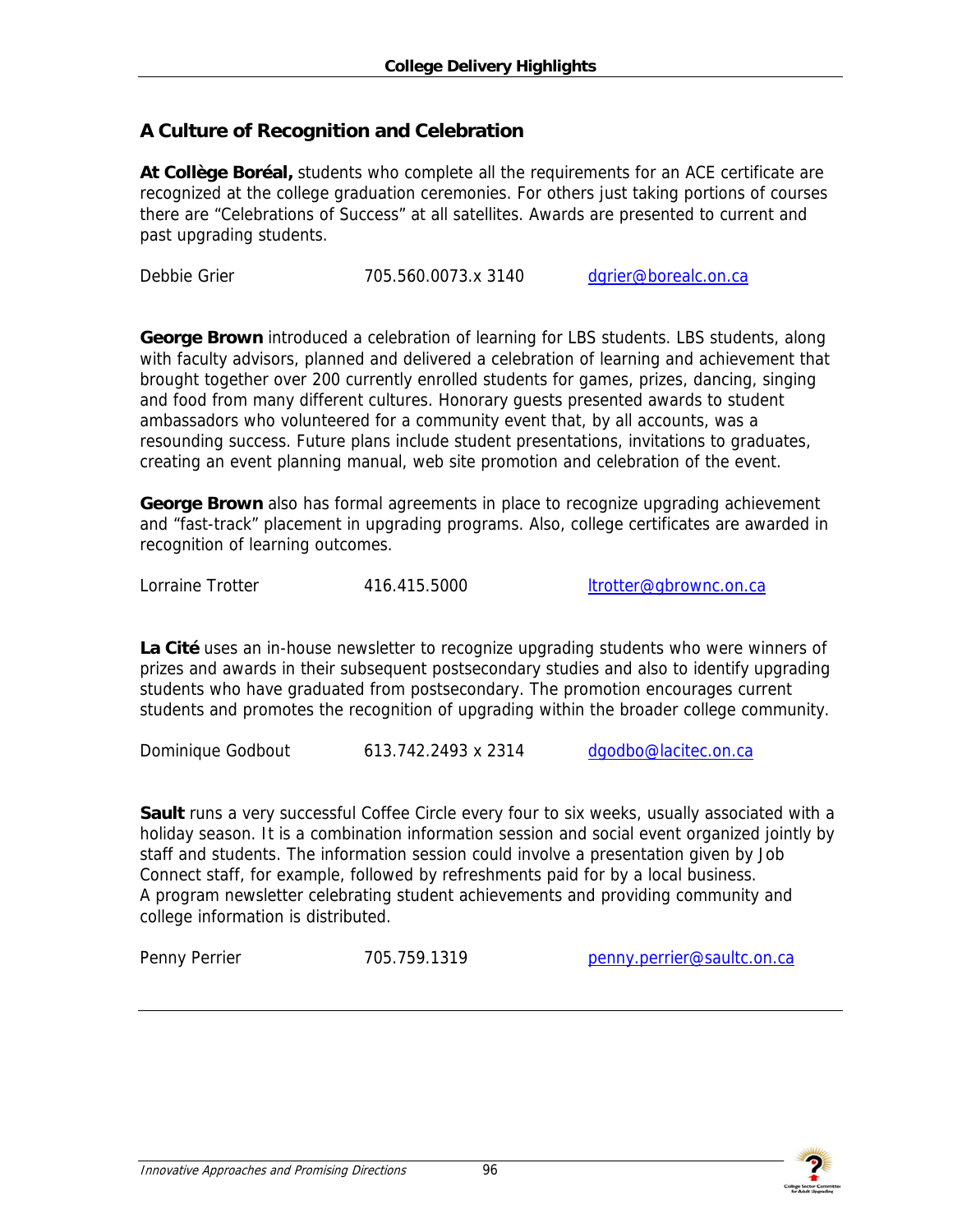## A Culture of Recognition and Celebration

**At Collège Boréal,** students who complete all the requirements for an ACE certificate are recognized at the college graduation ceremonies. For others just taking portions of courses there are "Celebrations of Success" at all satellites. Awards are presented to current and past upgrading students.

Debbie Grier 705.560.0073.x 3140 dgrier@borealc.on.ca

**George Brown** introduced a celebration of learning for LBS students. LBS students, along with faculty advisors, planned and delivered a celebration of learning and achievement that brought together over 200 currently enrolled students for games, prizes, dancing, singing and food from many different cultures. Honorary guests presented awards to student ambassadors who volunteered for a community event that, by all accounts, was a resounding success. Future plans include student presentations, invitations to graduates, creating an event planning manual, web site promotion and celebration of the event.

**George Brown** also has formal agreements in place to recognize upgrading achievement and "fast-track" placement in upgrading programs. Also, college certificates are awarded in recognition of learning outcomes.

Lorraine Trotter 416.415.5000 ltrotter@gbrownc.on.ca

**La Cité** uses an in-house newsletter to recognize upgrading students who were winners of prizes and awards in their subsequent postsecondary studies and also to identify upgrading students who have graduated from postsecondary. The promotion encourages current students and promotes the recognition of upgrading within the broader college community.

Dominique Godbout 613.742.2493 x 2314 dgodbo@lacitec.on.ca

**Sault** runs a very successful Coffee Circle every four to six weeks, usually associated with a holiday season. It is a combination information session and social event organized jointly by staff and students. The information session could involve a presentation given by Job Connect staff, for example, followed by refreshments paid for by a local business. A program newsletter celebrating student achievements and providing community and college information is distributed.

Penny Perrier 705.759.1319 penny.perrier@saultc.on.ca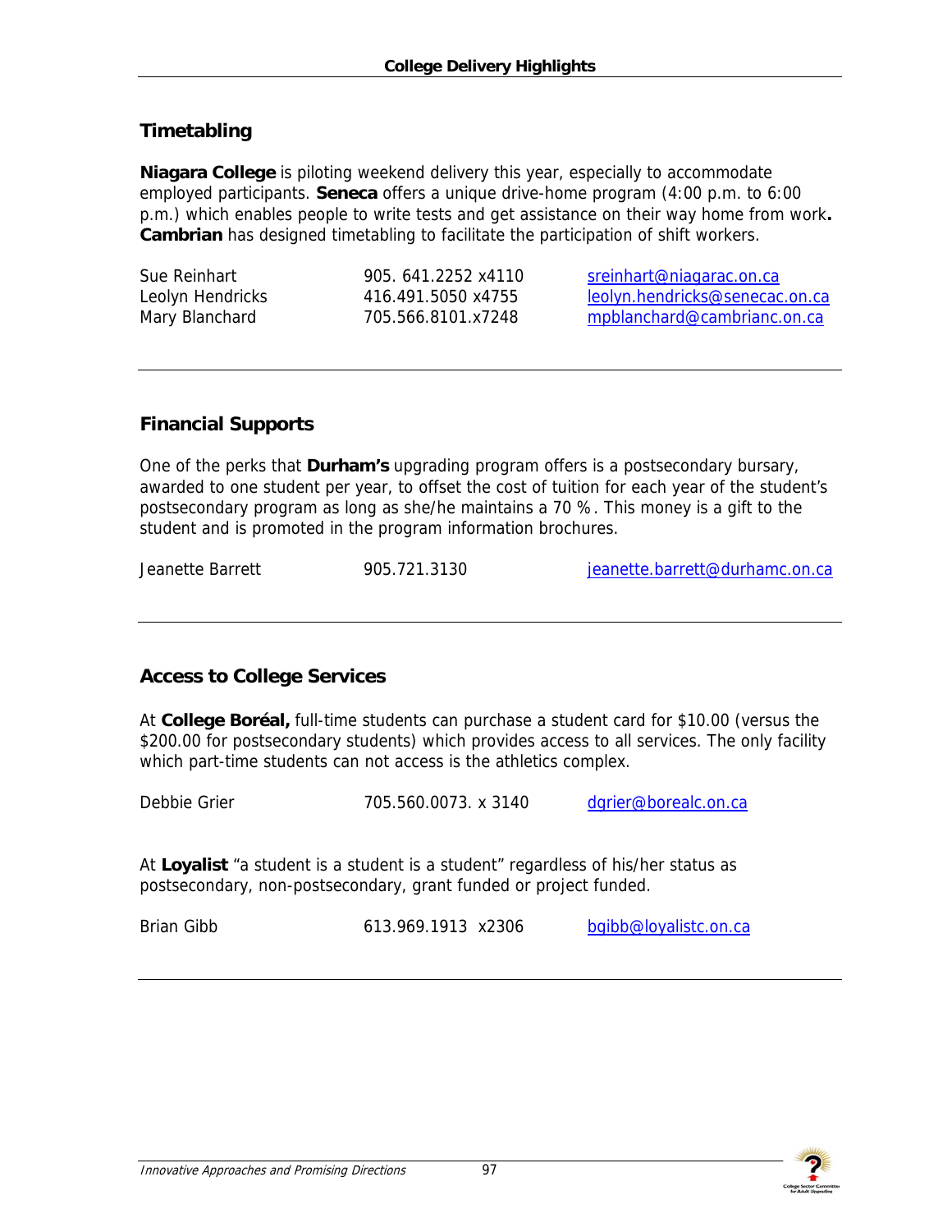## Timetabling

**Niagara College** is piloting weekend delivery this year, especially to accommodate employed participants. **Seneca** offers a unique drive-home program (4:00 p.m. to 6:00 p.m.) which enables people to write tests and get assistance on their way home from work**.** **Cambrian** has designed timetabling to facilitate the participation of shift workers.

| | | |
|---|---|---|
| Sue Reinhart | 905. 641.2252 x4110 | sreinhart@niagarac.on.ca |
| Leolyn Hendricks | 416.491.5050 x4755 | leolyn.hendricks@senecac.on.ca |
| Mary Blanchard | 705.566.8101.x7248 | mpblanchard@cambrianc.on.ca |

---

## Financial Supports

One of the perks that **Durham's** upgrading program offers is a postsecondary bursary, awarded to one student per year, to offset the cost of tuition for each year of the student's postsecondary program as long as she/he maintains a 70 %. This money is a gift to the student and is promoted in the program information brochures.

| | | |
|---|---|---|
| Jeanette Barrett | 905.721.3130 | jeanette.barrett@durhamc.on.ca |

---

## Access to College Services

At **College Boréal,** full-time students can purchase a student card for $10.00 (versus the $200.00 for postsecondary students) which provides access to all services. The only facility which part-time students can not access is the athletics complex.

| | | |
|---|---|---|
| Debbie Grier | 705.560.0073. x 3140 | dgrier@borealc.on.ca |

At **Loyalist** "a student is a student is a student" regardless of his/her status as postsecondary, non-postsecondary, grant funded or project funded.

| | | |
|---|---|---|
| Brian Gibb | 613.969.1913 x2306 | bgibb@loyalistc.on.ca |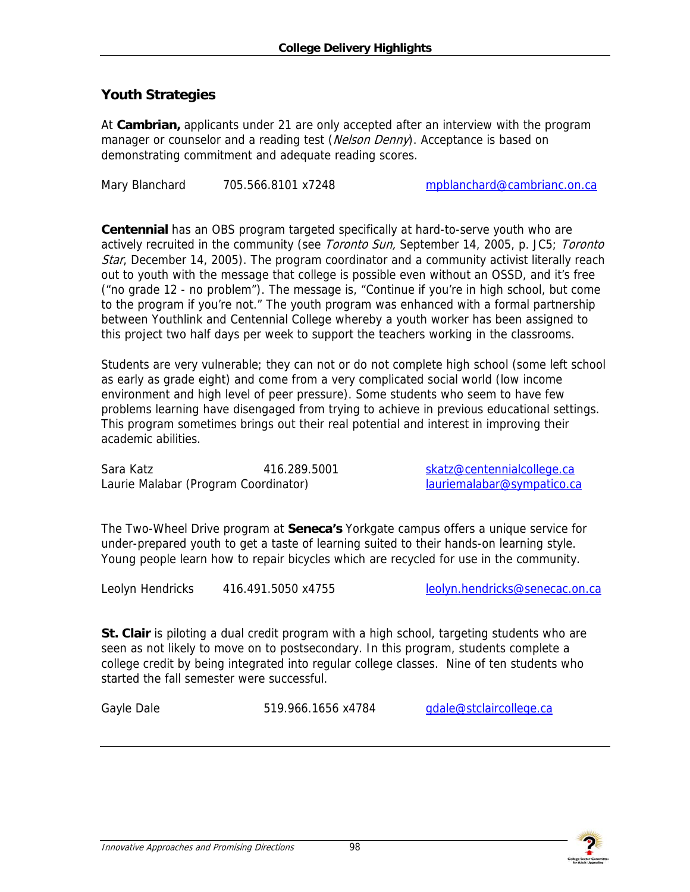## Youth Strategies

At **Cambrian,** applicants under 21 are only accepted after an interview with the program manager or counselor and a reading test (*Nelson Denny*). Acceptance is based on demonstrating commitment and adequate reading scores.

Mary Blanchard 705.566.8101 x7248 mpblanchard@cambrianc.on.ca

**Centennial** has an OBS program targeted specifically at hard-to-serve youth who are actively recruited in the community (see *Toronto Sun,* September 14, 2005, p. JC5; *Toronto Star*, December 14, 2005). The program coordinator and a community activist literally reach out to youth with the message that college is possible even without an OSSD, and it's free ("no grade 12 - no problem"). The message is, "Continue if you're in high school, but come to the program if you're not." The youth program was enhanced with a formal partnership between Youthlink and Centennial College whereby a youth worker has been assigned to this project two half days per week to support the teachers working in the classrooms.

Students are very vulnerable; they can not or do not complete high school (some left school as early as grade eight) and come from a very complicated social world (low income environment and high level of peer pressure). Some students who seem to have few problems learning have disengaged from trying to achieve in previous educational settings. This program sometimes brings out their real potential and interest in improving their academic abilities.

Sara Katz 416.289.5001 skatz@centennialcollege.ca
Laurie Malabar (Program Coordinator) lauriemalabar@sympatico.ca

The Two-Wheel Drive program at **Seneca's** Yorkgate campus offers a unique service for under-prepared youth to get a taste of learning suited to their hands-on learning style. Young people learn how to repair bicycles which are recycled for use in the community.

Leolyn Hendricks 416.491.5050 x4755 leolyn.hendricks@senecac.on.ca

**St. Clair** is piloting a dual credit program with a high school, targeting students who are seen as not likely to move on to postsecondary. In this program, students complete a college credit by being integrated into regular college classes. Nine of ten students who started the fall semester were successful.

Gayle Dale 519.966.1656 x4784 gdale@stclaircollege.ca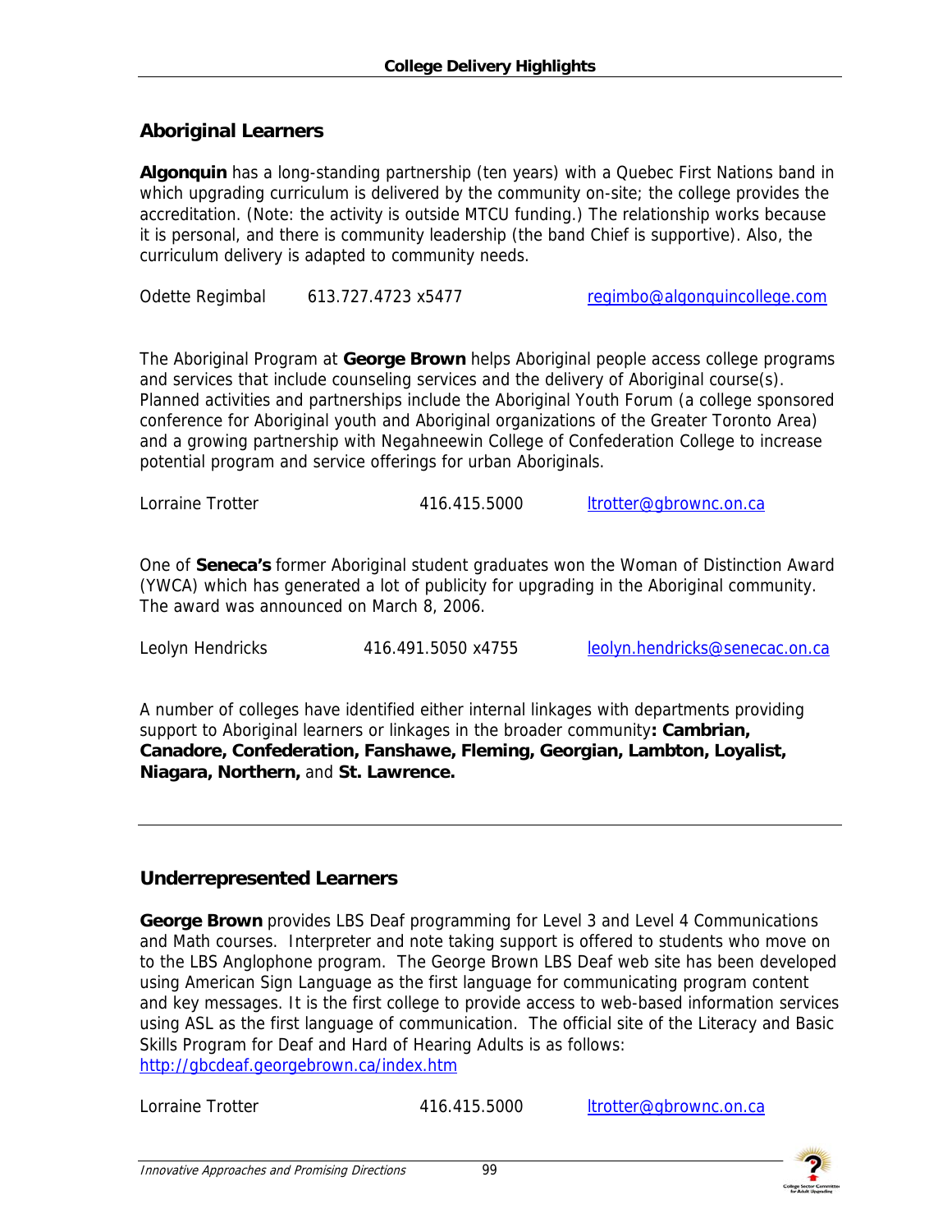## Aboriginal Learners

**Algonquin** has a long-standing partnership (ten years) with a Quebec First Nations band in which upgrading curriculum is delivered by the community on-site; the college provides the accreditation. (Note: the activity is outside MTCU funding.) The relationship works because it is personal, and there is community leadership (the band Chief is supportive). Also, the curriculum delivery is adapted to community needs.

Odette Regimbal 613.727.4723 x5477 regimbo@algonquincollege.com

The Aboriginal Program at **George Brown** helps Aboriginal people access college programs and services that include counseling services and the delivery of Aboriginal course(s). Planned activities and partnerships include the Aboriginal Youth Forum (a college sponsored conference for Aboriginal youth and Aboriginal organizations of the Greater Toronto Area) and a growing partnership with Negahneewin College of Confederation College to increase potential program and service offerings for urban Aboriginals.

Lorraine Trotter 416.415.5000 ltrotter@gbrownc.on.ca

One of **Seneca's** former Aboriginal student graduates won the Woman of Distinction Award (YWCA) which has generated a lot of publicity for upgrading in the Aboriginal community. The award was announced on March 8, 2006.

Leolyn Hendricks 416.491.5050 x4755 leolyn.hendricks@senecac.on.ca

A number of colleges have identified either internal linkages with departments providing support to Aboriginal learners or linkages in the broader community**: Cambrian, Canadore, Confederation, Fanshawe, Fleming, Georgian, Lambton, Loyalist, Niagara, Northern,** and **St. Lawrence.**

---

## Underrepresented Learners

**George Brown** provides LBS Deaf programming for Level 3 and Level 4 Communications and Math courses. Interpreter and note taking support is offered to students who move on to the LBS Anglophone program. The George Brown LBS Deaf web site has been developed using American Sign Language as the first language for communicating program content and key messages. It is the first college to provide access to web-based information services using ASL as the first language of communication. The official site of the Literacy and Basic Skills Program for Deaf and Hard of Hearing Adults is as follows: http://gbcdeaf.georgebrown.ca/index.htm

Lorraine Trotter 416.415.5000 ltrotter@gbrownc.on.ca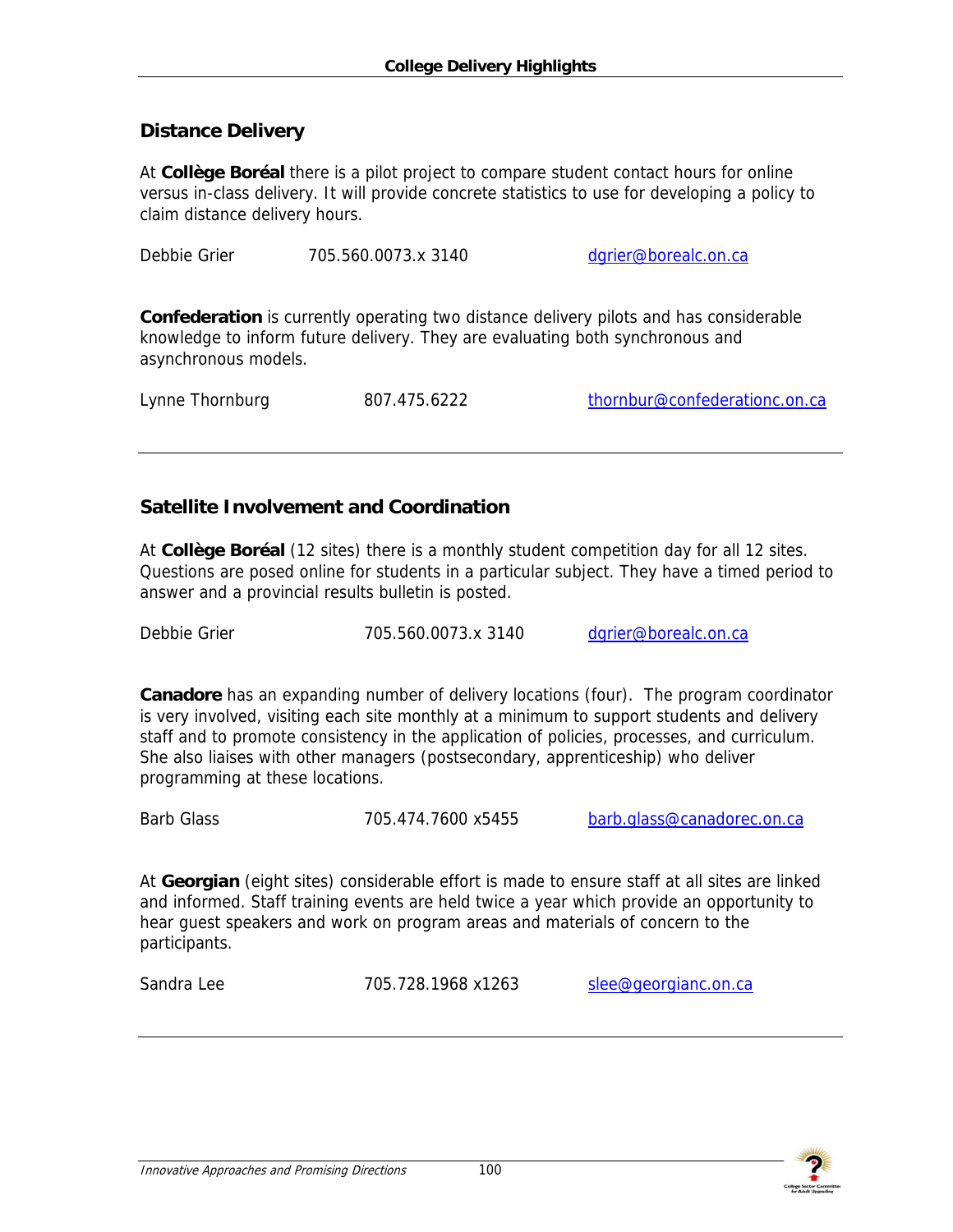## Distance Delivery

At **Collège Boréal** there is a pilot project to compare student contact hours for online versus in-class delivery. It will provide concrete statistics to use for developing a policy to claim distance delivery hours.

Debbie Grier 705.560.0073.x 3140 dgrier@borealc.on.ca

**Confederation** is currently operating two distance delivery pilots and has considerable knowledge to inform future delivery. They are evaluating both synchronous and asynchronous models.

Lynne Thornburg 807.475.6222 thornbur@confederationc.on.ca

---

## Satellite Involvement and Coordination

At **Collège Boréal** (12 sites) there is a monthly student competition day for all 12 sites. Questions are posed online for students in a particular subject. They have a timed period to answer and a provincial results bulletin is posted.

Debbie Grier 705.560.0073.x 3140 dgrier@borealc.on.ca

**Canadore** has an expanding number of delivery locations (four). The program coordinator is very involved, visiting each site monthly at a minimum to support students and delivery staff and to promote consistency in the application of policies, processes, and curriculum. She also liaises with other managers (postsecondary, apprenticeship) who deliver programming at these locations.

Barb Glass 705.474.7600 x5455 barb.glass@canadorec.on.ca

At **Georgian** (eight sites) considerable effort is made to ensure staff at all sites are linked and informed. Staff training events are held twice a year which provide an opportunity to hear guest speakers and work on program areas and materials of concern to the participants.

Sandra Lee 705.728.1968 x1263 slee@georgianc.on.ca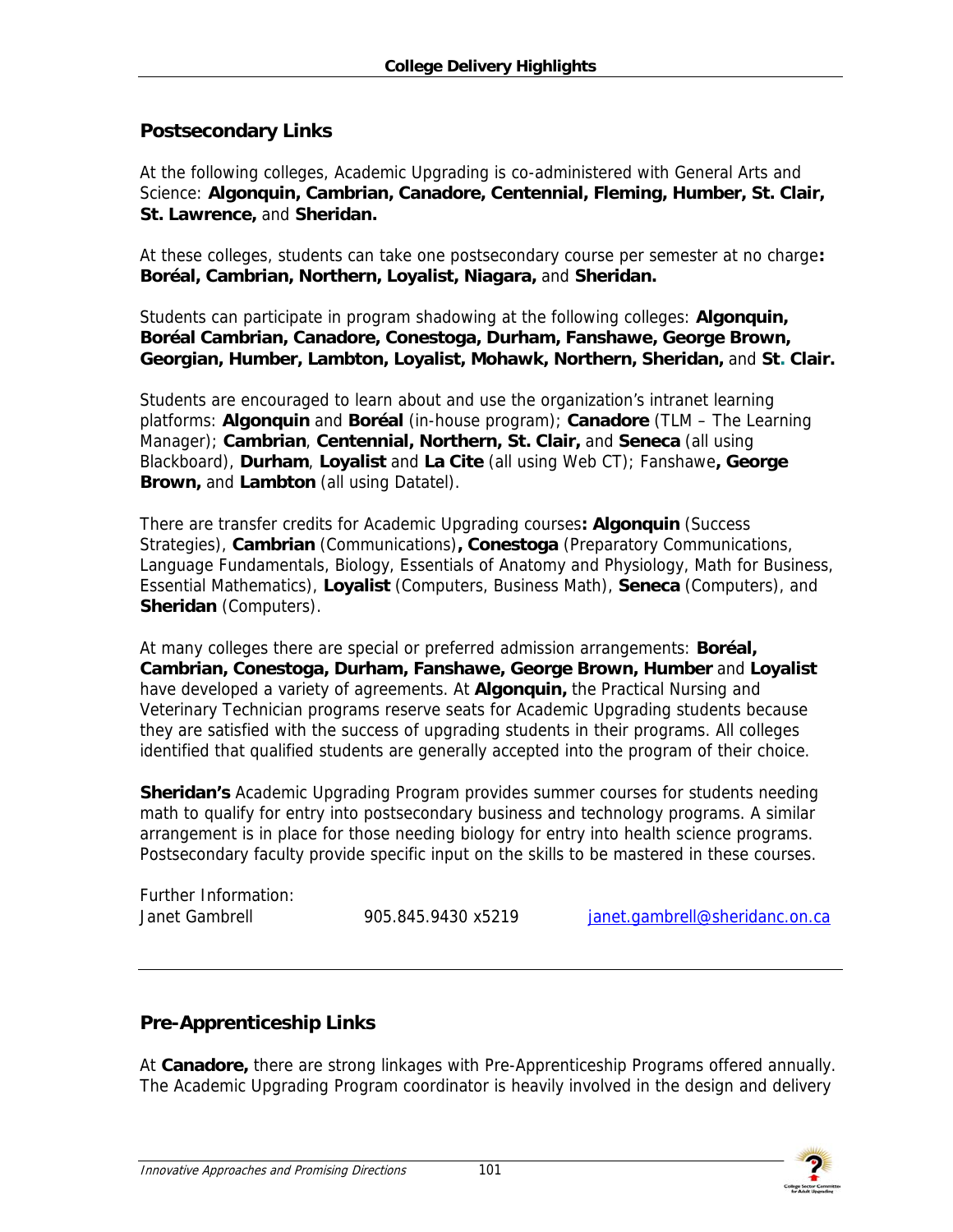## Postsecondary Links

At the following colleges, Academic Upgrading is co-administered with General Arts and Science: **Algonquin, Cambrian, Canadore, Centennial, Fleming, Humber, St. Clair, St. Lawrence,** and **Sheridan.**

At these colleges, students can take one postsecondary course per semester at no charge**:** **Boréal, Cambrian, Northern, Loyalist, Niagara,** and **Sheridan.**

Students can participate in program shadowing at the following colleges: **Algonquin, Boréal Cambrian, Canadore, Conestoga, Durham, Fanshawe, George Brown, Georgian, Humber, Lambton, Loyalist, Mohawk, Northern, Sheridan,** and **St. Clair.**

Students are encouraged to learn about and use the organization's intranet learning platforms: **Algonquin** and **Boréal** (in-house program); **Canadore** (TLM – The Learning Manager); **Cambrian**, **Centennial, Northern, St. Clair,** and **Seneca** (all using Blackboard), **Durham**, **Loyalist** and **La Cite** (all using Web CT); Fanshawe**, George Brown,** and **Lambton** (all using Datatel).

There are transfer credits for Academic Upgrading courses**: Algonquin** (Success Strategies), **Cambrian** (Communications)**, Conestoga** (Preparatory Communications, Language Fundamentals, Biology, Essentials of Anatomy and Physiology, Math for Business, Essential Mathematics), **Loyalist** (Computers, Business Math), **Seneca** (Computers), and **Sheridan** (Computers).

At many colleges there are special or preferred admission arrangements: **Boréal, Cambrian, Conestoga, Durham, Fanshawe, George Brown, Humber** and **Loyalist** have developed a variety of agreements. At **Algonquin,** the Practical Nursing and Veterinary Technician programs reserve seats for Academic Upgrading students because they are satisfied with the success of upgrading students in their programs. All colleges identified that qualified students are generally accepted into the program of their choice.

**Sheridan's** Academic Upgrading Program provides summer courses for students needing math to qualify for entry into postsecondary business and technology programs. A similar arrangement is in place for those needing biology for entry into health science programs. Postsecondary faculty provide specific input on the skills to be mastered in these courses.

Further Information:
Janet Gambrell 905.845.9430 x5219 janet.gambrell@sheridanc.on.ca

## Pre-Apprenticeship Links

At **Canadore,** there are strong linkages with Pre-Apprenticeship Programs offered annually. The Academic Upgrading Program coordinator is heavily involved in the design and delivery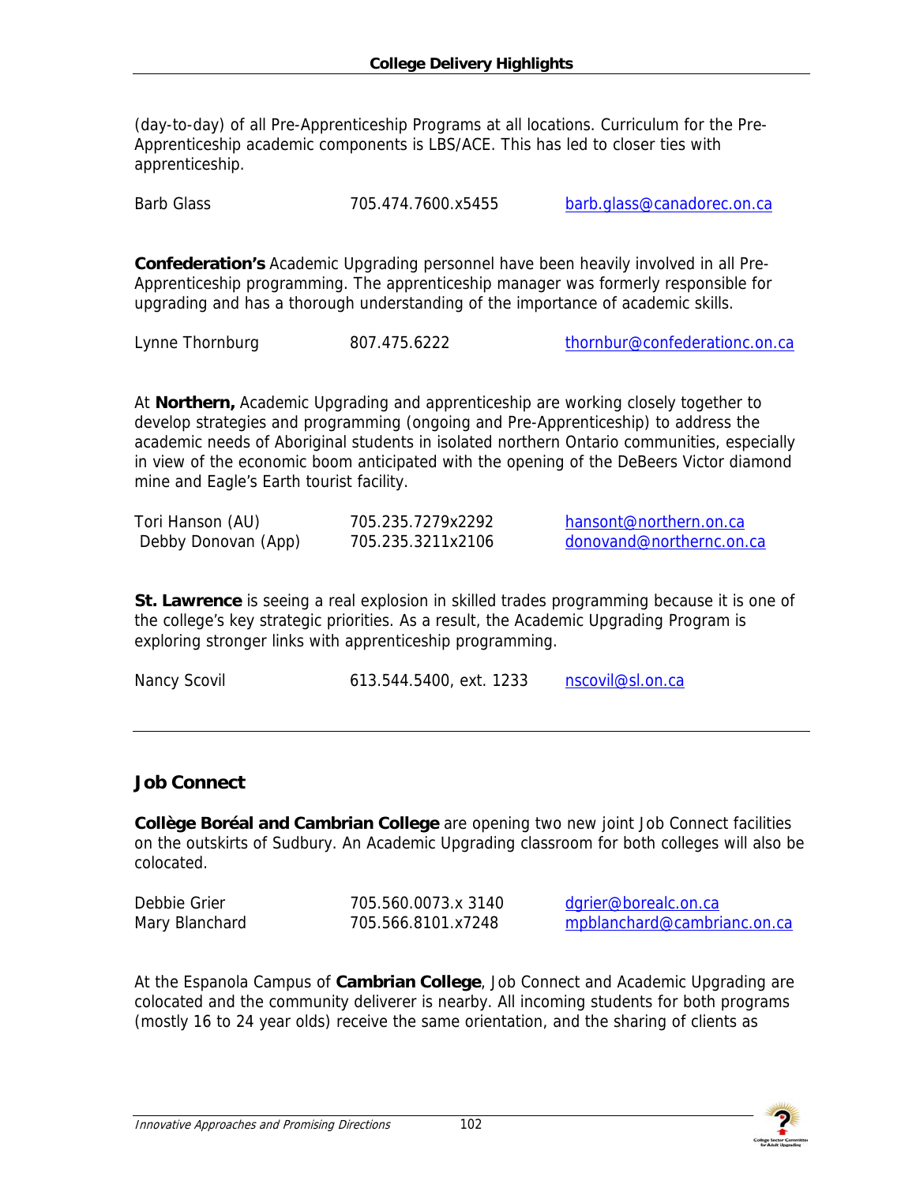(day-to-day) of all Pre-Apprenticeship Programs at all locations. Curriculum for the Pre-Apprenticeship academic components is LBS/ACE. This has led to closer ties with apprenticeship.

| | | |
|---|---|---|
| Barb Glass | 705.474.7600.x5455 | barb.glass@canadorec.on.ca |

**Confederation's** Academic Upgrading personnel have been heavily involved in all Pre-Apprenticeship programming. The apprenticeship manager was formerly responsible for upgrading and has a thorough understanding of the importance of academic skills.

| | | |
|---|---|---|
| Lynne Thornburg | 807.475.6222 | thornbur@confederationc.on.ca |

At **Northern,** Academic Upgrading and apprenticeship are working closely together to develop strategies and programming (ongoing and Pre-Apprenticeship) to address the academic needs of Aboriginal students in isolated northern Ontario communities, especially in view of the economic boom anticipated with the opening of the DeBeers Victor diamond mine and Eagle's Earth tourist facility.

| | | |
|---|---|---|
| Tori Hanson (AU) | 705.235.7279x2292 | hansont@northern.on.ca |
| Debby Donovan (App) | 705.235.3211x2106 | donovand@northernc.on.ca |

**St. Lawrence** is seeing a real explosion in skilled trades programming because it is one of the college's key strategic priorities. As a result, the Academic Upgrading Program is exploring stronger links with apprenticeship programming.

| | | |
|---|---|---|
| Nancy Scovil | 613.544.5400, ext. 1233 | nscovil@sl.on.ca |

---

## Job Connect

**Collège Boréal and Cambrian College** are opening two new joint Job Connect facilities on the outskirts of Sudbury. An Academic Upgrading classroom for both colleges will also be colocated.

| | | |
|---|---|---|
| Debbie Grier | 705.560.0073.x 3140 | dgrier@borealc.on.ca |
| Mary Blanchard | 705.566.8101.x7248 | mpblanchard@cambrianc.on.ca |

At the Espanola Campus of **Cambrian College**, Job Connect and Academic Upgrading are colocated and the community deliverer is nearby. All incoming students for both programs (mostly 16 to 24 year olds) receive the same orientation, and the sharing of clients as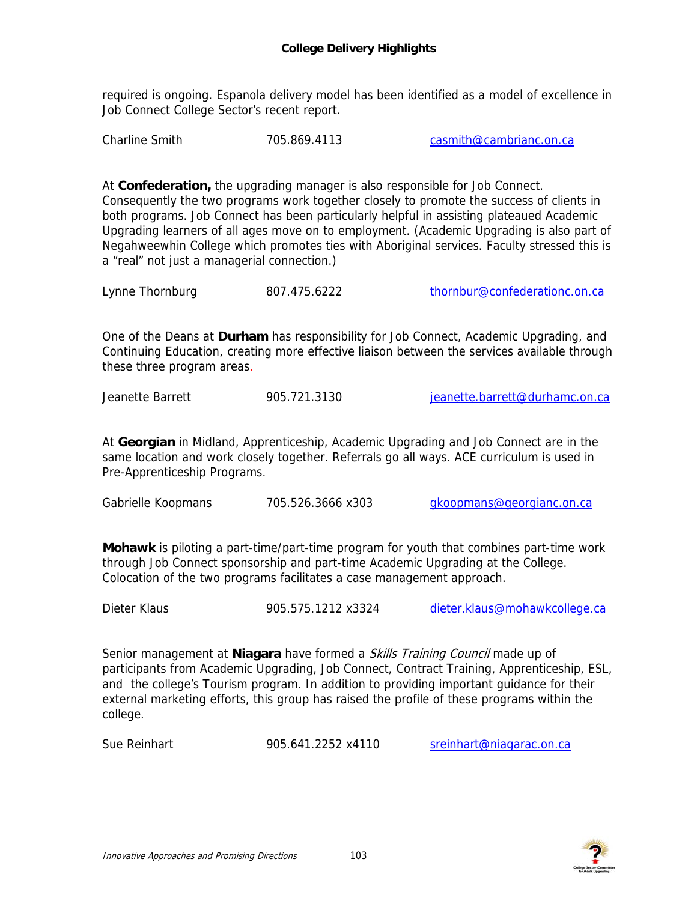required is ongoing. Espanola delivery model has been identified as a model of excellence in Job Connect College Sector's recent report.

Charline Smith 705.869.4113 casmith@cambrianc.on.ca

At **Confederation,** the upgrading manager is also responsible for Job Connect. Consequently the two programs work together closely to promote the success of clients in both programs. Job Connect has been particularly helpful in assisting plateaued Academic Upgrading learners of all ages move on to employment. (Academic Upgrading is also part of Negahweewhin College which promotes ties with Aboriginal services. Faculty stressed this is a "real" not just a managerial connection.)

Lynne Thornburg 807.475.6222 thornbur@confederationc.on.ca

One of the Deans at **Durham** has responsibility for Job Connect, Academic Upgrading, and Continuing Education, creating more effective liaison between the services available through these three program areas.

Jeanette Barrett 905.721.3130 jeanette.barrett@durhamc.on.ca

At **Georgian** in Midland, Apprenticeship, Academic Upgrading and Job Connect are in the same location and work closely together. Referrals go all ways. ACE curriculum is used in Pre-Apprenticeship Programs.

Gabrielle Koopmans 705.526.3666 x303 gkoopmans@georgianc.on.ca

**Mohawk** is piloting a part-time/part-time program for youth that combines part-time work through Job Connect sponsorship and part-time Academic Upgrading at the College. Colocation of the two programs facilitates a case management approach.

Dieter Klaus 905.575.1212 x3324 dieter.klaus@mohawkcollege.ca

Senior management at **Niagara** have formed a *Skills Training Council* made up of participants from Academic Upgrading, Job Connect, Contract Training, Apprenticeship, ESL, and the college's Tourism program. In addition to providing important guidance for their external marketing efforts, this group has raised the profile of these programs within the college.

Sue Reinhart 905.641.2252 x4110 sreinhart@niagarac.on.ca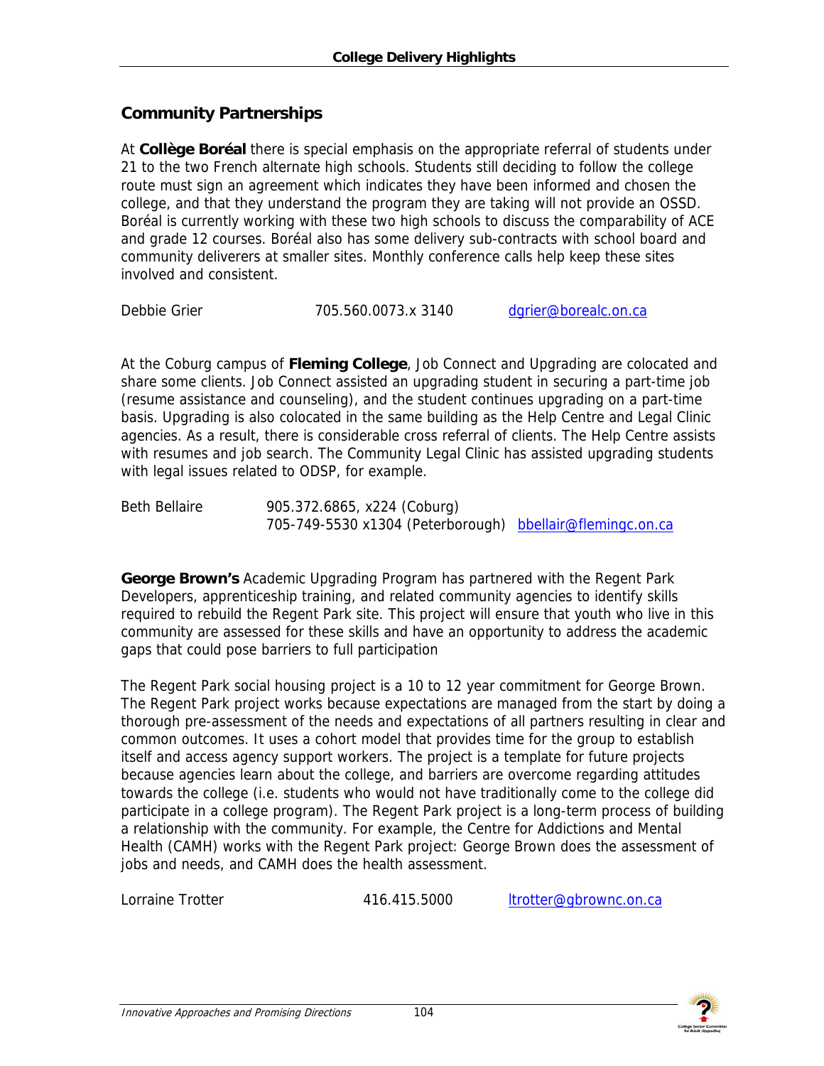## Community Partnerships

At **Collège Boréal** there is special emphasis on the appropriate referral of students under 21 to the two French alternate high schools. Students still deciding to follow the college route must sign an agreement which indicates they have been informed and chosen the college, and that they understand the program they are taking will not provide an OSSD. Boréal is currently working with these two high schools to discuss the comparability of ACE and grade 12 courses. Boréal also has some delivery sub-contracts with school board and community deliverers at smaller sites. Monthly conference calls help keep these sites involved and consistent.

Debbie Grier 705.560.0073.x 3140 dgrier@borealc.on.ca

At the Coburg campus of **Fleming College**, Job Connect and Upgrading are colocated and share some clients. Job Connect assisted an upgrading student in securing a part-time job (resume assistance and counseling), and the student continues upgrading on a part-time basis. Upgrading is also colocated in the same building as the Help Centre and Legal Clinic agencies. As a result, there is considerable cross referral of clients. The Help Centre assists with resumes and job search. The Community Legal Clinic has assisted upgrading students with legal issues related to ODSP, for example.

Beth Bellaire 905.372.6865, x224 (Coburg)
705-749-5530 x1304 (Peterborough) bbellair@flemingc.on.ca

**George Brown's** Academic Upgrading Program has partnered with the Regent Park Developers, apprenticeship training, and related community agencies to identify skills required to rebuild the Regent Park site. This project will ensure that youth who live in this community are assessed for these skills and have an opportunity to address the academic gaps that could pose barriers to full participation

The Regent Park social housing project is a 10 to 12 year commitment for George Brown. The Regent Park project works because expectations are managed from the start by doing a thorough pre-assessment of the needs and expectations of all partners resulting in clear and common outcomes. It uses a cohort model that provides time for the group to establish itself and access agency support workers. The project is a template for future projects because agencies learn about the college, and barriers are overcome regarding attitudes towards the college (i.e. students who would not have traditionally come to the college did participate in a college program). The Regent Park project is a long-term process of building a relationship with the community. For example, the Centre for Addictions and Mental Health (CAMH) works with the Regent Park project: George Brown does the assessment of jobs and needs, and CAMH does the health assessment.

Lorraine Trotter 416.415.5000 ltrotter@gbrownc.on.ca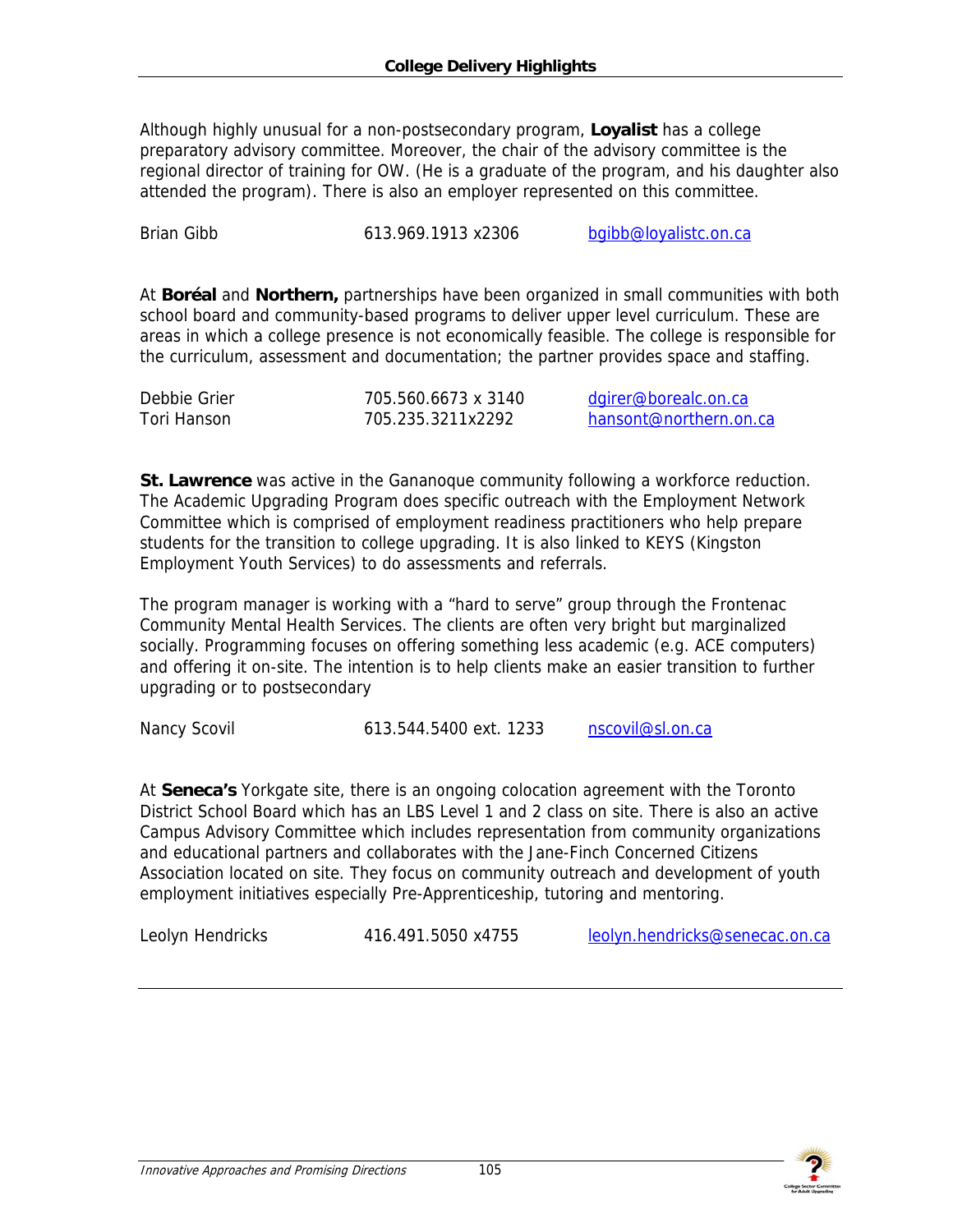Although highly unusual for a non-postsecondary program, **Loyalist** has a college preparatory advisory committee. Moreover, the chair of the advisory committee is the regional director of training for OW. (He is a graduate of the program, and his daughter also attended the program). There is also an employer represented on this committee.

| | | |
|---|---|---|
| Brian Gibb | 613.969.1913 x2306 | bgibb@loyalistc.on.ca |

At **Boréal** and **Northern,** partnerships have been organized in small communities with both school board and community-based programs to deliver upper level curriculum. These are areas in which a college presence is not economically feasible. The college is responsible for the curriculum, assessment and documentation; the partner provides space and staffing.

| | | |
|---|---|---|
| Debbie Grier | 705.560.6673 x 3140 | dgirer@borealc.on.ca |
| Tori Hanson | 705.235.3211x2292 | hansont@northern.on.ca |

**St. Lawrence** was active in the Gananoque community following a workforce reduction. The Academic Upgrading Program does specific outreach with the Employment Network Committee which is comprised of employment readiness practitioners who help prepare students for the transition to college upgrading. It is also linked to KEYS (Kingston Employment Youth Services) to do assessments and referrals.

The program manager is working with a "hard to serve" group through the Frontenac Community Mental Health Services. The clients are often very bright but marginalized socially. Programming focuses on offering something less academic (e.g. ACE computers) and offering it on-site. The intention is to help clients make an easier transition to further upgrading or to postsecondary

| | | |
|---|---|---|
| Nancy Scovil | 613.544.5400 ext. 1233 | nscovil@sl.on.ca |

At **Seneca's** Yorkgate site, there is an ongoing colocation agreement with the Toronto District School Board which has an LBS Level 1 and 2 class on site. There is also an active Campus Advisory Committee which includes representation from community organizations and educational partners and collaborates with the Jane-Finch Concerned Citizens Association located on site. They focus on community outreach and development of youth employment initiatives especially Pre-Apprenticeship, tutoring and mentoring.

| | | |
|---|---|---|
| Leolyn Hendricks | 416.491.5050 x4755 | leolyn.hendricks@senecac.on.ca |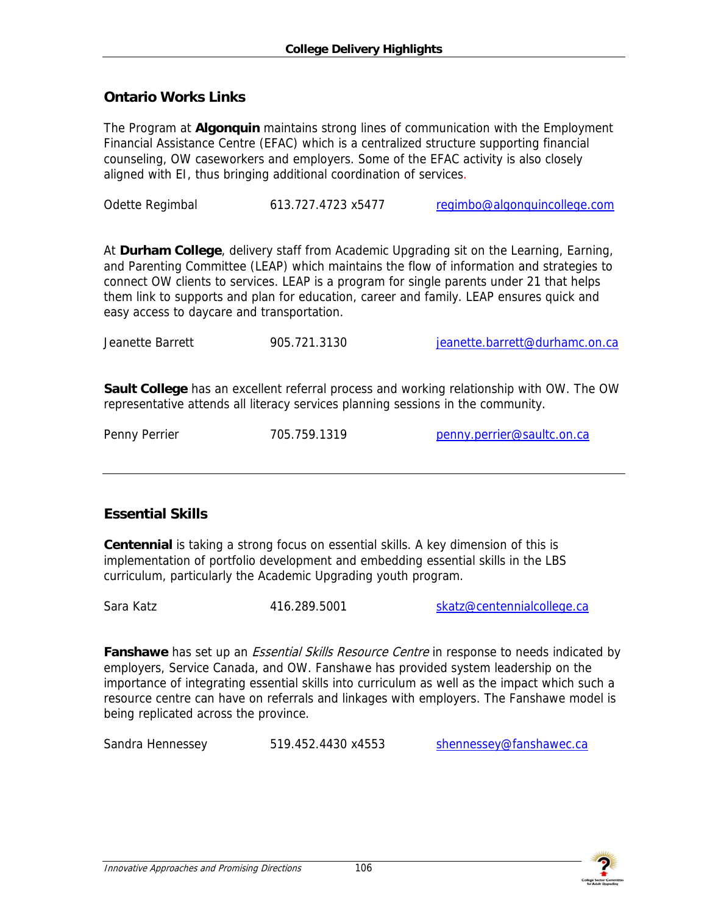## Ontario Works Links

The Program at **Algonquin** maintains strong lines of communication with the Employment Financial Assistance Centre (EFAC) which is a centralized structure supporting financial counseling, OW caseworkers and employers. Some of the EFAC activity is also closely aligned with EI, thus bringing additional coordination of services.

Odette Regimbal 613.727.4723 x5477 regimbo@algonquincollege.com

At **Durham College**, delivery staff from Academic Upgrading sit on the Learning, Earning, and Parenting Committee (LEAP) which maintains the flow of information and strategies to connect OW clients to services. LEAP is a program for single parents under 21 that helps them link to supports and plan for education, career and family. LEAP ensures quick and easy access to daycare and transportation.

Jeanette Barrett 905.721.3130 jeanette.barrett@durhamc.on.ca

**Sault College** has an excellent referral process and working relationship with OW. The OW representative attends all literacy services planning sessions in the community.

Penny Perrier 705.759.1319 penny.perrier@saultc.on.ca

## Essential Skills

**Centennial** is taking a strong focus on essential skills. A key dimension of this is implementation of portfolio development and embedding essential skills in the LBS curriculum, particularly the Academic Upgrading youth program.

Sara Katz 416.289.5001 skatz@centennialcollege.ca

**Fanshawe** has set up an *Essential Skills Resource Centre* in response to needs indicated by employers, Service Canada, and OW. Fanshawe has provided system leadership on the importance of integrating essential skills into curriculum as well as the impact which such a resource centre can have on referrals and linkages with employers. The Fanshawe model is being replicated across the province.

Sandra Hennessey 519.452.4430 x4553 shennessey@fanshawec.ca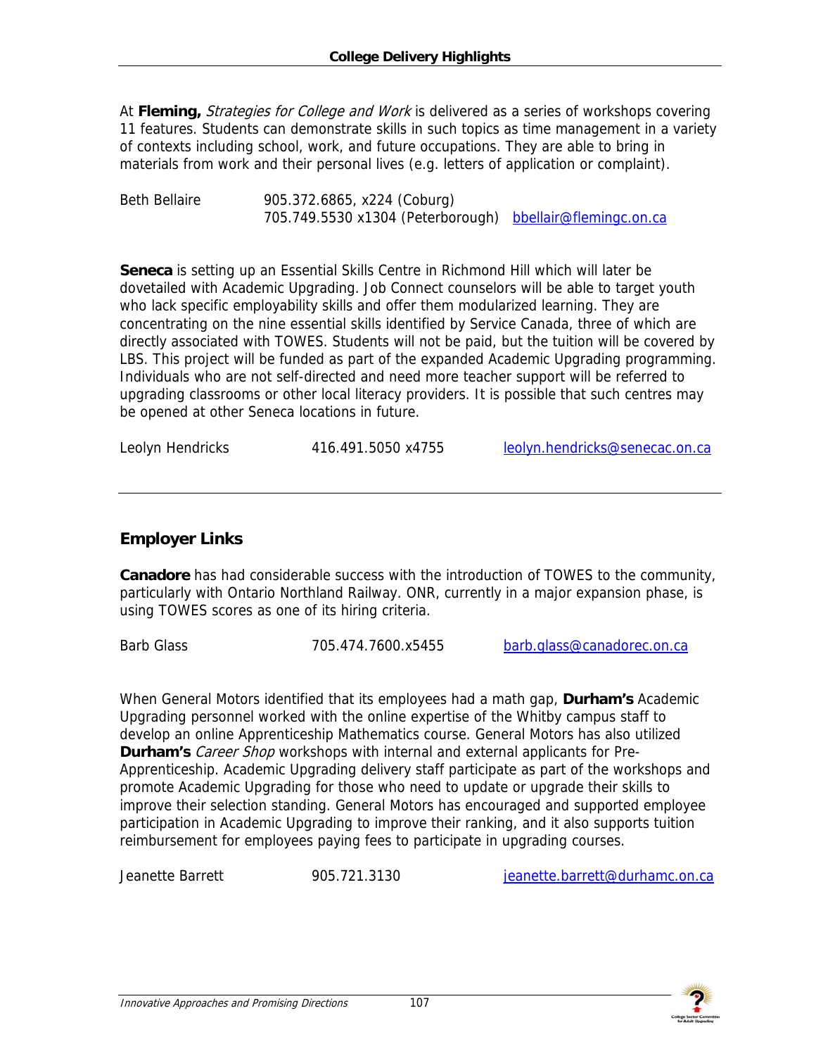## College Delivery Highlights

At **Fleming,** *Strategies for College and Work* is delivered as a series of workshops covering 11 features. Students can demonstrate skills in such topics as time management in a variety of contexts including school, work, and future occupations. They are able to bring in materials from work and their personal lives (e.g. letters of application or complaint).

Beth Bellaire 905.372.6865, x224 (Coburg)
705.749.5530 x1304 (Peterborough) bbellair@flemingc.on.ca

**Seneca** is setting up an Essential Skills Centre in Richmond Hill which will later be dovetailed with Academic Upgrading. Job Connect counselors will be able to target youth who lack specific employability skills and offer them modularized learning. They are concentrating on the nine essential skills identified by Service Canada, three of which are directly associated with TOWES. Students will not be paid, but the tuition will be covered by LBS. This project will be funded as part of the expanded Academic Upgrading programming. Individuals who are not self-directed and need more teacher support will be referred to upgrading classrooms or other local literacy providers. It is possible that such centres may be opened at other Seneca locations in future.

Leolyn Hendricks 416.491.5050 x4755 leolyn.hendricks@senecac.on.ca

---

## Employer Links

**Canadore** has had considerable success with the introduction of TOWES to the community, particularly with Ontario Northland Railway. ONR, currently in a major expansion phase, is using TOWES scores as one of its hiring criteria.

Barb Glass 705.474.7600.x5455 barb.glass@canadorec.on.ca

When General Motors identified that its employees had a math gap, **Durham's** Academic Upgrading personnel worked with the online expertise of the Whitby campus staff to develop an online Apprenticeship Mathematics course. General Motors has also utilized **Durham's** *Career Shop* workshops with internal and external applicants for Pre-Apprenticeship. Academic Upgrading delivery staff participate as part of the workshops and promote Academic Upgrading for those who need to update or upgrade their skills to improve their selection standing. General Motors has encouraged and supported employee participation in Academic Upgrading to improve their ranking, and it also supports tuition reimbursement for employees paying fees to participate in upgrading courses.

Jeanette Barrett 905.721.3130 jeanette.barrett@durhamc.on.ca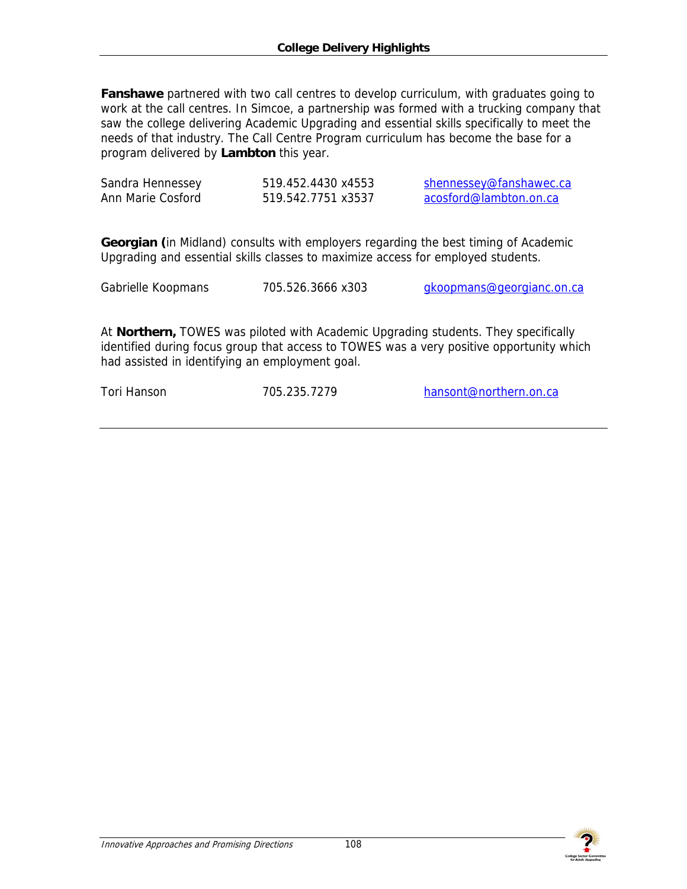**Fanshawe** partnered with two call centres to develop curriculum, with graduates going to work at the call centres. In Simcoe, a partnership was formed with a trucking company that saw the college delivering Academic Upgrading and essential skills specifically to meet the needs of that industry. The Call Centre Program curriculum has become the base for a program delivered by **Lambton** this year.

| | | |
|---|---|---|
| Sandra Hennessey | 519.452.4430 x4553 | shennessey@fanshawec.ca |
| Ann Marie Cosford | 519.542.7751 x3537 | acosford@lambton.on.ca |

**Georgian (**in Midland) consults with employers regarding the best timing of Academic Upgrading and essential skills classes to maximize access for employed students.

| | | |
|---|---|---|
| Gabrielle Koopmans | 705.526.3666 x303 | gkoopmans@georgianc.on.ca |

At **Northern,** TOWES was piloted with Academic Upgrading students. They specifically identified during focus group that access to TOWES was a very positive opportunity which had assisted in identifying an employment goal.

| | | |
|---|---|---|
| Tori Hanson | 705.235.7279 | hansont@northern.on.ca |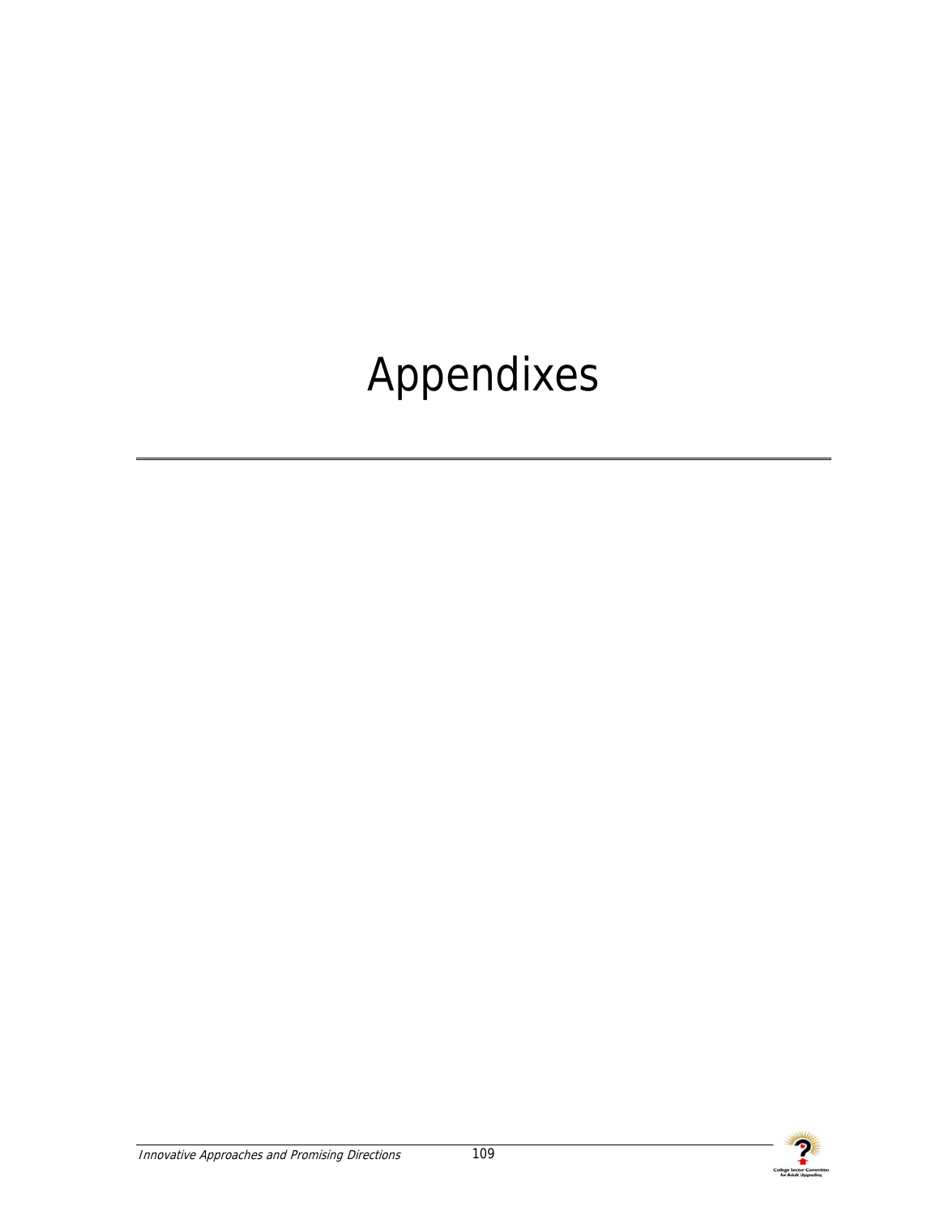# Appendixes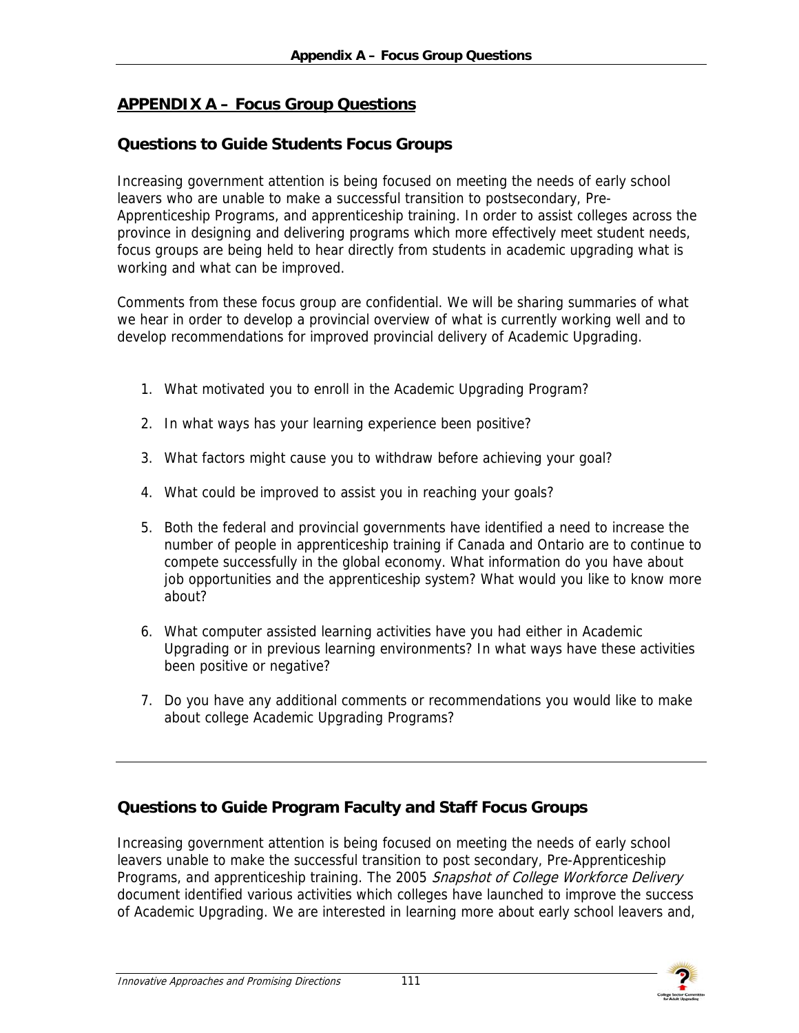## APPENDIX A – Focus Group Questions

### Questions to Guide Students Focus Groups

Increasing government attention is being focused on meeting the needs of early school leavers who are unable to make a successful transition to postsecondary, Pre-Apprenticeship Programs, and apprenticeship training. In order to assist colleges across the province in designing and delivering programs which more effectively meet student needs, focus groups are being held to hear directly from students in academic upgrading what is working and what can be improved.

Comments from these focus group are confidential. We will be sharing summaries of what we hear in order to develop a provincial overview of what is currently working well and to develop recommendations for improved provincial delivery of Academic Upgrading.

1. What motivated you to enroll in the Academic Upgrading Program?
2. In what ways has your learning experience been positive?
3. What factors might cause you to withdraw before achieving your goal?
4. What could be improved to assist you in reaching your goals?
5. Both the federal and provincial governments have identified a need to increase the number of people in apprenticeship training if Canada and Ontario are to continue to compete successfully in the global economy. What information do you have about job opportunities and the apprenticeship system? What would you like to know more about?
6. What computer assisted learning activities have you had either in Academic Upgrading or in previous learning environments? In what ways have these activities been positive or negative?
7. Do you have any additional comments or recommendations you would like to make about college Academic Upgrading Programs?

---

### Questions to Guide Program Faculty and Staff Focus Groups

Increasing government attention is being focused on meeting the needs of early school leavers unable to make the successful transition to post secondary, Pre-Apprenticeship Programs, and apprenticeship training. The 2005 *Snapshot of College Workforce Delivery* document identified various activities which colleges have launched to improve the success of Academic Upgrading. We are interested in learning more about early school leavers and,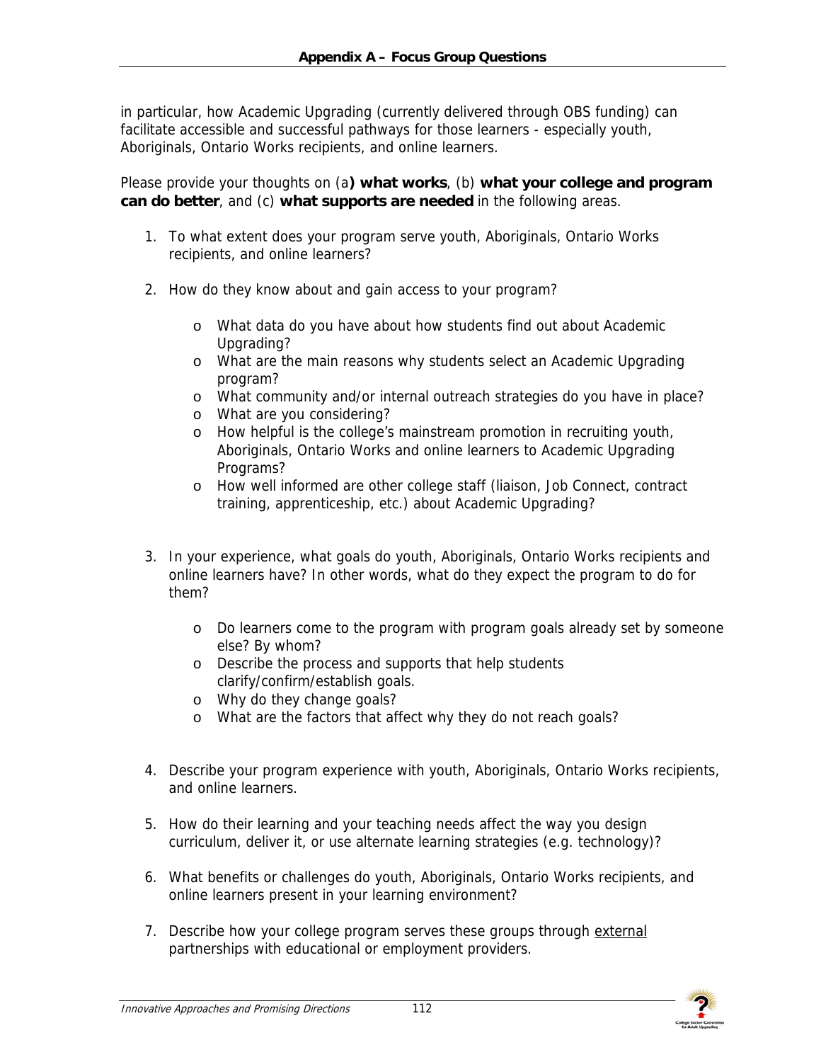in particular, how Academic Upgrading (currently delivered through OBS funding) can facilitate accessible and successful pathways for those learners - especially youth, Aboriginals, Ontario Works recipients, and online learners.

Please provide your thoughts on (a**) what works**, (b) **what your college and program can do better**, and (c) **what supports are needed** in the following areas.

1. To what extent does your program serve youth, Aboriginals, Ontario Works recipients, and online learners?

2. How do they know about and gain access to your program?

   - What data do you have about how students find out about Academic Upgrading?
   - What are the main reasons why students select an Academic Upgrading program?
   - What community and/or internal outreach strategies do you have in place?
   - What are you considering?
   - How helpful is the college's mainstream promotion in recruiting youth, Aboriginals, Ontario Works and online learners to Academic Upgrading Programs?
   - How well informed are other college staff (liaison, Job Connect, contract training, apprenticeship, etc.) about Academic Upgrading?

3. In your experience, what goals do youth, Aboriginals, Ontario Works recipients and online learners have? In other words, what do they expect the program to do for them?

   - Do learners come to the program with program goals already set by someone else? By whom?
   - Describe the process and supports that help students clarify/confirm/establish goals.
   - Why do they change goals?
   - What are the factors that affect why they do not reach goals?

4. Describe your program experience with youth, Aboriginals, Ontario Works recipients, and online learners.

5. How do their learning and your teaching needs affect the way you design curriculum, deliver it, or use alternate learning strategies (e.g. technology)?

6. What benefits or challenges do youth, Aboriginals, Ontario Works recipients, and online learners present in your learning environment?

7. Describe how your college program serves these groups through <u>external</u> partnerships with educational or employment providers.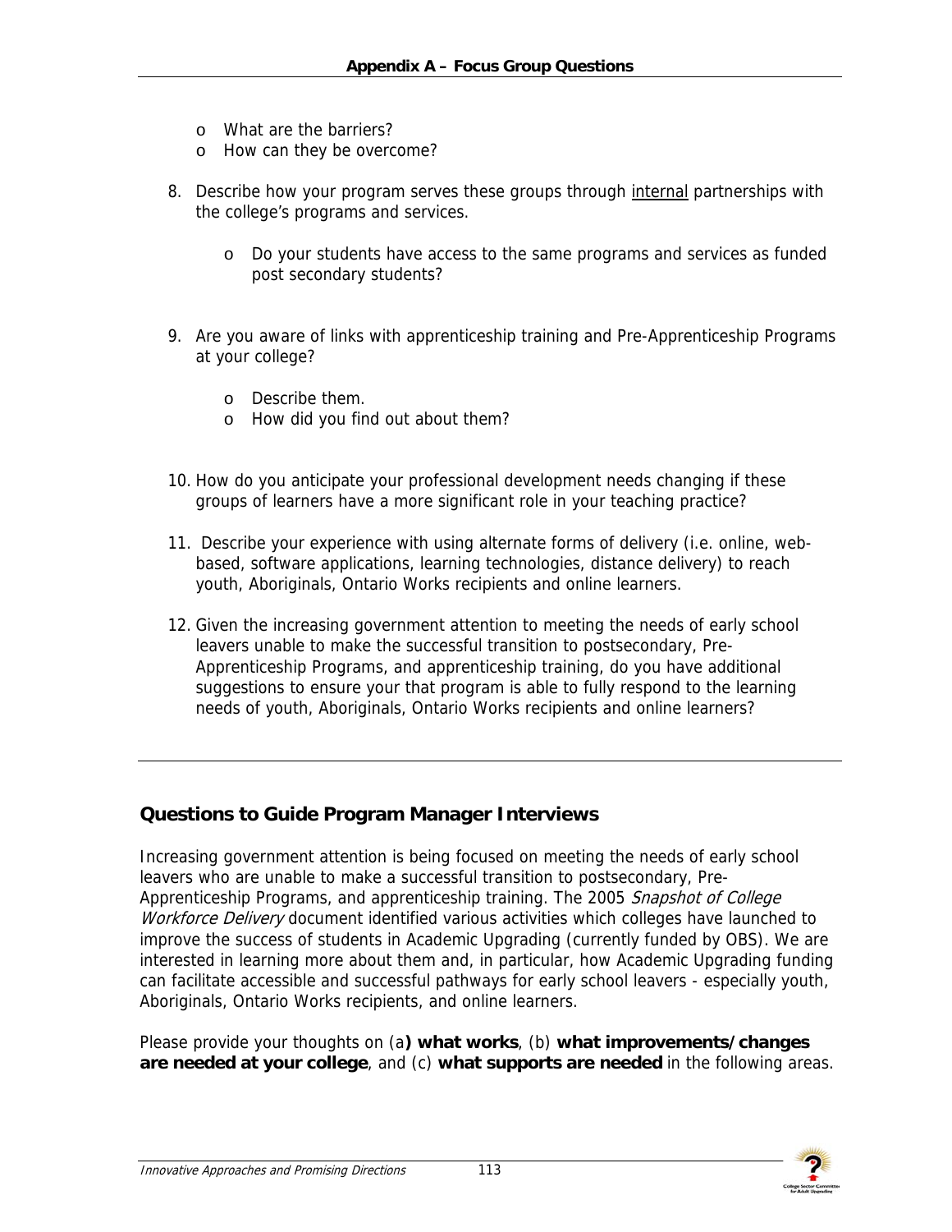- What are the barriers?
- How can they be overcome?

8. Describe how your program serves these groups through <u>internal</u> partnerships with the college's programs and services.

   - Do your students have access to the same programs and services as funded post secondary students?

9. Are you aware of links with apprenticeship training and Pre-Apprenticeship Programs at your college?

   - Describe them.
   - How did you find out about them?

10. How do you anticipate your professional development needs changing if these groups of learners have a more significant role in your teaching practice?

11. Describe your experience with using alternate forms of delivery (i.e. online, web-based, software applications, learning technologies, distance delivery) to reach youth, Aboriginals, Ontario Works recipients and online learners.

12. Given the increasing government attention to meeting the needs of early school leavers unable to make the successful transition to postsecondary, Pre-Apprenticeship Programs, and apprenticeship training, do you have additional suggestions to ensure your that program is able to fully respond to the learning needs of youth, Aboriginals, Ontario Works recipients and online learners?

---

## Questions to Guide Program Manager Interviews

Increasing government attention is being focused on meeting the needs of early school leavers who are unable to make a successful transition to postsecondary, Pre-Apprenticeship Programs, and apprenticeship training. The 2005 *Snapshot of College Workforce Delivery* document identified various activities which colleges have launched to improve the success of students in Academic Upgrading (currently funded by OBS). We are interested in learning more about them and, in particular, how Academic Upgrading funding can facilitate accessible and successful pathways for early school leavers - especially youth, Aboriginals, Ontario Works recipients, and online learners.

Please provide your thoughts on (a**) what works**, (b) **what improvements/changes are needed at your college**, and (c) **what supports are needed** in the following areas.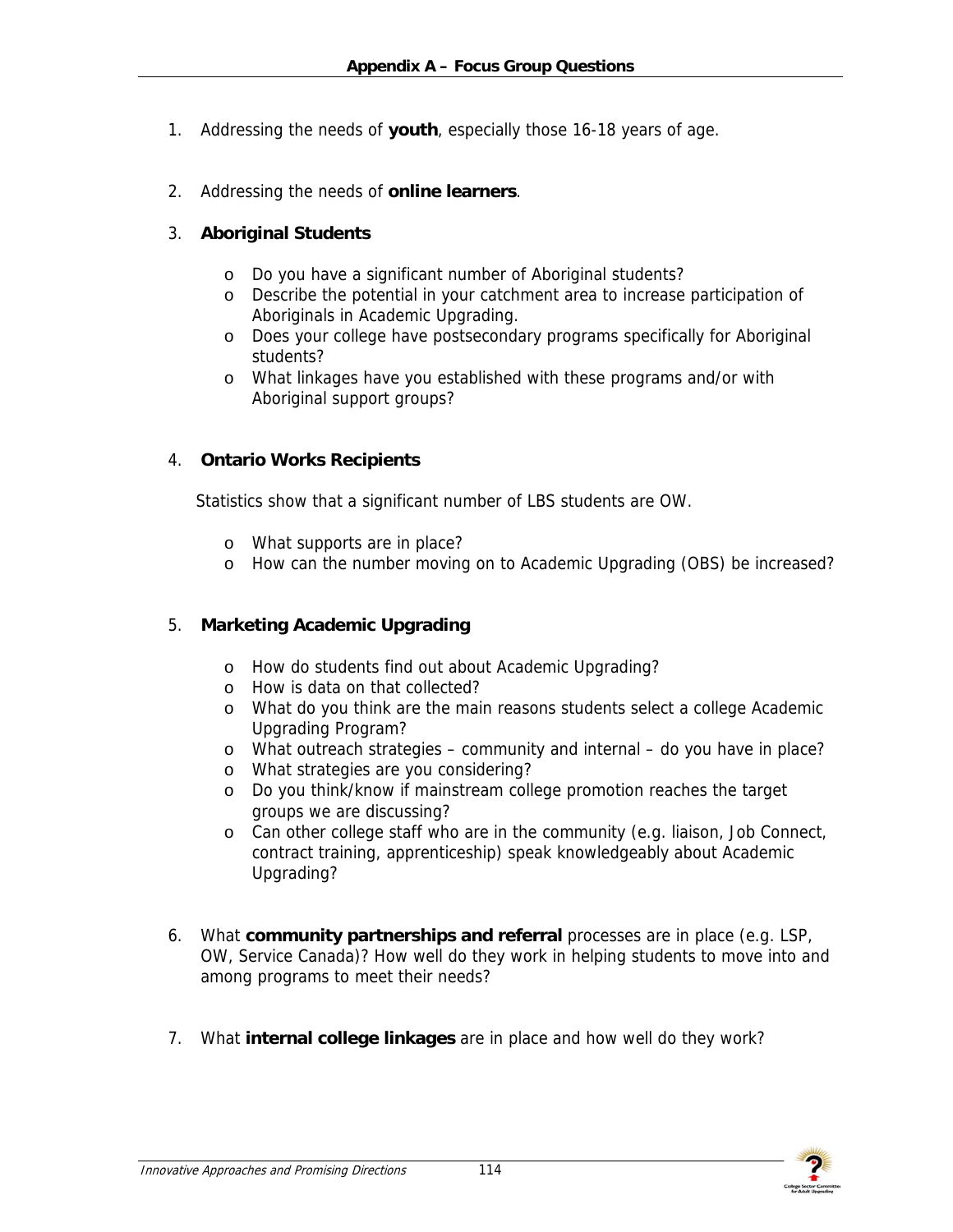# Appendix A – Focus Group Questions

1. Addressing the needs of **youth**, especially those 16-18 years of age.

2. Addressing the needs of **online learners**.

3. **Aboriginal Students**

   - Do you have a significant number of Aboriginal students?
   - Describe the potential in your catchment area to increase participation of Aboriginals in Academic Upgrading.
   - Does your college have postsecondary programs specifically for Aboriginal students?
   - What linkages have you established with these programs and/or with Aboriginal support groups?

4. **Ontario Works Recipients**

   Statistics show that a significant number of LBS students are OW.

   - What supports are in place?
   - How can the number moving on to Academic Upgrading (OBS) be increased?

5. **Marketing Academic Upgrading**

   - How do students find out about Academic Upgrading?
   - How is data on that collected?
   - What do you think are the main reasons students select a college Academic Upgrading Program?
   - What outreach strategies – community and internal – do you have in place?
   - What strategies are you considering?
   - Do you think/know if mainstream college promotion reaches the target groups we are discussing?
   - Can other college staff who are in the community (e.g. liaison, Job Connect, contract training, apprenticeship) speak knowledgeably about Academic Upgrading?

6. What **community partnerships and referral** processes are in place (e.g. LSP, OW, Service Canada)? How well do they work in helping students to move into and among programs to meet their needs?

7. What **internal college linkages** are in place and how well do they work?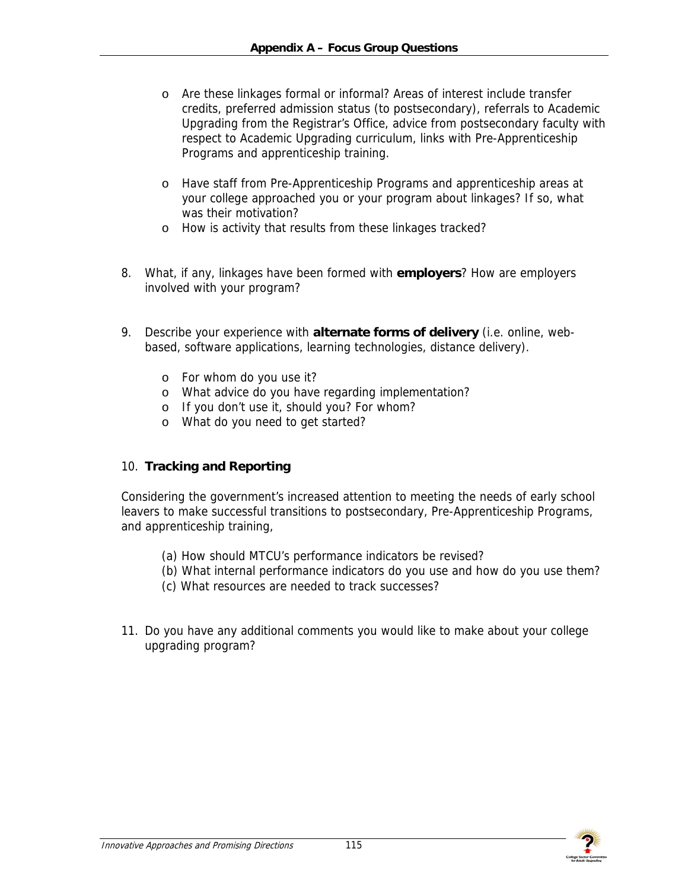- Are these linkages formal or informal? Areas of interest include transfer credits, preferred admission status (to postsecondary), referrals to Academic Upgrading from the Registrar's Office, advice from postsecondary faculty with respect to Academic Upgrading curriculum, links with Pre-Apprenticeship Programs and apprenticeship training.
- Have staff from Pre-Apprenticeship Programs and apprenticeship areas at your college approached you or your program about linkages? If so, what was their motivation?
- How is activity that results from these linkages tracked?

8. What, if any, linkages have been formed with **employers**? How are employers involved with your program?

9. Describe your experience with **alternate forms of delivery** (i.e. online, web-based, software applications, learning technologies, distance delivery).

   - For whom do you use it?
   - What advice do you have regarding implementation?
   - If you don't use it, should you? For whom?
   - What do you need to get started?

10. **Tracking and Reporting**

Considering the government's increased attention to meeting the needs of early school leavers to make successful transitions to postsecondary, Pre-Apprenticeship Programs, and apprenticeship training,

(a) How should MTCU's performance indicators be revised?
(b) What internal performance indicators do you use and how do you use them?
(c) What resources are needed to track successes?

11. Do you have any additional comments you would like to make about your college upgrading program?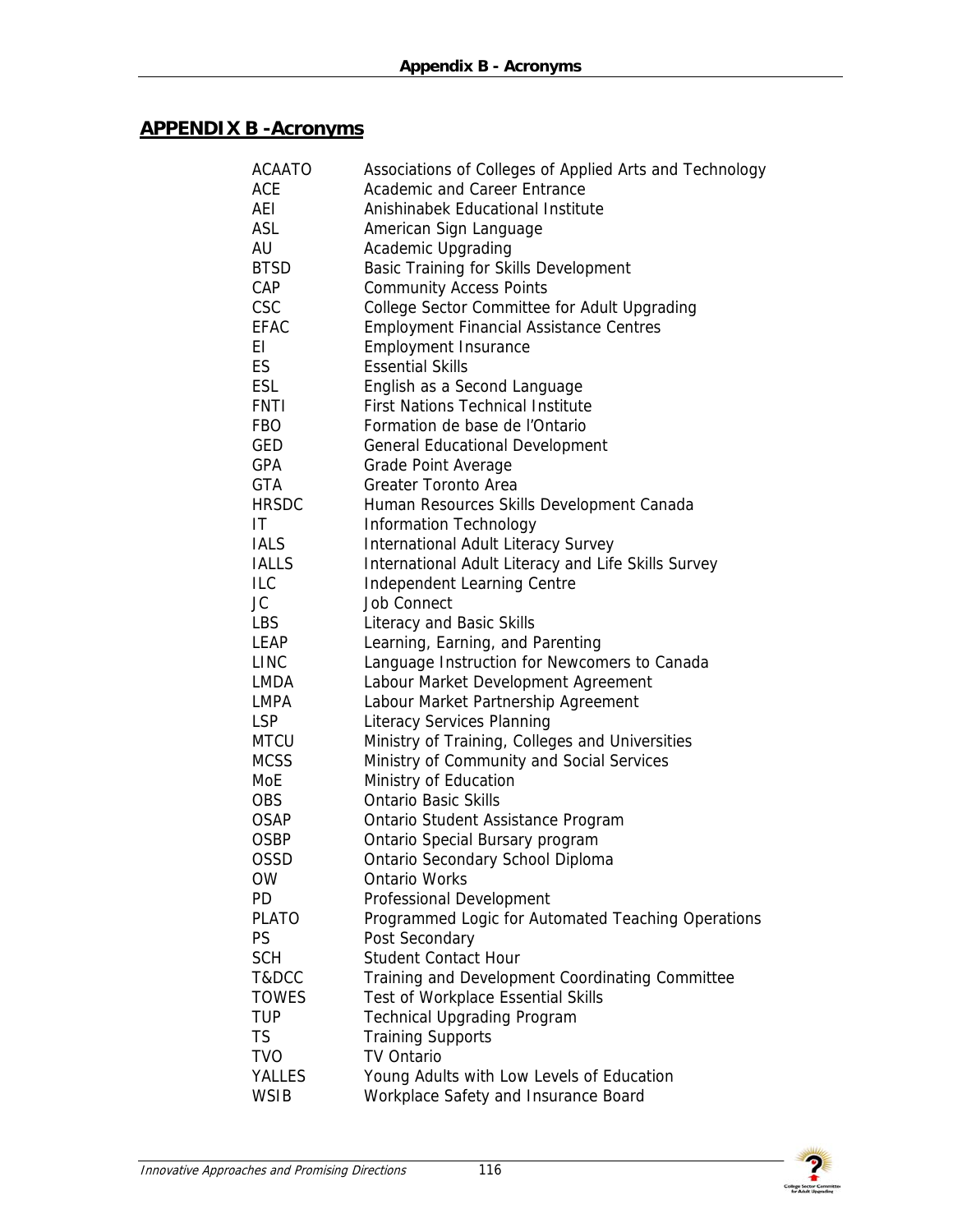## APPENDIX B -Acronyms

| | |
|---|---|
| ACAATO | Associations of Colleges of Applied Arts and Technology |
| ACE | Academic and Career Entrance |
| AEI | Anishinabek Educational Institute |
| ASL | American Sign Language |
| AU | Academic Upgrading |
| BTSD | Basic Training for Skills Development |
| CAP | Community Access Points |
| CSC | College Sector Committee for Adult Upgrading |
| EFAC | Employment Financial Assistance Centres |
| EI | Employment Insurance |
| ES | Essential Skills |
| ESL | English as a Second Language |
| FNTI | First Nations Technical Institute |
| FBO | Formation de base de l'Ontario |
| GED | General Educational Development |
| GPA | Grade Point Average |
| GTA | Greater Toronto Area |
| HRSDC | Human Resources Skills Development Canada |
| IT | Information Technology |
| IALS | International Adult Literacy Survey |
| IALLS | International Adult Literacy and Life Skills Survey |
| ILC | Independent Learning Centre |
| JC | Job Connect |
| LBS | Literacy and Basic Skills |
| LEAP | Learning, Earning, and Parenting |
| LINC | Language Instruction for Newcomers to Canada |
| LMDA | Labour Market Development Agreement |
| LMPA | Labour Market Partnership Agreement |
| LSP | Literacy Services Planning |
| MTCU | Ministry of Training, Colleges and Universities |
| MCSS | Ministry of Community and Social Services |
| MoE | Ministry of Education |
| OBS | Ontario Basic Skills |
| OSAP | Ontario Student Assistance Program |
| OSBP | Ontario Special Bursary program |
| OSSD | Ontario Secondary School Diploma |
| OW | Ontario Works |
| PD | Professional Development |
| PLATO | Programmed Logic for Automated Teaching Operations |
| PS | Post Secondary |
| SCH | Student Contact Hour |
| T&DCC | Training and Development Coordinating Committee |
| TOWES | Test of Workplace Essential Skills |
| TUP | Technical Upgrading Program |
| TS | Training Supports |
| TVO | TV Ontario |
| YALLES | Young Adults with Low Levels of Education |
| WSIB | Workplace Safety and Insurance Board |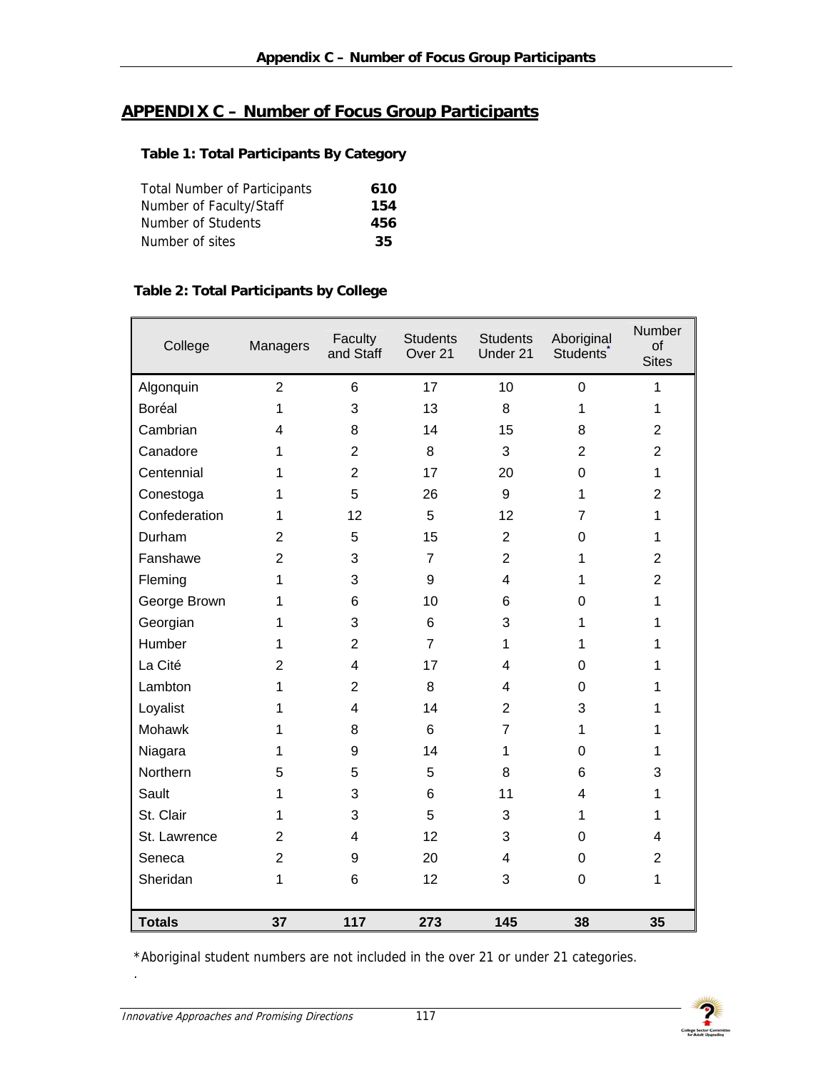## APPENDIX C – Number of Focus Group Participants

### Table 1: Total Participants By Category

| | |
|---|---|
| Total Number of Participants | **610** |
| Number of Faculty/Staff | **154** |
| Number of Students | **456** |
| Number of sites | **35** |

### Table 2: Total Participants by College

| College | Managers | Faculty and Staff | Students Over 21 | Students Under 21 | Aboriginal Students* | Number of Sites |
|---|---|---|---|---|---|---|
| Algonquin | 2 | 6 | 17 | 10 | 0 | 1 |
| Boréal | 1 | 3 | 13 | 8 | 1 | 1 |
| Cambrian | 4 | 8 | 14 | 15 | 8 | 2 |
| Canadore | 1 | 2 | 8 | 3 | 2 | 2 |
| Centennial | 1 | 2 | 17 | 20 | 0 | 1 |
| Conestoga | 1 | 5 | 26 | 9 | 1 | 2 |
| Confederation | 1 | 12 | 5 | 12 | 7 | 1 |
| Durham | 2 | 5 | 15 | 2 | 0 | 1 |
| Fanshawe | 2 | 3 | 7 | 2 | 1 | 2 |
| Fleming | 1 | 3 | 9 | 4 | 1 | 2 |
| George Brown | 1 | 6 | 10 | 6 | 0 | 1 |
| Georgian | 1 | 3 | 6 | 3 | 1 | 1 |
| Humber | 1 | 2 | 7 | 1 | 1 | 1 |
| La Cité | 2 | 4 | 17 | 4 | 0 | 1 |
| Lambton | 1 | 2 | 8 | 4 | 0 | 1 |
| Loyalist | 1 | 4 | 14 | 2 | 3 | 1 |
| Mohawk | 1 | 8 | 6 | 7 | 1 | 1 |
| Niagara | 1 | 9 | 14 | 1 | 0 | 1 |
| Northern | 5 | 5 | 5 | 8 | 6 | 3 |
| Sault | 1 | 3 | 6 | 11 | 4 | 1 |
| St. Clair | 1 | 3 | 5 | 3 | 1 | 1 |
| St. Lawrence | 2 | 4 | 12 | 3 | 0 | 4 |
| Seneca | 2 | 9 | 20 | 4 | 0 | 2 |
| Sheridan | 1 | 6 | 12 | 3 | 0 | 1 |
| **Totals** | **37** | **117** | **273** | **145** | **38** | **35** |

*Aboriginal student numbers are not included in the over 21 or under 21 categories.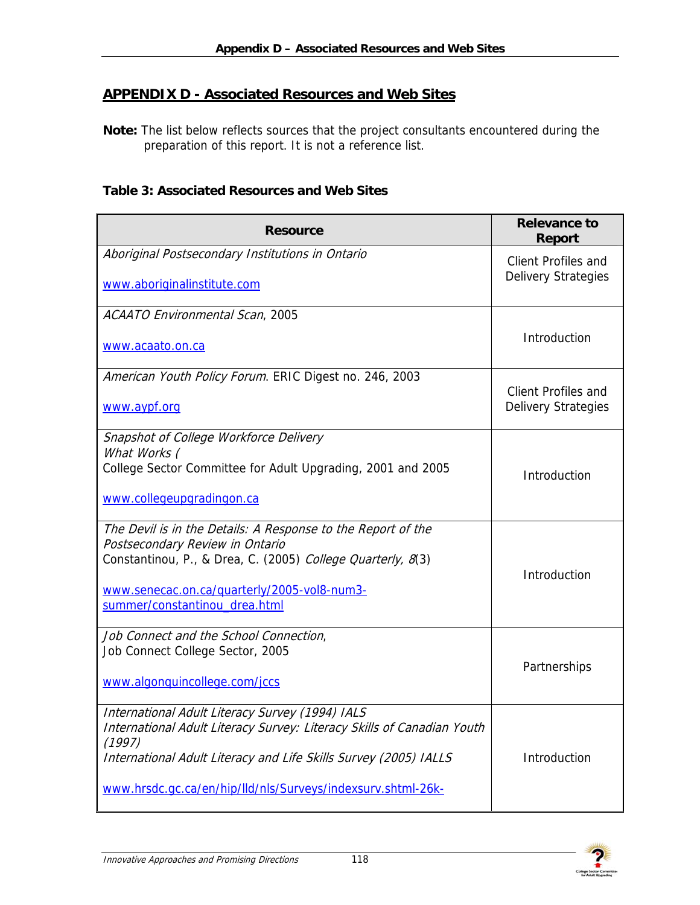## APPENDIX D - Associated Resources and Web Sites

**Note:** The list below reflects sources that the project consultants encountered during the preparation of this report. It is not a reference list.

**Table 3: Associated Resources and Web Sites**

| Resource | Relevance to Report |
|---|---|
| *Aboriginal Postsecondary Institutions in Ontario*<br><br>www.aboriginalinstitute.com | Client Profiles and Delivery Strategies |
| *ACAATO Environmental Scan*, 2005<br><br>www.acaato.on.ca | Introduction |
| *American Youth Policy Forum*. ERIC Digest no. 246, 2003<br><br>www.aypf.org | Client Profiles and Delivery Strategies |
| *Snapshot of College Workforce Delivery*<br>*What Works (*<br>College Sector Committee for Adult Upgrading, 2001 and 2005<br><br>www.collegeupgradingon.ca | Introduction |
| *The Devil is in the Details: A Response to the Report of the Postsecondary Review in Ontario*<br>Constantinou, P., & Drea, C. (2005) *College Quarterly, 8*(3)<br><br>www.senecac.on.ca/quarterly/2005-vol8-num3-summer/constantinou_drea.html | Introduction |
| *Job Connect and the School Connection*,<br>Job Connect College Sector, 2005<br><br>www.algonquincollege.com/jccs | Partnerships |
| *International Adult Literacy Survey (1994) IALS*<br>*International Adult Literacy Survey: Literacy Skills of Canadian Youth (1997)*<br>*International Adult Literacy and Life Skills Survey (2005) IALLS*<br><br>www.hrsdc.gc.ca/en/hip/lld/nls/Surveys/indexsurv.shtml-26k- | Introduction |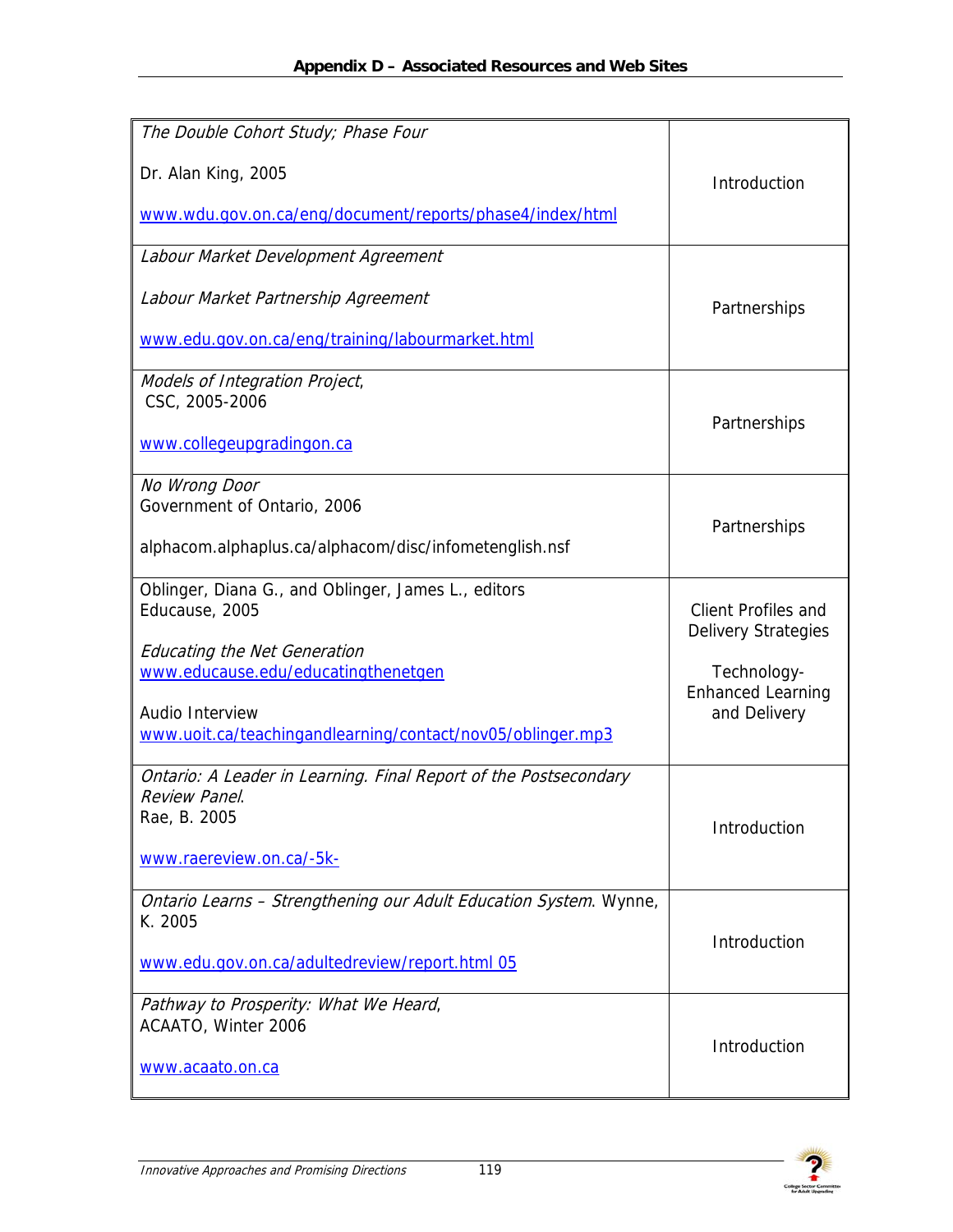## Appendix D – Associated Resources and Web Sites

| | |
|---|---|
| *The Double Cohort Study; Phase Four*<br><br>Dr. Alan King, 2005<br><br>www.wdu.gov.on.ca/eng/document/reports/phase4/index/html | Introduction |
| *Labour Market Development Agreement*<br><br>*Labour Market Partnership Agreement*<br><br>www.edu.gov.on.ca/eng/training/labourmarket.html | Partnerships |
| *Models of Integration Project*, CSC, 2005-2006<br><br>www.collegeupgradingon.ca | Partnerships |
| *No Wrong Door*<br>Government of Ontario, 2006<br><br>alphacom.alphaplus.ca/alphacom/disc/infometenglish.nsf | Partnerships |
| Oblinger, Diana G., and Oblinger, James L., editors<br>Educause, 2005<br><br>*Educating the Net Generation*<br>www.educause.edu/educatingthenetgen<br><br>Audio Interview<br>www.uoit.ca/teachingandlearning/contact/nov05/oblinger.mp3 | Client Profiles and Delivery Strategies<br><br>Technology-Enhanced Learning and Delivery |
| *Ontario: A Leader in Learning. Final Report of the Postsecondary Review Panel.*<br>Rae, B. 2005<br><br>www.raereview.on.ca/-5k- | Introduction |
| *Ontario Learns – Strengthening our Adult Education System*. Wynne, K. 2005<br><br>www.edu.gov.on.ca/adultedreview/report.html 05 | Introduction |
| *Pathway to Prosperity: What We Heard*,<br>ACAATO, Winter 2006<br><br>www.acaato.on.ca | Introduction |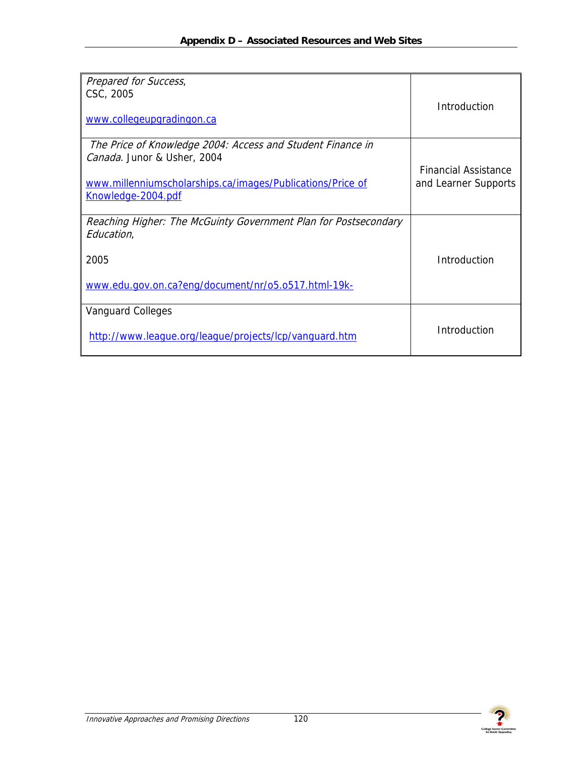## Appendix D – Associated Resources and Web Sites

| | |
|---|---|
| *Prepared for Success*, CSC, 2005<br><br>www.collegeupgradingon.ca | Introduction |
| *The Price of Knowledge 2004: Access and Student Finance in Canada*. Junor & Usher, 2004<br><br>www.millenniumscholarships.ca/images/Publications/Price of Knowledge-2004.pdf | Financial Assistance and Learner Supports |
| *Reaching Higher: The McGuinty Government Plan for Postsecondary Education*,<br><br>2005<br><br>www.edu.gov.on.ca?eng/document/nr/o5.o517.html-19k- | Introduction |
| Vanguard Colleges<br><br>http://www.league.org/league/projects/lcp/vanguard.htm | Introduction |